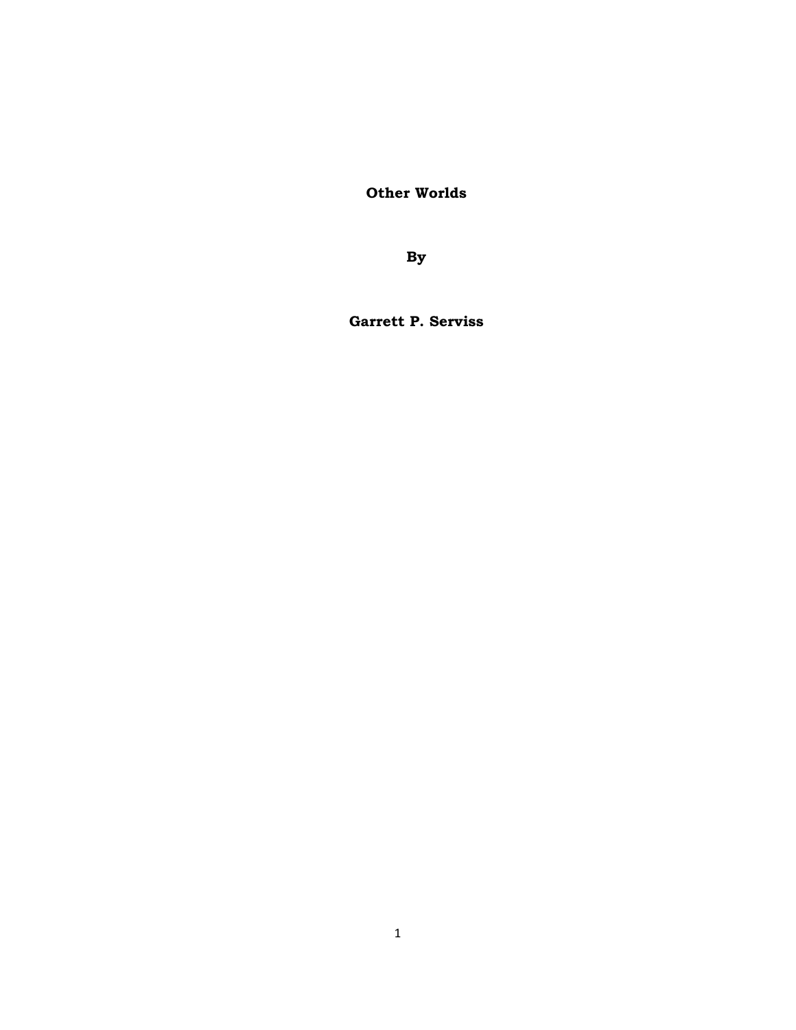# Other Worlds

**By**

**Garrett P. Serviss**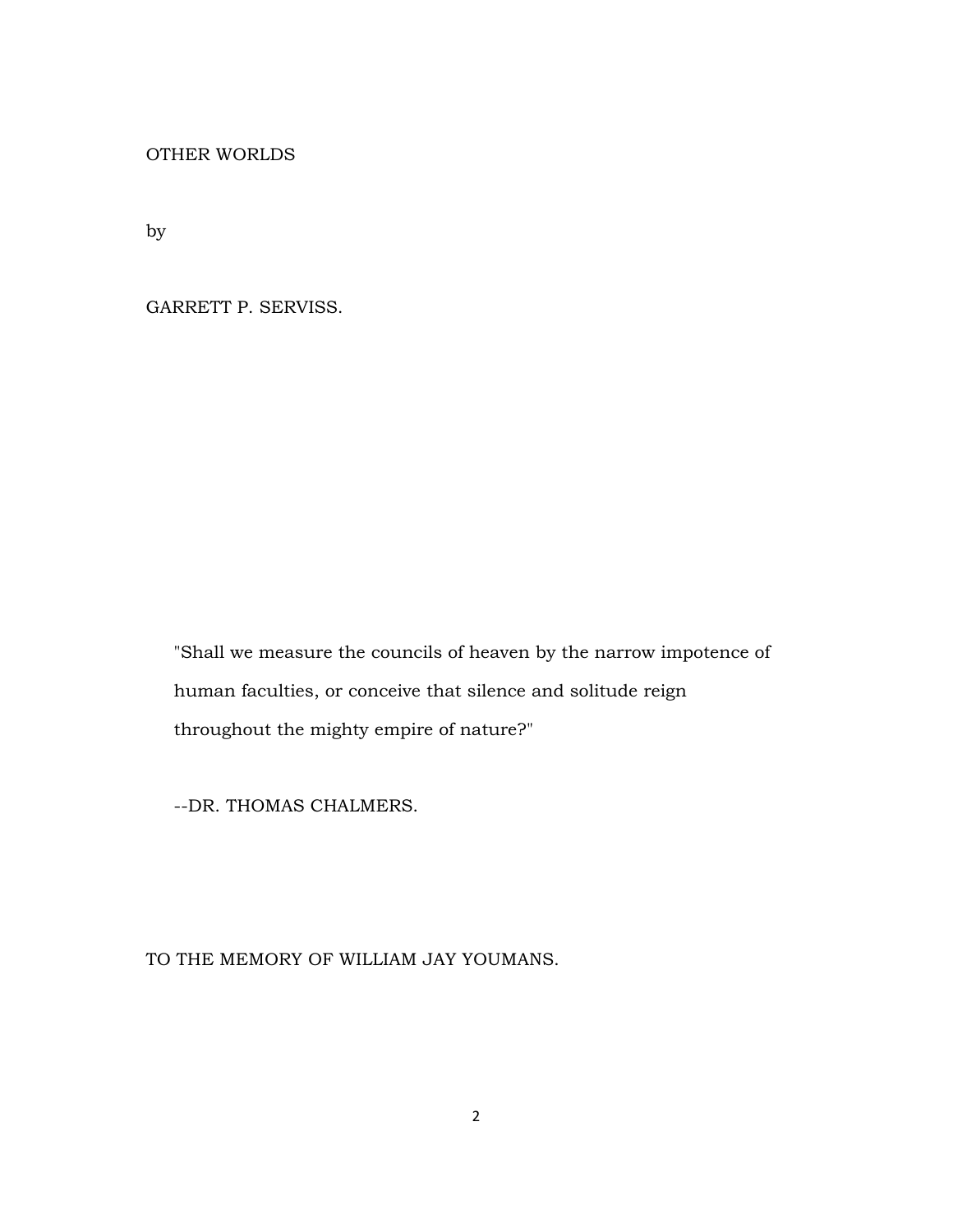# OTHER WORLDS

by

GARRETT P. SERVISS.

> "Shall we measure the councils of heaven by the narrow impotence of human faculties, or conceive that silence and solitude reign throughout the mighty empire of nature?"
>
> --DR. THOMAS CHALMERS.

TO THE MEMORY OF WILLIAM JAY YOUMANS.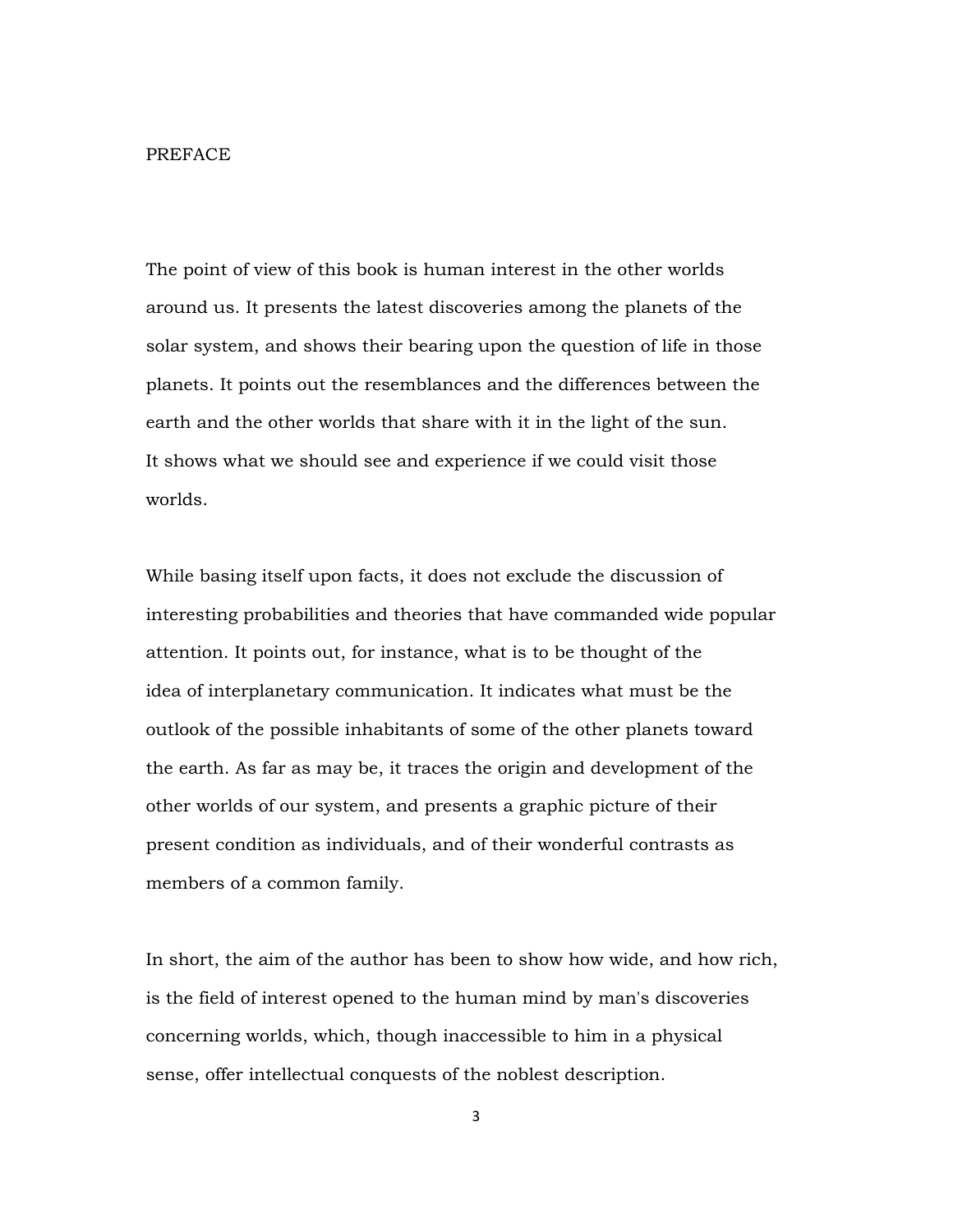# PREFACE

The point of view of this book is human interest in the other worlds around us. It presents the latest discoveries among the planets of the solar system, and shows their bearing upon the question of life in those planets. It points out the resemblances and the differences between the earth and the other worlds that share with it in the light of the sun. It shows what we should see and experience if we could visit those worlds.

While basing itself upon facts, it does not exclude the discussion of interesting probabilities and theories that have commanded wide popular attention. It points out, for instance, what is to be thought of the idea of interplanetary communication. It indicates what must be the outlook of the possible inhabitants of some of the other planets toward the earth. As far as may be, it traces the origin and development of the other worlds of our system, and presents a graphic picture of their present condition as individuals, and of their wonderful contrasts as members of a common family.

In short, the aim of the author has been to show how wide, and how rich, is the field of interest opened to the human mind by man's discoveries concerning worlds, which, though inaccessible to him in a physical sense, offer intellectual conquests of the noblest description.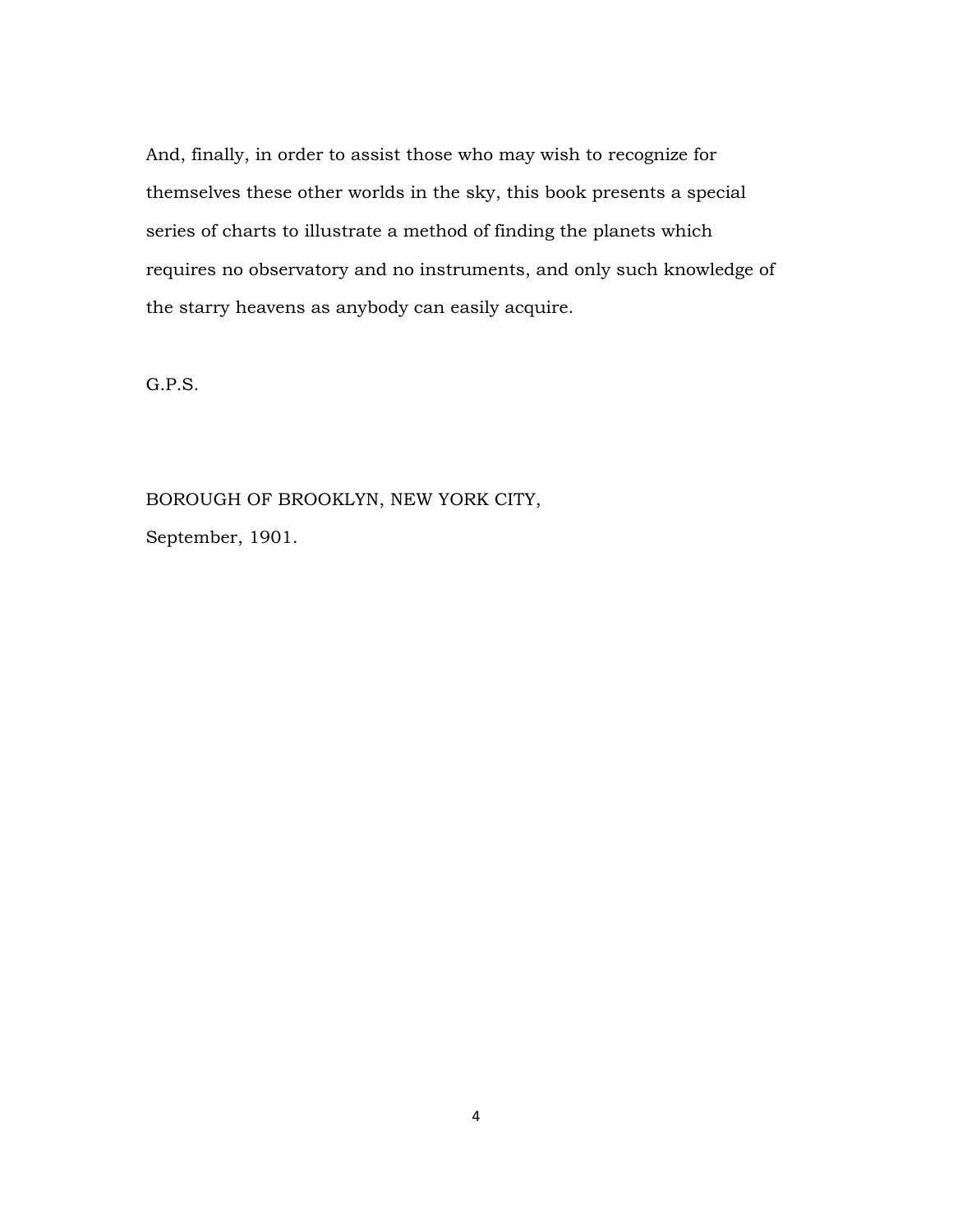And, finally, in order to assist those who may wish to recognize for themselves these other worlds in the sky, this book presents a special series of charts to illustrate a method of finding the planets which requires no observatory and no instruments, and only such knowledge of the starry heavens as anybody can easily acquire.

G.P.S.

BOROUGH OF BROOKLYN, NEW YORK CITY,

September, 1901.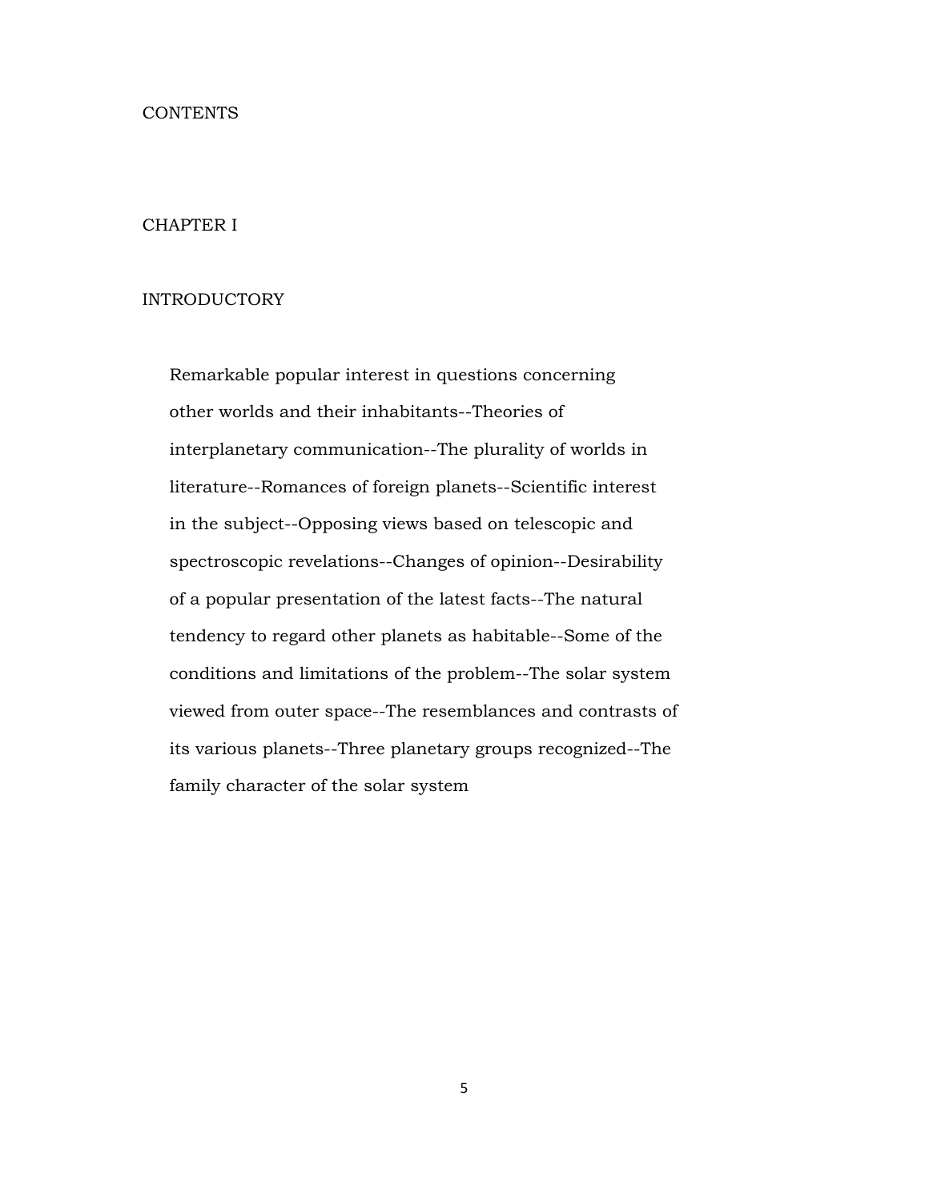# CONTENTS

## CHAPTER I

### INTRODUCTORY

Remarkable popular interest in questions concerning other worlds and their inhabitants--Theories of interplanetary communication--The plurality of worlds in literature--Romances of foreign planets--Scientific interest in the subject--Opposing views based on telescopic and spectroscopic revelations--Changes of opinion--Desirability of a popular presentation of the latest facts--The natural tendency to regard other planets as habitable--Some of the conditions and limitations of the problem--The solar system viewed from outer space--The resemblances and contrasts of its various planets--Three planetary groups recognized--The family character of the solar system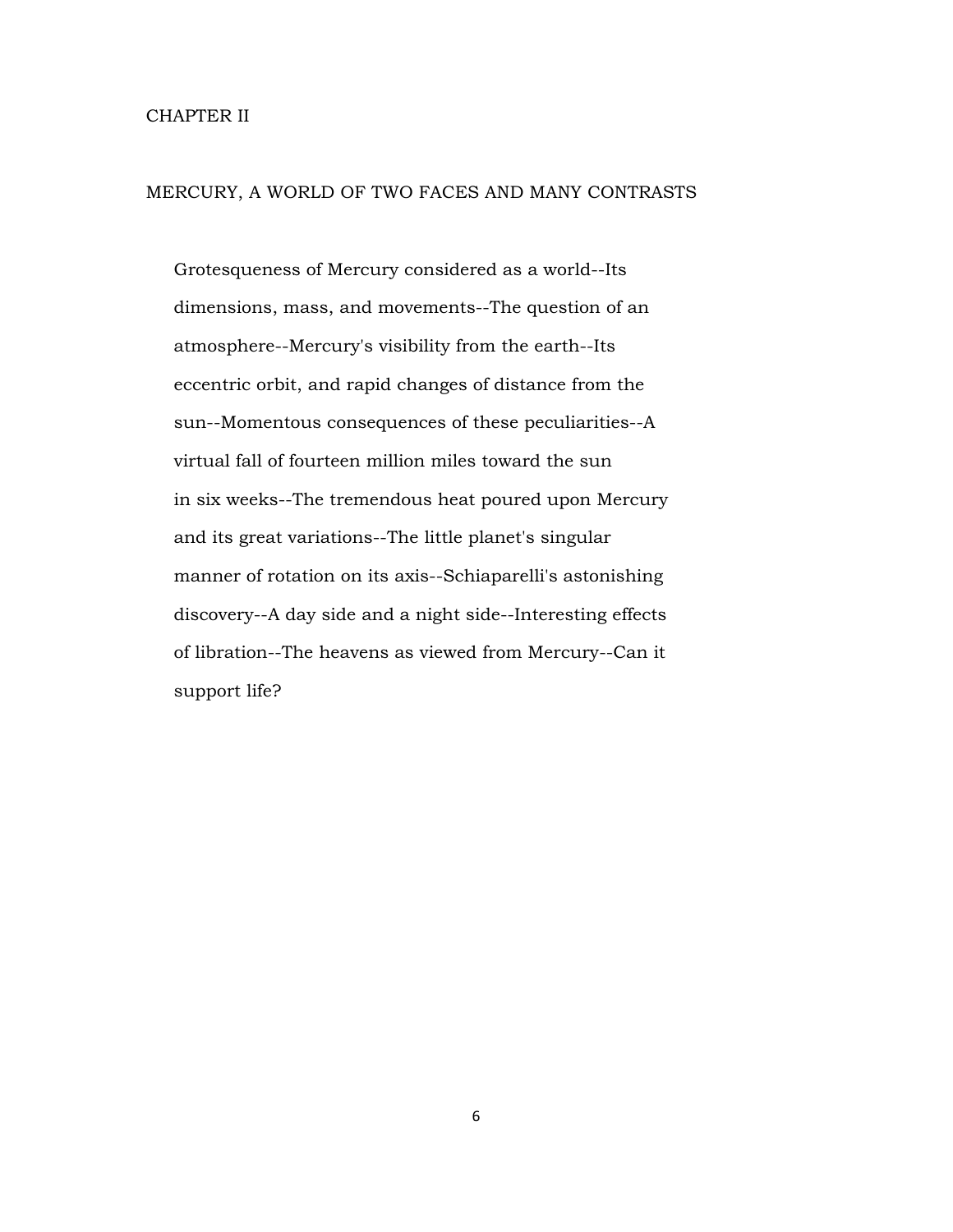## CHAPTER II

## MERCURY, A WORLD OF TWO FACES AND MANY CONTRASTS

Grotesqueness of Mercury considered as a world--Its dimensions, mass, and movements--The question of an atmosphere--Mercury's visibility from the earth--Its eccentric orbit, and rapid changes of distance from the sun--Momentous consequences of these peculiarities--A virtual fall of fourteen million miles toward the sun in six weeks--The tremendous heat poured upon Mercury and its great variations--The little planet's singular manner of rotation on its axis--Schiaparelli's astonishing discovery--A day side and a night side--Interesting effects of libration--The heavens as viewed from Mercury--Can it support life?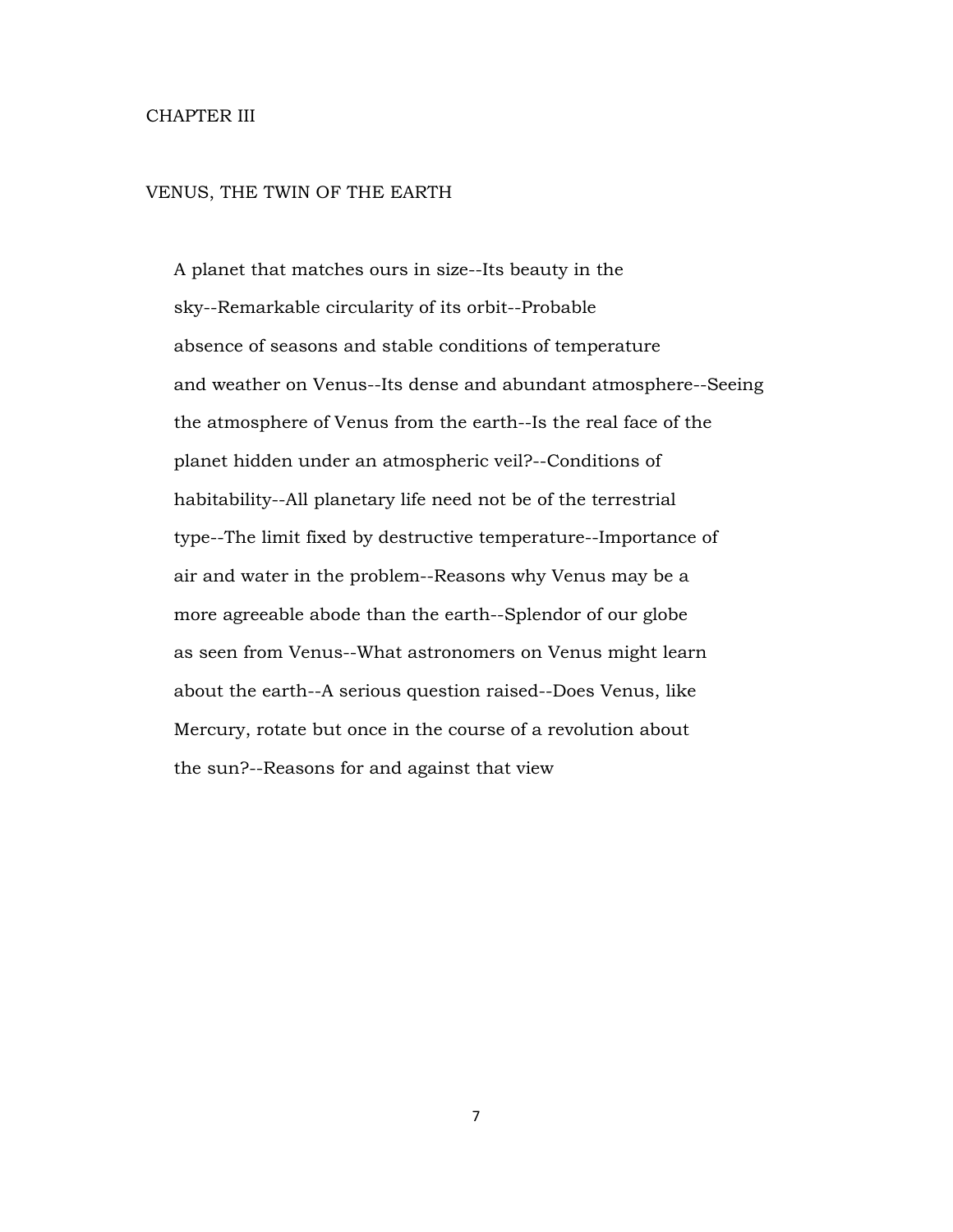# CHAPTER III

## VENUS, THE TWIN OF THE EARTH

A planet that matches ours in size--Its beauty in the sky--Remarkable circularity of its orbit--Probable absence of seasons and stable conditions of temperature and weather on Venus--Its dense and abundant atmosphere--Seeing the atmosphere of Venus from the earth--Is the real face of the planet hidden under an atmospheric veil?--Conditions of habitability--All planetary life need not be of the terrestrial type--The limit fixed by destructive temperature--Importance of air and water in the problem--Reasons why Venus may be a more agreeable abode than the earth--Splendor of our globe as seen from Venus--What astronomers on Venus might learn about the earth--A serious question raised--Does Venus, like Mercury, rotate but once in the course of a revolution about the sun?--Reasons for and against that view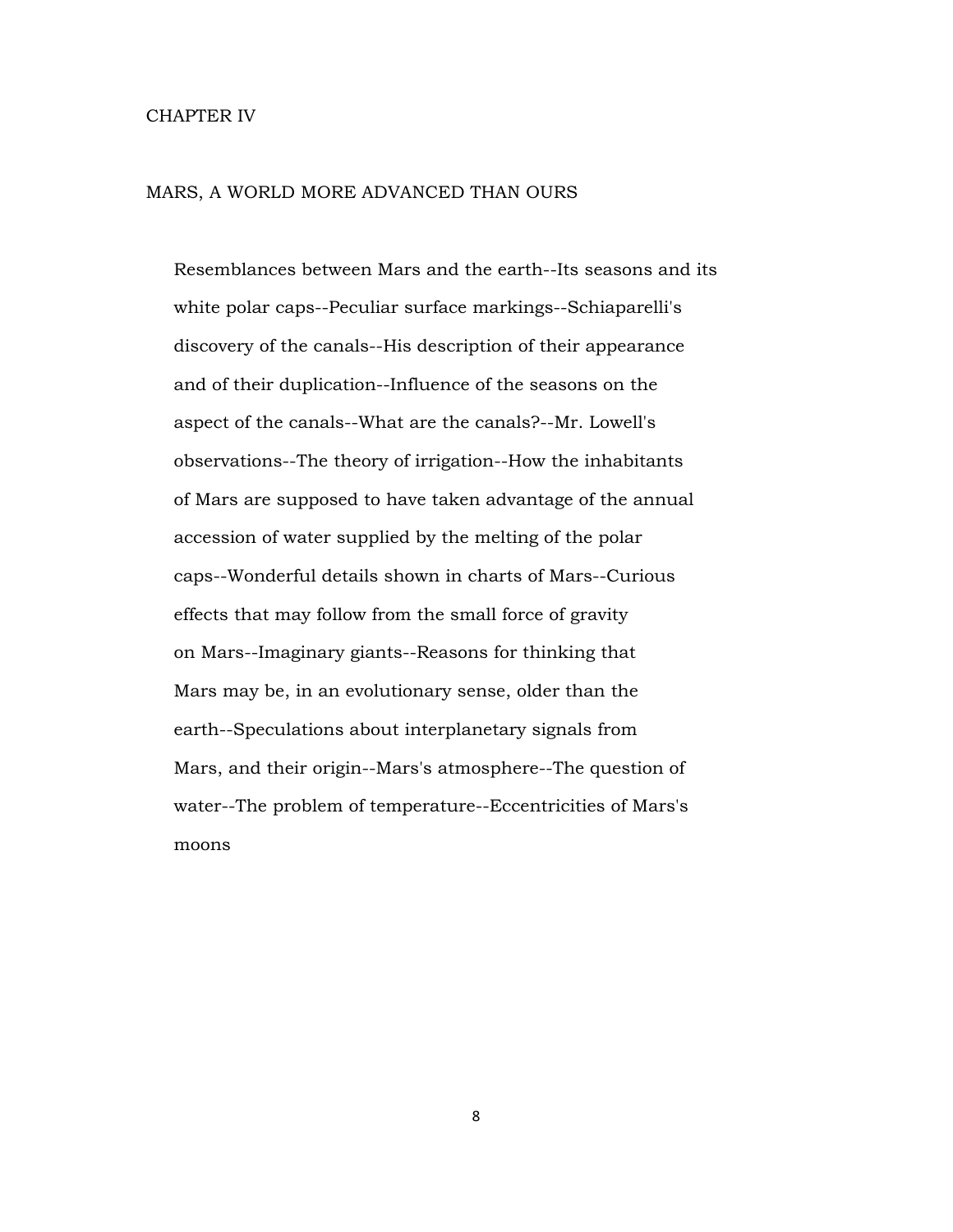## CHAPTER IV

## MARS, A WORLD MORE ADVANCED THAN OURS

Resemblances between Mars and the earth--Its seasons and its white polar caps--Peculiar surface markings--Schiaparelli's discovery of the canals--His description of their appearance and of their duplication--Influence of the seasons on the aspect of the canals--What are the canals?--Mr. Lowell's observations--The theory of irrigation--How the inhabitants of Mars are supposed to have taken advantage of the annual accession of water supplied by the melting of the polar caps--Wonderful details shown in charts of Mars--Curious effects that may follow from the small force of gravity on Mars--Imaginary giants--Reasons for thinking that Mars may be, in an evolutionary sense, older than the earth--Speculations about interplanetary signals from Mars, and their origin--Mars's atmosphere--The question of water--The problem of temperature--Eccentricities of Mars's moons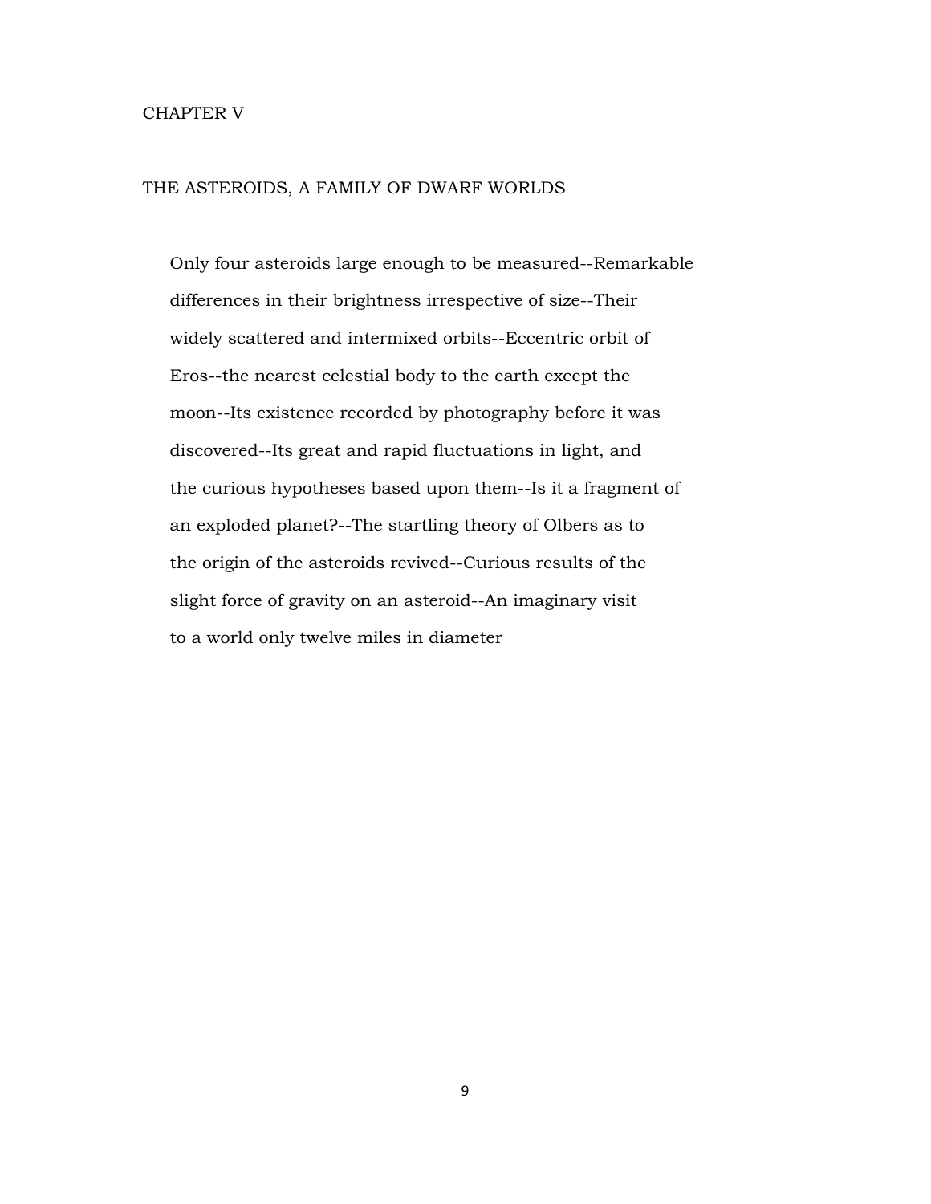## CHAPTER V

## THE ASTEROIDS, A FAMILY OF DWARF WORLDS

Only four asteroids large enough to be measured--Remarkable differences in their brightness irrespective of size--Their widely scattered and intermixed orbits--Eccentric orbit of Eros--the nearest celestial body to the earth except the moon--Its existence recorded by photography before it was discovered--Its great and rapid fluctuations in light, and the curious hypotheses based upon them--Is it a fragment of an exploded planet?--The startling theory of Olbers as to the origin of the asteroids revived--Curious results of the slight force of gravity on an asteroid--An imaginary visit to a world only twelve miles in diameter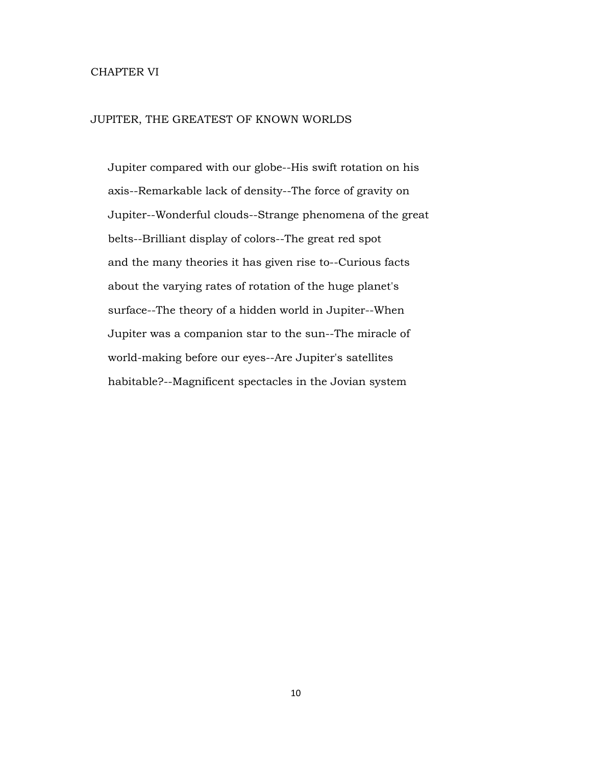# CHAPTER VI

## JUPITER, THE GREATEST OF KNOWN WORLDS

Jupiter compared with our globe--His swift rotation on his axis--Remarkable lack of density--The force of gravity on Jupiter--Wonderful clouds--Strange phenomena of the great belts--Brilliant display of colors--The great red spot and the many theories it has given rise to--Curious facts about the varying rates of rotation of the huge planet's surface--The theory of a hidden world in Jupiter--When Jupiter was a companion star to the sun--The miracle of world-making before our eyes--Are Jupiter's satellites habitable?--Magnificent spectacles in the Jovian system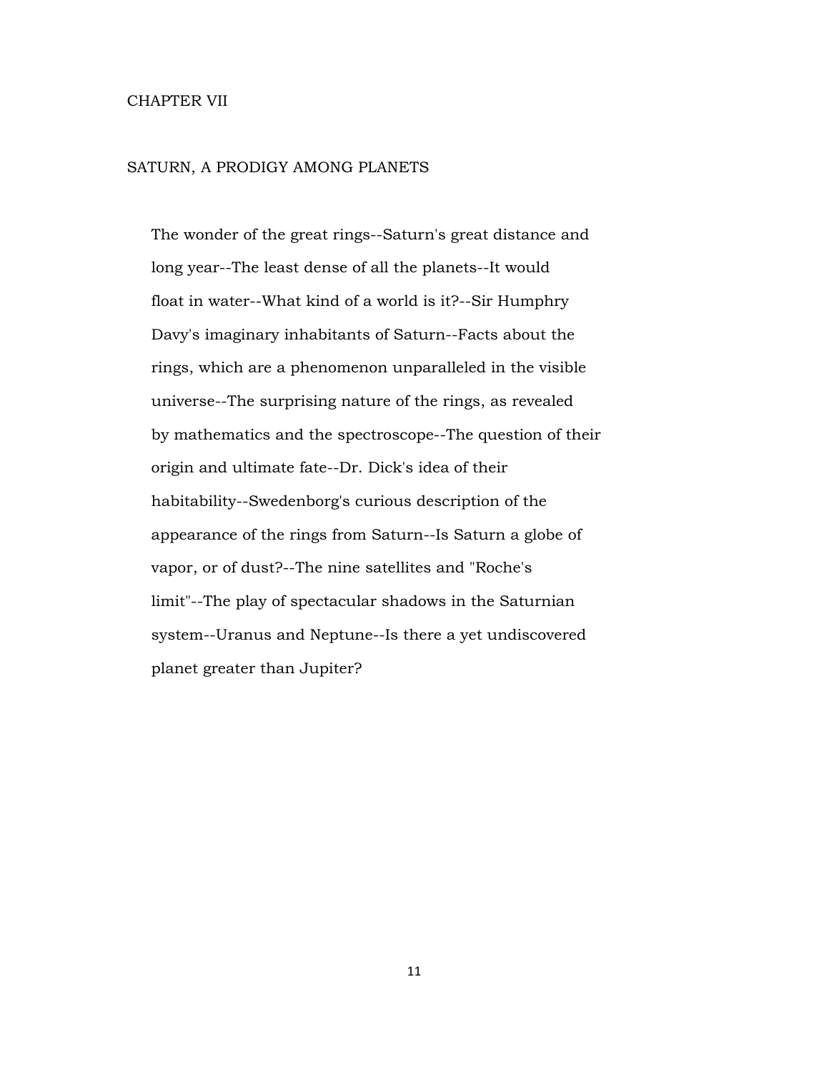## CHAPTER VII

## SATURN, A PRODIGY AMONG PLANETS

The wonder of the great rings--Saturn's great distance and long year--The least dense of all the planets--It would float in water--What kind of a world is it?--Sir Humphry Davy's imaginary inhabitants of Saturn--Facts about the rings, which are a phenomenon unparalleled in the visible universe--The surprising nature of the rings, as revealed by mathematics and the spectroscope--The question of their origin and ultimate fate--Dr. Dick's idea of their habitability--Swedenborg's curious description of the appearance of the rings from Saturn--Is Saturn a globe of vapor, or of dust?--The nine satellites and "Roche's limit"--The play of spectacular shadows in the Saturnian system--Uranus and Neptune--Is there a yet undiscovered planet greater than Jupiter?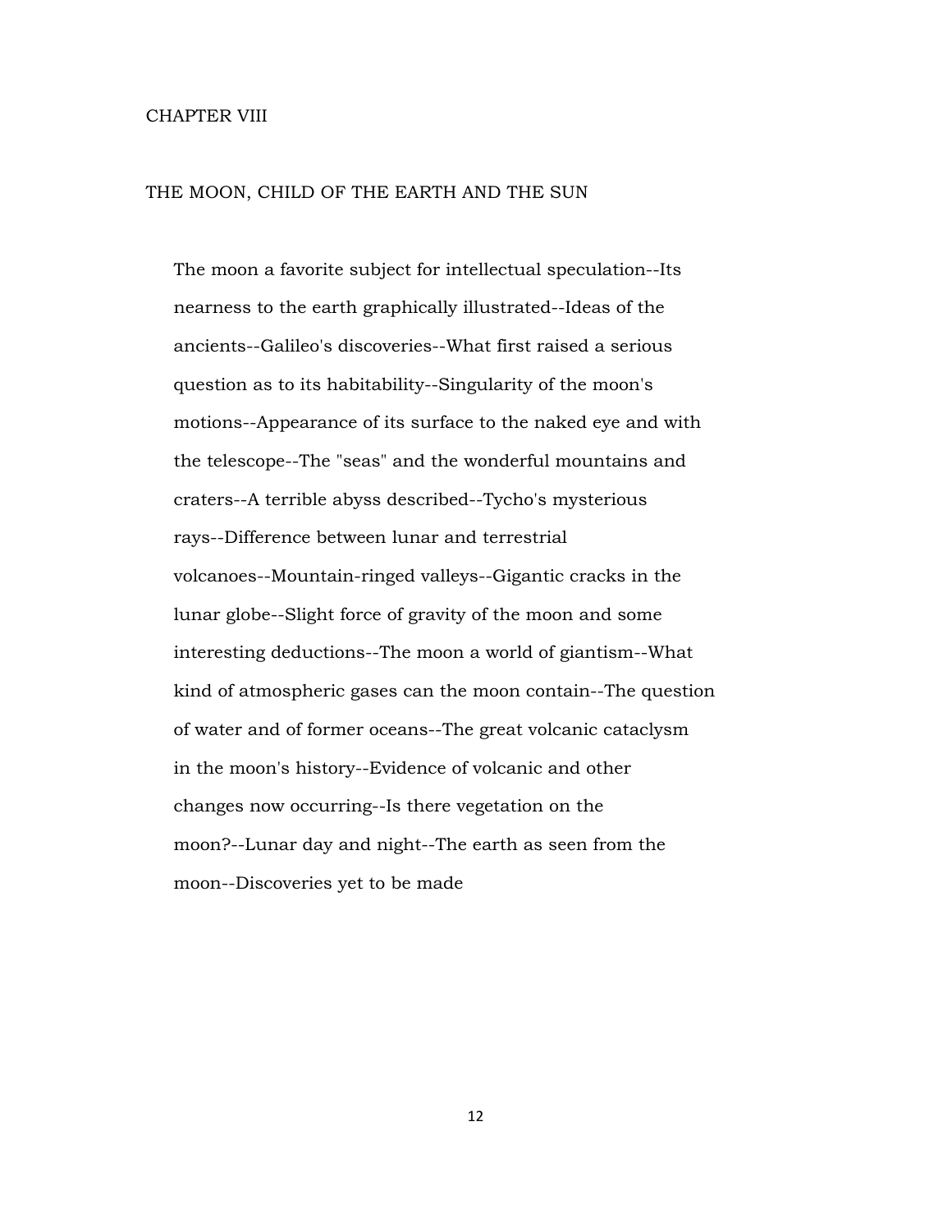## CHAPTER VIII

## THE MOON, CHILD OF THE EARTH AND THE SUN

The moon a favorite subject for intellectual speculation--Its nearness to the earth graphically illustrated--Ideas of the ancients--Galileo's discoveries--What first raised a serious question as to its habitability--Singularity of the moon's motions--Appearance of its surface to the naked eye and with the telescope--The "seas" and the wonderful mountains and craters--A terrible abyss described--Tycho's mysterious rays--Difference between lunar and terrestrial volcanoes--Mountain-ringed valleys--Gigantic cracks in the lunar globe--Slight force of gravity of the moon and some interesting deductions--The moon a world of giantism--What kind of atmospheric gases can the moon contain--The question of water and of former oceans--The great volcanic cataclysm in the moon's history--Evidence of volcanic and other changes now occurring--Is there vegetation on the moon?--Lunar day and night--The earth as seen from the moon--Discoveries yet to be made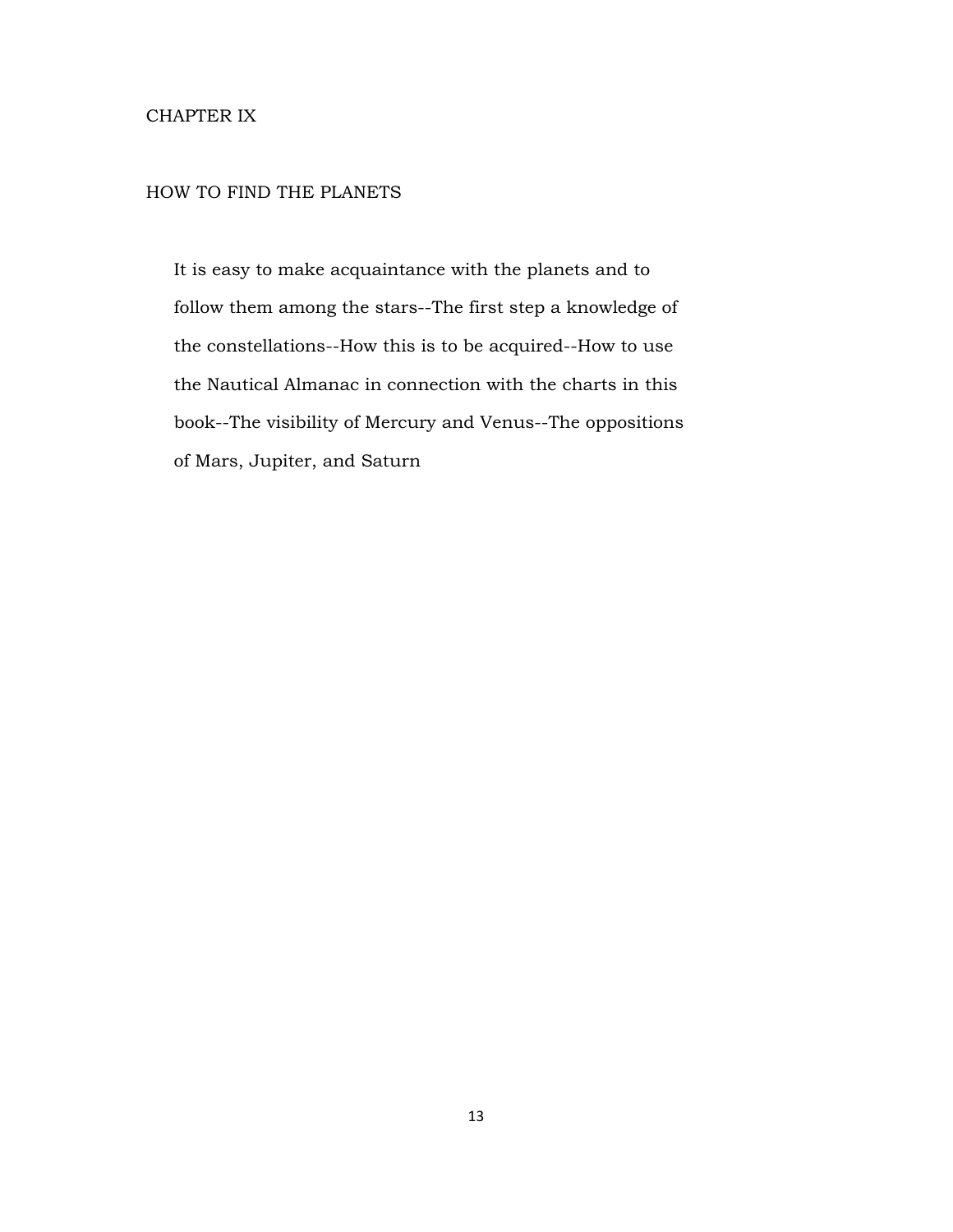# CHAPTER IX

## HOW TO FIND THE PLANETS

It is easy to make acquaintance with the planets and to follow them among the stars--The first step a knowledge of the constellations--How this is to be acquired--How to use the Nautical Almanac in connection with the charts in this book--The visibility of Mercury and Venus--The oppositions of Mars, Jupiter, and Saturn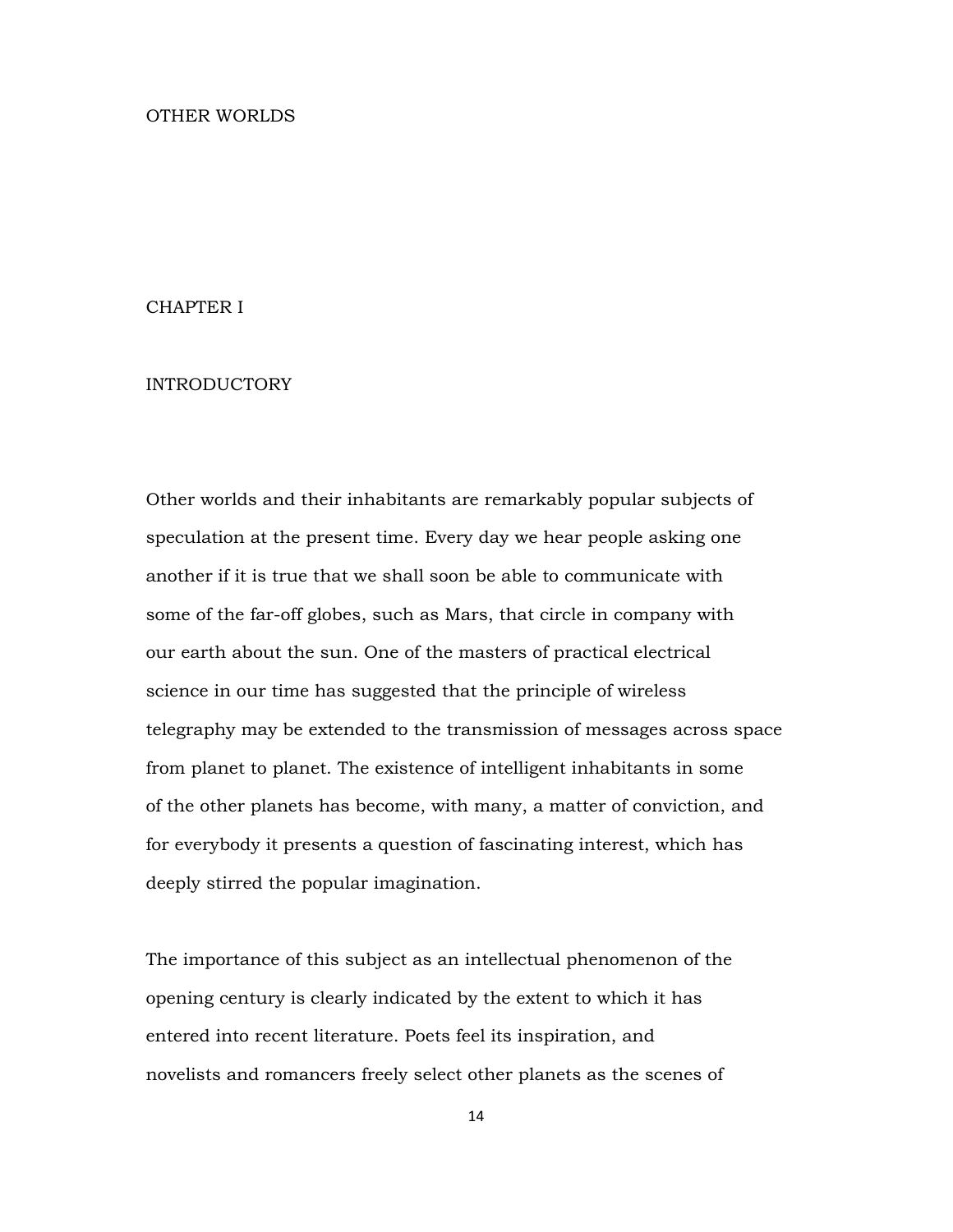# OTHER WORLDS

## CHAPTER I

### INTRODUCTORY

Other worlds and their inhabitants are remarkably popular subjects of speculation at the present time. Every day we hear people asking one another if it is true that we shall soon be able to communicate with some of the far-off globes, such as Mars, that circle in company with our earth about the sun. One of the masters of practical electrical science in our time has suggested that the principle of wireless telegraphy may be extended to the transmission of messages across space from planet to planet. The existence of intelligent inhabitants in some of the other planets has become, with many, a matter of conviction, and for everybody it presents a question of fascinating interest, which has deeply stirred the popular imagination.

The importance of this subject as an intellectual phenomenon of the opening century is clearly indicated by the extent to which it has entered into recent literature. Poets feel its inspiration, and novelists and romancers freely select other planets as the scenes of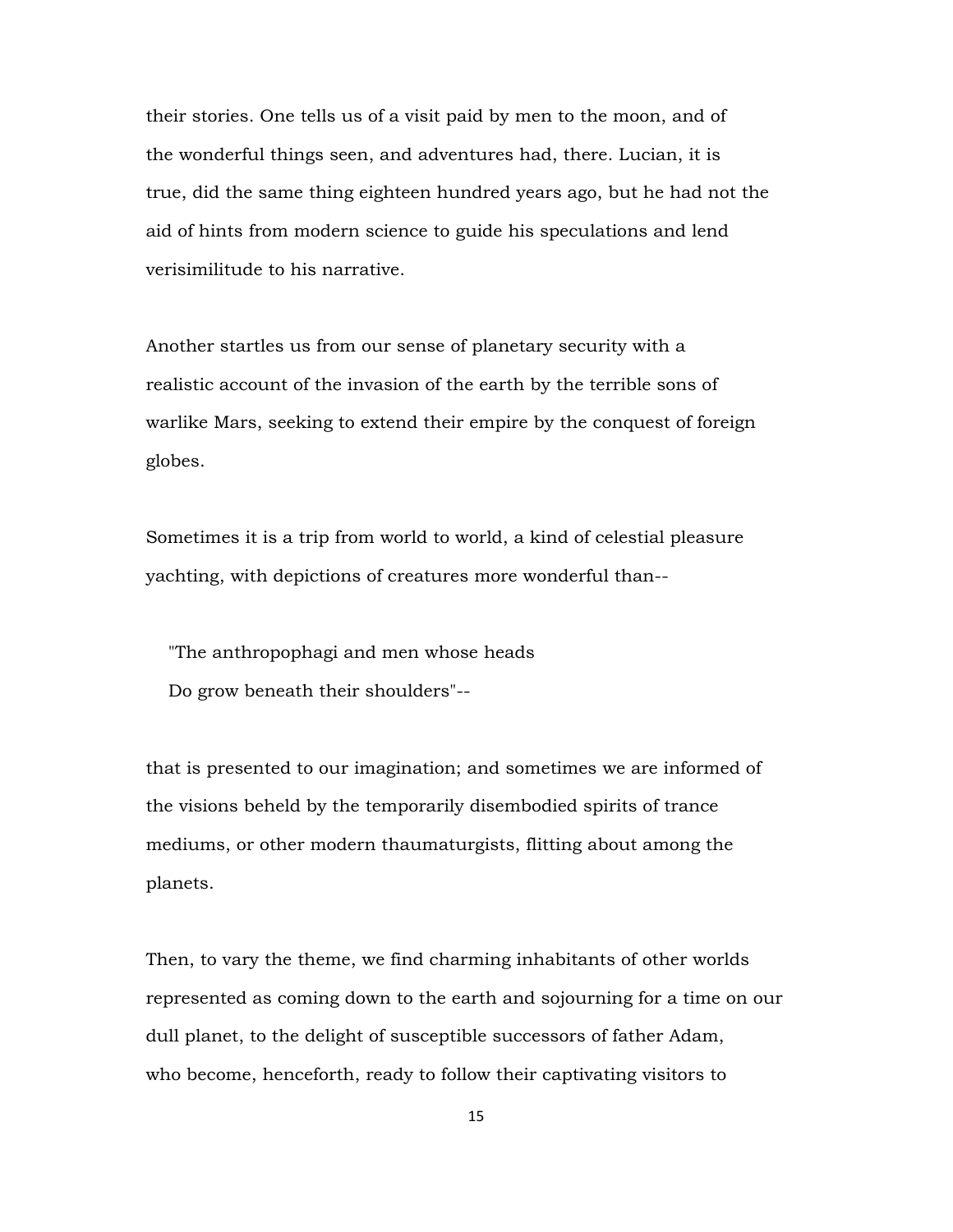their stories. One tells us of a visit paid by men to the moon, and of the wonderful things seen, and adventures had, there. Lucian, it is true, did the same thing eighteen hundred years ago, but he had not the aid of hints from modern science to guide his speculations and lend verisimilitude to his narrative.

Another startles us from our sense of planetary security with a realistic account of the invasion of the earth by the terrible sons of warlike Mars, seeking to extend their empire by the conquest of foreign globes.

Sometimes it is a trip from world to world, a kind of celestial pleasure yachting, with depictions of creatures more wonderful than--

> "The anthropophagi and men whose heads
> Do grow beneath their shoulders"--

that is presented to our imagination; and sometimes we are informed of the visions beheld by the temporarily disembodied spirits of trance mediums, or other modern thaumaturgists, flitting about among the planets.

Then, to vary the theme, we find charming inhabitants of other worlds represented as coming down to the earth and sojourning for a time on our dull planet, to the delight of susceptible successors of father Adam, who become, henceforth, ready to follow their captivating visitors to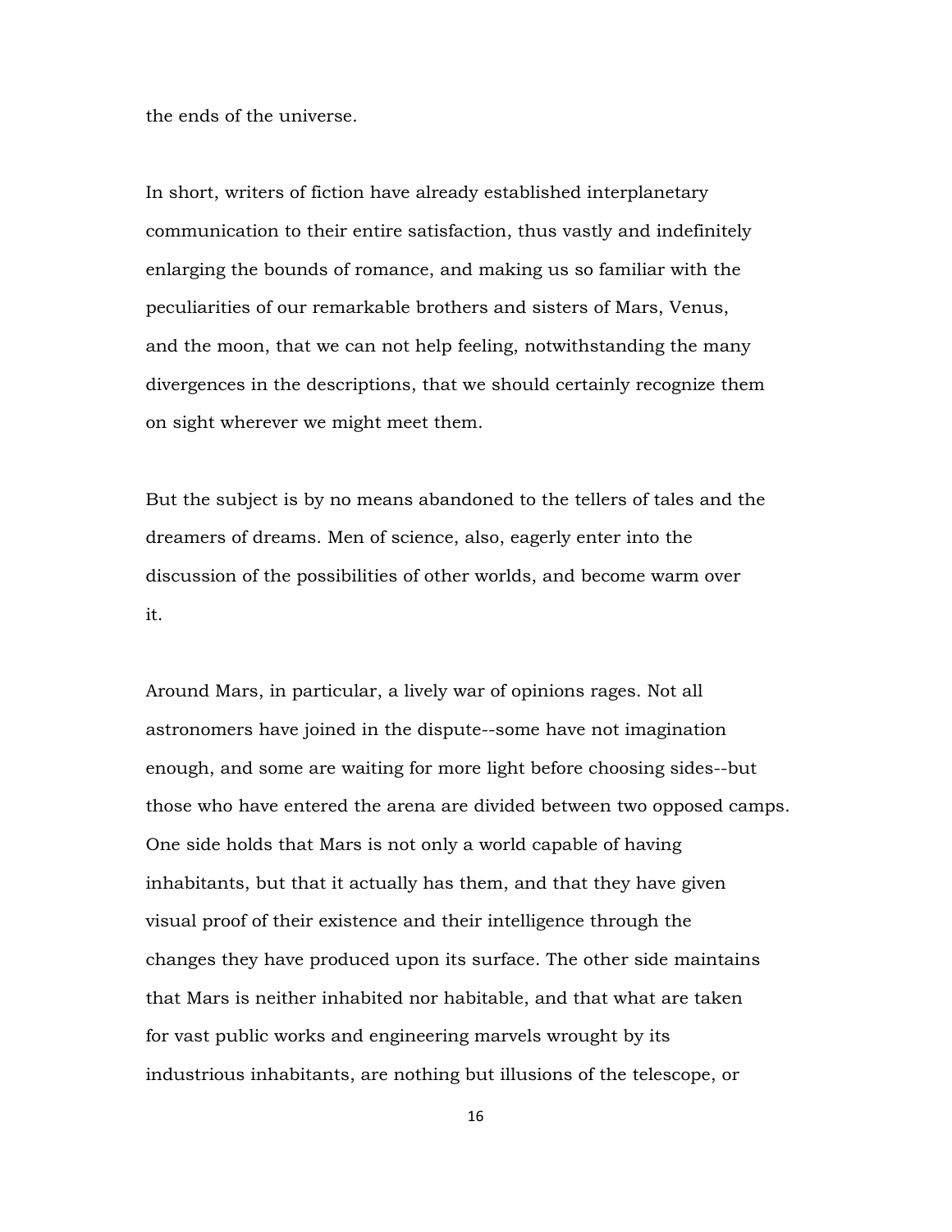the ends of the universe.

In short, writers of fiction have already established interplanetary communication to their entire satisfaction, thus vastly and indefinitely enlarging the bounds of romance, and making us so familiar with the peculiarities of our remarkable brothers and sisters of Mars, Venus, and the moon, that we can not help feeling, notwithstanding the many divergences in the descriptions, that we should certainly recognize them on sight wherever we might meet them.

But the subject is by no means abandoned to the tellers of tales and the dreamers of dreams. Men of science, also, eagerly enter into the discussion of the possibilities of other worlds, and become warm over it.

Around Mars, in particular, a lively war of opinions rages. Not all astronomers have joined in the dispute--some have not imagination enough, and some are waiting for more light before choosing sides--but those who have entered the arena are divided between two opposed camps. One side holds that Mars is not only a world capable of having inhabitants, but that it actually has them, and that they have given visual proof of their existence and their intelligence through the changes they have produced upon its surface. The other side maintains that Mars is neither inhabited nor habitable, and that what are taken for vast public works and engineering marvels wrought by its industrious inhabitants, are nothing but illusions of the telescope, or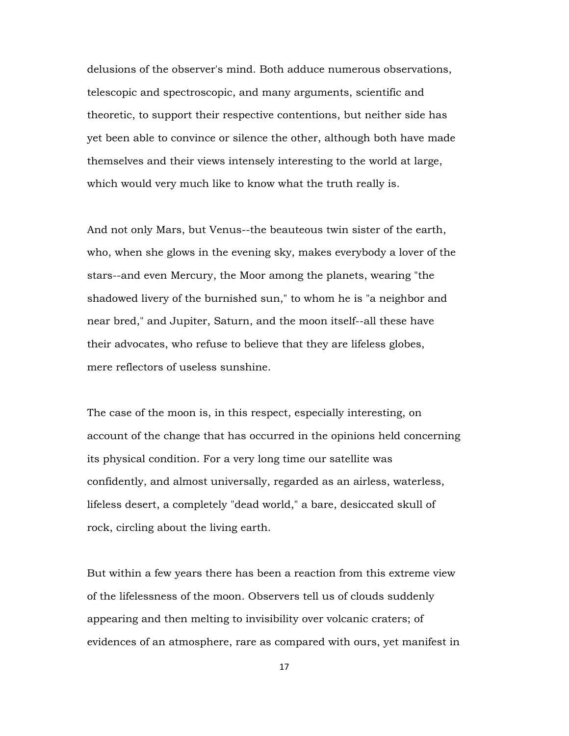delusions of the observer's mind. Both adduce numerous observations, telescopic and spectroscopic, and many arguments, scientific and theoretic, to support their respective contentions, but neither side has yet been able to convince or silence the other, although both have made themselves and their views intensely interesting to the world at large, which would very much like to know what the truth really is.

And not only Mars, but Venus--the beauteous twin sister of the earth, who, when she glows in the evening sky, makes everybody a lover of the stars--and even Mercury, the Moor among the planets, wearing "the shadowed livery of the burnished sun," to whom he is "a neighbor and near bred," and Jupiter, Saturn, and the moon itself--all these have their advocates, who refuse to believe that they are lifeless globes, mere reflectors of useless sunshine.

The case of the moon is, in this respect, especially interesting, on account of the change that has occurred in the opinions held concerning its physical condition. For a very long time our satellite was confidently, and almost universally, regarded as an airless, waterless, lifeless desert, a completely "dead world," a bare, desiccated skull of rock, circling about the living earth.

But within a few years there has been a reaction from this extreme view of the lifelessness of the moon. Observers tell us of clouds suddenly appearing and then melting to invisibility over volcanic craters; of evidences of an atmosphere, rare as compared with ours, yet manifest in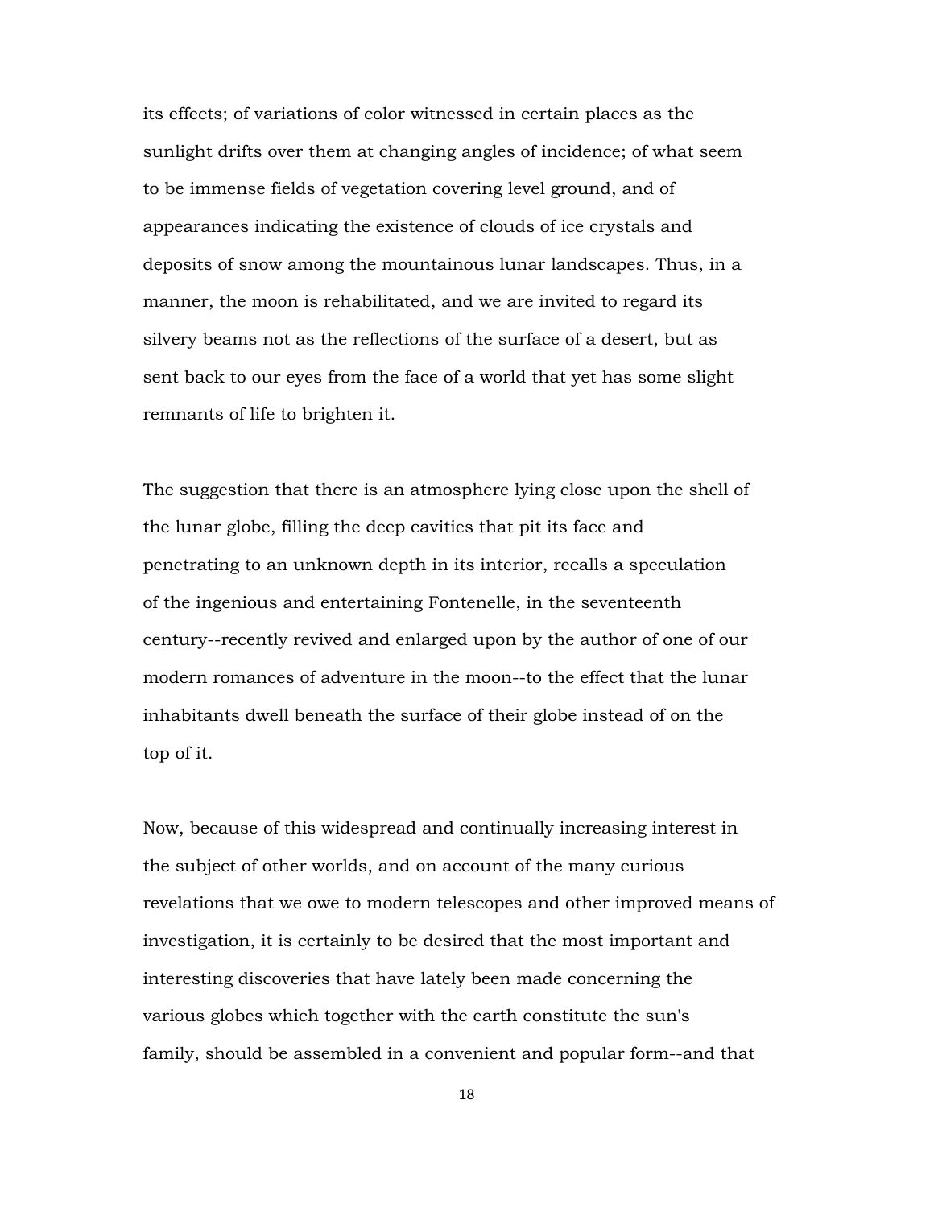its effects; of variations of color witnessed in certain places as the sunlight drifts over them at changing angles of incidence; of what seem to be immense fields of vegetation covering level ground, and of appearances indicating the existence of clouds of ice crystals and deposits of snow among the mountainous lunar landscapes. Thus, in a manner, the moon is rehabilitated, and we are invited to regard its silvery beams not as the reflections of the surface of a desert, but as sent back to our eyes from the face of a world that yet has some slight remnants of life to brighten it.

The suggestion that there is an atmosphere lying close upon the shell of the lunar globe, filling the deep cavities that pit its face and penetrating to an unknown depth in its interior, recalls a speculation of the ingenious and entertaining Fontenelle, in the seventeenth century--recently revived and enlarged upon by the author of one of our modern romances of adventure in the moon--to the effect that the lunar inhabitants dwell beneath the surface of their globe instead of on the top of it.

Now, because of this widespread and continually increasing interest in the subject of other worlds, and on account of the many curious revelations that we owe to modern telescopes and other improved means of investigation, it is certainly to be desired that the most important and interesting discoveries that have lately been made concerning the various globes which together with the earth constitute the sun's family, should be assembled in a convenient and popular form--and that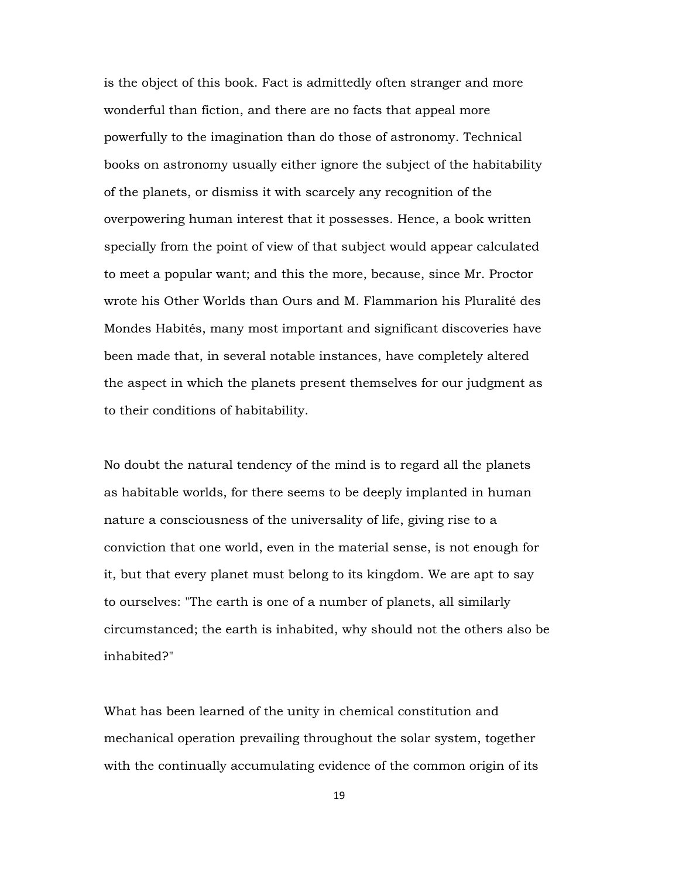is the object of this book. Fact is admittedly often stranger and more wonderful than fiction, and there are no facts that appeal more powerfully to the imagination than do those of astronomy. Technical books on astronomy usually either ignore the subject of the habitability of the planets, or dismiss it with scarcely any recognition of the overpowering human interest that it possesses. Hence, a book written specially from the point of view of that subject would appear calculated to meet a popular want; and this the more, because, since Mr. Proctor wrote his Other Worlds than Ours and M. Flammarion his Pluralité des Mondes Habités, many most important and significant discoveries have been made that, in several notable instances, have completely altered the aspect in which the planets present themselves for our judgment as to their conditions of habitability.

No doubt the natural tendency of the mind is to regard all the planets as habitable worlds, for there seems to be deeply implanted in human nature a consciousness of the universality of life, giving rise to a conviction that one world, even in the material sense, is not enough for it, but that every planet must belong to its kingdom. We are apt to say to ourselves: "The earth is one of a number of planets, all similarly circumstanced; the earth is inhabited, why should not the others also be inhabited?"

What has been learned of the unity in chemical constitution and mechanical operation prevailing throughout the solar system, together with the continually accumulating evidence of the common origin of its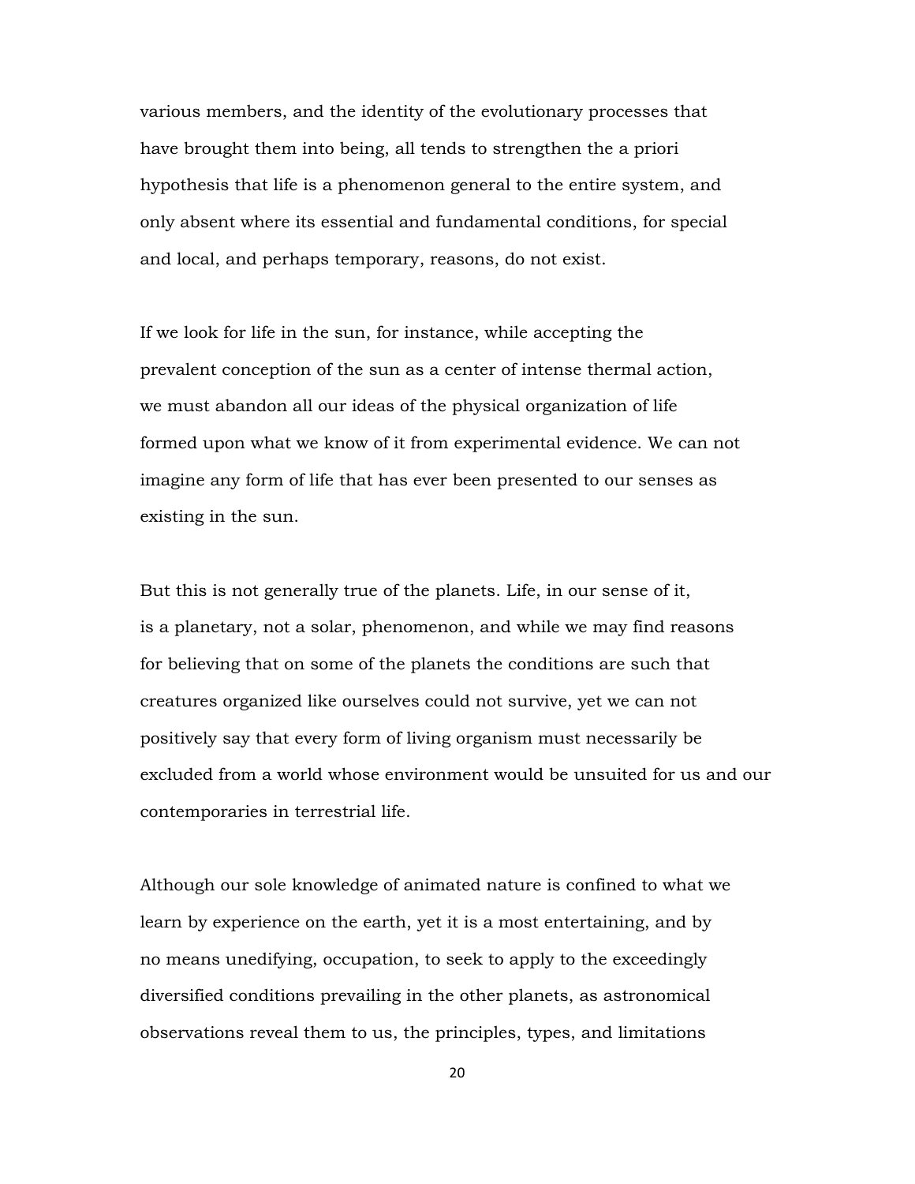various members, and the identity of the evolutionary processes that have brought them into being, all tends to strengthen the a priori hypothesis that life is a phenomenon general to the entire system, and only absent where its essential and fundamental conditions, for special and local, and perhaps temporary, reasons, do not exist.

If we look for life in the sun, for instance, while accepting the prevalent conception of the sun as a center of intense thermal action, we must abandon all our ideas of the physical organization of life formed upon what we know of it from experimental evidence. We can not imagine any form of life that has ever been presented to our senses as existing in the sun.

But this is not generally true of the planets. Life, in our sense of it, is a planetary, not a solar, phenomenon, and while we may find reasons for believing that on some of the planets the conditions are such that creatures organized like ourselves could not survive, yet we can not positively say that every form of living organism must necessarily be excluded from a world whose environment would be unsuited for us and our contemporaries in terrestrial life.

Although our sole knowledge of animated nature is confined to what we learn by experience on the earth, yet it is a most entertaining, and by no means unedifying, occupation, to seek to apply to the exceedingly diversified conditions prevailing in the other planets, as astronomical observations reveal them to us, the principles, types, and limitations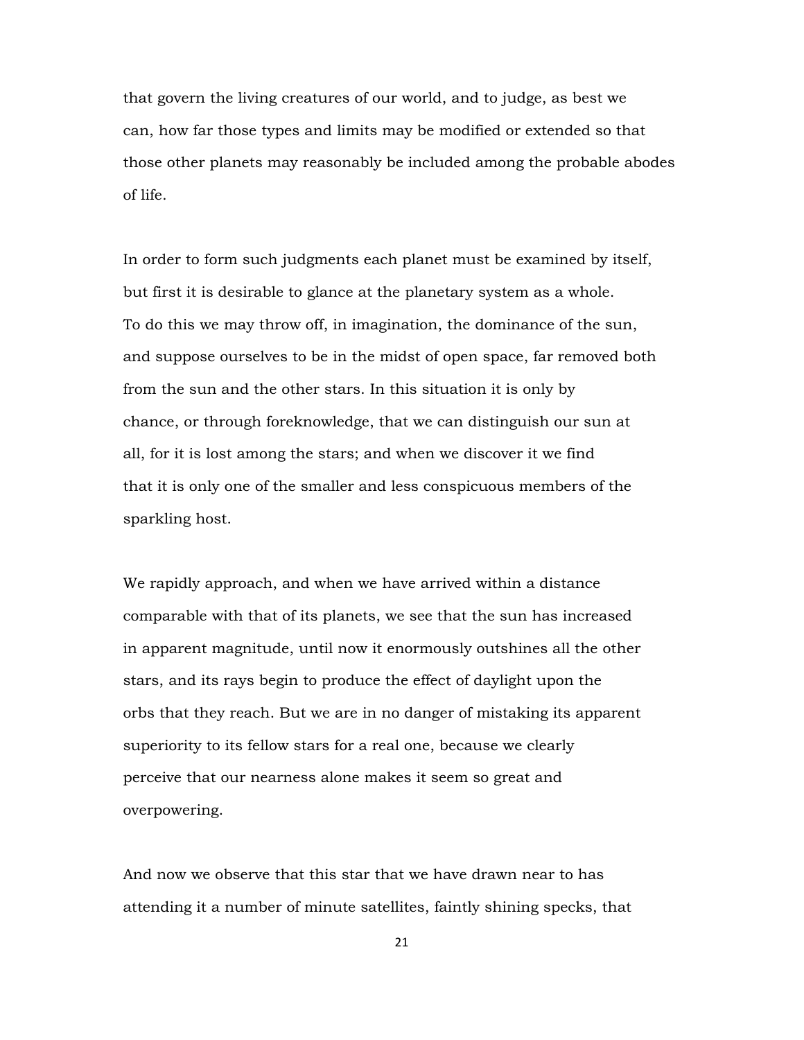that govern the living creatures of our world, and to judge, as best we can, how far those types and limits may be modified or extended so that those other planets may reasonably be included among the probable abodes of life.

In order to form such judgments each planet must be examined by itself, but first it is desirable to glance at the planetary system as a whole. To do this we may throw off, in imagination, the dominance of the sun, and suppose ourselves to be in the midst of open space, far removed both from the sun and the other stars. In this situation it is only by chance, or through foreknowledge, that we can distinguish our sun at all, for it is lost among the stars; and when we discover it we find that it is only one of the smaller and less conspicuous members of the sparkling host.

We rapidly approach, and when we have arrived within a distance comparable with that of its planets, we see that the sun has increased in apparent magnitude, until now it enormously outshines all the other stars, and its rays begin to produce the effect of daylight upon the orbs that they reach. But we are in no danger of mistaking its apparent superiority to its fellow stars for a real one, because we clearly perceive that our nearness alone makes it seem so great and overpowering.

And now we observe that this star that we have drawn near to has attending it a number of minute satellites, faintly shining specks, that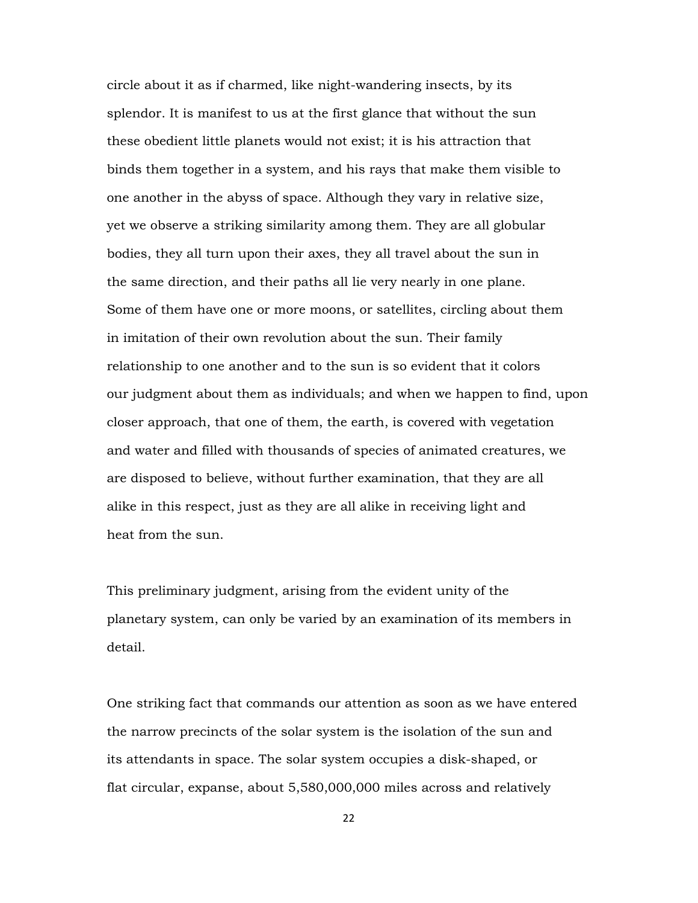circle about it as if charmed, like night-wandering insects, by its splendor. It is manifest to us at the first glance that without the sun these obedient little planets would not exist; it is his attraction that binds them together in a system, and his rays that make them visible to one another in the abyss of space. Although they vary in relative size, yet we observe a striking similarity among them. They are all globular bodies, they all turn upon their axes, they all travel about the sun in the same direction, and their paths all lie very nearly in one plane. Some of them have one or more moons, or satellites, circling about them in imitation of their own revolution about the sun. Their family relationship to one another and to the sun is so evident that it colors our judgment about them as individuals; and when we happen to find, upon closer approach, that one of them, the earth, is covered with vegetation and water and filled with thousands of species of animated creatures, we are disposed to believe, without further examination, that they are all alike in this respect, just as they are all alike in receiving light and heat from the sun.

This preliminary judgment, arising from the evident unity of the planetary system, can only be varied by an examination of its members in detail.

One striking fact that commands our attention as soon as we have entered the narrow precincts of the solar system is the isolation of the sun and its attendants in space. The solar system occupies a disk-shaped, or flat circular, expanse, about 5,580,000,000 miles across and relatively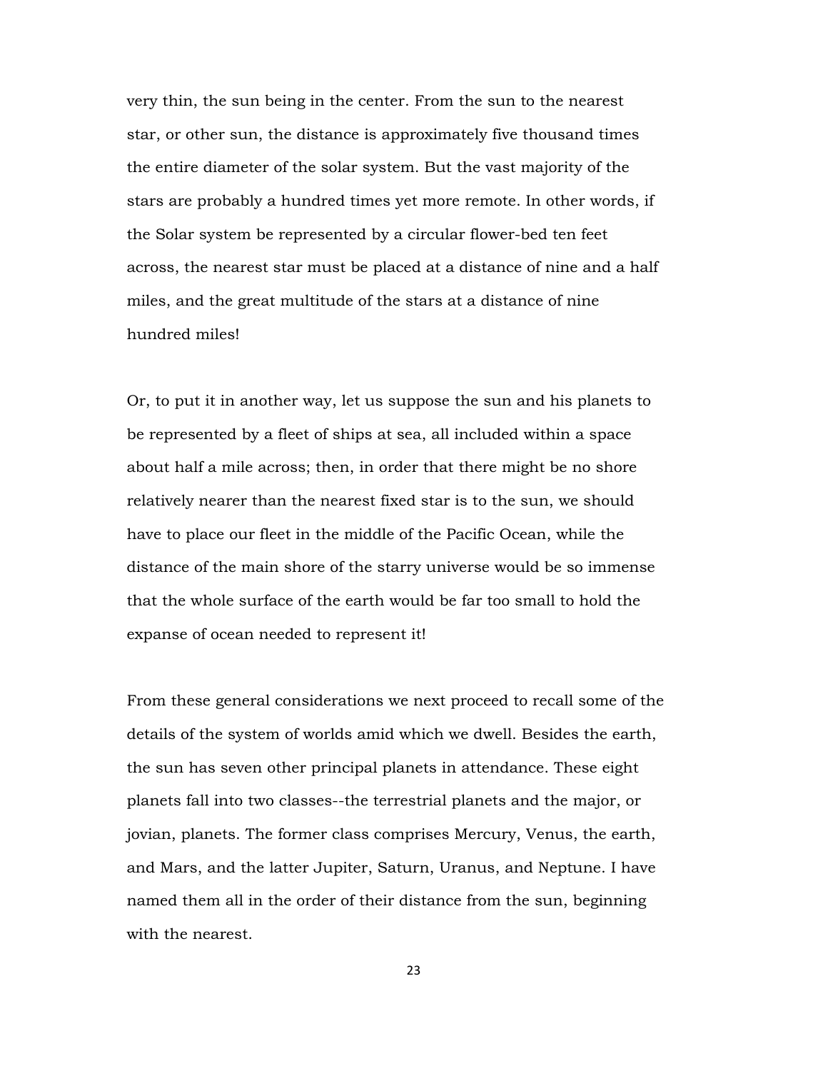very thin, the sun being in the center. From the sun to the nearest star, or other sun, the distance is approximately five thousand times the entire diameter of the solar system. But the vast majority of the stars are probably a hundred times yet more remote. In other words, if the Solar system be represented by a circular flower-bed ten feet across, the nearest star must be placed at a distance of nine and a half miles, and the great multitude of the stars at a distance of nine hundred miles!

Or, to put it in another way, let us suppose the sun and his planets to be represented by a fleet of ships at sea, all included within a space about half a mile across; then, in order that there might be no shore relatively nearer than the nearest fixed star is to the sun, we should have to place our fleet in the middle of the Pacific Ocean, while the distance of the main shore of the starry universe would be so immense that the whole surface of the earth would be far too small to hold the expanse of ocean needed to represent it!

From these general considerations we next proceed to recall some of the details of the system of worlds amid which we dwell. Besides the earth, the sun has seven other principal planets in attendance. These eight planets fall into two classes--the terrestrial planets and the major, or jovian, planets. The former class comprises Mercury, Venus, the earth, and Mars, and the latter Jupiter, Saturn, Uranus, and Neptune. I have named them all in the order of their distance from the sun, beginning with the nearest.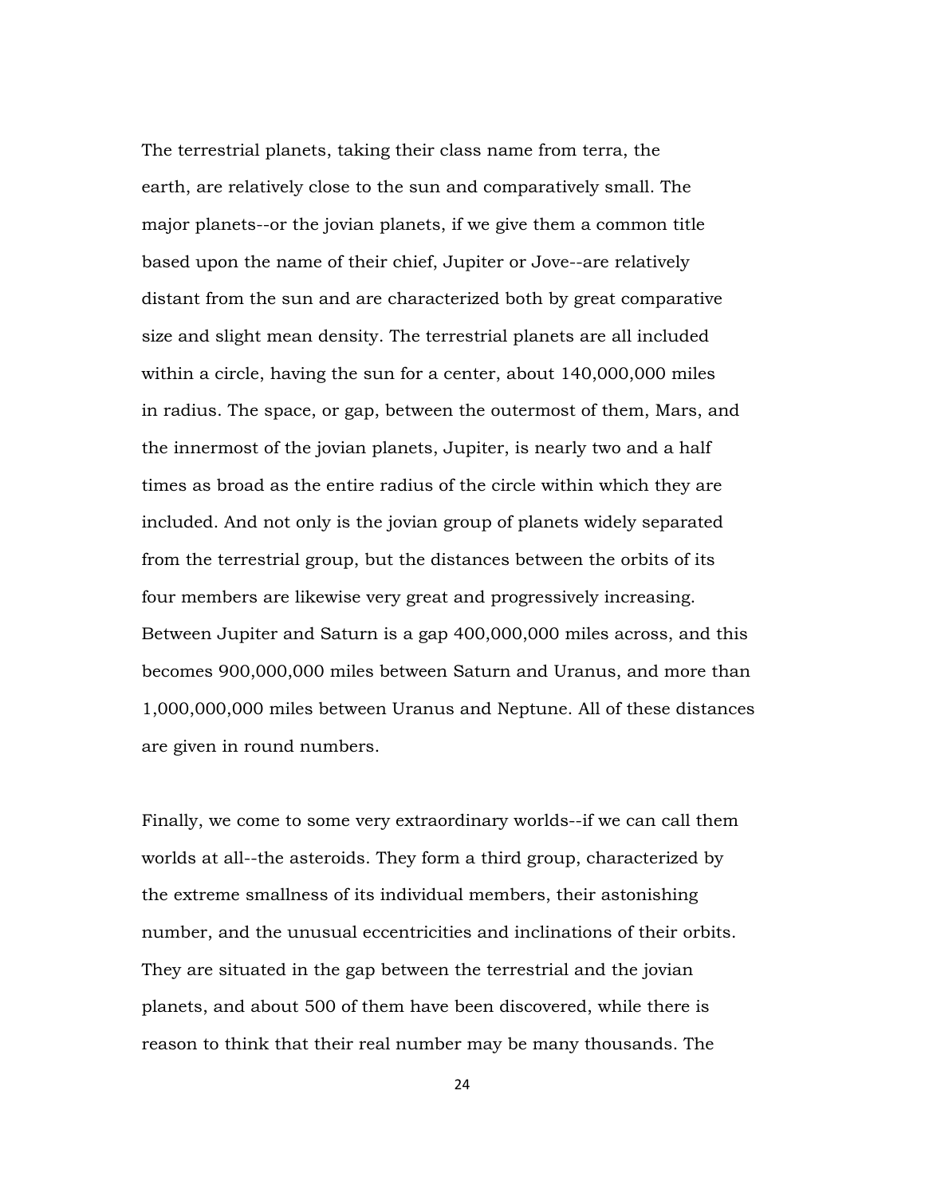The terrestrial planets, taking their class name from terra, the earth, are relatively close to the sun and comparatively small. The major planets--or the jovian planets, if we give them a common title based upon the name of their chief, Jupiter or Jove--are relatively distant from the sun and are characterized both by great comparative size and slight mean density. The terrestrial planets are all included within a circle, having the sun for a center, about 140,000,000 miles in radius. The space, or gap, between the outermost of them, Mars, and the innermost of the jovian planets, Jupiter, is nearly two and a half times as broad as the entire radius of the circle within which they are included. And not only is the jovian group of planets widely separated from the terrestrial group, but the distances between the orbits of its four members are likewise very great and progressively increasing. Between Jupiter and Saturn is a gap 400,000,000 miles across, and this becomes 900,000,000 miles between Saturn and Uranus, and more than 1,000,000,000 miles between Uranus and Neptune. All of these distances are given in round numbers.

Finally, we come to some very extraordinary worlds--if we can call them worlds at all--the asteroids. They form a third group, characterized by the extreme smallness of its individual members, their astonishing number, and the unusual eccentricities and inclinations of their orbits. They are situated in the gap between the terrestrial and the jovian planets, and about 500 of them have been discovered, while there is reason to think that their real number may be many thousands. The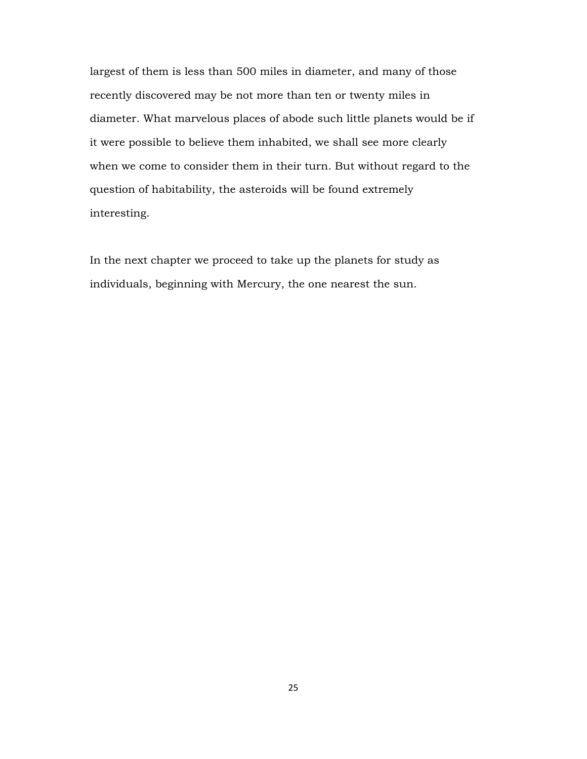largest of them is less than 500 miles in diameter, and many of those recently discovered may be not more than ten or twenty miles in diameter. What marvelous places of abode such little planets would be if it were possible to believe them inhabited, we shall see more clearly when we come to consider them in their turn. But without regard to the question of habitability, the asteroids will be found extremely interesting.

In the next chapter we proceed to take up the planets for study as individuals, beginning with Mercury, the one nearest the sun.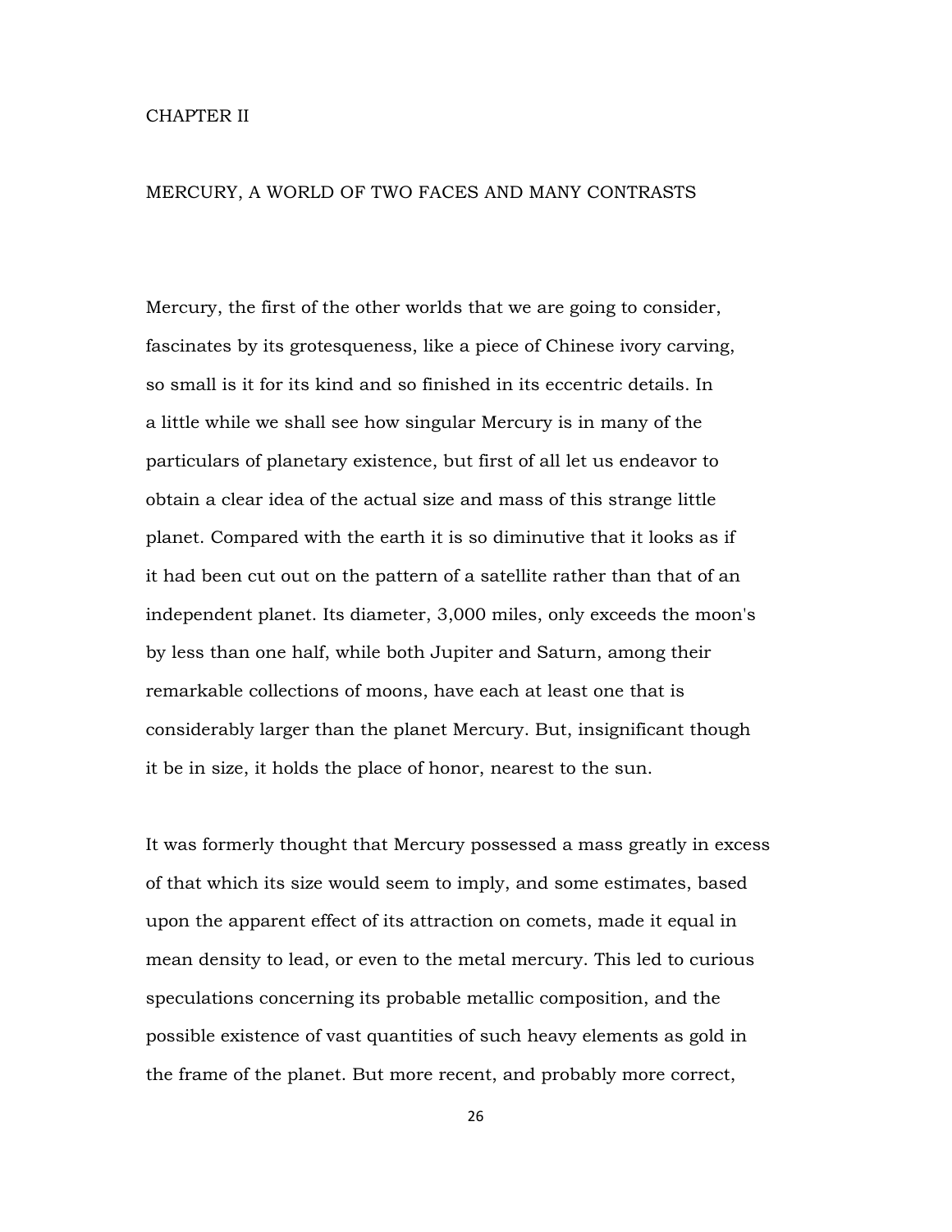## CHAPTER II

## MERCURY, A WORLD OF TWO FACES AND MANY CONTRASTS

Mercury, the first of the other worlds that we are going to consider, fascinates by its grotesqueness, like a piece of Chinese ivory carving, so small is it for its kind and so finished in its eccentric details. In a little while we shall see how singular Mercury is in many of the particulars of planetary existence, but first of all let us endeavor to obtain a clear idea of the actual size and mass of this strange little planet. Compared with the earth it is so diminutive that it looks as if it had been cut out on the pattern of a satellite rather than that of an independent planet. Its diameter, 3,000 miles, only exceeds the moon's by less than one half, while both Jupiter and Saturn, among their remarkable collections of moons, have each at least one that is considerably larger than the planet Mercury. But, insignificant though it be in size, it holds the place of honor, nearest to the sun.

It was formerly thought that Mercury possessed a mass greatly in excess of that which its size would seem to imply, and some estimates, based upon the apparent effect of its attraction on comets, made it equal in mean density to lead, or even to the metal mercury. This led to curious speculations concerning its probable metallic composition, and the possible existence of vast quantities of such heavy elements as gold in the frame of the planet. But more recent, and probably more correct,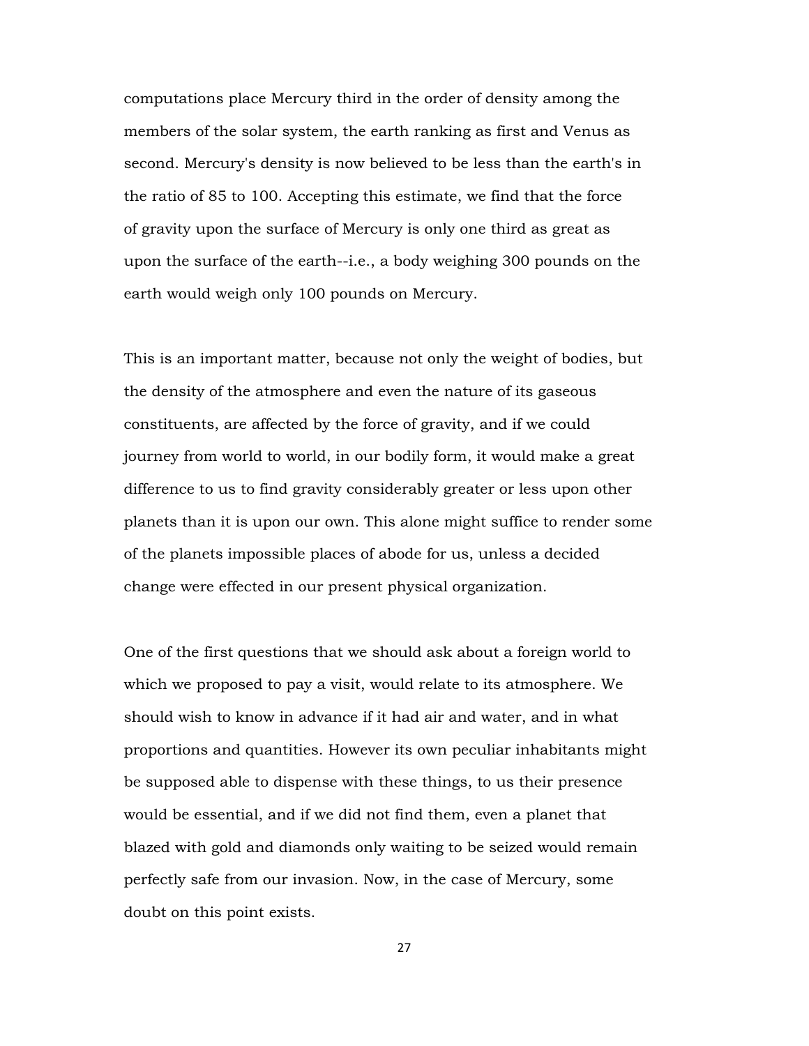computations place Mercury third in the order of density among the members of the solar system, the earth ranking as first and Venus as second. Mercury's density is now believed to be less than the earth's in the ratio of 85 to 100. Accepting this estimate, we find that the force of gravity upon the surface of Mercury is only one third as great as upon the surface of the earth--i.e., a body weighing 300 pounds on the earth would weigh only 100 pounds on Mercury.

This is an important matter, because not only the weight of bodies, but the density of the atmosphere and even the nature of its gaseous constituents, are affected by the force of gravity, and if we could journey from world to world, in our bodily form, it would make a great difference to us to find gravity considerably greater or less upon other planets than it is upon our own. This alone might suffice to render some of the planets impossible places of abode for us, unless a decided change were effected in our present physical organization.

One of the first questions that we should ask about a foreign world to which we proposed to pay a visit, would relate to its atmosphere. We should wish to know in advance if it had air and water, and in what proportions and quantities. However its own peculiar inhabitants might be supposed able to dispense with these things, to us their presence would be essential, and if we did not find them, even a planet that blazed with gold and diamonds only waiting to be seized would remain perfectly safe from our invasion. Now, in the case of Mercury, some doubt on this point exists.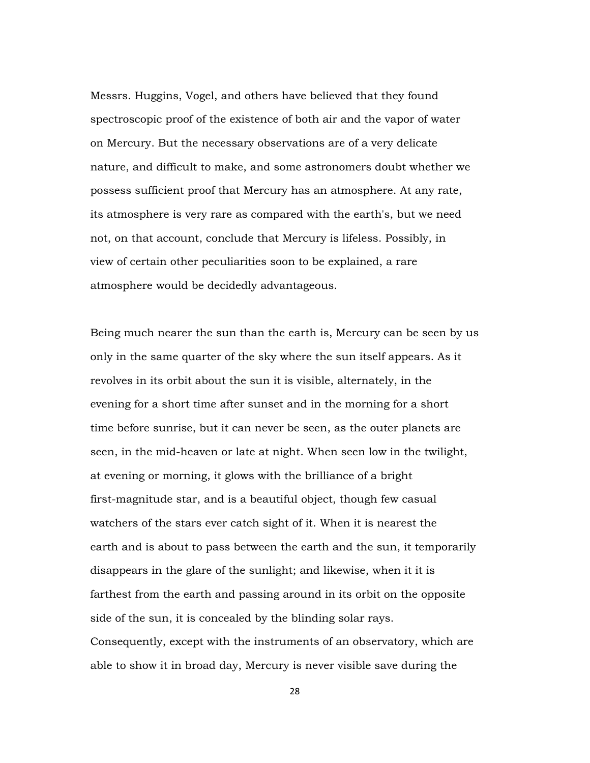Messrs. Huggins, Vogel, and others have believed that they found spectroscopic proof of the existence of both air and the vapor of water on Mercury. But the necessary observations are of a very delicate nature, and difficult to make, and some astronomers doubt whether we possess sufficient proof that Mercury has an atmosphere. At any rate, its atmosphere is very rare as compared with the earth's, but we need not, on that account, conclude that Mercury is lifeless. Possibly, in view of certain other peculiarities soon to be explained, a rare atmosphere would be decidedly advantageous.

Being much nearer the sun than the earth is, Mercury can be seen by us only in the same quarter of the sky where the sun itself appears. As it revolves in its orbit about the sun it is visible, alternately, in the evening for a short time after sunset and in the morning for a short time before sunrise, but it can never be seen, as the outer planets are seen, in the mid-heaven or late at night. When seen low in the twilight, at evening or morning, it glows with the brilliance of a bright first-magnitude star, and is a beautiful object, though few casual watchers of the stars ever catch sight of it. When it is nearest the earth and is about to pass between the earth and the sun, it temporarily disappears in the glare of the sunlight; and likewise, when it it is farthest from the earth and passing around in its orbit on the opposite side of the sun, it is concealed by the blinding solar rays. Consequently, except with the instruments of an observatory, which are able to show it in broad day, Mercury is never visible save during the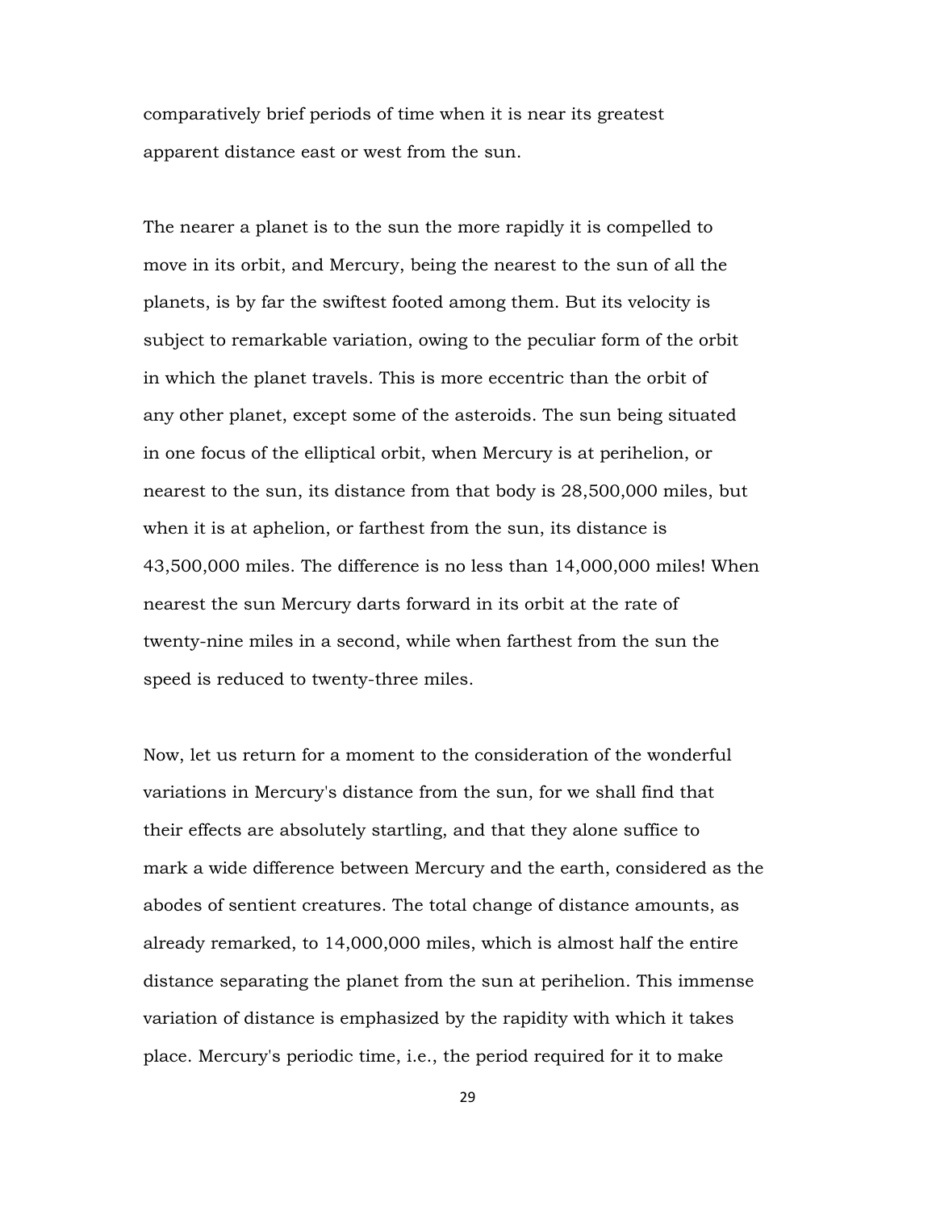comparatively brief periods of time when it is near its greatest apparent distance east or west from the sun.

The nearer a planet is to the sun the more rapidly it is compelled to move in its orbit, and Mercury, being the nearest to the sun of all the planets, is by far the swiftest footed among them. But its velocity is subject to remarkable variation, owing to the peculiar form of the orbit in which the planet travels. This is more eccentric than the orbit of any other planet, except some of the asteroids. The sun being situated in one focus of the elliptical orbit, when Mercury is at perihelion, or nearest to the sun, its distance from that body is 28,500,000 miles, but when it is at aphelion, or farthest from the sun, its distance is 43,500,000 miles. The difference is no less than 14,000,000 miles! When nearest the sun Mercury darts forward in its orbit at the rate of twenty-nine miles in a second, while when farthest from the sun the speed is reduced to twenty-three miles.

Now, let us return for a moment to the consideration of the wonderful variations in Mercury's distance from the sun, for we shall find that their effects are absolutely startling, and that they alone suffice to mark a wide difference between Mercury and the earth, considered as the abodes of sentient creatures. The total change of distance amounts, as already remarked, to 14,000,000 miles, which is almost half the entire distance separating the planet from the sun at perihelion. This immense variation of distance is emphasized by the rapidity with which it takes place. Mercury's periodic time, i.e., the period required for it to make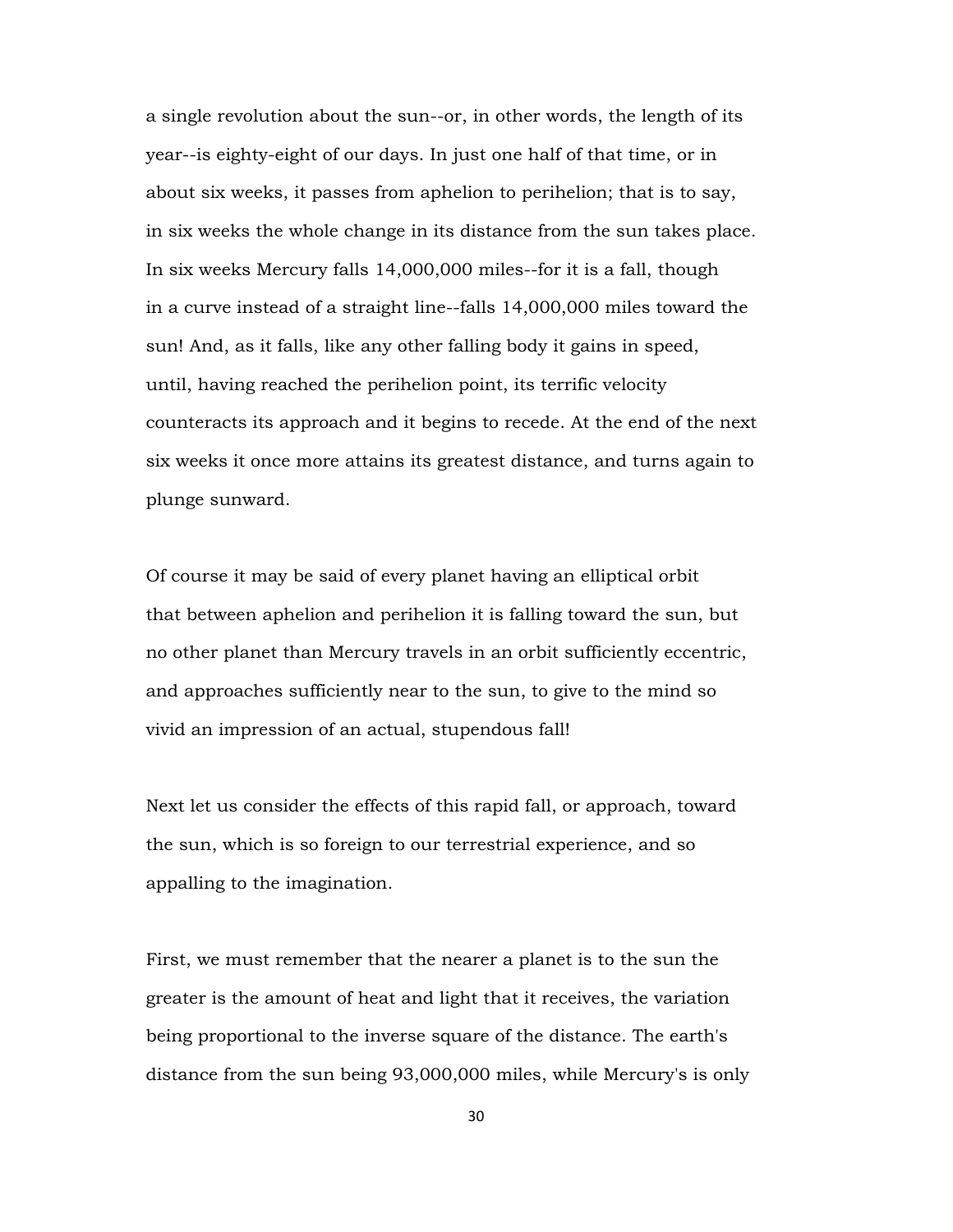a single revolution about the sun--or, in other words, the length of its year--is eighty-eight of our days. In just one half of that time, or in about six weeks, it passes from aphelion to perihelion; that is to say, in six weeks the whole change in its distance from the sun takes place. In six weeks Mercury falls 14,000,000 miles--for it is a fall, though in a curve instead of a straight line--falls 14,000,000 miles toward the sun! And, as it falls, like any other falling body it gains in speed, until, having reached the perihelion point, its terrific velocity counteracts its approach and it begins to recede. At the end of the next six weeks it once more attains its greatest distance, and turns again to plunge sunward.

Of course it may be said of every planet having an elliptical orbit that between aphelion and perihelion it is falling toward the sun, but no other planet than Mercury travels in an orbit sufficiently eccentric, and approaches sufficiently near to the sun, to give to the mind so vivid an impression of an actual, stupendous fall!

Next let us consider the effects of this rapid fall, or approach, toward the sun, which is so foreign to our terrestrial experience, and so appalling to the imagination.

First, we must remember that the nearer a planet is to the sun the greater is the amount of heat and light that it receives, the variation being proportional to the inverse square of the distance. The earth's distance from the sun being 93,000,000 miles, while Mercury's is only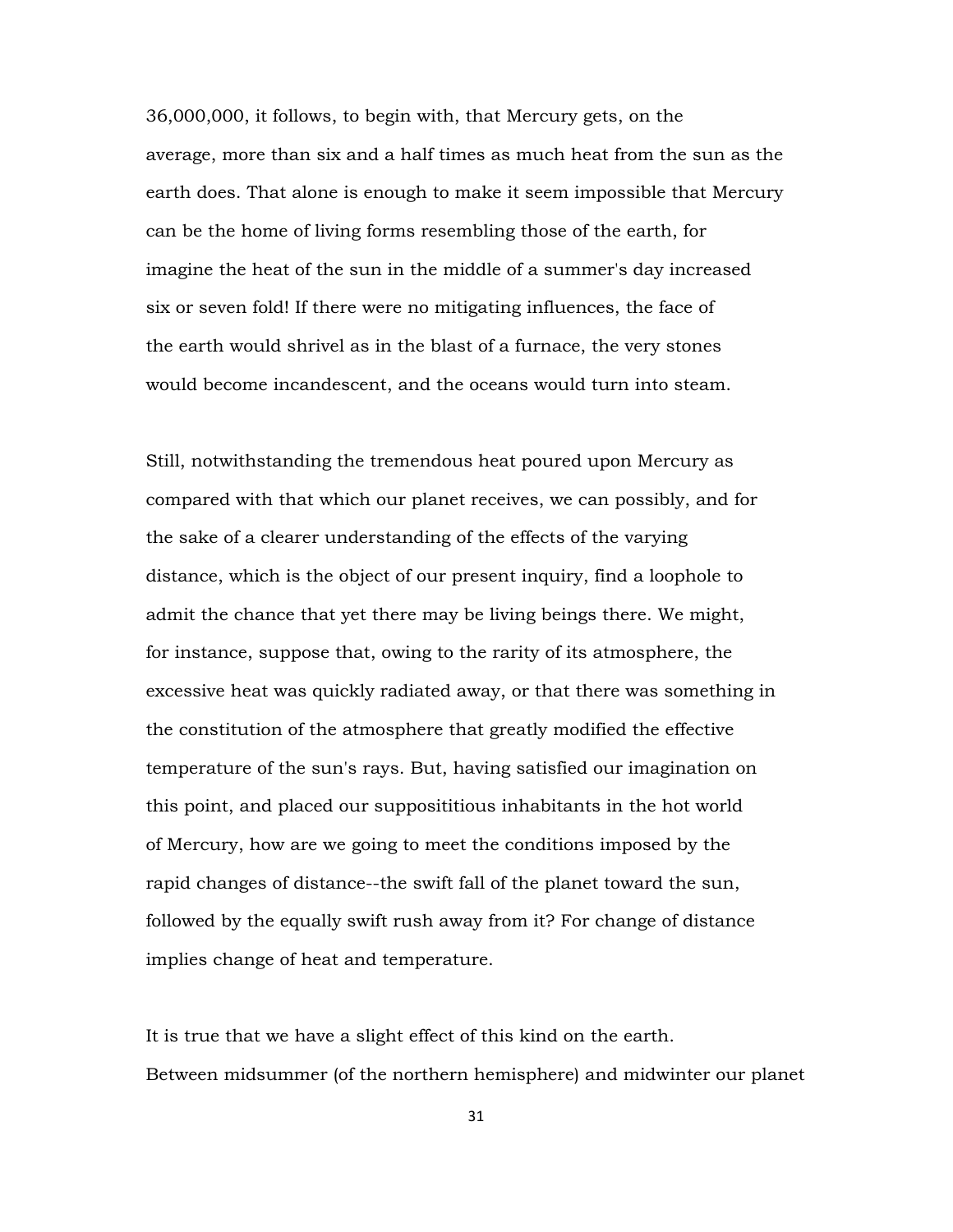36,000,000, it follows, to begin with, that Mercury gets, on the average, more than six and a half times as much heat from the sun as the earth does. That alone is enough to make it seem impossible that Mercury can be the home of living forms resembling those of the earth, for imagine the heat of the sun in the middle of a summer's day increased six or seven fold! If there were no mitigating influences, the face of the earth would shrivel as in the blast of a furnace, the very stones would become incandescent, and the oceans would turn into steam.

Still, notwithstanding the tremendous heat poured upon Mercury as compared with that which our planet receives, we can possibly, and for the sake of a clearer understanding of the effects of the varying distance, which is the object of our present inquiry, find a loophole to admit the chance that yet there may be living beings there. We might, for instance, suppose that, owing to the rarity of its atmosphere, the excessive heat was quickly radiated away, or that there was something in the constitution of the atmosphere that greatly modified the effective temperature of the sun's rays. But, having satisfied our imagination on this point, and placed our supposititious inhabitants in the hot world of Mercury, how are we going to meet the conditions imposed by the rapid changes of distance--the swift fall of the planet toward the sun, followed by the equally swift rush away from it? For change of distance implies change of heat and temperature.

It is true that we have a slight effect of this kind on the earth. Between midsummer (of the northern hemisphere) and midwinter our planet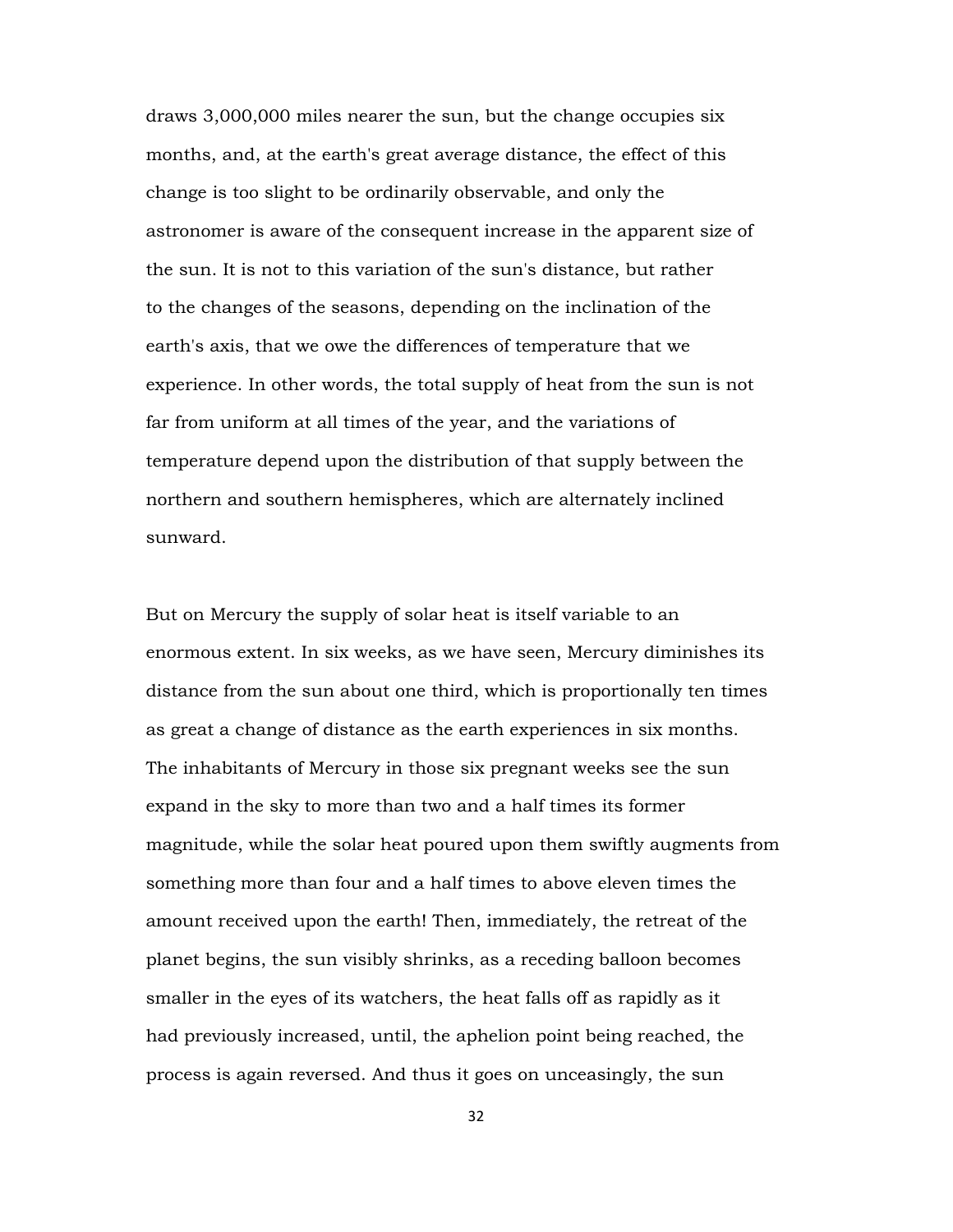draws 3,000,000 miles nearer the sun, but the change occupies six months, and, at the earth's great average distance, the effect of this change is too slight to be ordinarily observable, and only the astronomer is aware of the consequent increase in the apparent size of the sun. It is not to this variation of the sun's distance, but rather to the changes of the seasons, depending on the inclination of the earth's axis, that we owe the differences of temperature that we experience. In other words, the total supply of heat from the sun is not far from uniform at all times of the year, and the variations of temperature depend upon the distribution of that supply between the northern and southern hemispheres, which are alternately inclined sunward.

But on Mercury the supply of solar heat is itself variable to an enormous extent. In six weeks, as we have seen, Mercury diminishes its distance from the sun about one third, which is proportionally ten times as great a change of distance as the earth experiences in six months. The inhabitants of Mercury in those six pregnant weeks see the sun expand in the sky to more than two and a half times its former magnitude, while the solar heat poured upon them swiftly augments from something more than four and a half times to above eleven times the amount received upon the earth! Then, immediately, the retreat of the planet begins, the sun visibly shrinks, as a receding balloon becomes smaller in the eyes of its watchers, the heat falls off as rapidly as it had previously increased, until, the aphelion point being reached, the process is again reversed. And thus it goes on unceasingly, the sun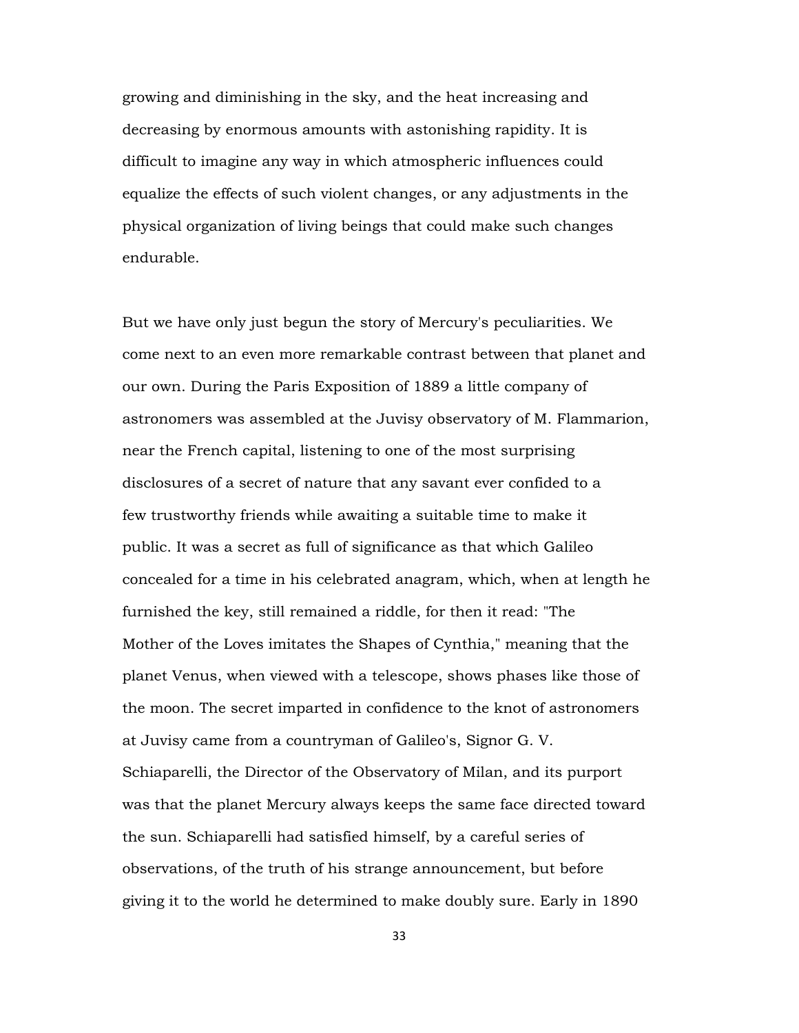growing and diminishing in the sky, and the heat increasing and decreasing by enormous amounts with astonishing rapidity. It is difficult to imagine any way in which atmospheric influences could equalize the effects of such violent changes, or any adjustments in the physical organization of living beings that could make such changes endurable.

But we have only just begun the story of Mercury's peculiarities. We come next to an even more remarkable contrast between that planet and our own. During the Paris Exposition of 1889 a little company of astronomers was assembled at the Juvisy observatory of M. Flammarion, near the French capital, listening to one of the most surprising disclosures of a secret of nature that any savant ever confided to a few trustworthy friends while awaiting a suitable time to make it public. It was a secret as full of significance as that which Galileo concealed for a time in his celebrated anagram, which, when at length he furnished the key, still remained a riddle, for then it read: "The Mother of the Loves imitates the Shapes of Cynthia," meaning that the planet Venus, when viewed with a telescope, shows phases like those of the moon. The secret imparted in confidence to the knot of astronomers at Juvisy came from a countryman of Galileo's, Signor G. V. Schiaparelli, the Director of the Observatory of Milan, and its purport was that the planet Mercury always keeps the same face directed toward the sun. Schiaparelli had satisfied himself, by a careful series of observations, of the truth of his strange announcement, but before giving it to the world he determined to make doubly sure. Early in 1890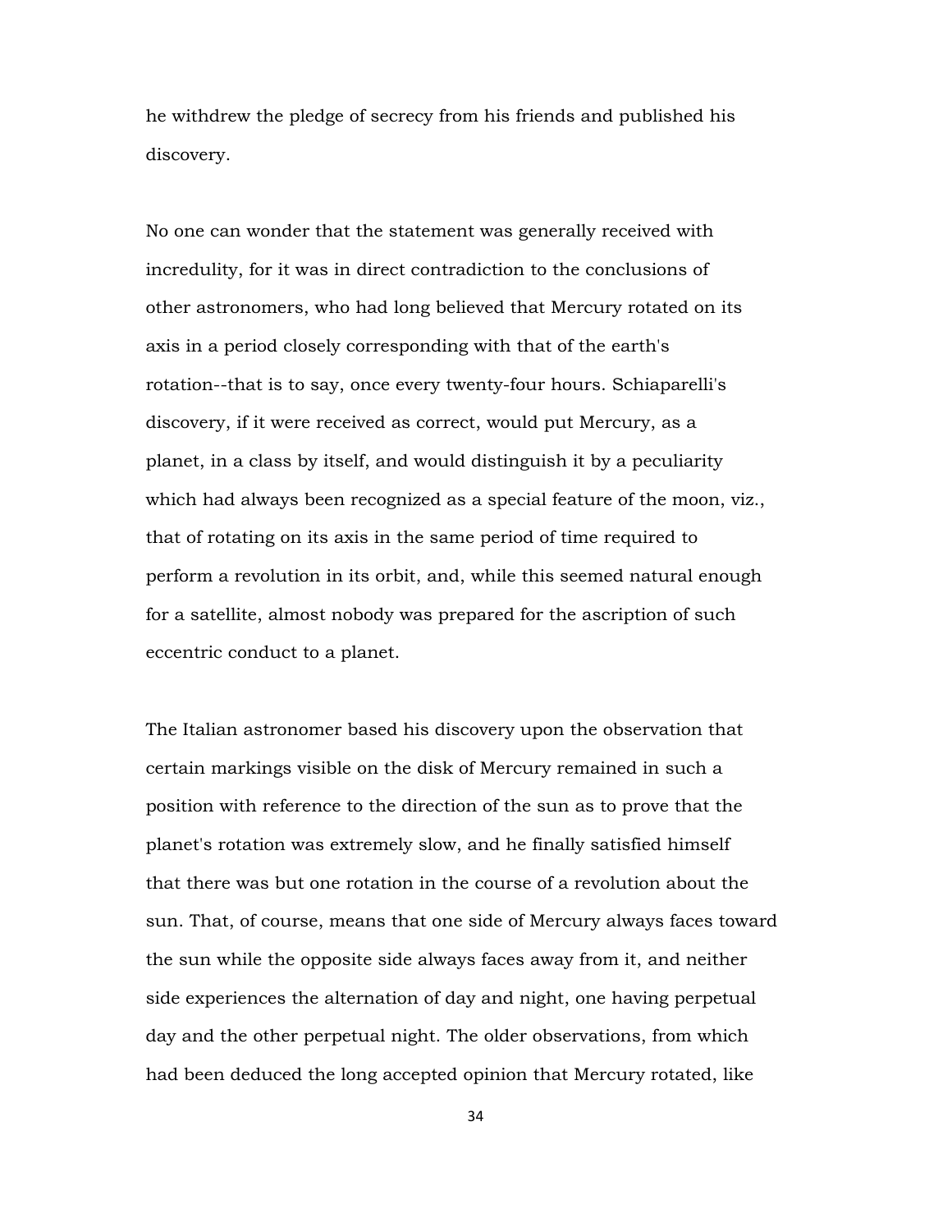he withdrew the pledge of secrecy from his friends and published his discovery.

No one can wonder that the statement was generally received with incredulity, for it was in direct contradiction to the conclusions of other astronomers, who had long believed that Mercury rotated on its axis in a period closely corresponding with that of the earth's rotation--that is to say, once every twenty-four hours. Schiaparelli's discovery, if it were received as correct, would put Mercury, as a planet, in a class by itself, and would distinguish it by a peculiarity which had always been recognized as a special feature of the moon, viz., that of rotating on its axis in the same period of time required to perform a revolution in its orbit, and, while this seemed natural enough for a satellite, almost nobody was prepared for the ascription of such eccentric conduct to a planet.

The Italian astronomer based his discovery upon the observation that certain markings visible on the disk of Mercury remained in such a position with reference to the direction of the sun as to prove that the planet's rotation was extremely slow, and he finally satisfied himself that there was but one rotation in the course of a revolution about the sun. That, of course, means that one side of Mercury always faces toward the sun while the opposite side always faces away from it, and neither side experiences the alternation of day and night, one having perpetual day and the other perpetual night. The older observations, from which had been deduced the long accepted opinion that Mercury rotated, like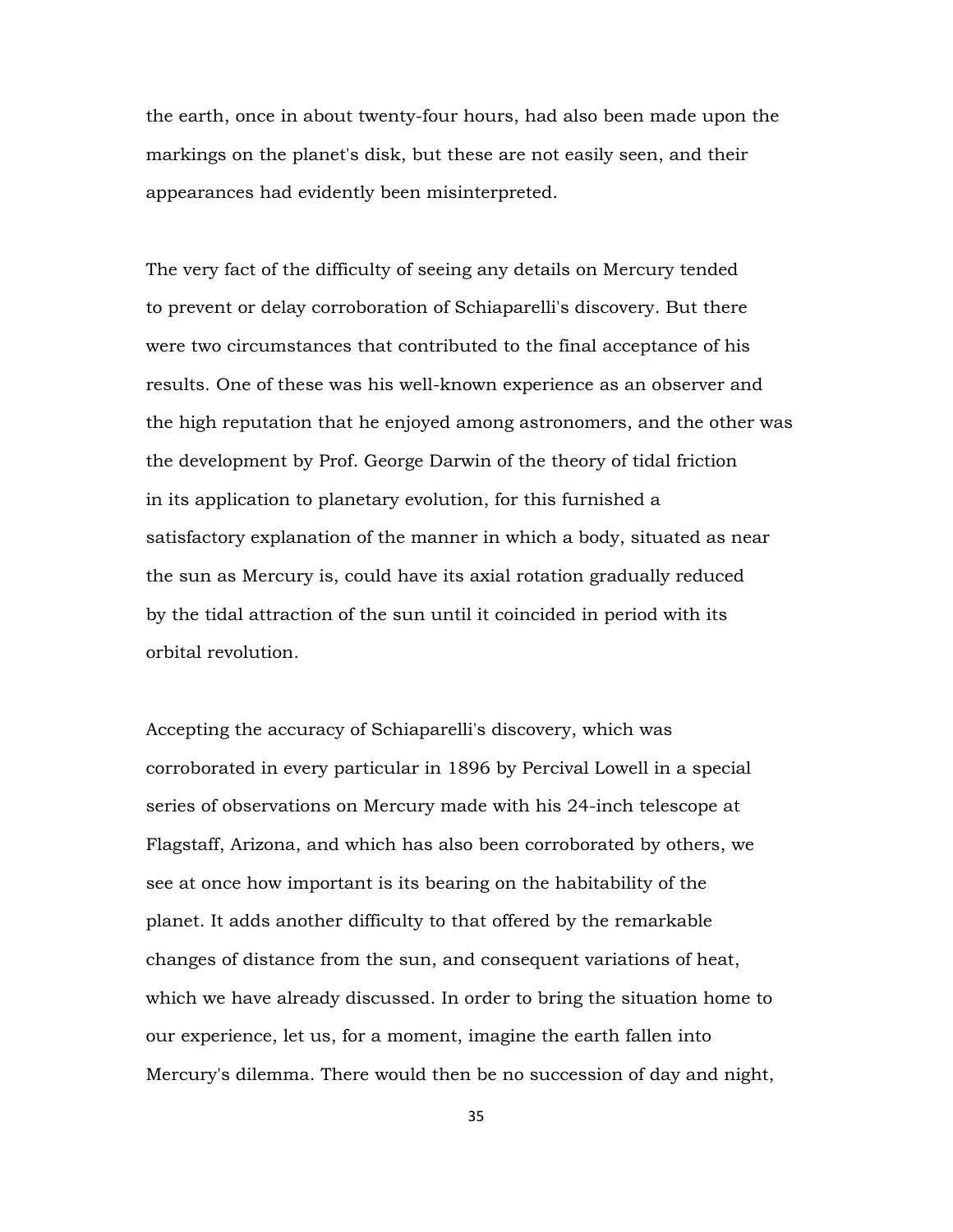the earth, once in about twenty-four hours, had also been made upon the markings on the planet's disk, but these are not easily seen, and their appearances had evidently been misinterpreted.

The very fact of the difficulty of seeing any details on Mercury tended to prevent or delay corroboration of Schiaparelli's discovery. But there were two circumstances that contributed to the final acceptance of his results. One of these was his well-known experience as an observer and the high reputation that he enjoyed among astronomers, and the other was the development by Prof. George Darwin of the theory of tidal friction in its application to planetary evolution, for this furnished a satisfactory explanation of the manner in which a body, situated as near the sun as Mercury is, could have its axial rotation gradually reduced by the tidal attraction of the sun until it coincided in period with its orbital revolution.

Accepting the accuracy of Schiaparelli's discovery, which was corroborated in every particular in 1896 by Percival Lowell in a special series of observations on Mercury made with his 24-inch telescope at Flagstaff, Arizona, and which has also been corroborated by others, we see at once how important is its bearing on the habitability of the planet. It adds another difficulty to that offered by the remarkable changes of distance from the sun, and consequent variations of heat, which we have already discussed. In order to bring the situation home to our experience, let us, for a moment, imagine the earth fallen into Mercury's dilemma. There would then be no succession of day and night,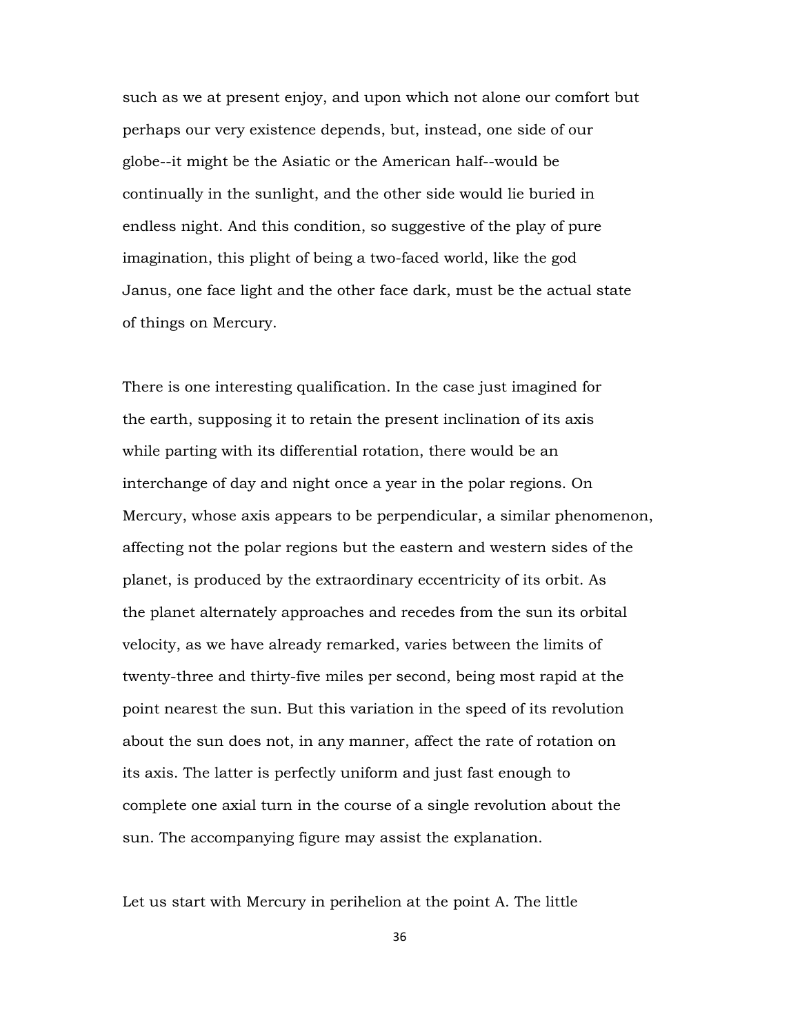such as we at present enjoy, and upon which not alone our comfort but perhaps our very existence depends, but, instead, one side of our globe--it might be the Asiatic or the American half--would be continually in the sunlight, and the other side would lie buried in endless night. And this condition, so suggestive of the play of pure imagination, this plight of being a two-faced world, like the god Janus, one face light and the other face dark, must be the actual state of things on Mercury.

There is one interesting qualification. In the case just imagined for the earth, supposing it to retain the present inclination of its axis while parting with its differential rotation, there would be an interchange of day and night once a year in the polar regions. On Mercury, whose axis appears to be perpendicular, a similar phenomenon, affecting not the polar regions but the eastern and western sides of the planet, is produced by the extraordinary eccentricity of its orbit. As the planet alternately approaches and recedes from the sun its orbital velocity, as we have already remarked, varies between the limits of twenty-three and thirty-five miles per second, being most rapid at the point nearest the sun. But this variation in the speed of its revolution about the sun does not, in any manner, affect the rate of rotation on its axis. The latter is perfectly uniform and just fast enough to complete one axial turn in the course of a single revolution about the sun. The accompanying figure may assist the explanation.

Let us start with Mercury in perihelion at the point A. The little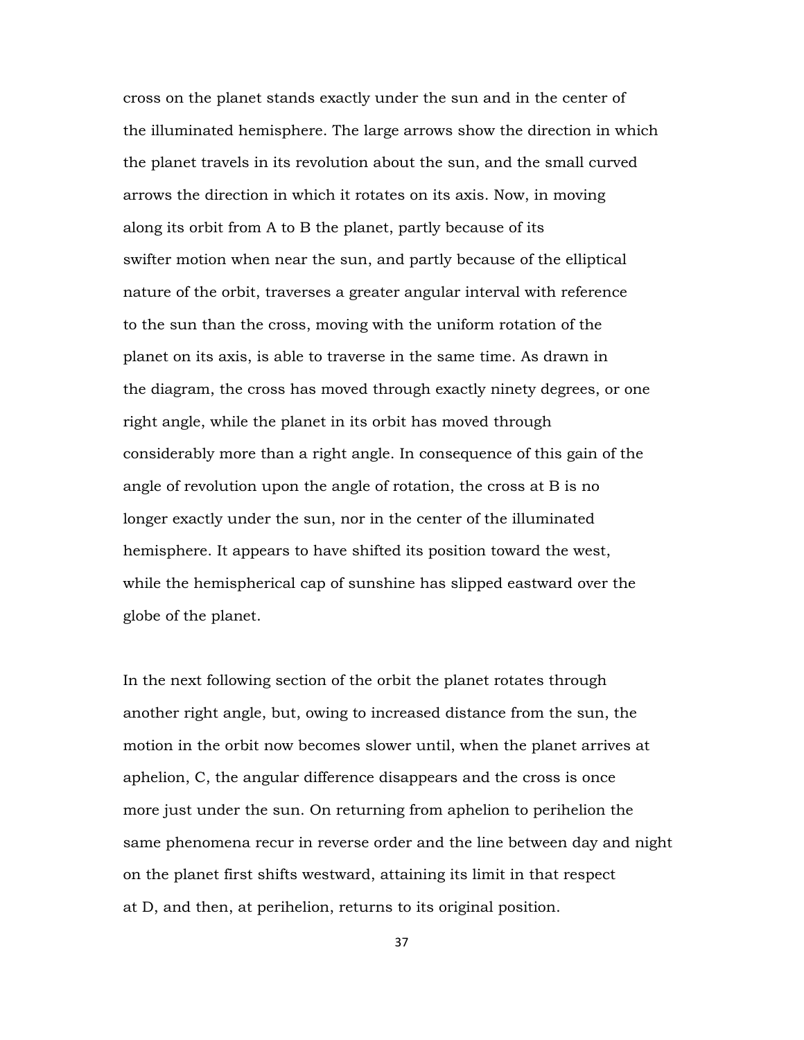cross on the planet stands exactly under the sun and in the center of the illuminated hemisphere. The large arrows show the direction in which the planet travels in its revolution about the sun, and the small curved arrows the direction in which it rotates on its axis. Now, in moving along its orbit from A to B the planet, partly because of its swifter motion when near the sun, and partly because of the elliptical nature of the orbit, traverses a greater angular interval with reference to the sun than the cross, moving with the uniform rotation of the planet on its axis, is able to traverse in the same time. As drawn in the diagram, the cross has moved through exactly ninety degrees, or one right angle, while the planet in its orbit has moved through considerably more than a right angle. In consequence of this gain of the angle of revolution upon the angle of rotation, the cross at B is no longer exactly under the sun, nor in the center of the illuminated hemisphere. It appears to have shifted its position toward the west, while the hemispherical cap of sunshine has slipped eastward over the globe of the planet.

In the next following section of the orbit the planet rotates through another right angle, but, owing to increased distance from the sun, the motion in the orbit now becomes slower until, when the planet arrives at aphelion, C, the angular difference disappears and the cross is once more just under the sun. On returning from aphelion to perihelion the same phenomena recur in reverse order and the line between day and night on the planet first shifts westward, attaining its limit in that respect at D, and then, at perihelion, returns to its original position.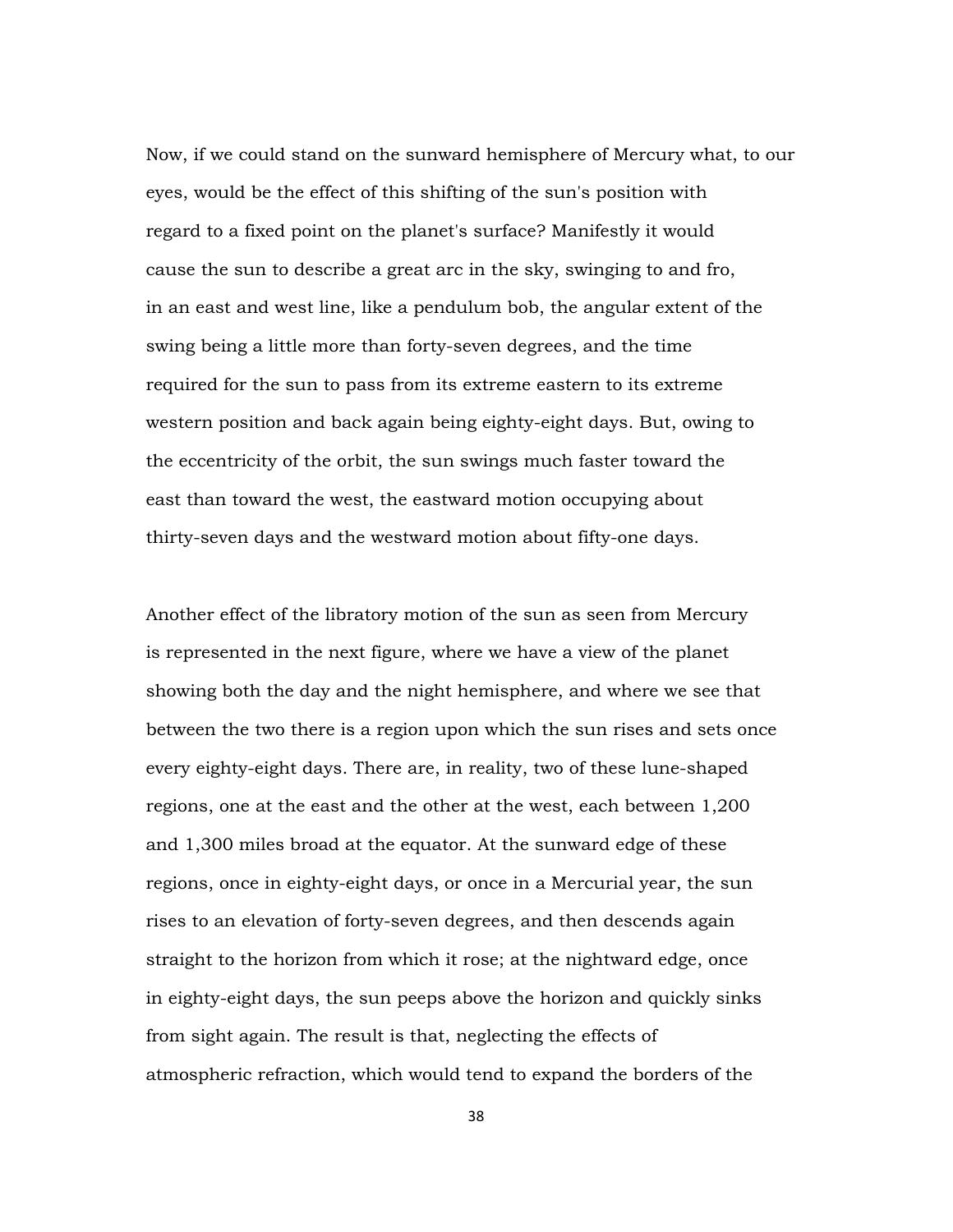Now, if we could stand on the sunward hemisphere of Mercury what, to our eyes, would be the effect of this shifting of the sun's position with regard to a fixed point on the planet's surface? Manifestly it would cause the sun to describe a great arc in the sky, swinging to and fro, in an east and west line, like a pendulum bob, the angular extent of the swing being a little more than forty-seven degrees, and the time required for the sun to pass from its extreme eastern to its extreme western position and back again being eighty-eight days. But, owing to the eccentricity of the orbit, the sun swings much faster toward the east than toward the west, the eastward motion occupying about thirty-seven days and the westward motion about fifty-one days.

Another effect of the libratory motion of the sun as seen from Mercury is represented in the next figure, where we have a view of the planet showing both the day and the night hemisphere, and where we see that between the two there is a region upon which the sun rises and sets once every eighty-eight days. There are, in reality, two of these lune-shaped regions, one at the east and the other at the west, each between 1,200 and 1,300 miles broad at the equator. At the sunward edge of these regions, once in eighty-eight days, or once in a Mercurial year, the sun rises to an elevation of forty-seven degrees, and then descends again straight to the horizon from which it rose; at the nightward edge, once in eighty-eight days, the sun peeps above the horizon and quickly sinks from sight again. The result is that, neglecting the effects of atmospheric refraction, which would tend to expand the borders of the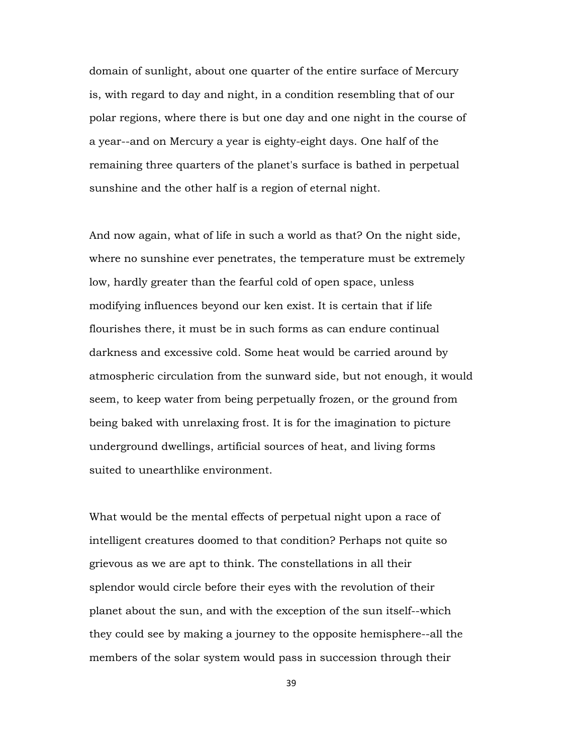domain of sunlight, about one quarter of the entire surface of Mercury is, with regard to day and night, in a condition resembling that of our polar regions, where there is but one day and one night in the course of a year--and on Mercury a year is eighty-eight days. One half of the remaining three quarters of the planet's surface is bathed in perpetual sunshine and the other half is a region of eternal night.

And now again, what of life in such a world as that? On the night side, where no sunshine ever penetrates, the temperature must be extremely low, hardly greater than the fearful cold of open space, unless modifying influences beyond our ken exist. It is certain that if life flourishes there, it must be in such forms as can endure continual darkness and excessive cold. Some heat would be carried around by atmospheric circulation from the sunward side, but not enough, it would seem, to keep water from being perpetually frozen, or the ground from being baked with unrelaxing frost. It is for the imagination to picture underground dwellings, artificial sources of heat, and living forms suited to unearthlike environment.

What would be the mental effects of perpetual night upon a race of intelligent creatures doomed to that condition? Perhaps not quite so grievous as we are apt to think. The constellations in all their splendor would circle before their eyes with the revolution of their planet about the sun, and with the exception of the sun itself--which they could see by making a journey to the opposite hemisphere--all the members of the solar system would pass in succession through their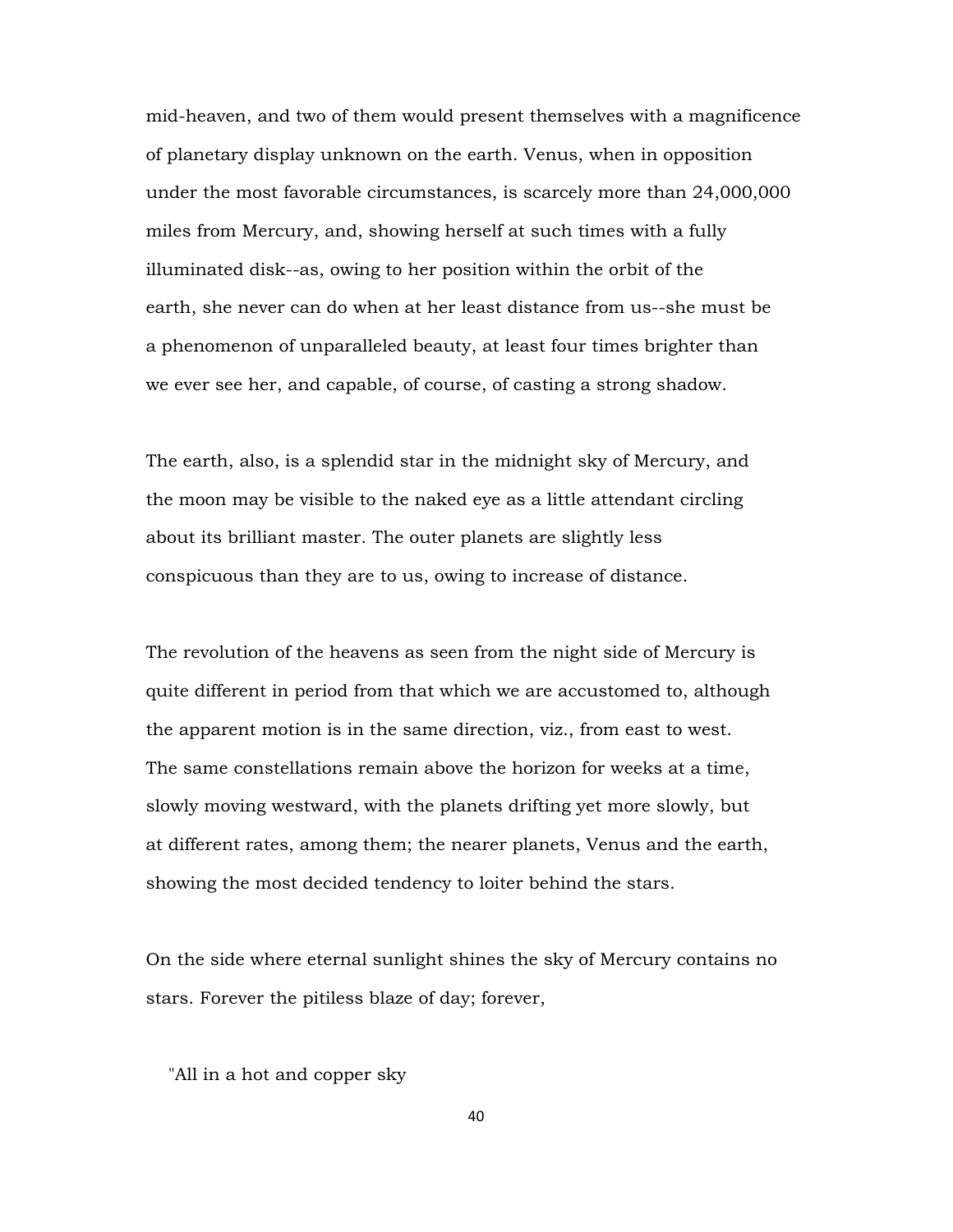mid-heaven, and two of them would present themselves with a magnificence of planetary display unknown on the earth. Venus, when in opposition under the most favorable circumstances, is scarcely more than 24,000,000 miles from Mercury, and, showing herself at such times with a fully illuminated disk--as, owing to her position within the orbit of the earth, she never can do when at her least distance from us--she must be a phenomenon of unparalleled beauty, at least four times brighter than we ever see her, and capable, of course, of casting a strong shadow.

The earth, also, is a splendid star in the midnight sky of Mercury, and the moon may be visible to the naked eye as a little attendant circling about its brilliant master. The outer planets are slightly less conspicuous than they are to us, owing to increase of distance.

The revolution of the heavens as seen from the night side of Mercury is quite different in period from that which we are accustomed to, although the apparent motion is in the same direction, viz., from east to west. The same constellations remain above the horizon for weeks at a time, slowly moving westward, with the planets drifting yet more slowly, but at different rates, among them; the nearer planets, Venus and the earth, showing the most decided tendency to loiter behind the stars.

On the side where eternal sunlight shines the sky of Mercury contains no stars. Forever the pitiless blaze of day; forever,

"All in a hot and copper sky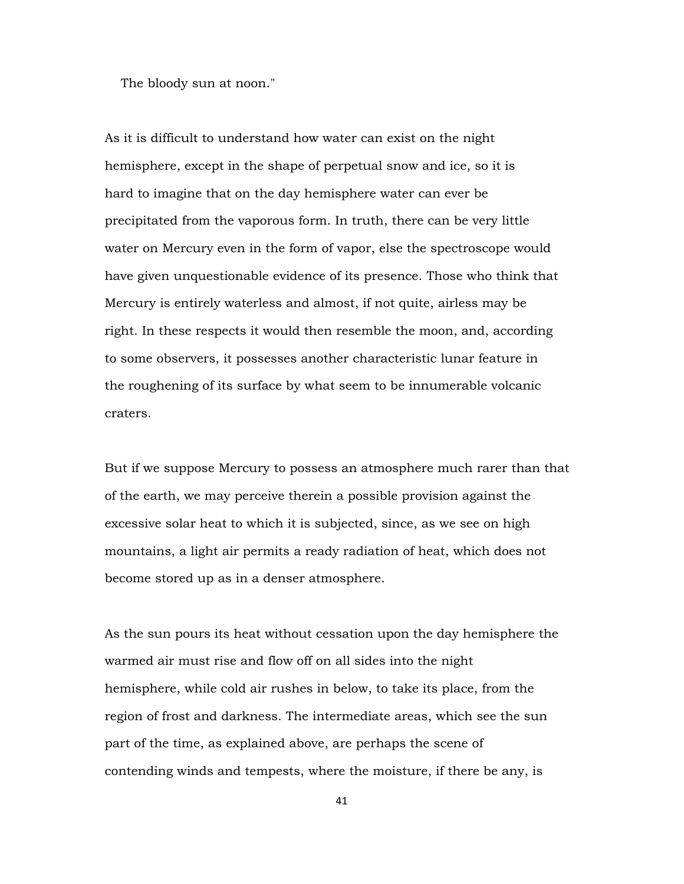The bloody sun at noon."

As it is difficult to understand how water can exist on the night hemisphere, except in the shape of perpetual snow and ice, so it is hard to imagine that on the day hemisphere water can ever be precipitated from the vaporous form. In truth, there can be very little water on Mercury even in the form of vapor, else the spectroscope would have given unquestionable evidence of its presence. Those who think that Mercury is entirely waterless and almost, if not quite, airless may be right. In these respects it would then resemble the moon, and, according to some observers, it possesses another characteristic lunar feature in the roughening of its surface by what seem to be innumerable volcanic craters.

But if we suppose Mercury to possess an atmosphere much rarer than that of the earth, we may perceive therein a possible provision against the excessive solar heat to which it is subjected, since, as we see on high mountains, a light air permits a ready radiation of heat, which does not become stored up as in a denser atmosphere.

As the sun pours its heat without cessation upon the day hemisphere the warmed air must rise and flow off on all sides into the night hemisphere, while cold air rushes in below, to take its place, from the region of frost and darkness. The intermediate areas, which see the sun part of the time, as explained above, are perhaps the scene of contending winds and tempests, where the moisture, if there be any, is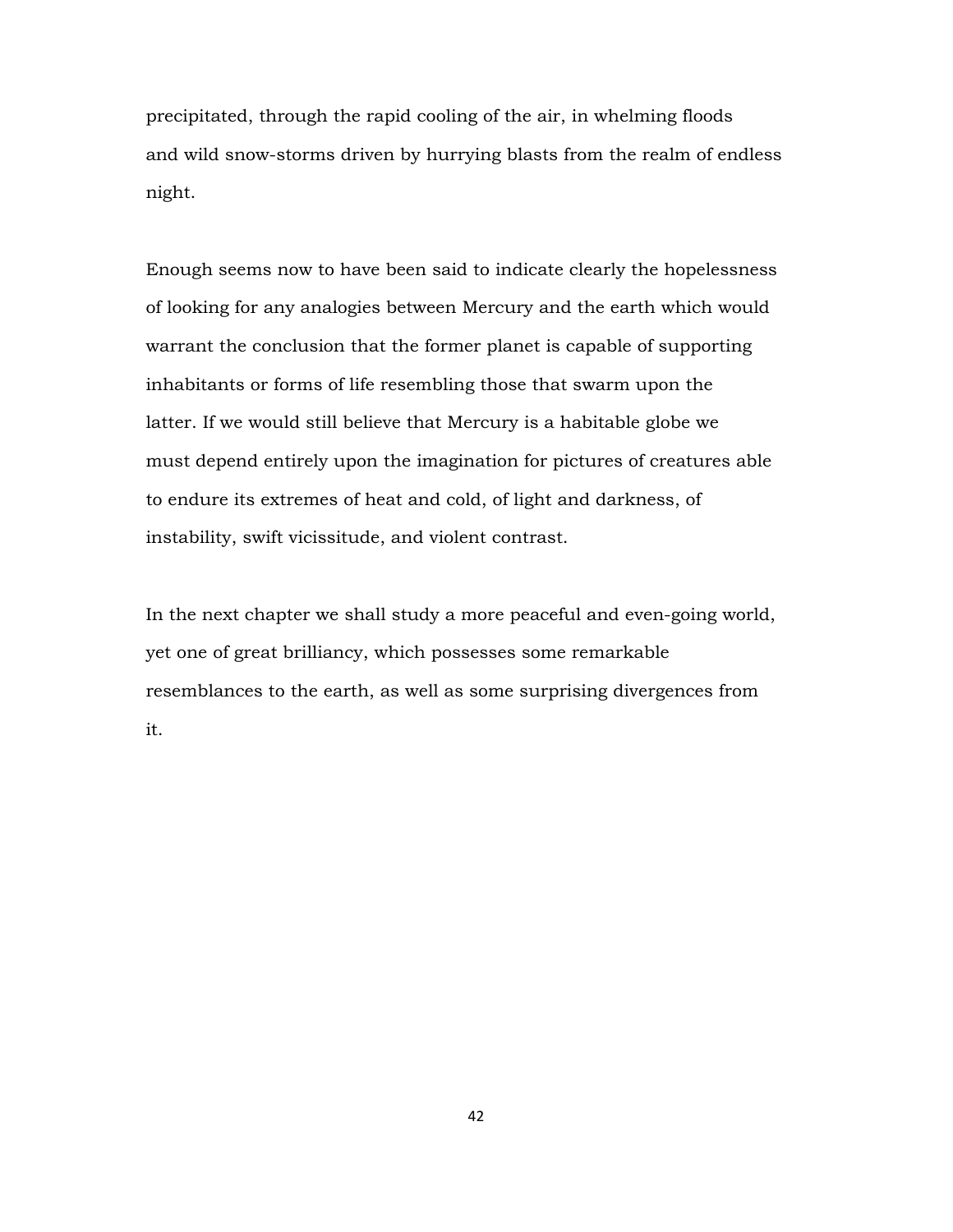precipitated, through the rapid cooling of the air, in whelming floods and wild snow-storms driven by hurrying blasts from the realm of endless night.

Enough seems now to have been said to indicate clearly the hopelessness of looking for any analogies between Mercury and the earth which would warrant the conclusion that the former planet is capable of supporting inhabitants or forms of life resembling those that swarm upon the latter. If we would still believe that Mercury is a habitable globe we must depend entirely upon the imagination for pictures of creatures able to endure its extremes of heat and cold, of light and darkness, of instability, swift vicissitude, and violent contrast.

In the next chapter we shall study a more peaceful and even-going world, yet one of great brilliancy, which possesses some remarkable resemblances to the earth, as well as some surprising divergences from it.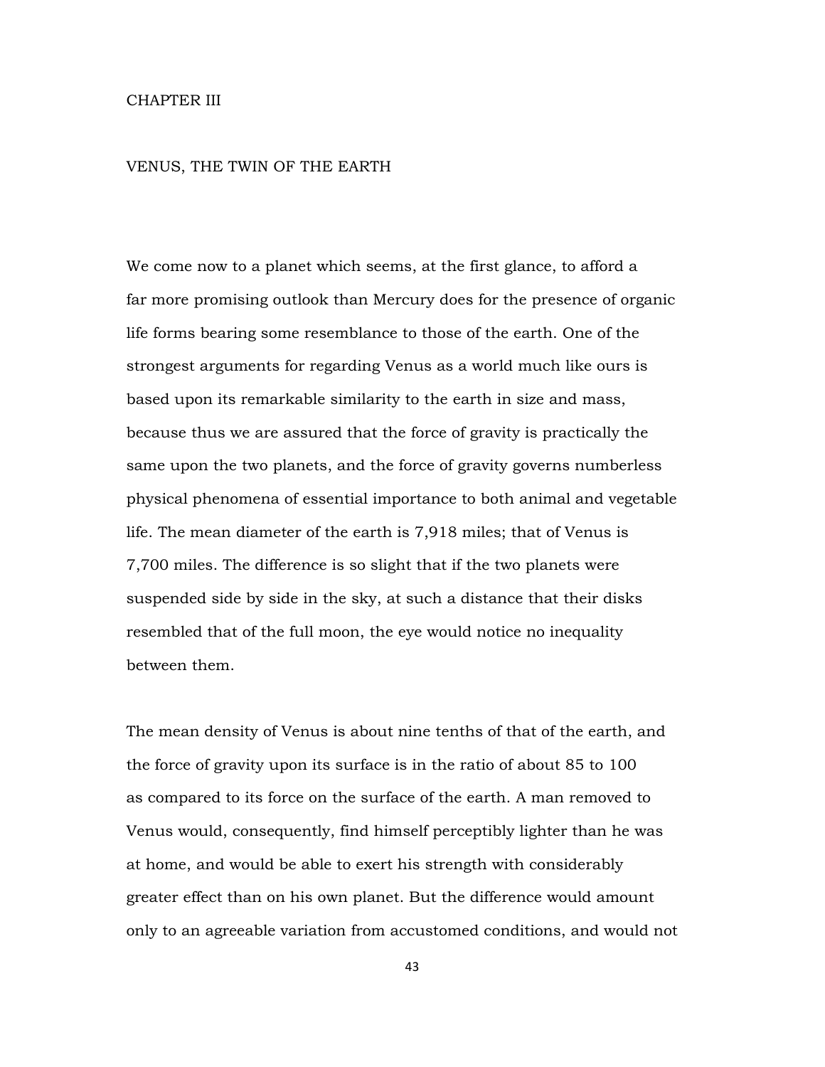## CHAPTER III

## VENUS, THE TWIN OF THE EARTH

We come now to a planet which seems, at the first glance, to afford a far more promising outlook than Mercury does for the presence of organic life forms bearing some resemblance to those of the earth. One of the strongest arguments for regarding Venus as a world much like ours is based upon its remarkable similarity to the earth in size and mass, because thus we are assured that the force of gravity is practically the same upon the two planets, and the force of gravity governs numberless physical phenomena of essential importance to both animal and vegetable life. The mean diameter of the earth is 7,918 miles; that of Venus is 7,700 miles. The difference is so slight that if the two planets were suspended side by side in the sky, at such a distance that their disks resembled that of the full moon, the eye would notice no inequality between them.

The mean density of Venus is about nine tenths of that of the earth, and the force of gravity upon its surface is in the ratio of about 85 to 100 as compared to its force on the surface of the earth. A man removed to Venus would, consequently, find himself perceptibly lighter than he was at home, and would be able to exert his strength with considerably greater effect than on his own planet. But the difference would amount only to an agreeable variation from accustomed conditions, and would not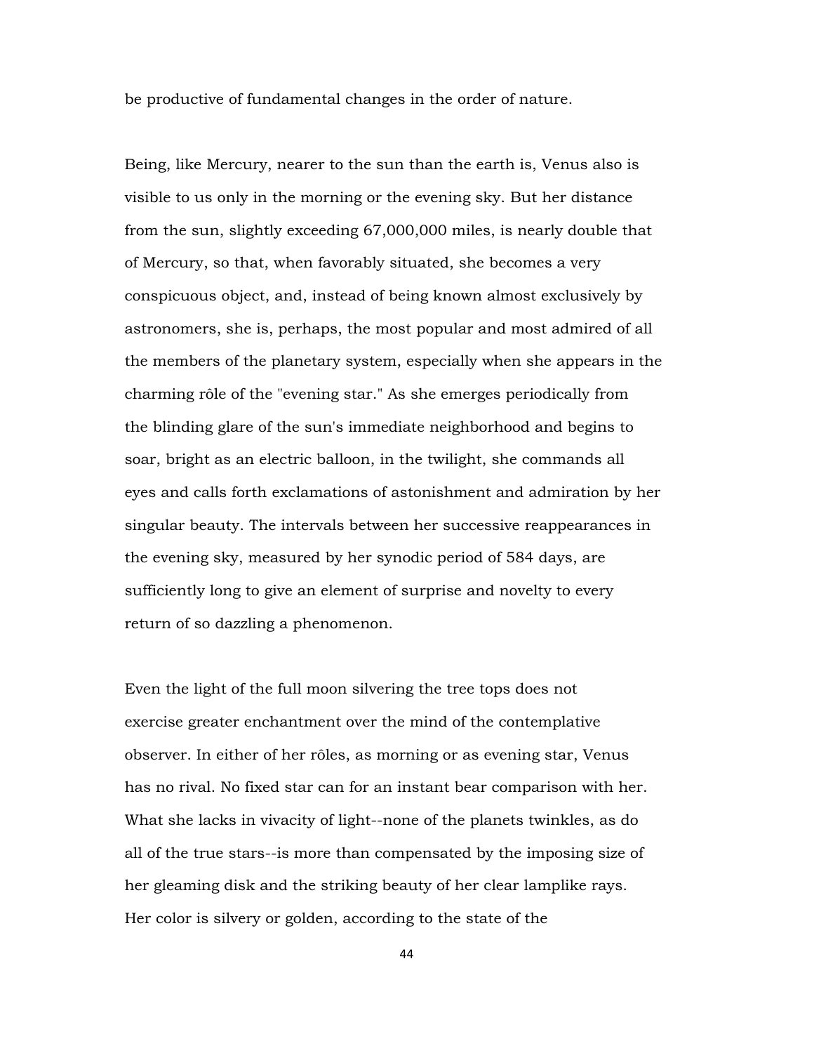be productive of fundamental changes in the order of nature.

Being, like Mercury, nearer to the sun than the earth is, Venus also is visible to us only in the morning or the evening sky. But her distance from the sun, slightly exceeding 67,000,000 miles, is nearly double that of Mercury, so that, when favorably situated, she becomes a very conspicuous object, and, instead of being known almost exclusively by astronomers, she is, perhaps, the most popular and most admired of all the members of the planetary system, especially when she appears in the charming rôle of the "evening star." As she emerges periodically from the blinding glare of the sun's immediate neighborhood and begins to soar, bright as an electric balloon, in the twilight, she commands all eyes and calls forth exclamations of astonishment and admiration by her singular beauty. The intervals between her successive reappearances in the evening sky, measured by her synodic period of 584 days, are sufficiently long to give an element of surprise and novelty to every return of so dazzling a phenomenon.

Even the light of the full moon silvering the tree tops does not exercise greater enchantment over the mind of the contemplative observer. In either of her rôles, as morning or as evening star, Venus has no rival. No fixed star can for an instant bear comparison with her. What she lacks in vivacity of light--none of the planets twinkles, as do all of the true stars--is more than compensated by the imposing size of her gleaming disk and the striking beauty of her clear lamplike rays. Her color is silvery or golden, according to the state of the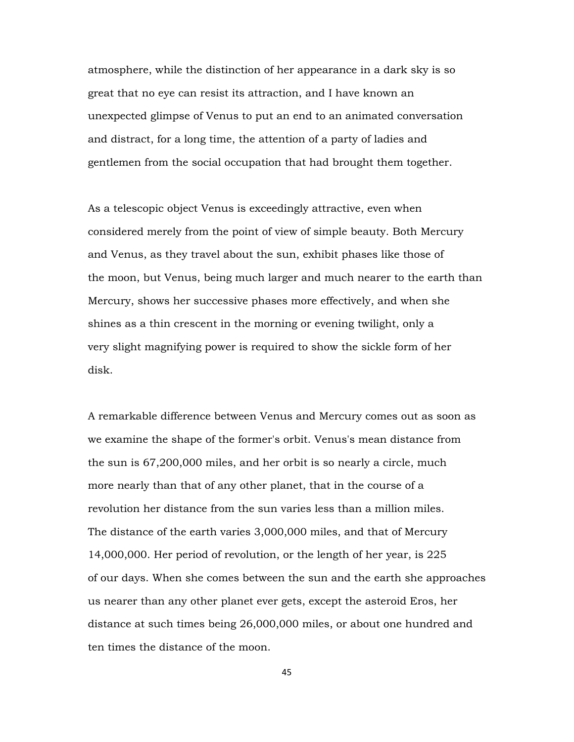atmosphere, while the distinction of her appearance in a dark sky is so great that no eye can resist its attraction, and I have known an unexpected glimpse of Venus to put an end to an animated conversation and distract, for a long time, the attention of a party of ladies and gentlemen from the social occupation that had brought them together.

As a telescopic object Venus is exceedingly attractive, even when considered merely from the point of view of simple beauty. Both Mercury and Venus, as they travel about the sun, exhibit phases like those of the moon, but Venus, being much larger and much nearer to the earth than Mercury, shows her successive phases more effectively, and when she shines as a thin crescent in the morning or evening twilight, only a very slight magnifying power is required to show the sickle form of her disk.

A remarkable difference between Venus and Mercury comes out as soon as we examine the shape of the former's orbit. Venus's mean distance from the sun is 67,200,000 miles, and her orbit is so nearly a circle, much more nearly than that of any other planet, that in the course of a revolution her distance from the sun varies less than a million miles. The distance of the earth varies 3,000,000 miles, and that of Mercury 14,000,000. Her period of revolution, or the length of her year, is 225 of our days. When she comes between the sun and the earth she approaches us nearer than any other planet ever gets, except the asteroid Eros, her distance at such times being 26,000,000 miles, or about one hundred and ten times the distance of the moon.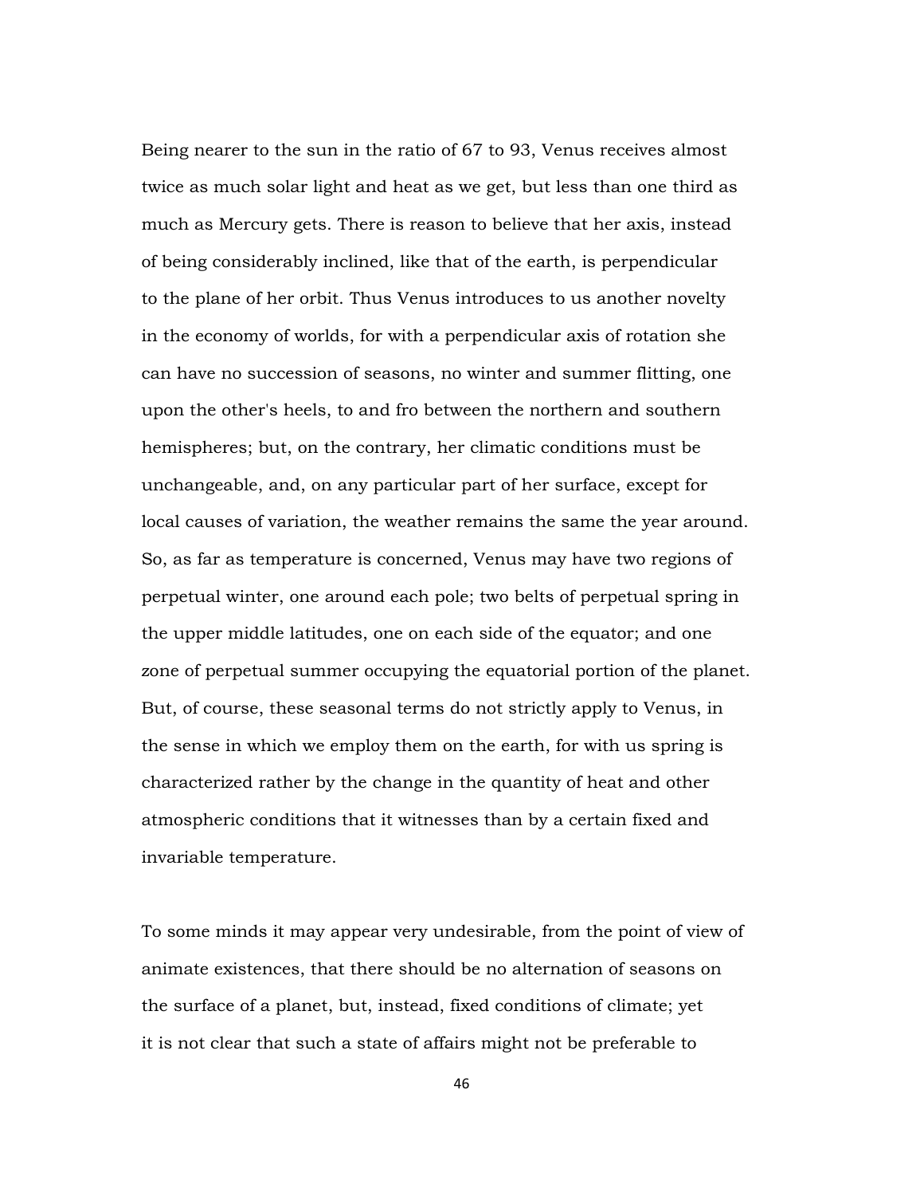Being nearer to the sun in the ratio of 67 to 93, Venus receives almost twice as much solar light and heat as we get, but less than one third as much as Mercury gets. There is reason to believe that her axis, instead of being considerably inclined, like that of the earth, is perpendicular to the plane of her orbit. Thus Venus introduces to us another novelty in the economy of worlds, for with a perpendicular axis of rotation she can have no succession of seasons, no winter and summer flitting, one upon the other's heels, to and fro between the northern and southern hemispheres; but, on the contrary, her climatic conditions must be unchangeable, and, on any particular part of her surface, except for local causes of variation, the weather remains the same the year around. So, as far as temperature is concerned, Venus may have two regions of perpetual winter, one around each pole; two belts of perpetual spring in the upper middle latitudes, one on each side of the equator; and one zone of perpetual summer occupying the equatorial portion of the planet. But, of course, these seasonal terms do not strictly apply to Venus, in the sense in which we employ them on the earth, for with us spring is characterized rather by the change in the quantity of heat and other atmospheric conditions that it witnesses than by a certain fixed and invariable temperature.

To some minds it may appear very undesirable, from the point of view of animate existences, that there should be no alternation of seasons on the surface of a planet, but, instead, fixed conditions of climate; yet it is not clear that such a state of affairs might not be preferable to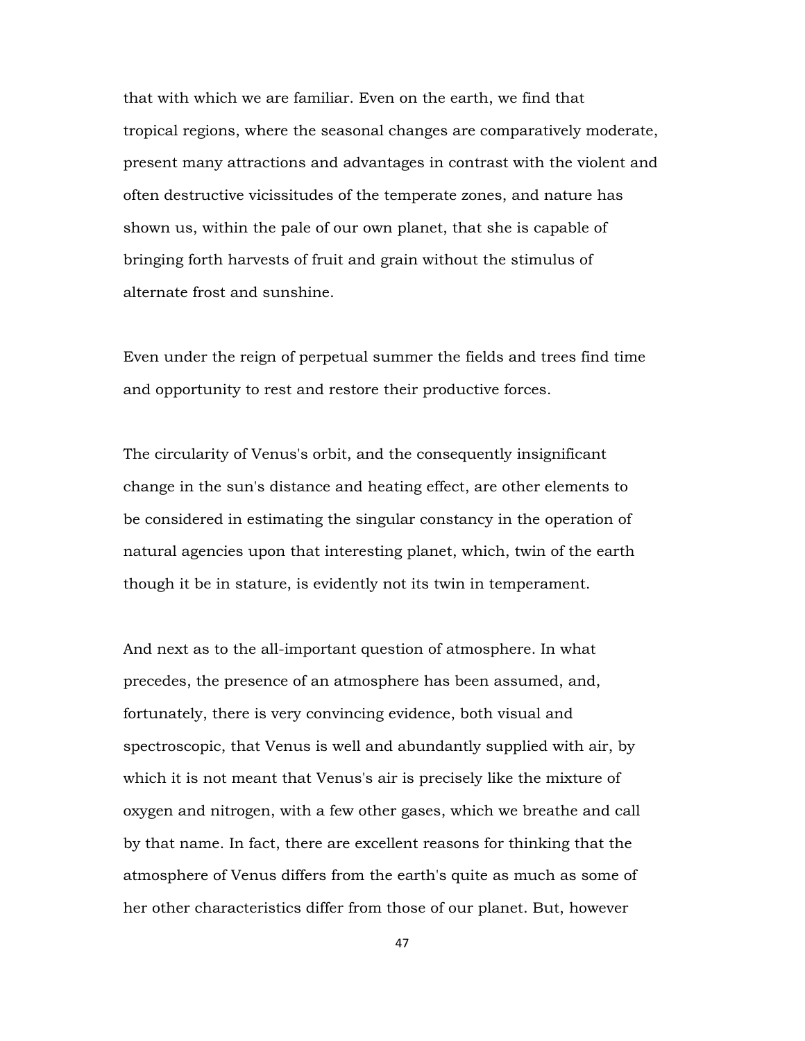that with which we are familiar. Even on the earth, we find that tropical regions, where the seasonal changes are comparatively moderate, present many attractions and advantages in contrast with the violent and often destructive vicissitudes of the temperate zones, and nature has shown us, within the pale of our own planet, that she is capable of bringing forth harvests of fruit and grain without the stimulus of alternate frost and sunshine.

Even under the reign of perpetual summer the fields and trees find time and opportunity to rest and restore their productive forces.

The circularity of Venus's orbit, and the consequently insignificant change in the sun's distance and heating effect, are other elements to be considered in estimating the singular constancy in the operation of natural agencies upon that interesting planet, which, twin of the earth though it be in stature, is evidently not its twin in temperament.

And next as to the all-important question of atmosphere. In what precedes, the presence of an atmosphere has been assumed, and, fortunately, there is very convincing evidence, both visual and spectroscopic, that Venus is well and abundantly supplied with air, by which it is not meant that Venus's air is precisely like the mixture of oxygen and nitrogen, with a few other gases, which we breathe and call by that name. In fact, there are excellent reasons for thinking that the atmosphere of Venus differs from the earth's quite as much as some of her other characteristics differ from those of our planet. But, however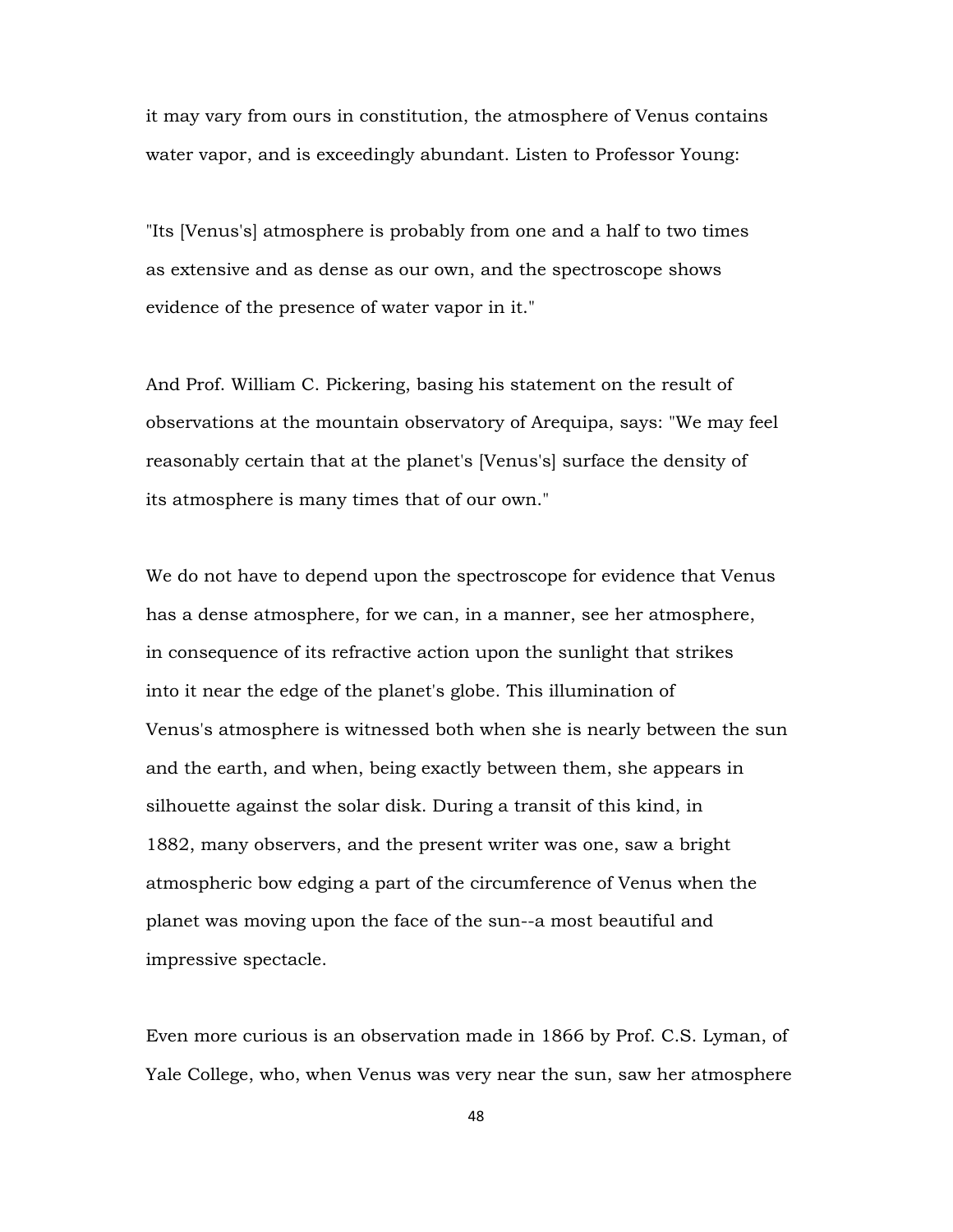it may vary from ours in constitution, the atmosphere of Venus contains water vapor, and is exceedingly abundant. Listen to Professor Young:

"Its [Venus's] atmosphere is probably from one and a half to two times as extensive and as dense as our own, and the spectroscope shows evidence of the presence of water vapor in it."

And Prof. William C. Pickering, basing his statement on the result of observations at the mountain observatory of Arequipa, says: "We may feel reasonably certain that at the planet's [Venus's] surface the density of its atmosphere is many times that of our own."

We do not have to depend upon the spectroscope for evidence that Venus has a dense atmosphere, for we can, in a manner, see her atmosphere, in consequence of its refractive action upon the sunlight that strikes into it near the edge of the planet's globe. This illumination of Venus's atmosphere is witnessed both when she is nearly between the sun and the earth, and when, being exactly between them, she appears in silhouette against the solar disk. During a transit of this kind, in 1882, many observers, and the present writer was one, saw a bright atmospheric bow edging a part of the circumference of Venus when the planet was moving upon the face of the sun--a most beautiful and impressive spectacle.

Even more curious is an observation made in 1866 by Prof. C.S. Lyman, of Yale College, who, when Venus was very near the sun, saw her atmosphere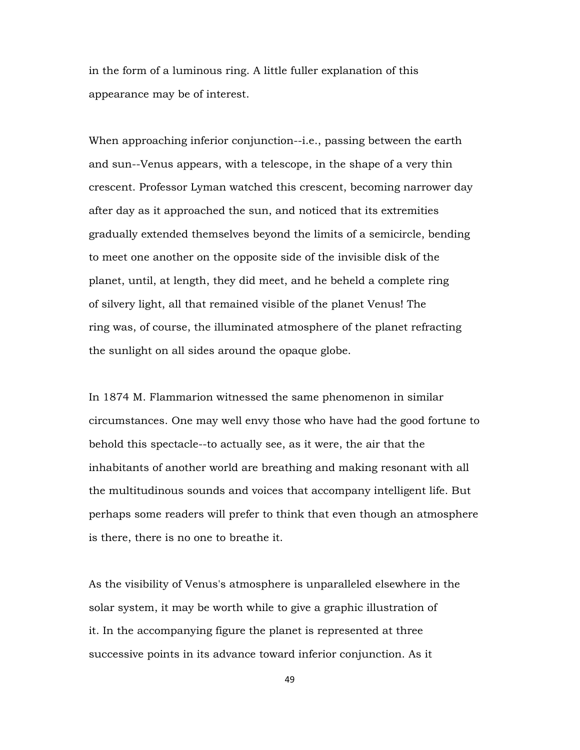in the form of a luminous ring. A little fuller explanation of this appearance may be of interest.

When approaching inferior conjunction--i.e., passing between the earth and sun--Venus appears, with a telescope, in the shape of a very thin crescent. Professor Lyman watched this crescent, becoming narrower day after day as it approached the sun, and noticed that its extremities gradually extended themselves beyond the limits of a semicircle, bending to meet one another on the opposite side of the invisible disk of the planet, until, at length, they did meet, and he beheld a complete ring of silvery light, all that remained visible of the planet Venus! The ring was, of course, the illuminated atmosphere of the planet refracting the sunlight on all sides around the opaque globe.

In 1874 M. Flammarion witnessed the same phenomenon in similar circumstances. One may well envy those who have had the good fortune to behold this spectacle--to actually see, as it were, the air that the inhabitants of another world are breathing and making resonant with all the multitudinous sounds and voices that accompany intelligent life. But perhaps some readers will prefer to think that even though an atmosphere is there, there is no one to breathe it.

As the visibility of Venus's atmosphere is unparalleled elsewhere in the solar system, it may be worth while to give a graphic illustration of it. In the accompanying figure the planet is represented at three successive points in its advance toward inferior conjunction. As it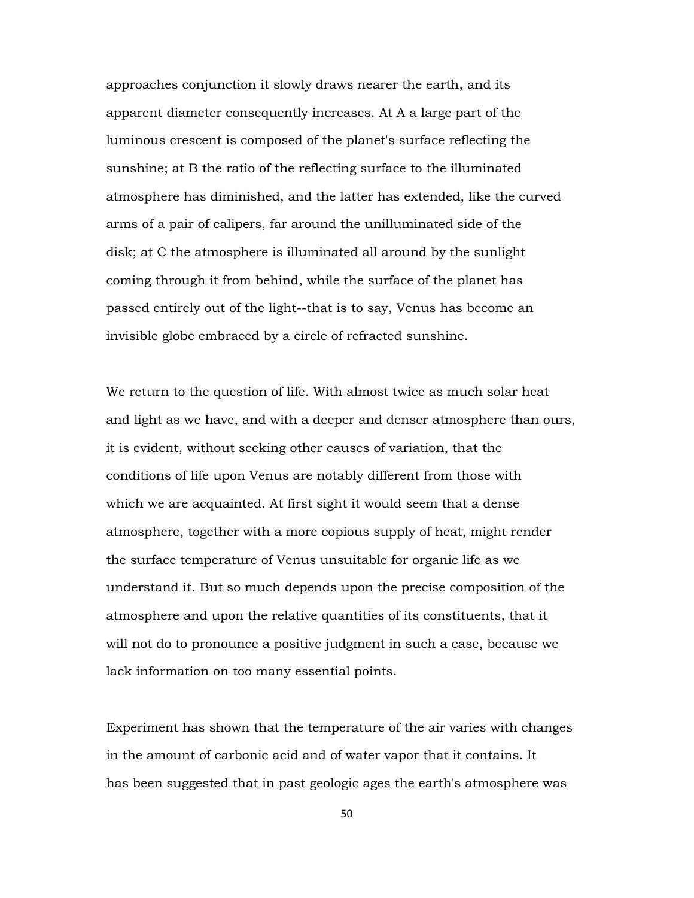approaches conjunction it slowly draws nearer the earth, and its apparent diameter consequently increases. At A a large part of the luminous crescent is composed of the planet's surface reflecting the sunshine; at B the ratio of the reflecting surface to the illuminated atmosphere has diminished, and the latter has extended, like the curved arms of a pair of calipers, far around the unilluminated side of the disk; at C the atmosphere is illuminated all around by the sunlight coming through it from behind, while the surface of the planet has passed entirely out of the light--that is to say, Venus has become an invisible globe embraced by a circle of refracted sunshine.

We return to the question of life. With almost twice as much solar heat and light as we have, and with a deeper and denser atmosphere than ours, it is evident, without seeking other causes of variation, that the conditions of life upon Venus are notably different from those with which we are acquainted. At first sight it would seem that a dense atmosphere, together with a more copious supply of heat, might render the surface temperature of Venus unsuitable for organic life as we understand it. But so much depends upon the precise composition of the atmosphere and upon the relative quantities of its constituents, that it will not do to pronounce a positive judgment in such a case, because we lack information on too many essential points.

Experiment has shown that the temperature of the air varies with changes in the amount of carbonic acid and of water vapor that it contains. It has been suggested that in past geologic ages the earth's atmosphere was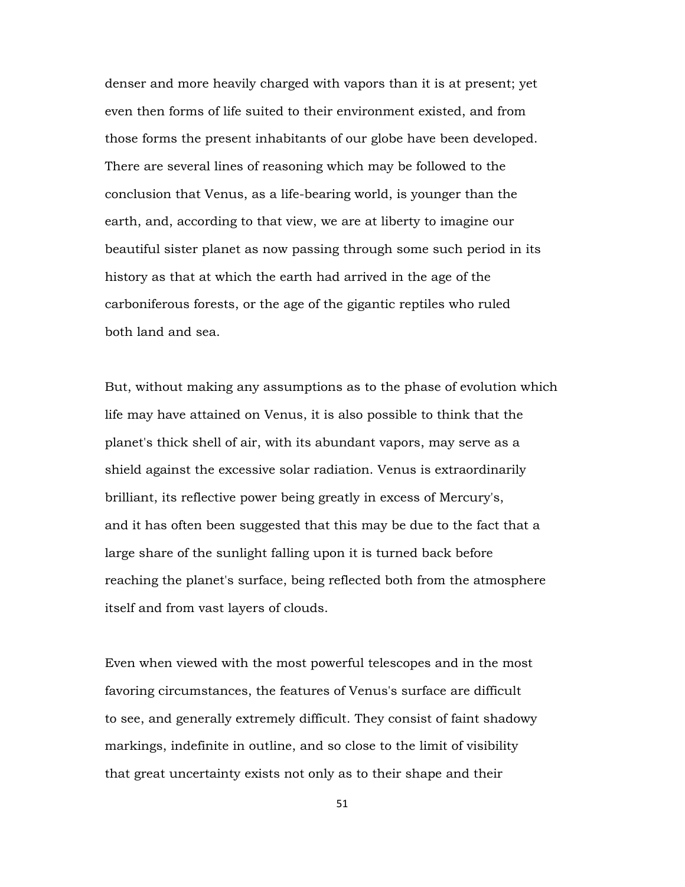denser and more heavily charged with vapors than it is at present; yet even then forms of life suited to their environment existed, and from those forms the present inhabitants of our globe have been developed. There are several lines of reasoning which may be followed to the conclusion that Venus, as a life-bearing world, is younger than the earth, and, according to that view, we are at liberty to imagine our beautiful sister planet as now passing through some such period in its history as that at which the earth had arrived in the age of the carboniferous forests, or the age of the gigantic reptiles who ruled both land and sea.

But, without making any assumptions as to the phase of evolution which life may have attained on Venus, it is also possible to think that the planet's thick shell of air, with its abundant vapors, may serve as a shield against the excessive solar radiation. Venus is extraordinarily brilliant, its reflective power being greatly in excess of Mercury's, and it has often been suggested that this may be due to the fact that a large share of the sunlight falling upon it is turned back before reaching the planet's surface, being reflected both from the atmosphere itself and from vast layers of clouds.

Even when viewed with the most powerful telescopes and in the most favoring circumstances, the features of Venus's surface are difficult to see, and generally extremely difficult. They consist of faint shadowy markings, indefinite in outline, and so close to the limit of visibility that great uncertainty exists not only as to their shape and their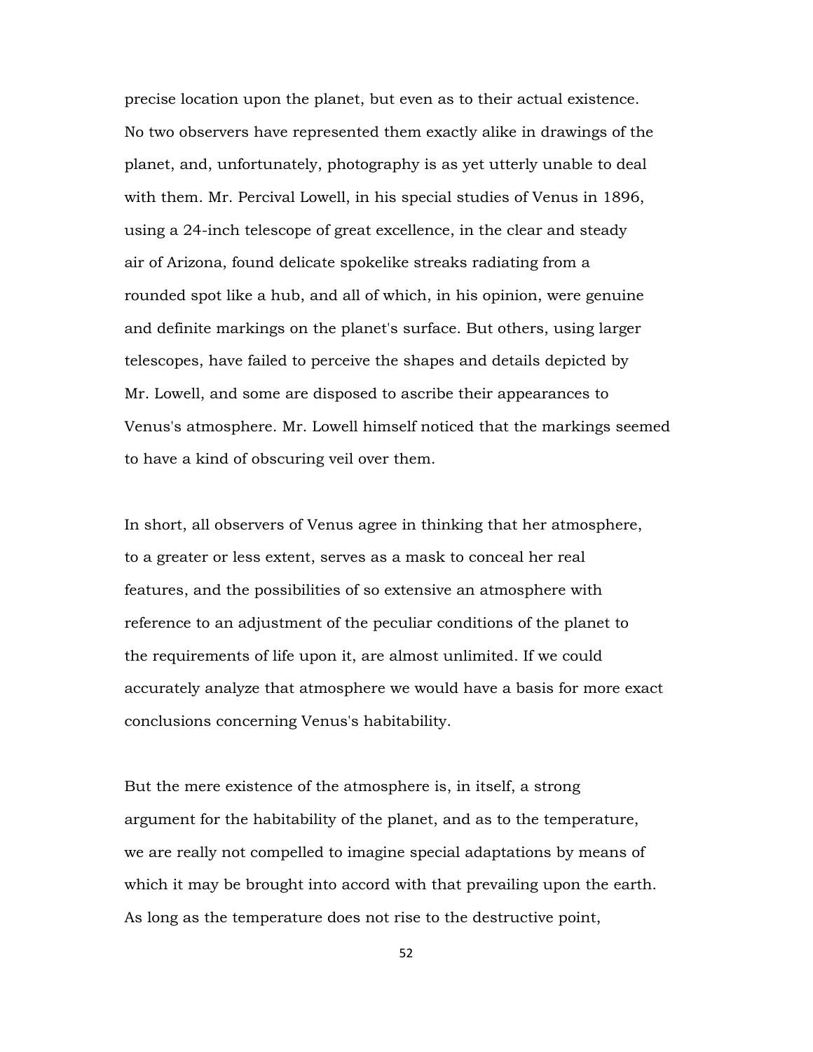precise location upon the planet, but even as to their actual existence. No two observers have represented them exactly alike in drawings of the planet, and, unfortunately, photography is as yet utterly unable to deal with them. Mr. Percival Lowell, in his special studies of Venus in 1896, using a 24-inch telescope of great excellence, in the clear and steady air of Arizona, found delicate spokelike streaks radiating from a rounded spot like a hub, and all of which, in his opinion, were genuine and definite markings on the planet's surface. But others, using larger telescopes, have failed to perceive the shapes and details depicted by Mr. Lowell, and some are disposed to ascribe their appearances to Venus's atmosphere. Mr. Lowell himself noticed that the markings seemed to have a kind of obscuring veil over them.

In short, all observers of Venus agree in thinking that her atmosphere, to a greater or less extent, serves as a mask to conceal her real features, and the possibilities of so extensive an atmosphere with reference to an adjustment of the peculiar conditions of the planet to the requirements of life upon it, are almost unlimited. If we could accurately analyze that atmosphere we would have a basis for more exact conclusions concerning Venus's habitability.

But the mere existence of the atmosphere is, in itself, a strong argument for the habitability of the planet, and as to the temperature, we are really not compelled to imagine special adaptations by means of which it may be brought into accord with that prevailing upon the earth. As long as the temperature does not rise to the destructive point,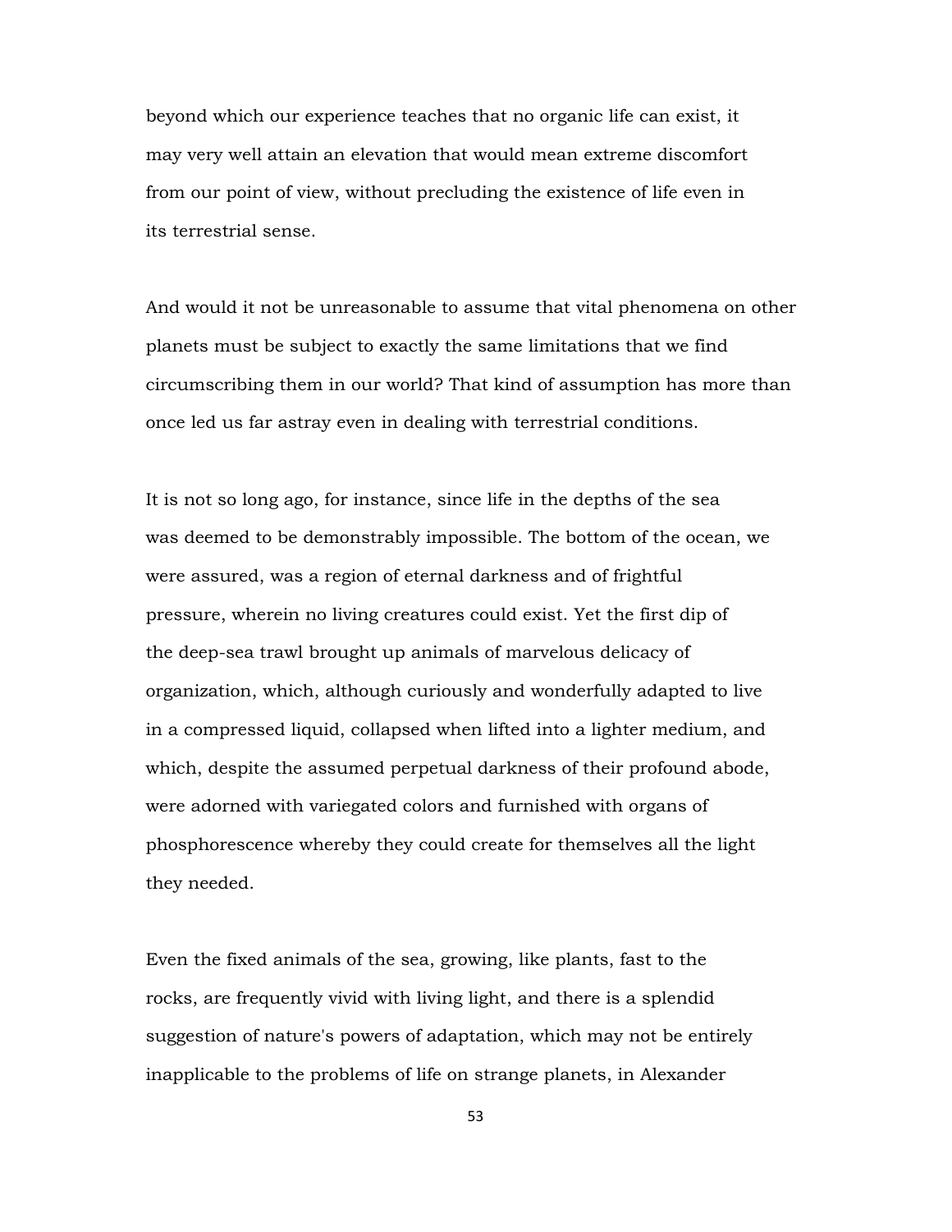beyond which our experience teaches that no organic life can exist, it may very well attain an elevation that would mean extreme discomfort from our point of view, without precluding the existence of life even in its terrestrial sense.

And would it not be unreasonable to assume that vital phenomena on other planets must be subject to exactly the same limitations that we find circumscribing them in our world? That kind of assumption has more than once led us far astray even in dealing with terrestrial conditions.

It is not so long ago, for instance, since life in the depths of the sea was deemed to be demonstrably impossible. The bottom of the ocean, we were assured, was a region of eternal darkness and of frightful pressure, wherein no living creatures could exist. Yet the first dip of the deep-sea trawl brought up animals of marvelous delicacy of organization, which, although curiously and wonderfully adapted to live in a compressed liquid, collapsed when lifted into a lighter medium, and which, despite the assumed perpetual darkness of their profound abode, were adorned with variegated colors and furnished with organs of phosphorescence whereby they could create for themselves all the light they needed.

Even the fixed animals of the sea, growing, like plants, fast to the rocks, are frequently vivid with living light, and there is a splendid suggestion of nature's powers of adaptation, which may not be entirely inapplicable to the problems of life on strange planets, in Alexander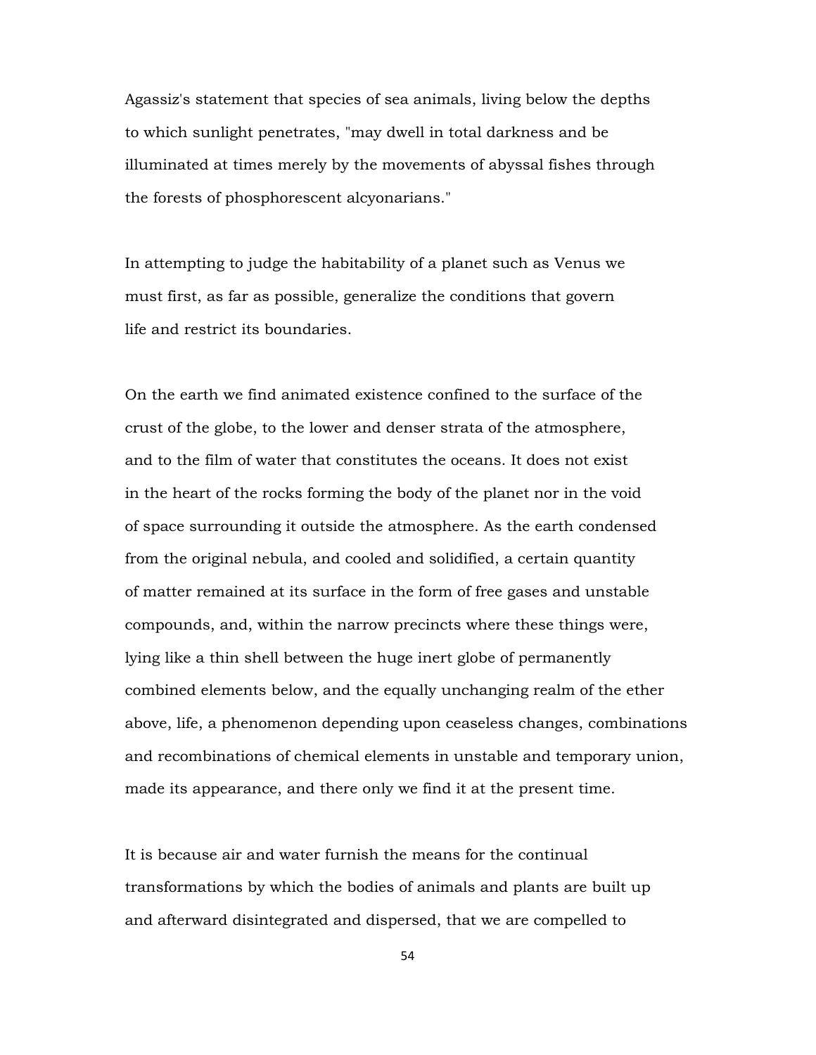Agassiz's statement that species of sea animals, living below the depths to which sunlight penetrates, "may dwell in total darkness and be illuminated at times merely by the movements of abyssal fishes through the forests of phosphorescent alcyonarians."

In attempting to judge the habitability of a planet such as Venus we must first, as far as possible, generalize the conditions that govern life and restrict its boundaries.

On the earth we find animated existence confined to the surface of the crust of the globe, to the lower and denser strata of the atmosphere, and to the film of water that constitutes the oceans. It does not exist in the heart of the rocks forming the body of the planet nor in the void of space surrounding it outside the atmosphere. As the earth condensed from the original nebula, and cooled and solidified, a certain quantity of matter remained at its surface in the form of free gases and unstable compounds, and, within the narrow precincts where these things were, lying like a thin shell between the huge inert globe of permanently combined elements below, and the equally unchanging realm of the ether above, life, a phenomenon depending upon ceaseless changes, combinations and recombinations of chemical elements in unstable and temporary union, made its appearance, and there only we find it at the present time.

It is because air and water furnish the means for the continual transformations by which the bodies of animals and plants are built up and afterward disintegrated and dispersed, that we are compelled to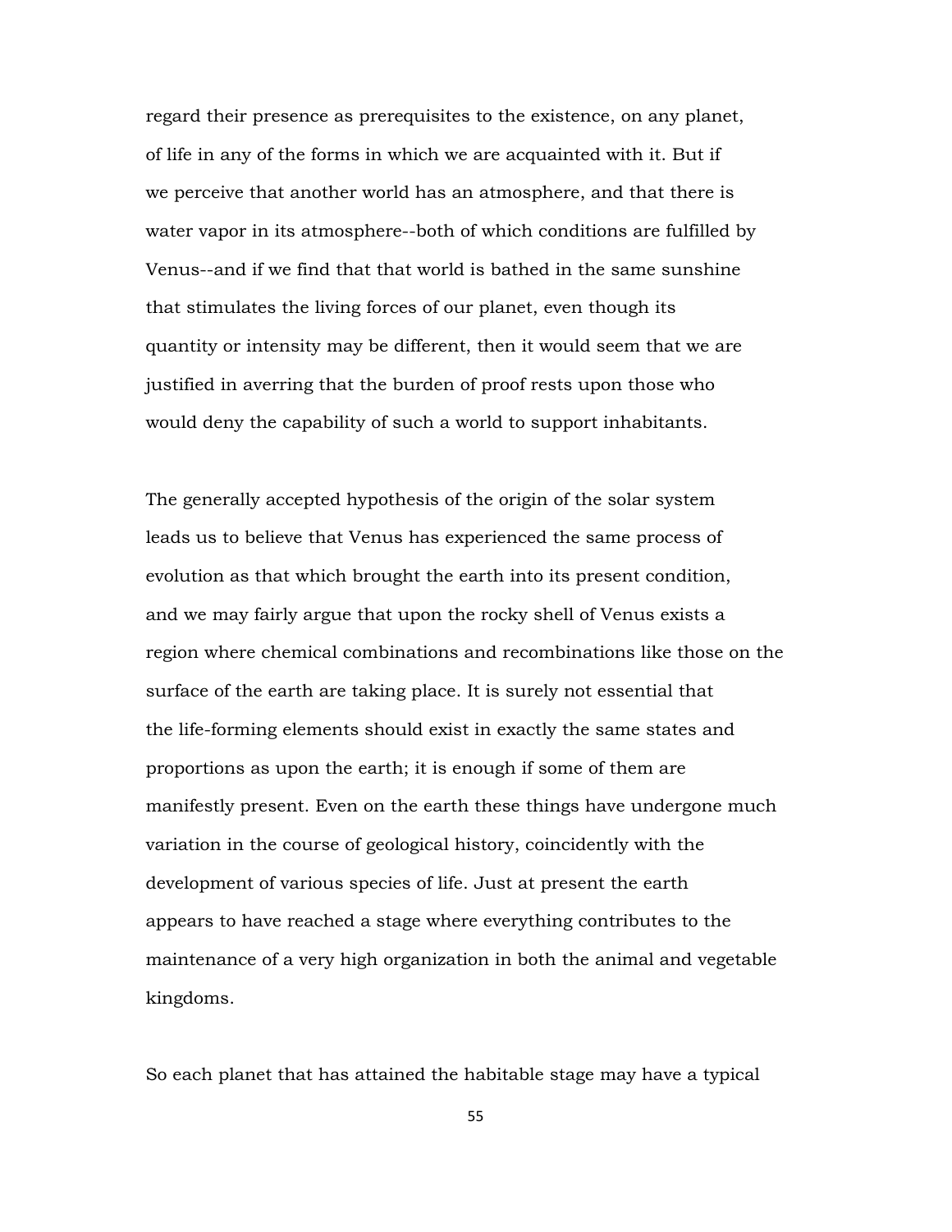regard their presence as prerequisites to the existence, on any planet, of life in any of the forms in which we are acquainted with it. But if we perceive that another world has an atmosphere, and that there is water vapor in its atmosphere--both of which conditions are fulfilled by Venus--and if we find that that world is bathed in the same sunshine that stimulates the living forces of our planet, even though its quantity or intensity may be different, then it would seem that we are justified in averring that the burden of proof rests upon those who would deny the capability of such a world to support inhabitants.

The generally accepted hypothesis of the origin of the solar system leads us to believe that Venus has experienced the same process of evolution as that which brought the earth into its present condition, and we may fairly argue that upon the rocky shell of Venus exists a region where chemical combinations and recombinations like those on the surface of the earth are taking place. It is surely not essential that the life-forming elements should exist in exactly the same states and proportions as upon the earth; it is enough if some of them are manifestly present. Even on the earth these things have undergone much variation in the course of geological history, coincidently with the development of various species of life. Just at present the earth appears to have reached a stage where everything contributes to the maintenance of a very high organization in both the animal and vegetable kingdoms.

So each planet that has attained the habitable stage may have a typical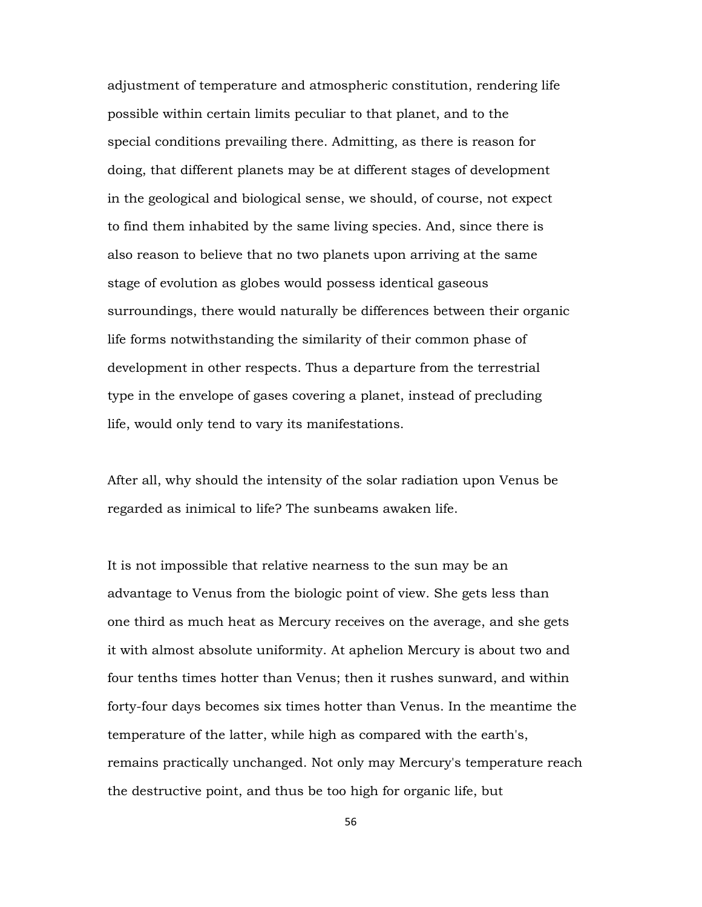adjustment of temperature and atmospheric constitution, rendering life possible within certain limits peculiar to that planet, and to the special conditions prevailing there. Admitting, as there is reason for doing, that different planets may be at different stages of development in the geological and biological sense, we should, of course, not expect to find them inhabited by the same living species. And, since there is also reason to believe that no two planets upon arriving at the same stage of evolution as globes would possess identical gaseous surroundings, there would naturally be differences between their organic life forms notwithstanding the similarity of their common phase of development in other respects. Thus a departure from the terrestrial type in the envelope of gases covering a planet, instead of precluding life, would only tend to vary its manifestations.

After all, why should the intensity of the solar radiation upon Venus be regarded as inimical to life? The sunbeams awaken life.

It is not impossible that relative nearness to the sun may be an advantage to Venus from the biologic point of view. She gets less than one third as much heat as Mercury receives on the average, and she gets it with almost absolute uniformity. At aphelion Mercury is about two and four tenths times hotter than Venus; then it rushes sunward, and within forty-four days becomes six times hotter than Venus. In the meantime the temperature of the latter, while high as compared with the earth's, remains practically unchanged. Not only may Mercury's temperature reach the destructive point, and thus be too high for organic life, but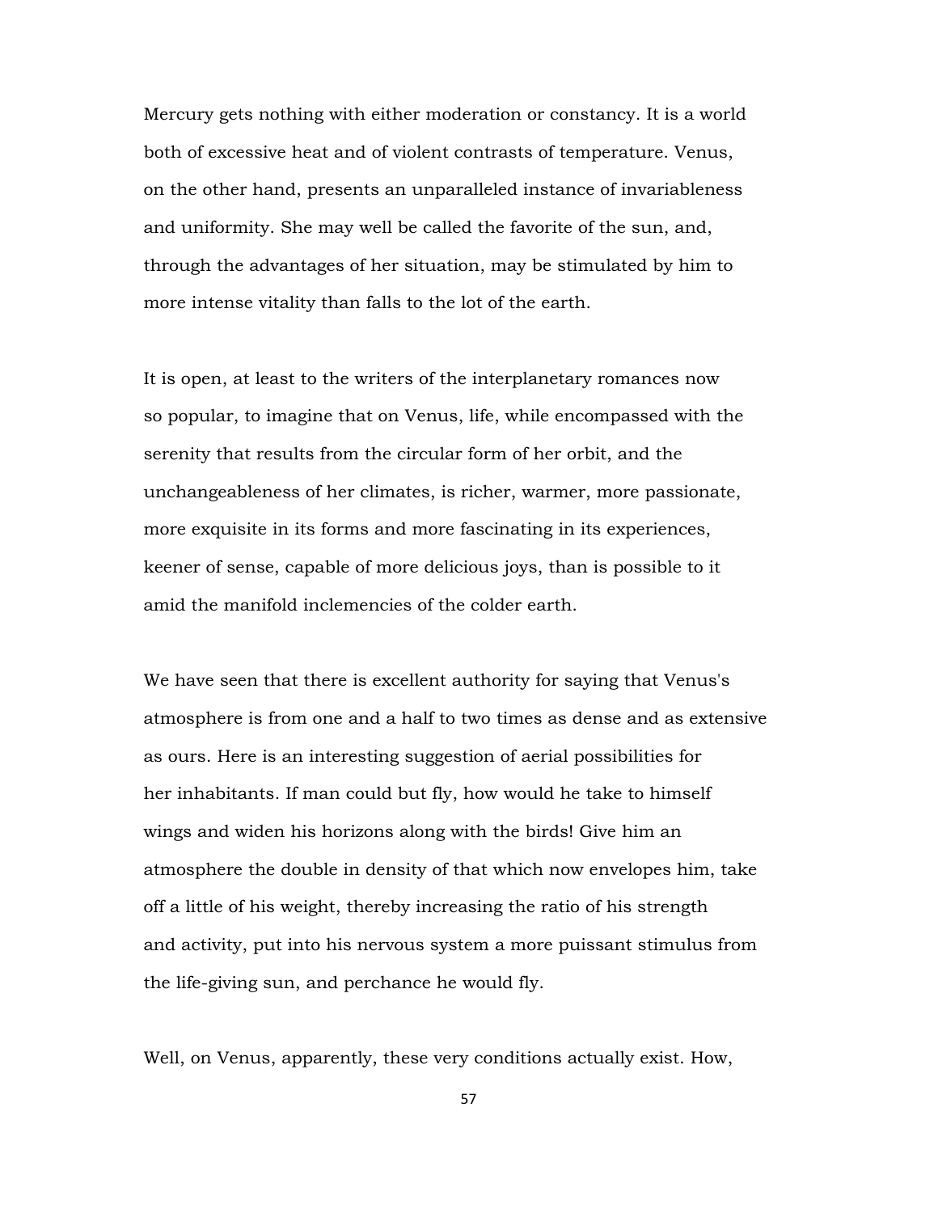Mercury gets nothing with either moderation or constancy. It is a world both of excessive heat and of violent contrasts of temperature. Venus, on the other hand, presents an unparalleled instance of invariableness and uniformity. She may well be called the favorite of the sun, and, through the advantages of her situation, may be stimulated by him to more intense vitality than falls to the lot of the earth.

It is open, at least to the writers of the interplanetary romances now so popular, to imagine that on Venus, life, while encompassed with the serenity that results from the circular form of her orbit, and the unchangeableness of her climates, is richer, warmer, more passionate, more exquisite in its forms and more fascinating in its experiences, keener of sense, capable of more delicious joys, than is possible to it amid the manifold inclemencies of the colder earth.

We have seen that there is excellent authority for saying that Venus's atmosphere is from one and a half to two times as dense and as extensive as ours. Here is an interesting suggestion of aerial possibilities for her inhabitants. If man could but fly, how would he take to himself wings and widen his horizons along with the birds! Give him an atmosphere the double in density of that which now envelopes him, take off a little of his weight, thereby increasing the ratio of his strength and activity, put into his nervous system a more puissant stimulus from the life-giving sun, and perchance he would fly.

Well, on Venus, apparently, these very conditions actually exist. How,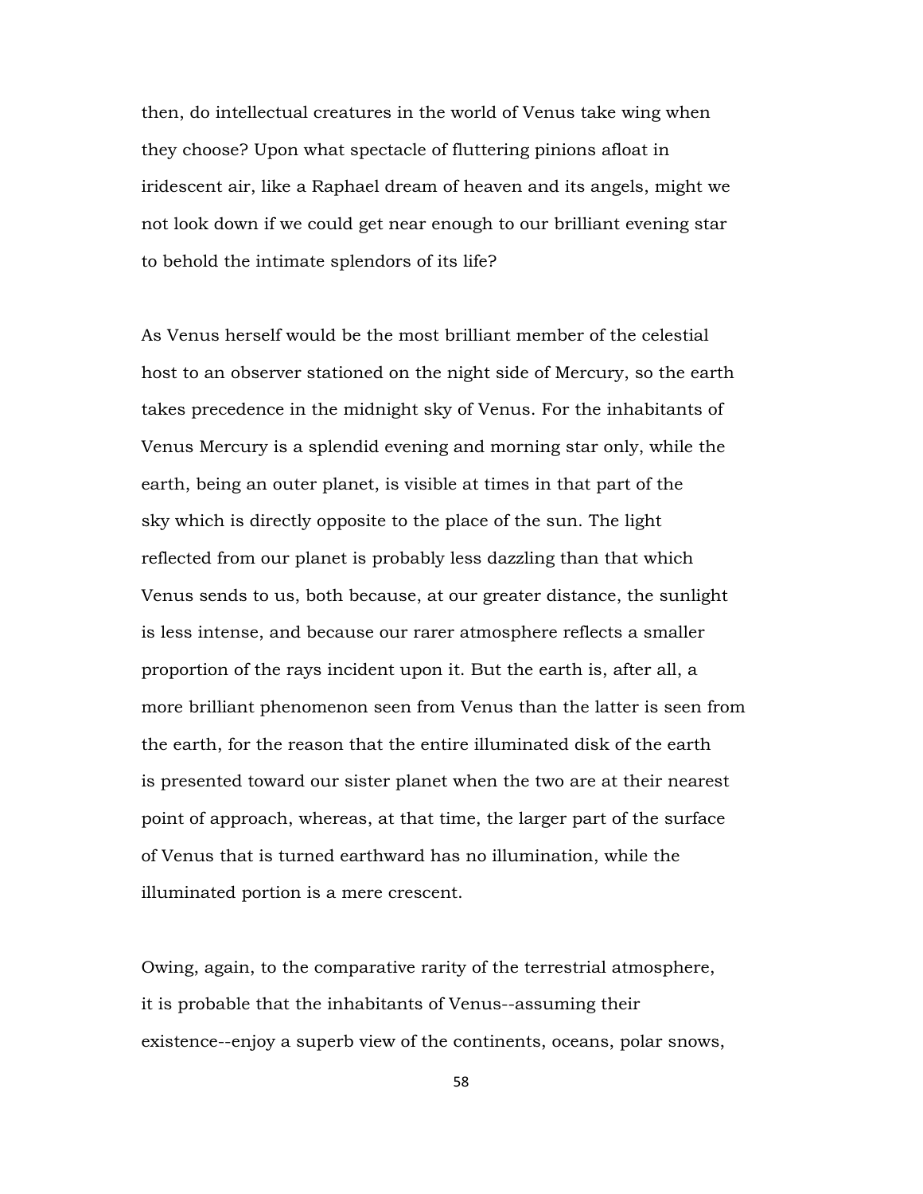then, do intellectual creatures in the world of Venus take wing when they choose? Upon what spectacle of fluttering pinions afloat in iridescent air, like a Raphael dream of heaven and its angels, might we not look down if we could get near enough to our brilliant evening star to behold the intimate splendors of its life?

As Venus herself would be the most brilliant member of the celestial host to an observer stationed on the night side of Mercury, so the earth takes precedence in the midnight sky of Venus. For the inhabitants of Venus Mercury is a splendid evening and morning star only, while the earth, being an outer planet, is visible at times in that part of the sky which is directly opposite to the place of the sun. The light reflected from our planet is probably less dazzling than that which Venus sends to us, both because, at our greater distance, the sunlight is less intense, and because our rarer atmosphere reflects a smaller proportion of the rays incident upon it. But the earth is, after all, a more brilliant phenomenon seen from Venus than the latter is seen from the earth, for the reason that the entire illuminated disk of the earth is presented toward our sister planet when the two are at their nearest point of approach, whereas, at that time, the larger part of the surface of Venus that is turned earthward has no illumination, while the illuminated portion is a mere crescent.

Owing, again, to the comparative rarity of the terrestrial atmosphere, it is probable that the inhabitants of Venus--assuming their existence--enjoy a superb view of the continents, oceans, polar snows,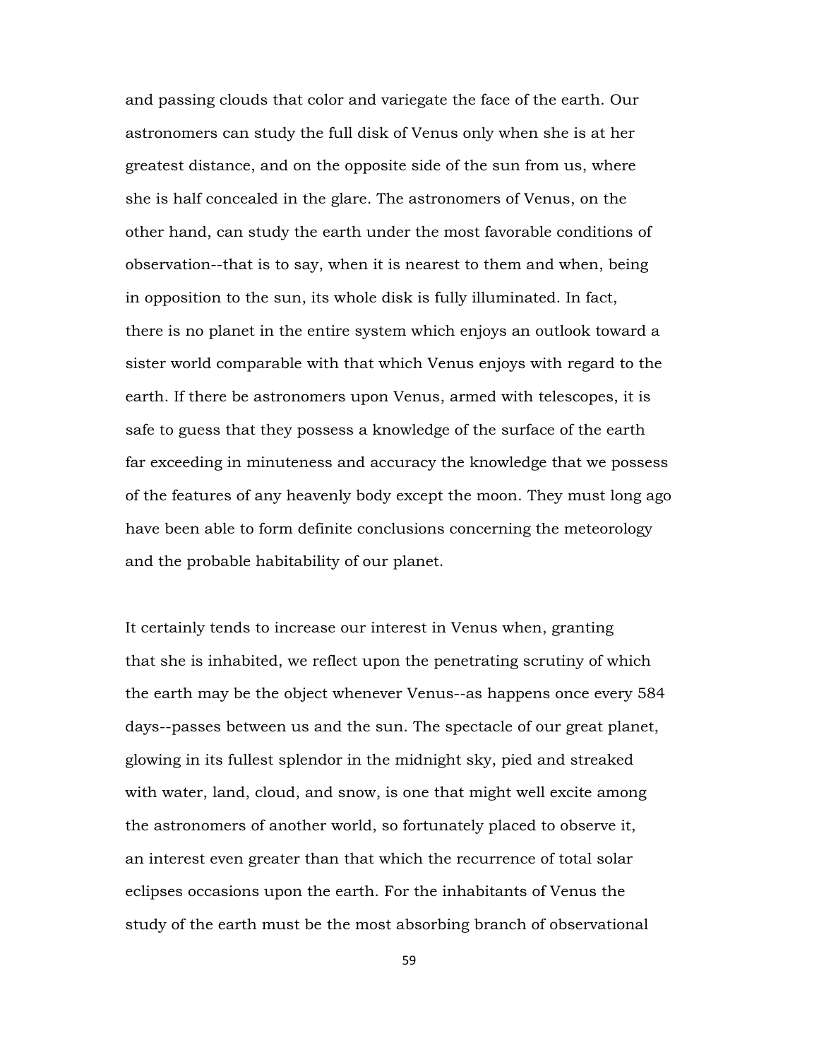and passing clouds that color and variegate the face of the earth. Our astronomers can study the full disk of Venus only when she is at her greatest distance, and on the opposite side of the sun from us, where she is half concealed in the glare. The astronomers of Venus, on the other hand, can study the earth under the most favorable conditions of observation--that is to say, when it is nearest to them and when, being in opposition to the sun, its whole disk is fully illuminated. In fact, there is no planet in the entire system which enjoys an outlook toward a sister world comparable with that which Venus enjoys with regard to the earth. If there be astronomers upon Venus, armed with telescopes, it is safe to guess that they possess a knowledge of the surface of the earth far exceeding in minuteness and accuracy the knowledge that we possess of the features of any heavenly body except the moon. They must long ago have been able to form definite conclusions concerning the meteorology and the probable habitability of our planet.

It certainly tends to increase our interest in Venus when, granting that she is inhabited, we reflect upon the penetrating scrutiny of which the earth may be the object whenever Venus--as happens once every 584 days--passes between us and the sun. The spectacle of our great planet, glowing in its fullest splendor in the midnight sky, pied and streaked with water, land, cloud, and snow, is one that might well excite among the astronomers of another world, so fortunately placed to observe it, an interest even greater than that which the recurrence of total solar eclipses occasions upon the earth. For the inhabitants of Venus the study of the earth must be the most absorbing branch of observational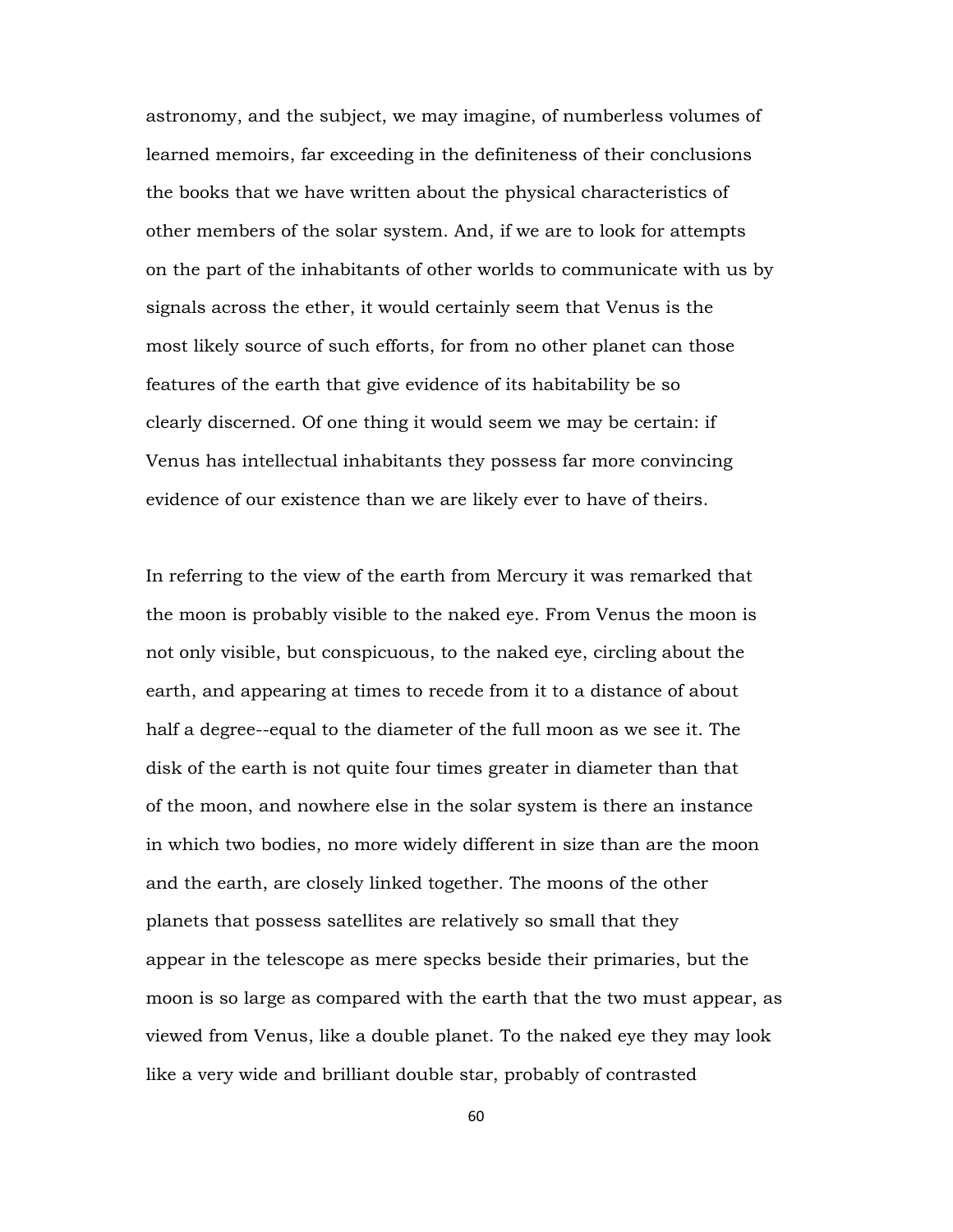astronomy, and the subject, we may imagine, of numberless volumes of learned memoirs, far exceeding in the definiteness of their conclusions the books that we have written about the physical characteristics of other members of the solar system. And, if we are to look for attempts on the part of the inhabitants of other worlds to communicate with us by signals across the ether, it would certainly seem that Venus is the most likely source of such efforts, for from no other planet can those features of the earth that give evidence of its habitability be so clearly discerned. Of one thing it would seem we may be certain: if Venus has intellectual inhabitants they possess far more convincing evidence of our existence than we are likely ever to have of theirs.

In referring to the view of the earth from Mercury it was remarked that the moon is probably visible to the naked eye. From Venus the moon is not only visible, but conspicuous, to the naked eye, circling about the earth, and appearing at times to recede from it to a distance of about half a degree--equal to the diameter of the full moon as we see it. The disk of the earth is not quite four times greater in diameter than that of the moon, and nowhere else in the solar system is there an instance in which two bodies, no more widely different in size than are the moon and the earth, are closely linked together. The moons of the other planets that possess satellites are relatively so small that they appear in the telescope as mere specks beside their primaries, but the moon is so large as compared with the earth that the two must appear, as viewed from Venus, like a double planet. To the naked eye they may look like a very wide and brilliant double star, probably of contrasted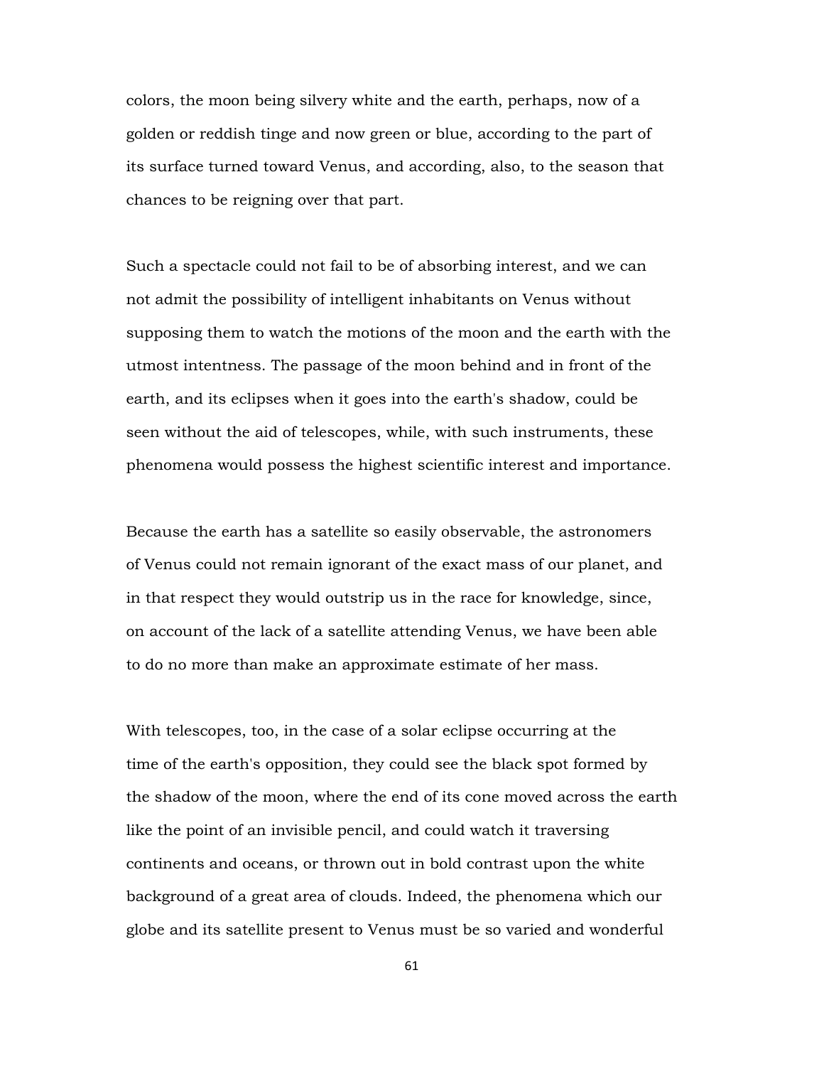colors, the moon being silvery white and the earth, perhaps, now of a golden or reddish tinge and now green or blue, according to the part of its surface turned toward Venus, and according, also, to the season that chances to be reigning over that part.

Such a spectacle could not fail to be of absorbing interest, and we can not admit the possibility of intelligent inhabitants on Venus without supposing them to watch the motions of the moon and the earth with the utmost intentness. The passage of the moon behind and in front of the earth, and its eclipses when it goes into the earth's shadow, could be seen without the aid of telescopes, while, with such instruments, these phenomena would possess the highest scientific interest and importance.

Because the earth has a satellite so easily observable, the astronomers of Venus could not remain ignorant of the exact mass of our planet, and in that respect they would outstrip us in the race for knowledge, since, on account of the lack of a satellite attending Venus, we have been able to do no more than make an approximate estimate of her mass.

With telescopes, too, in the case of a solar eclipse occurring at the time of the earth's opposition, they could see the black spot formed by the shadow of the moon, where the end of its cone moved across the earth like the point of an invisible pencil, and could watch it traversing continents and oceans, or thrown out in bold contrast upon the white background of a great area of clouds. Indeed, the phenomena which our globe and its satellite present to Venus must be so varied and wonderful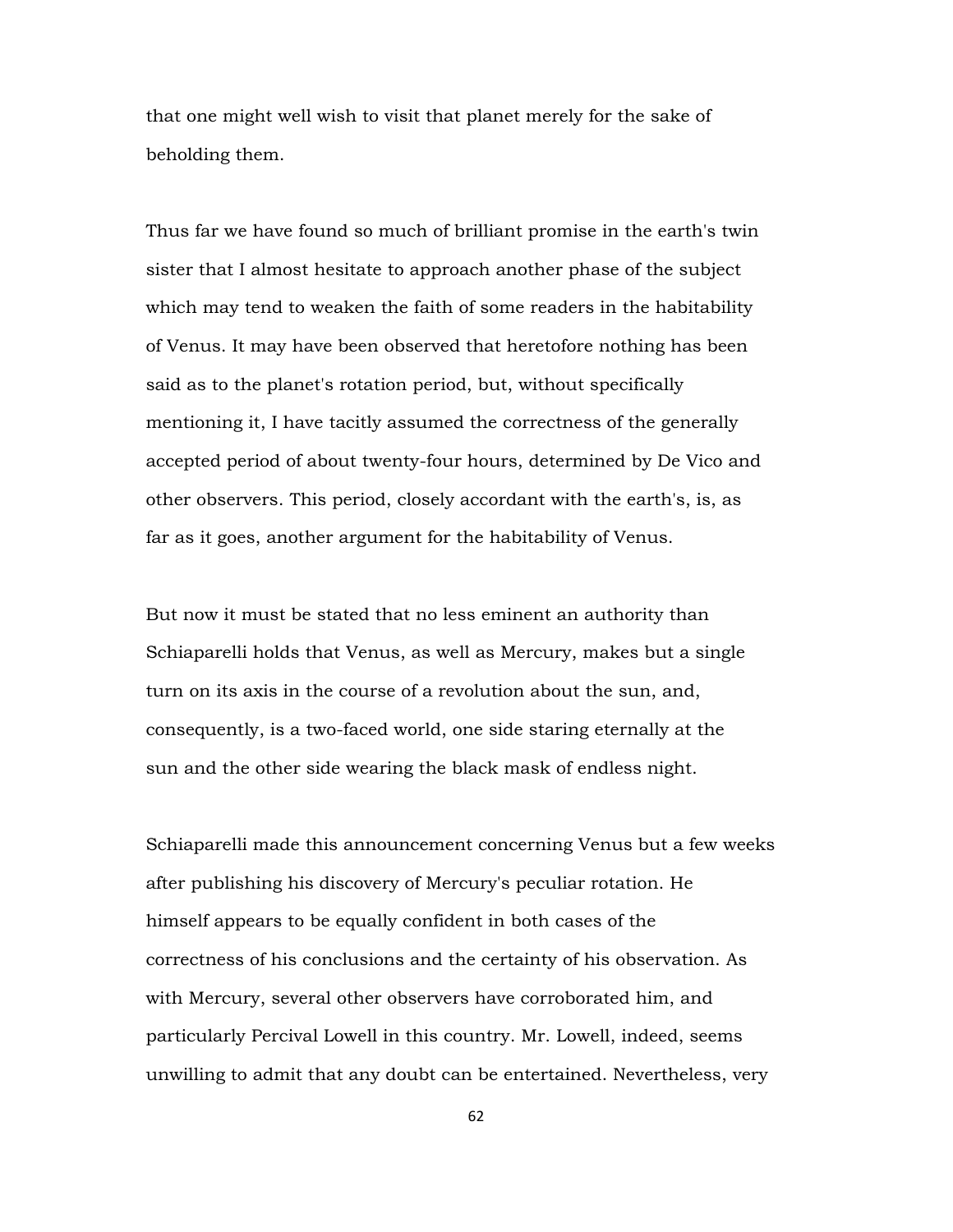that one might well wish to visit that planet merely for the sake of beholding them.

Thus far we have found so much of brilliant promise in the earth's twin sister that I almost hesitate to approach another phase of the subject which may tend to weaken the faith of some readers in the habitability of Venus. It may have been observed that heretofore nothing has been said as to the planet's rotation period, but, without specifically mentioning it, I have tacitly assumed the correctness of the generally accepted period of about twenty-four hours, determined by De Vico and other observers. This period, closely accordant with the earth's, is, as far as it goes, another argument for the habitability of Venus.

But now it must be stated that no less eminent an authority than Schiaparelli holds that Venus, as well as Mercury, makes but a single turn on its axis in the course of a revolution about the sun, and, consequently, is a two-faced world, one side staring eternally at the sun and the other side wearing the black mask of endless night.

Schiaparelli made this announcement concerning Venus but a few weeks after publishing his discovery of Mercury's peculiar rotation. He himself appears to be equally confident in both cases of the correctness of his conclusions and the certainty of his observation. As with Mercury, several other observers have corroborated him, and particularly Percival Lowell in this country. Mr. Lowell, indeed, seems unwilling to admit that any doubt can be entertained. Nevertheless, very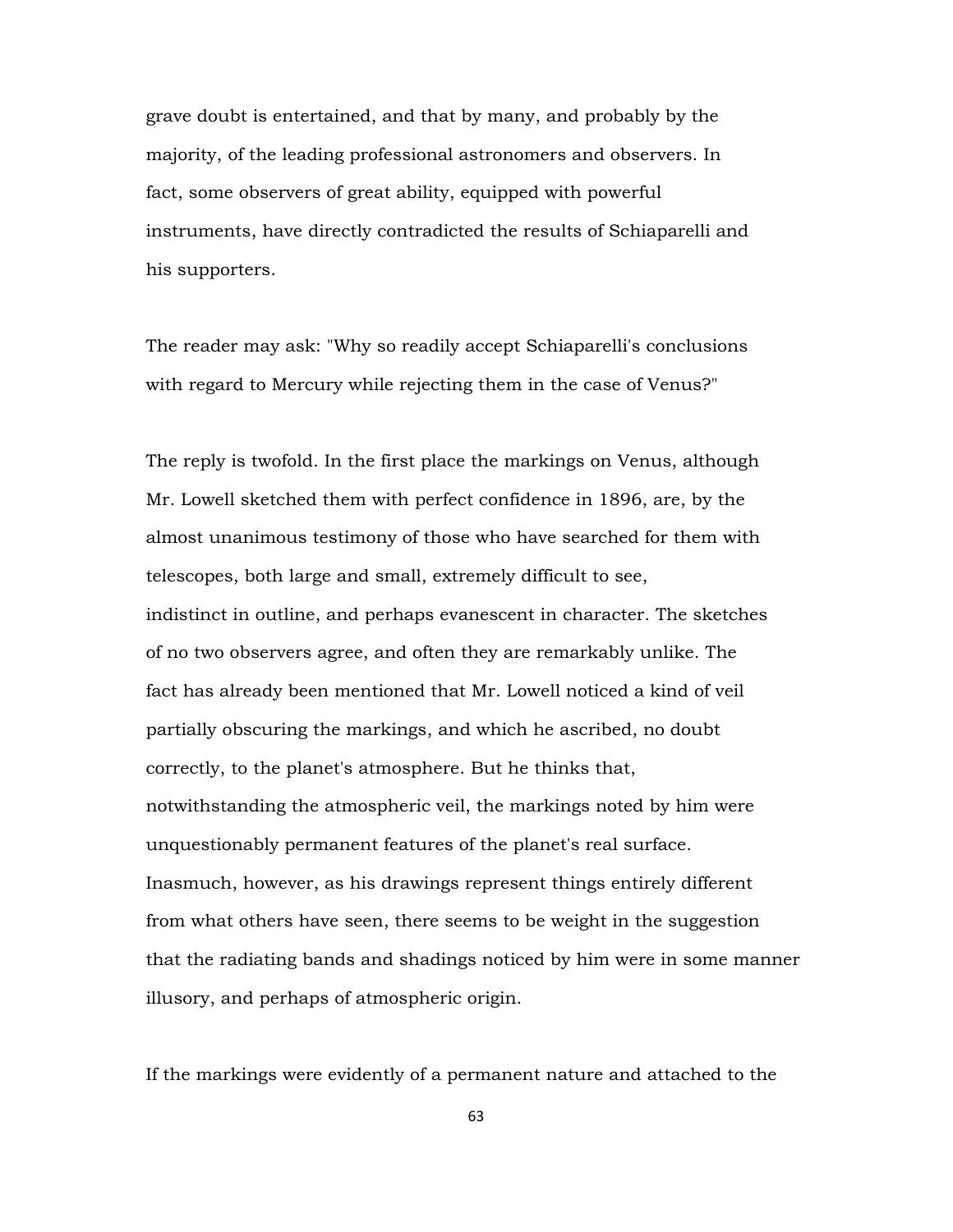grave doubt is entertained, and that by many, and probably by the majority, of the leading professional astronomers and observers. In fact, some observers of great ability, equipped with powerful instruments, have directly contradicted the results of Schiaparelli and his supporters.

The reader may ask: "Why so readily accept Schiaparelli's conclusions with regard to Mercury while rejecting them in the case of Venus?"

The reply is twofold. In the first place the markings on Venus, although Mr. Lowell sketched them with perfect confidence in 1896, are, by the almost unanimous testimony of those who have searched for them with telescopes, both large and small, extremely difficult to see, indistinct in outline, and perhaps evanescent in character. The sketches of no two observers agree, and often they are remarkably unlike. The fact has already been mentioned that Mr. Lowell noticed a kind of veil partially obscuring the markings, and which he ascribed, no doubt correctly, to the planet's atmosphere. But he thinks that, notwithstanding the atmospheric veil, the markings noted by him were unquestionably permanent features of the planet's real surface. Inasmuch, however, as his drawings represent things entirely different from what others have seen, there seems to be weight in the suggestion that the radiating bands and shadings noticed by him were in some manner illusory, and perhaps of atmospheric origin.

If the markings were evidently of a permanent nature and attached to the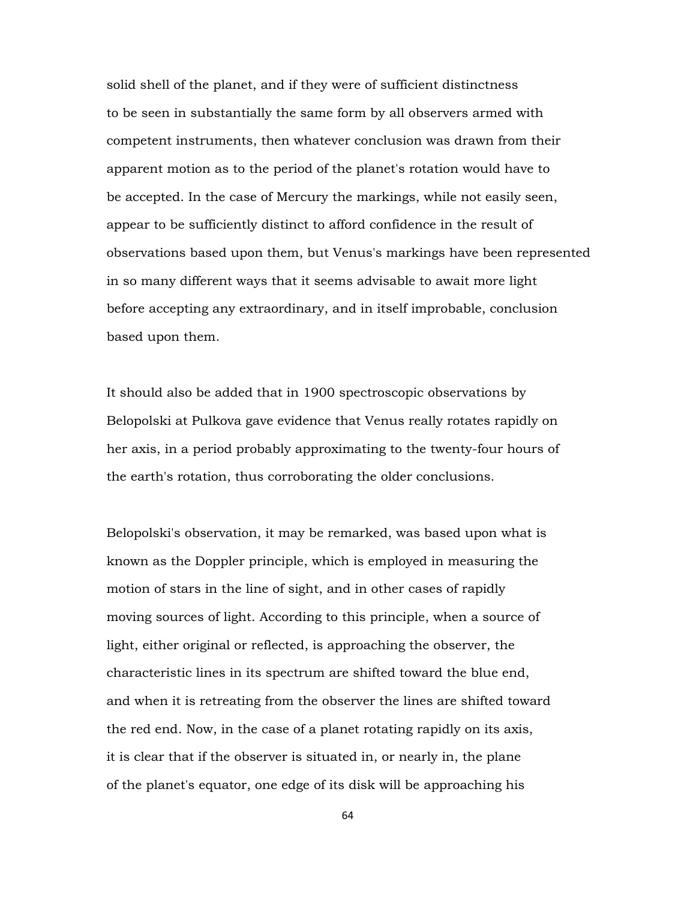solid shell of the planet, and if they were of sufficient distinctness to be seen in substantially the same form by all observers armed with competent instruments, then whatever conclusion was drawn from their apparent motion as to the period of the planet's rotation would have to be accepted. In the case of Mercury the markings, while not easily seen, appear to be sufficiently distinct to afford confidence in the result of observations based upon them, but Venus's markings have been represented in so many different ways that it seems advisable to await more light before accepting any extraordinary, and in itself improbable, conclusion based upon them.

It should also be added that in 1900 spectroscopic observations by Belopolski at Pulkova gave evidence that Venus really rotates rapidly on her axis, in a period probably approximating to the twenty-four hours of the earth's rotation, thus corroborating the older conclusions.

Belopolski's observation, it may be remarked, was based upon what is known as the Doppler principle, which is employed in measuring the motion of stars in the line of sight, and in other cases of rapidly moving sources of light. According to this principle, when a source of light, either original or reflected, is approaching the observer, the characteristic lines in its spectrum are shifted toward the blue end, and when it is retreating from the observer the lines are shifted toward the red end. Now, in the case of a planet rotating rapidly on its axis, it is clear that if the observer is situated in, or nearly in, the plane of the planet's equator, one edge of its disk will be approaching his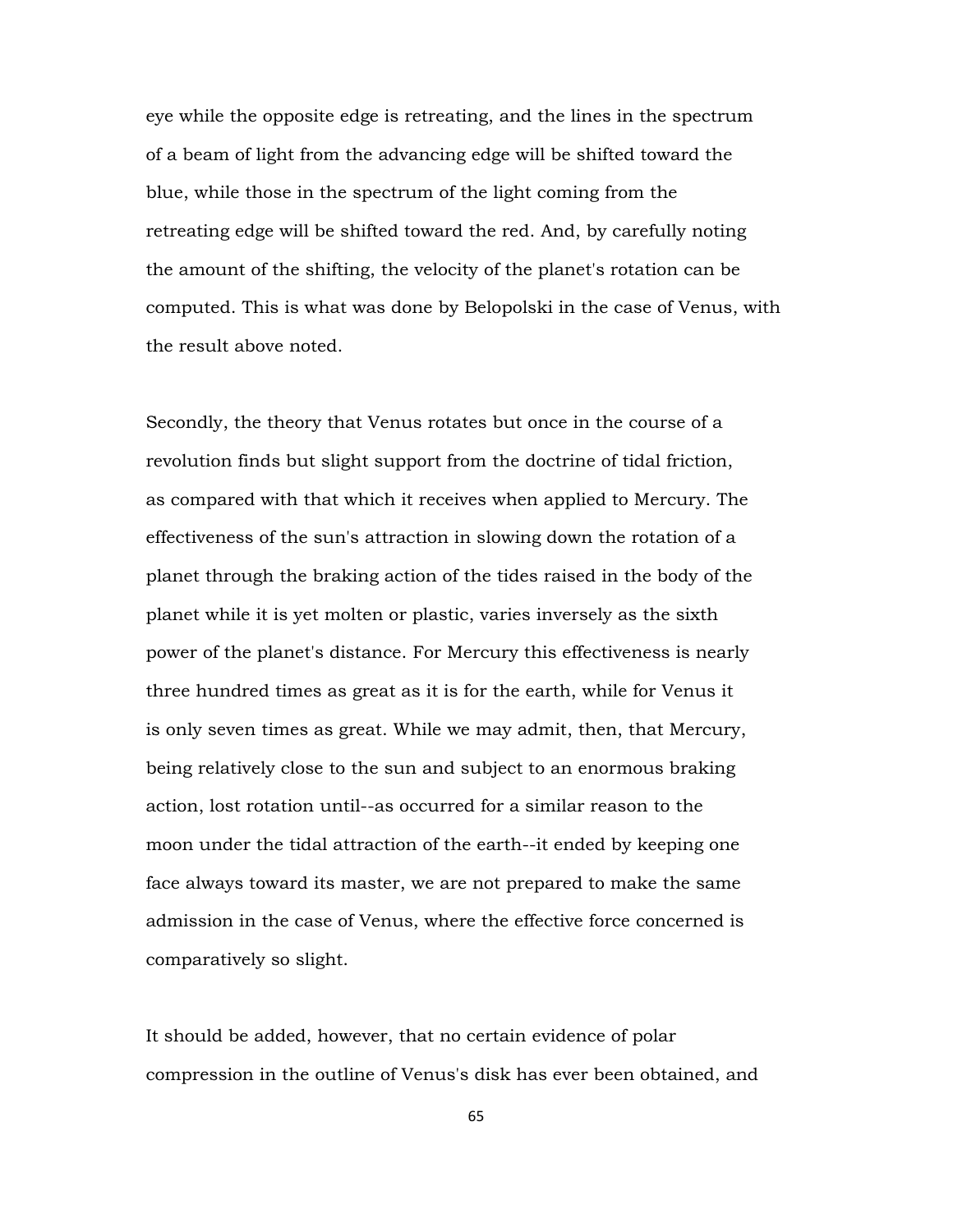eye while the opposite edge is retreating, and the lines in the spectrum of a beam of light from the advancing edge will be shifted toward the blue, while those in the spectrum of the light coming from the retreating edge will be shifted toward the red. And, by carefully noting the amount of the shifting, the velocity of the planet's rotation can be computed. This is what was done by Belopolski in the case of Venus, with the result above noted.

Secondly, the theory that Venus rotates but once in the course of a revolution finds but slight support from the doctrine of tidal friction, as compared with that which it receives when applied to Mercury. The effectiveness of the sun's attraction in slowing down the rotation of a planet through the braking action of the tides raised in the body of the planet while it is yet molten or plastic, varies inversely as the sixth power of the planet's distance. For Mercury this effectiveness is nearly three hundred times as great as it is for the earth, while for Venus it is only seven times as great. While we may admit, then, that Mercury, being relatively close to the sun and subject to an enormous braking action, lost rotation until--as occurred for a similar reason to the moon under the tidal attraction of the earth--it ended by keeping one face always toward its master, we are not prepared to make the same admission in the case of Venus, where the effective force concerned is comparatively so slight.

It should be added, however, that no certain evidence of polar compression in the outline of Venus's disk has ever been obtained, and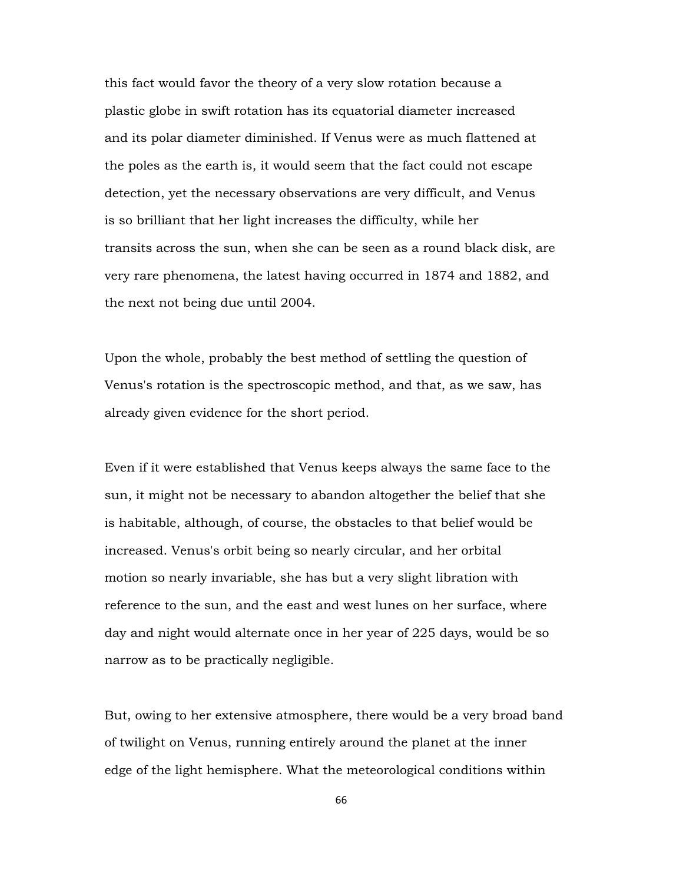this fact would favor the theory of a very slow rotation because a plastic globe in swift rotation has its equatorial diameter increased and its polar diameter diminished. If Venus were as much flattened at the poles as the earth is, it would seem that the fact could not escape detection, yet the necessary observations are very difficult, and Venus is so brilliant that her light increases the difficulty, while her transits across the sun, when she can be seen as a round black disk, are very rare phenomena, the latest having occurred in 1874 and 1882, and the next not being due until 2004.

Upon the whole, probably the best method of settling the question of Venus's rotation is the spectroscopic method, and that, as we saw, has already given evidence for the short period.

Even if it were established that Venus keeps always the same face to the sun, it might not be necessary to abandon altogether the belief that she is habitable, although, of course, the obstacles to that belief would be increased. Venus's orbit being so nearly circular, and her orbital motion so nearly invariable, she has but a very slight libration with reference to the sun, and the east and west lunes on her surface, where day and night would alternate once in her year of 225 days, would be so narrow as to be practically negligible.

But, owing to her extensive atmosphere, there would be a very broad band of twilight on Venus, running entirely around the planet at the inner edge of the light hemisphere. What the meteorological conditions within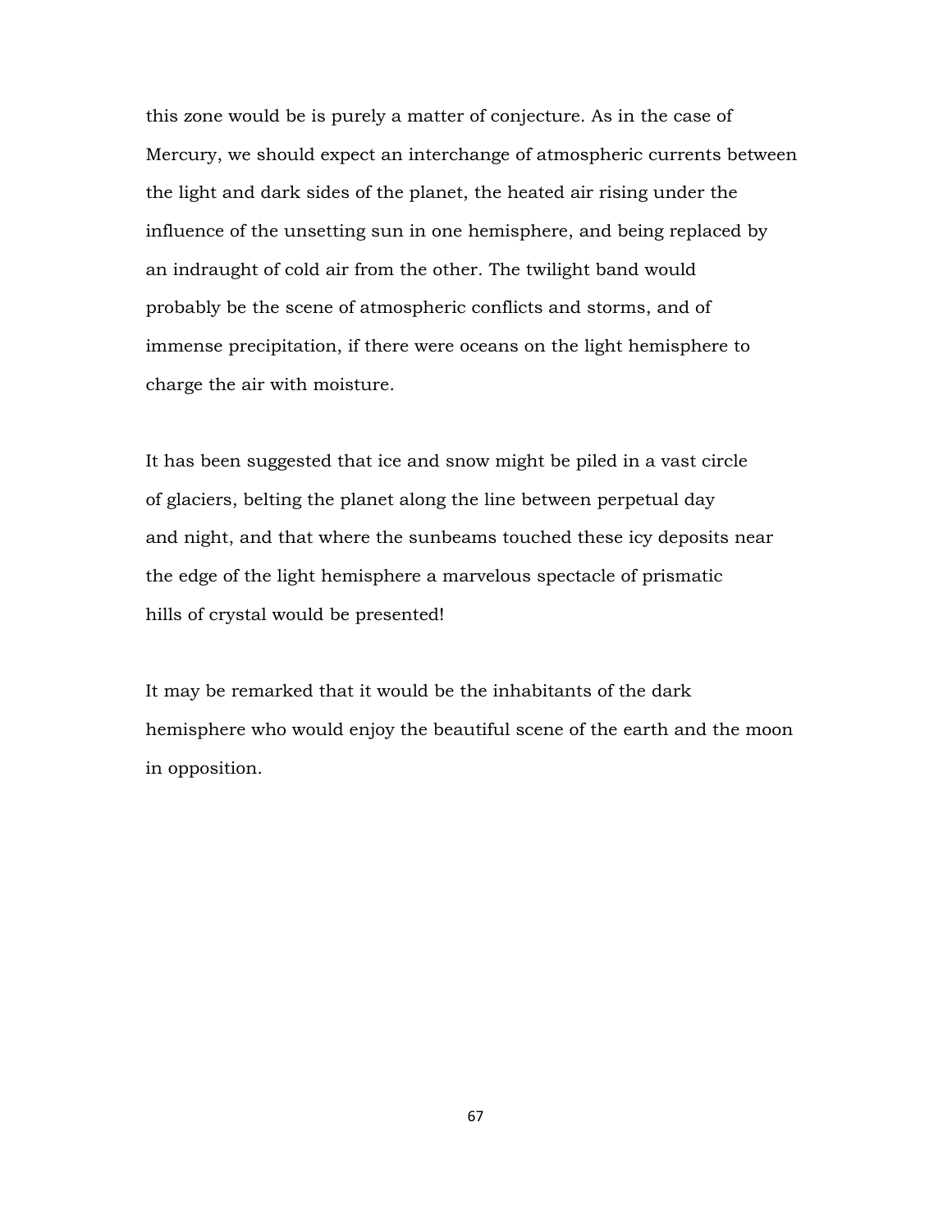this zone would be is purely a matter of conjecture. As in the case of Mercury, we should expect an interchange of atmospheric currents between the light and dark sides of the planet, the heated air rising under the influence of the unsetting sun in one hemisphere, and being replaced by an indraught of cold air from the other. The twilight band would probably be the scene of atmospheric conflicts and storms, and of immense precipitation, if there were oceans on the light hemisphere to charge the air with moisture.

It has been suggested that ice and snow might be piled in a vast circle of glaciers, belting the planet along the line between perpetual day and night, and that where the sunbeams touched these icy deposits near the edge of the light hemisphere a marvelous spectacle of prismatic hills of crystal would be presented!

It may be remarked that it would be the inhabitants of the dark hemisphere who would enjoy the beautiful scene of the earth and the moon in opposition.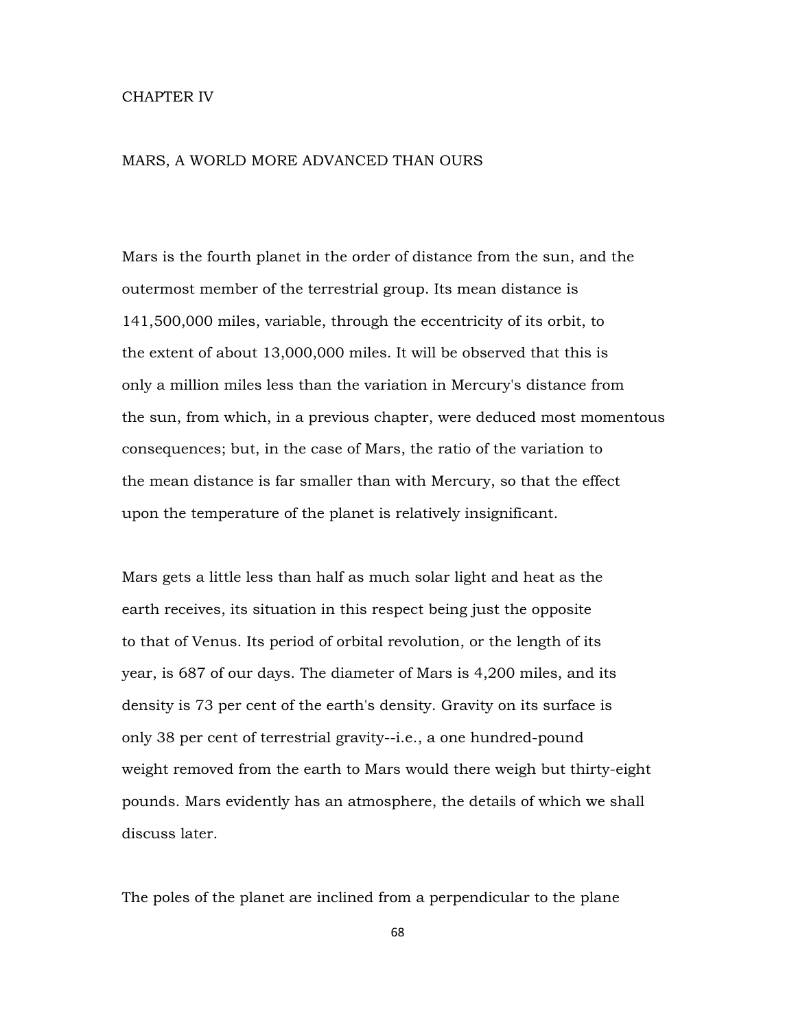## CHAPTER IV

## MARS, A WORLD MORE ADVANCED THAN OURS

Mars is the fourth planet in the order of distance from the sun, and the outermost member of the terrestrial group. Its mean distance is 141,500,000 miles, variable, through the eccentricity of its orbit, to the extent of about 13,000,000 miles. It will be observed that this is only a million miles less than the variation in Mercury's distance from the sun, from which, in a previous chapter, were deduced most momentous consequences; but, in the case of Mars, the ratio of the variation to the mean distance is far smaller than with Mercury, so that the effect upon the temperature of the planet is relatively insignificant.

Mars gets a little less than half as much solar light and heat as the earth receives, its situation in this respect being just the opposite to that of Venus. Its period of orbital revolution, or the length of its year, is 687 of our days. The diameter of Mars is 4,200 miles, and its density is 73 per cent of the earth's density. Gravity on its surface is only 38 per cent of terrestrial gravity--i.e., a one hundred-pound weight removed from the earth to Mars would there weigh but thirty-eight pounds. Mars evidently has an atmosphere, the details of which we shall discuss later.

The poles of the planet are inclined from a perpendicular to the plane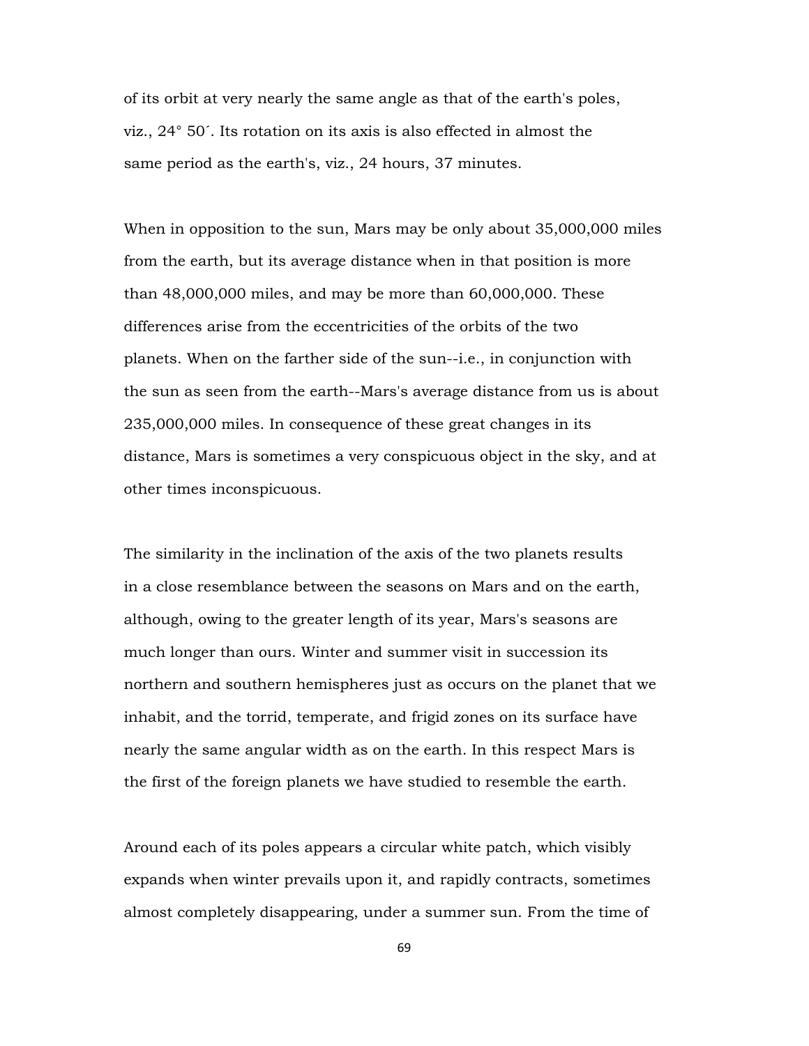of its orbit at very nearly the same angle as that of the earth's poles, viz., 24° 50´. Its rotation on its axis is also effected in almost the same period as the earth's, viz., 24 hours, 37 minutes.

When in opposition to the sun, Mars may be only about 35,000,000 miles from the earth, but its average distance when in that position is more than 48,000,000 miles, and may be more than 60,000,000. These differences arise from the eccentricities of the orbits of the two planets. When on the farther side of the sun--i.e., in conjunction with the sun as seen from the earth--Mars's average distance from us is about 235,000,000 miles. In consequence of these great changes in its distance, Mars is sometimes a very conspicuous object in the sky, and at other times inconspicuous.

The similarity in the inclination of the axis of the two planets results in a close resemblance between the seasons on Mars and on the earth, although, owing to the greater length of its year, Mars's seasons are much longer than ours. Winter and summer visit in succession its northern and southern hemispheres just as occurs on the planet that we inhabit, and the torrid, temperate, and frigid zones on its surface have nearly the same angular width as on the earth. In this respect Mars is the first of the foreign planets we have studied to resemble the earth.

Around each of its poles appears a circular white patch, which visibly expands when winter prevails upon it, and rapidly contracts, sometimes almost completely disappearing, under a summer sun. From the time of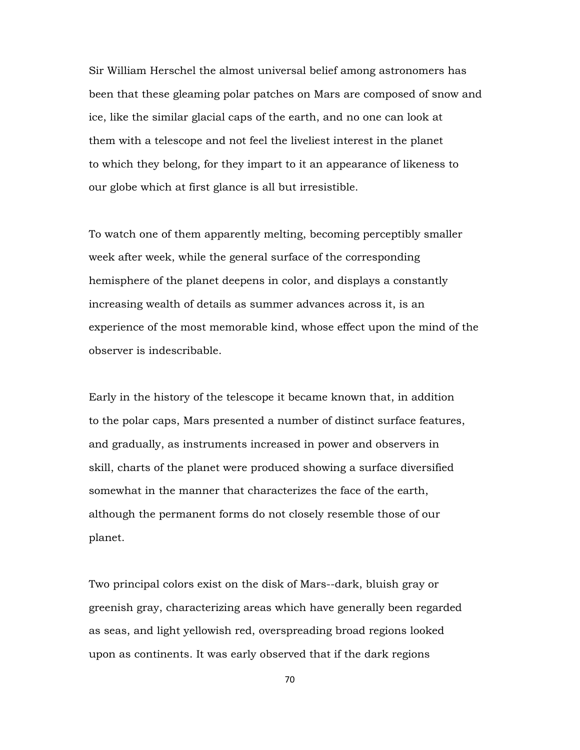Sir William Herschel the almost universal belief among astronomers has been that these gleaming polar patches on Mars are composed of snow and ice, like the similar glacial caps of the earth, and no one can look at them with a telescope and not feel the liveliest interest in the planet to which they belong, for they impart to it an appearance of likeness to our globe which at first glance is all but irresistible.

To watch one of them apparently melting, becoming perceptibly smaller week after week, while the general surface of the corresponding hemisphere of the planet deepens in color, and displays a constantly increasing wealth of details as summer advances across it, is an experience of the most memorable kind, whose effect upon the mind of the observer is indescribable.

Early in the history of the telescope it became known that, in addition to the polar caps, Mars presented a number of distinct surface features, and gradually, as instruments increased in power and observers in skill, charts of the planet were produced showing a surface diversified somewhat in the manner that characterizes the face of the earth, although the permanent forms do not closely resemble those of our planet.

Two principal colors exist on the disk of Mars--dark, bluish gray or greenish gray, characterizing areas which have generally been regarded as seas, and light yellowish red, overspreading broad regions looked upon as continents. It was early observed that if the dark regions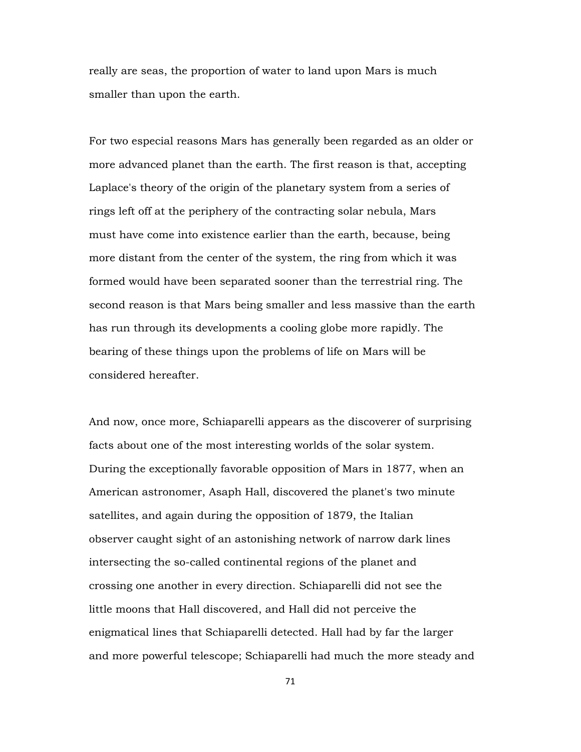really are seas, the proportion of water to land upon Mars is much smaller than upon the earth.

For two especial reasons Mars has generally been regarded as an older or more advanced planet than the earth. The first reason is that, accepting Laplace's theory of the origin of the planetary system from a series of rings left off at the periphery of the contracting solar nebula, Mars must have come into existence earlier than the earth, because, being more distant from the center of the system, the ring from which it was formed would have been separated sooner than the terrestrial ring. The second reason is that Mars being smaller and less massive than the earth has run through its developments a cooling globe more rapidly. The bearing of these things upon the problems of life on Mars will be considered hereafter.

And now, once more, Schiaparelli appears as the discoverer of surprising facts about one of the most interesting worlds of the solar system. During the exceptionally favorable opposition of Mars in 1877, when an American astronomer, Asaph Hall, discovered the planet's two minute satellites, and again during the opposition of 1879, the Italian observer caught sight of an astonishing network of narrow dark lines intersecting the so-called continental regions of the planet and crossing one another in every direction. Schiaparelli did not see the little moons that Hall discovered, and Hall did not perceive the enigmatical lines that Schiaparelli detected. Hall had by far the larger and more powerful telescope; Schiaparelli had much the more steady and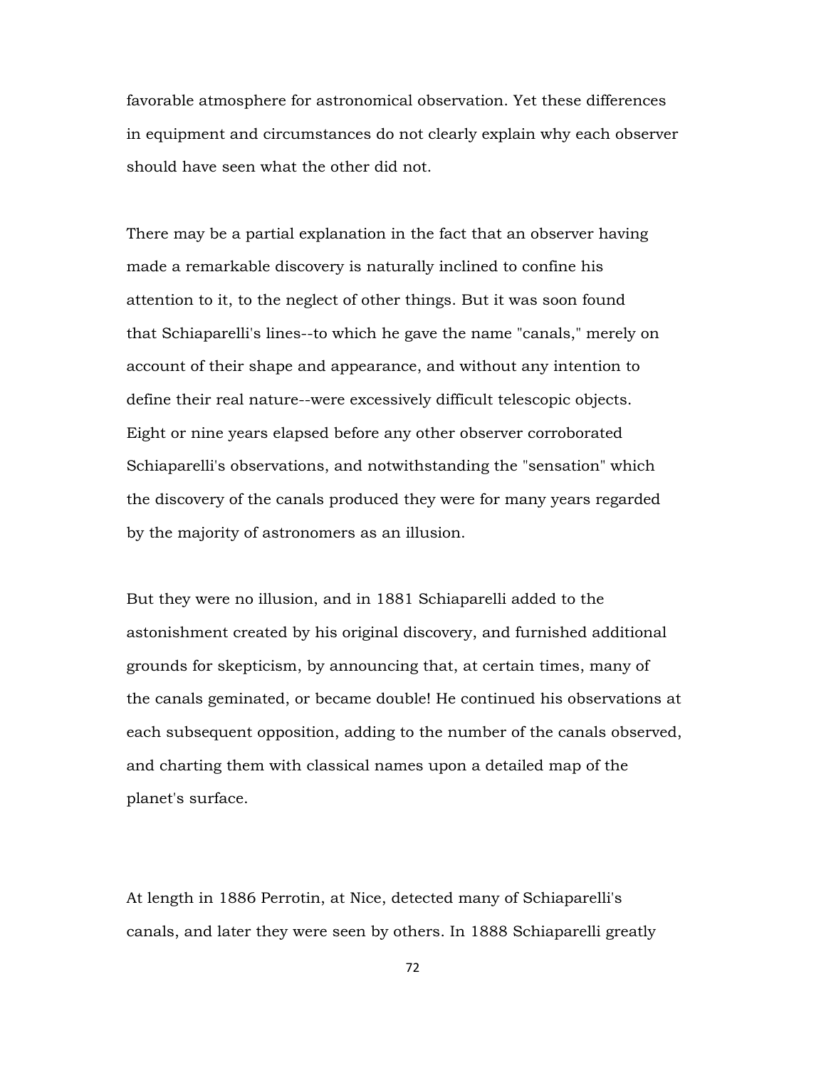favorable atmosphere for astronomical observation. Yet these differences in equipment and circumstances do not clearly explain why each observer should have seen what the other did not.

There may be a partial explanation in the fact that an observer having made a remarkable discovery is naturally inclined to confine his attention to it, to the neglect of other things. But it was soon found that Schiaparelli's lines--to which he gave the name "canals," merely on account of their shape and appearance, and without any intention to define their real nature--were excessively difficult telescopic objects. Eight or nine years elapsed before any other observer corroborated Schiaparelli's observations, and notwithstanding the "sensation" which the discovery of the canals produced they were for many years regarded by the majority of astronomers as an illusion.

But they were no illusion, and in 1881 Schiaparelli added to the astonishment created by his original discovery, and furnished additional grounds for skepticism, by announcing that, at certain times, many of the canals geminated, or became double! He continued his observations at each subsequent opposition, adding to the number of the canals observed, and charting them with classical names upon a detailed map of the planet's surface.

At length in 1886 Perrotin, at Nice, detected many of Schiaparelli's canals, and later they were seen by others. In 1888 Schiaparelli greatly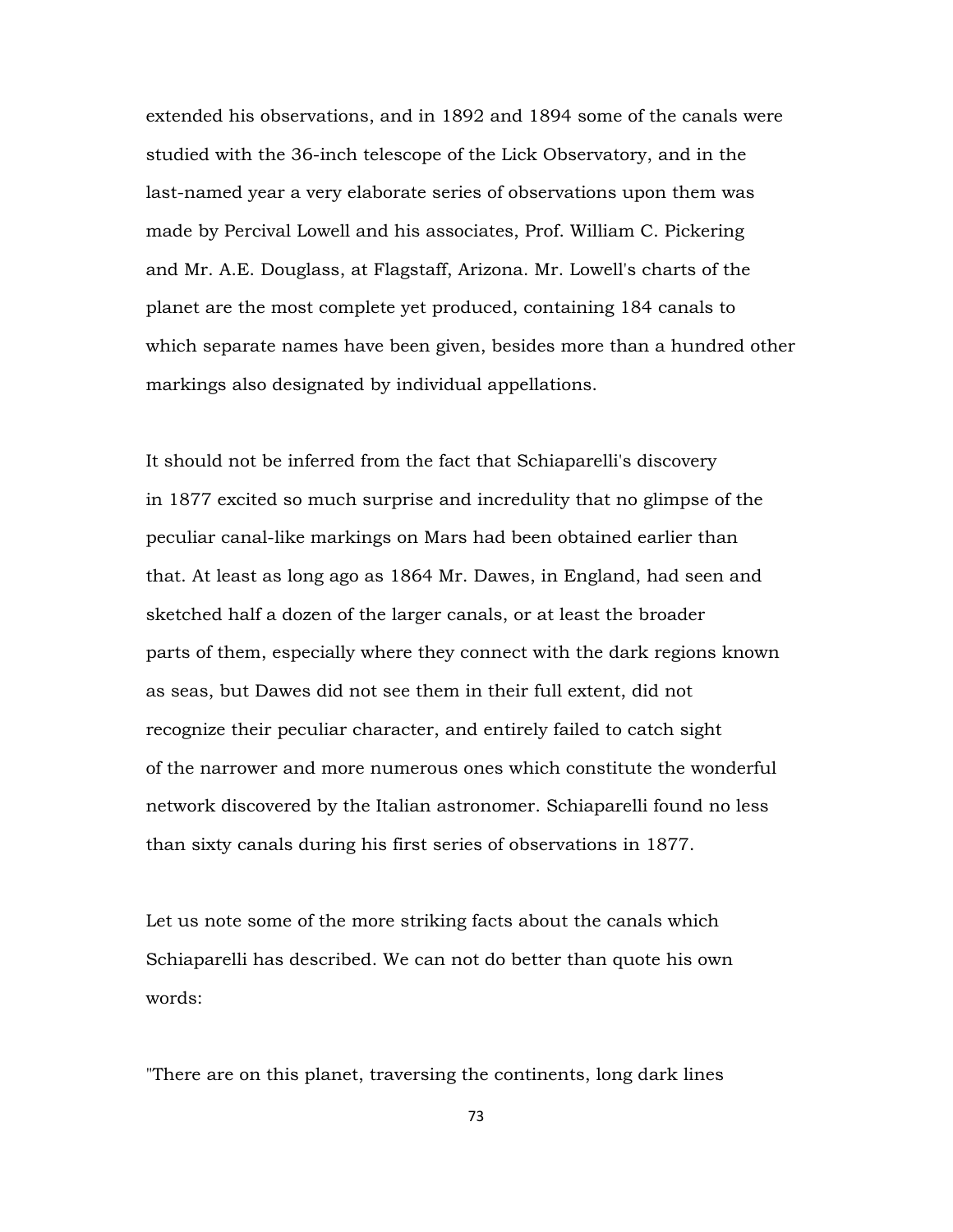extended his observations, and in 1892 and 1894 some of the canals were studied with the 36-inch telescope of the Lick Observatory, and in the last-named year a very elaborate series of observations upon them was made by Percival Lowell and his associates, Prof. William C. Pickering and Mr. A.E. Douglass, at Flagstaff, Arizona. Mr. Lowell's charts of the planet are the most complete yet produced, containing 184 canals to which separate names have been given, besides more than a hundred other markings also designated by individual appellations.

It should not be inferred from the fact that Schiaparelli's discovery in 1877 excited so much surprise and incredulity that no glimpse of the peculiar canal-like markings on Mars had been obtained earlier than that. At least as long ago as 1864 Mr. Dawes, in England, had seen and sketched half a dozen of the larger canals, or at least the broader parts of them, especially where they connect with the dark regions known as seas, but Dawes did not see them in their full extent, did not recognize their peculiar character, and entirely failed to catch sight of the narrower and more numerous ones which constitute the wonderful network discovered by the Italian astronomer. Schiaparelli found no less than sixty canals during his first series of observations in 1877.

Let us note some of the more striking facts about the canals which Schiaparelli has described. We can not do better than quote his own words:

"There are on this planet, traversing the continents, long dark lines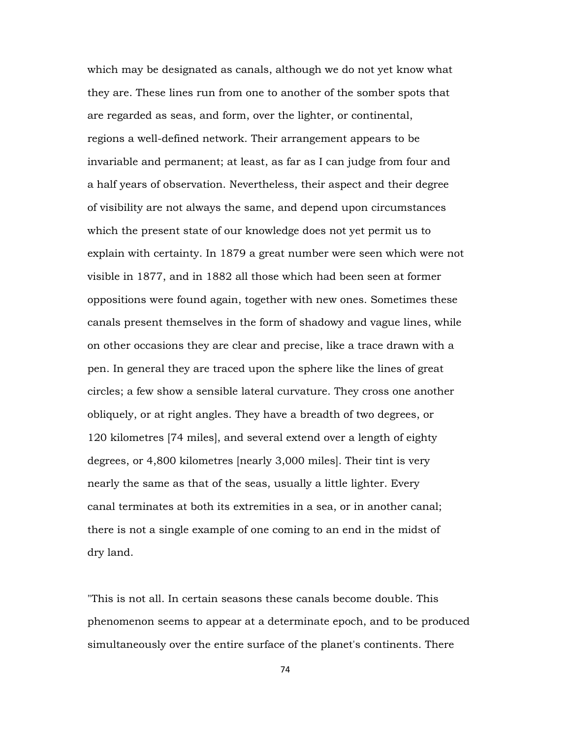which may be designated as canals, although we do not yet know what they are. These lines run from one to another of the somber spots that are regarded as seas, and form, over the lighter, or continental, regions a well-defined network. Their arrangement appears to be invariable and permanent; at least, as far as I can judge from four and a half years of observation. Nevertheless, their aspect and their degree of visibility are not always the same, and depend upon circumstances which the present state of our knowledge does not yet permit us to explain with certainty. In 1879 a great number were seen which were not visible in 1877, and in 1882 all those which had been seen at former oppositions were found again, together with new ones. Sometimes these canals present themselves in the form of shadowy and vague lines, while on other occasions they are clear and precise, like a trace drawn with a pen. In general they are traced upon the sphere like the lines of great circles; a few show a sensible lateral curvature. They cross one another obliquely, or at right angles. They have a breadth of two degrees, or 120 kilometres [74 miles], and several extend over a length of eighty degrees, or 4,800 kilometres [nearly 3,000 miles]. Their tint is very nearly the same as that of the seas, usually a little lighter. Every canal terminates at both its extremities in a sea, or in another canal; there is not a single example of one coming to an end in the midst of dry land.

"This is not all. In certain seasons these canals become double. This phenomenon seems to appear at a determinate epoch, and to be produced simultaneously over the entire surface of the planet's continents. There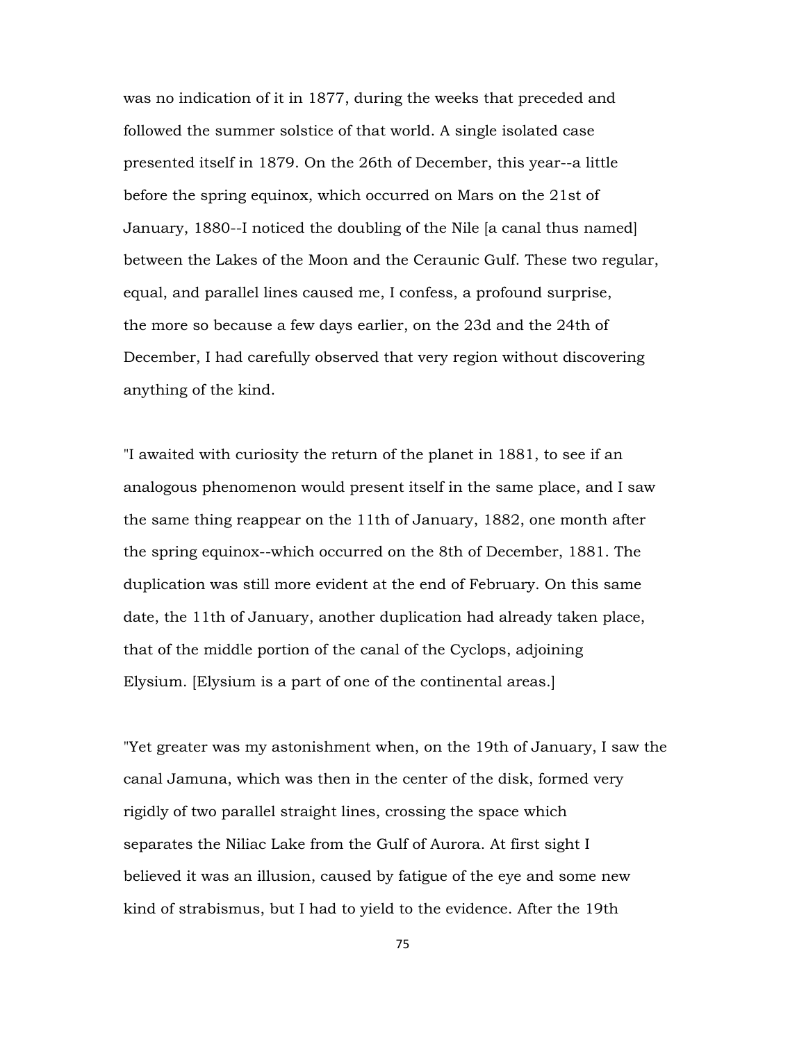was no indication of it in 1877, during the weeks that preceded and followed the summer solstice of that world. A single isolated case presented itself in 1879. On the 26th of December, this year--a little before the spring equinox, which occurred on Mars on the 21st of January, 1880--I noticed the doubling of the Nile [a canal thus named] between the Lakes of the Moon and the Ceraunic Gulf. These two regular, equal, and parallel lines caused me, I confess, a profound surprise, the more so because a few days earlier, on the 23d and the 24th of December, I had carefully observed that very region without discovering anything of the kind.

"I awaited with curiosity the return of the planet in 1881, to see if an analogous phenomenon would present itself in the same place, and I saw the same thing reappear on the 11th of January, 1882, one month after the spring equinox--which occurred on the 8th of December, 1881. The duplication was still more evident at the end of February. On this same date, the 11th of January, another duplication had already taken place, that of the middle portion of the canal of the Cyclops, adjoining Elysium. [Elysium is a part of one of the continental areas.]

"Yet greater was my astonishment when, on the 19th of January, I saw the canal Jamuna, which was then in the center of the disk, formed very rigidly of two parallel straight lines, crossing the space which separates the Niliac Lake from the Gulf of Aurora. At first sight I believed it was an illusion, caused by fatigue of the eye and some new kind of strabismus, but I had to yield to the evidence. After the 19th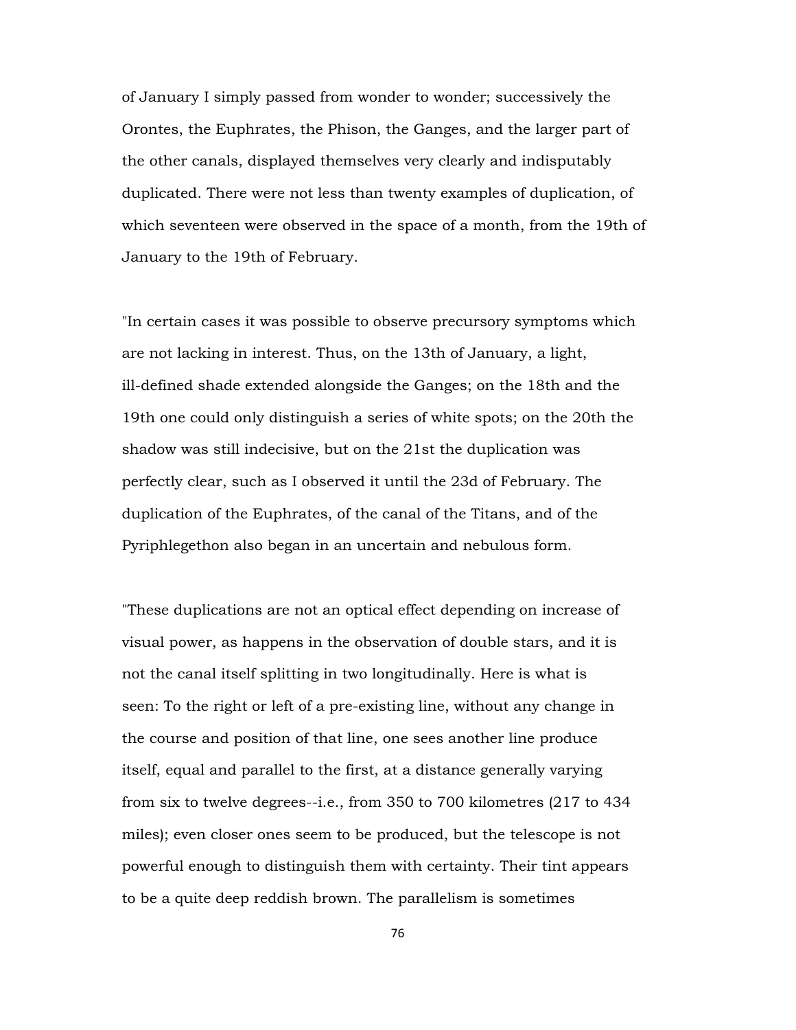of January I simply passed from wonder to wonder; successively the Orontes, the Euphrates, the Phison, the Ganges, and the larger part of the other canals, displayed themselves very clearly and indisputably duplicated. There were not less than twenty examples of duplication, of which seventeen were observed in the space of a month, from the 19th of January to the 19th of February.

"In certain cases it was possible to observe precursory symptoms which are not lacking in interest. Thus, on the 13th of January, a light, ill-defined shade extended alongside the Ganges; on the 18th and the 19th one could only distinguish a series of white spots; on the 20th the shadow was still indecisive, but on the 21st the duplication was perfectly clear, such as I observed it until the 23d of February. The duplication of the Euphrates, of the canal of the Titans, and of the Pyriphlegethon also began in an uncertain and nebulous form.

"These duplications are not an optical effect depending on increase of visual power, as happens in the observation of double stars, and it is not the canal itself splitting in two longitudinally. Here is what is seen: To the right or left of a pre-existing line, without any change in the course and position of that line, one sees another line produce itself, equal and parallel to the first, at a distance generally varying from six to twelve degrees--i.e., from 350 to 700 kilometres (217 to 434 miles); even closer ones seem to be produced, but the telescope is not powerful enough to distinguish them with certainty. Their tint appears to be a quite deep reddish brown. The parallelism is sometimes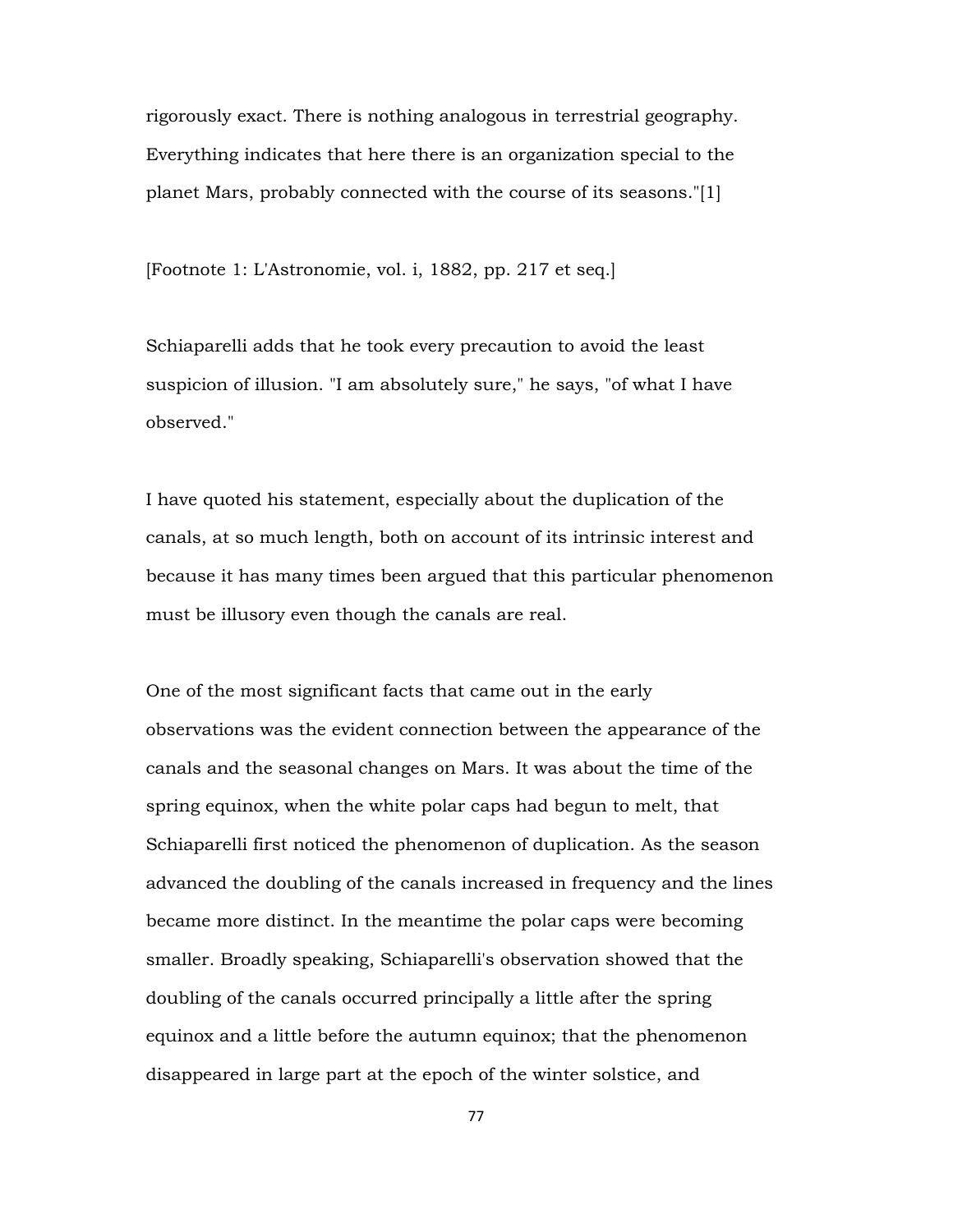rigorously exact. There is nothing analogous in terrestrial geography. Everything indicates that here there is an organization special to the planet Mars, probably connected with the course of its seasons."[1]

[Footnote 1: L'Astronomie, vol. i, 1882, pp. 217 et seq.]

Schiaparelli adds that he took every precaution to avoid the least suspicion of illusion. "I am absolutely sure," he says, "of what I have observed."

I have quoted his statement, especially about the duplication of the canals, at so much length, both on account of its intrinsic interest and because it has many times been argued that this particular phenomenon must be illusory even though the canals are real.

One of the most significant facts that came out in the early observations was the evident connection between the appearance of the canals and the seasonal changes on Mars. It was about the time of the spring equinox, when the white polar caps had begun to melt, that Schiaparelli first noticed the phenomenon of duplication. As the season advanced the doubling of the canals increased in frequency and the lines became more distinct. In the meantime the polar caps were becoming smaller. Broadly speaking, Schiaparelli's observation showed that the doubling of the canals occurred principally a little after the spring equinox and a little before the autumn equinox; that the phenomenon disappeared in large part at the epoch of the winter solstice, and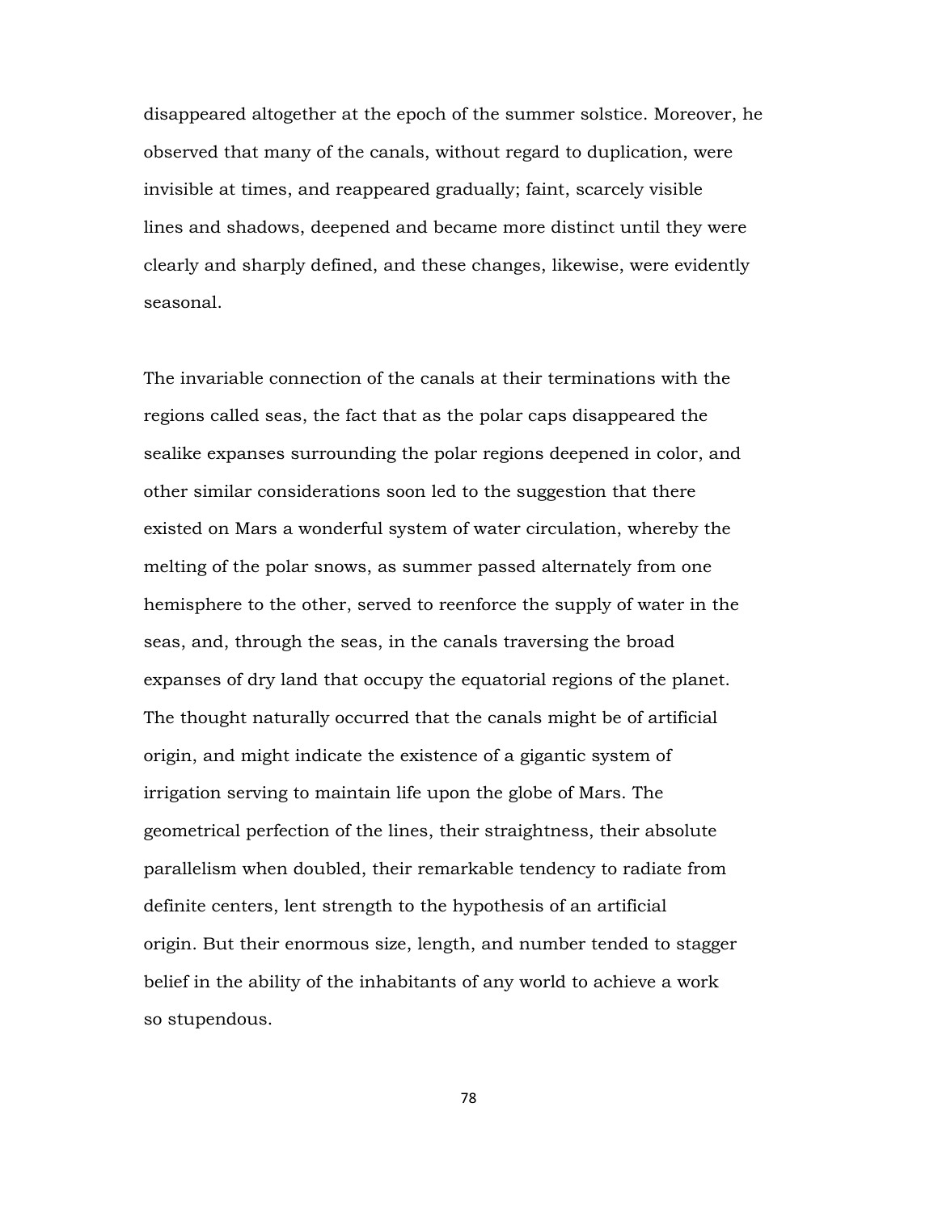disappeared altogether at the epoch of the summer solstice. Moreover, he observed that many of the canals, without regard to duplication, were invisible at times, and reappeared gradually; faint, scarcely visible lines and shadows, deepened and became more distinct until they were clearly and sharply defined, and these changes, likewise, were evidently seasonal.

The invariable connection of the canals at their terminations with the regions called seas, the fact that as the polar caps disappeared the sealike expanses surrounding the polar regions deepened in color, and other similar considerations soon led to the suggestion that there existed on Mars a wonderful system of water circulation, whereby the melting of the polar snows, as summer passed alternately from one hemisphere to the other, served to reenforce the supply of water in the seas, and, through the seas, in the canals traversing the broad expanses of dry land that occupy the equatorial regions of the planet. The thought naturally occurred that the canals might be of artificial origin, and might indicate the existence of a gigantic system of irrigation serving to maintain life upon the globe of Mars. The geometrical perfection of the lines, their straightness, their absolute parallelism when doubled, their remarkable tendency to radiate from definite centers, lent strength to the hypothesis of an artificial origin. But their enormous size, length, and number tended to stagger belief in the ability of the inhabitants of any world to achieve a work so stupendous.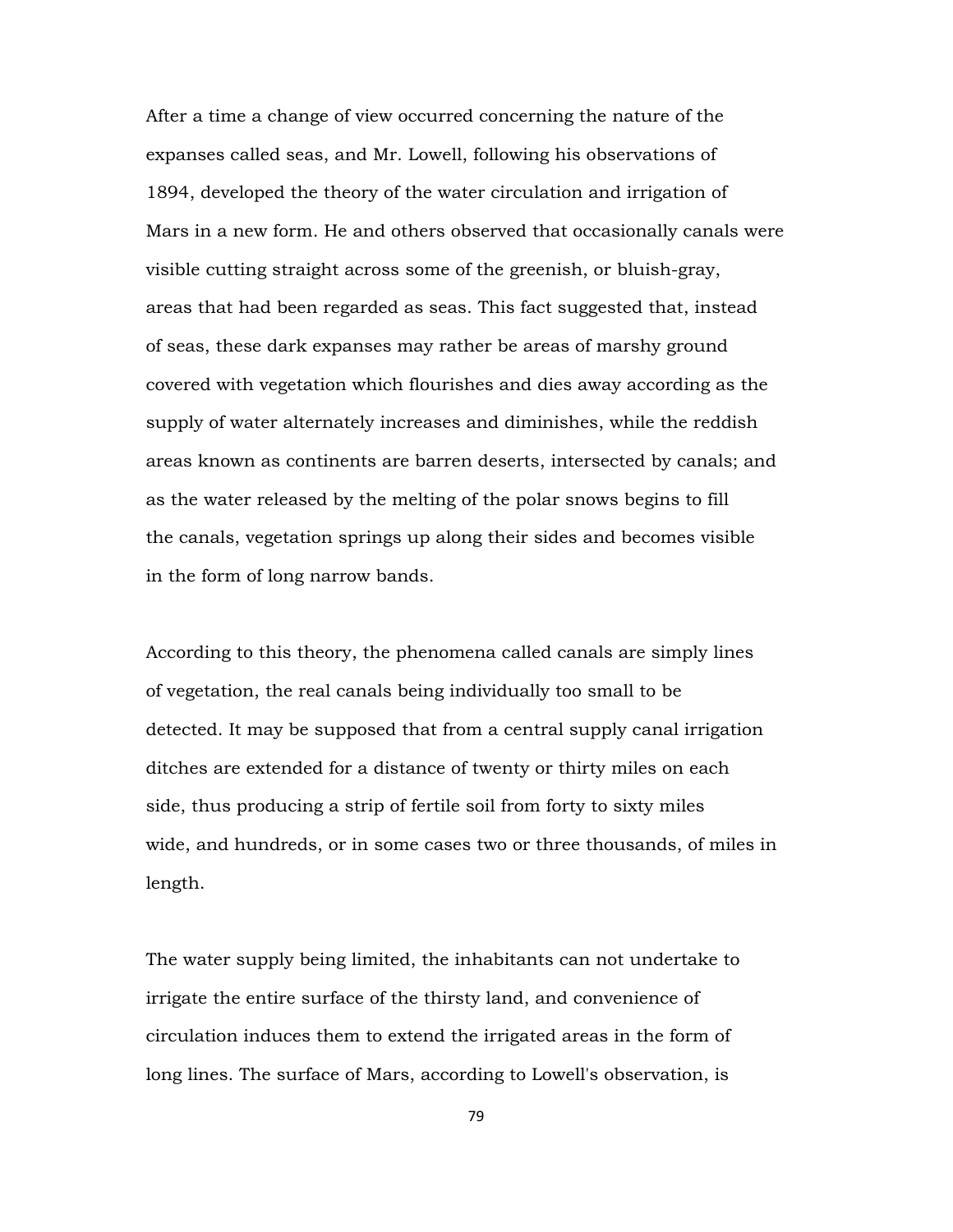After a time a change of view occurred concerning the nature of the expanses called seas, and Mr. Lowell, following his observations of 1894, developed the theory of the water circulation and irrigation of Mars in a new form. He and others observed that occasionally canals were visible cutting straight across some of the greenish, or bluish-gray, areas that had been regarded as seas. This fact suggested that, instead of seas, these dark expanses may rather be areas of marshy ground covered with vegetation which flourishes and dies away according as the supply of water alternately increases and diminishes, while the reddish areas known as continents are barren deserts, intersected by canals; and as the water released by the melting of the polar snows begins to fill the canals, vegetation springs up along their sides and becomes visible in the form of long narrow bands.

According to this theory, the phenomena called canals are simply lines of vegetation, the real canals being individually too small to be detected. It may be supposed that from a central supply canal irrigation ditches are extended for a distance of twenty or thirty miles on each side, thus producing a strip of fertile soil from forty to sixty miles wide, and hundreds, or in some cases two or three thousands, of miles in length.

The water supply being limited, the inhabitants can not undertake to irrigate the entire surface of the thirsty land, and convenience of circulation induces them to extend the irrigated areas in the form of long lines. The surface of Mars, according to Lowell's observation, is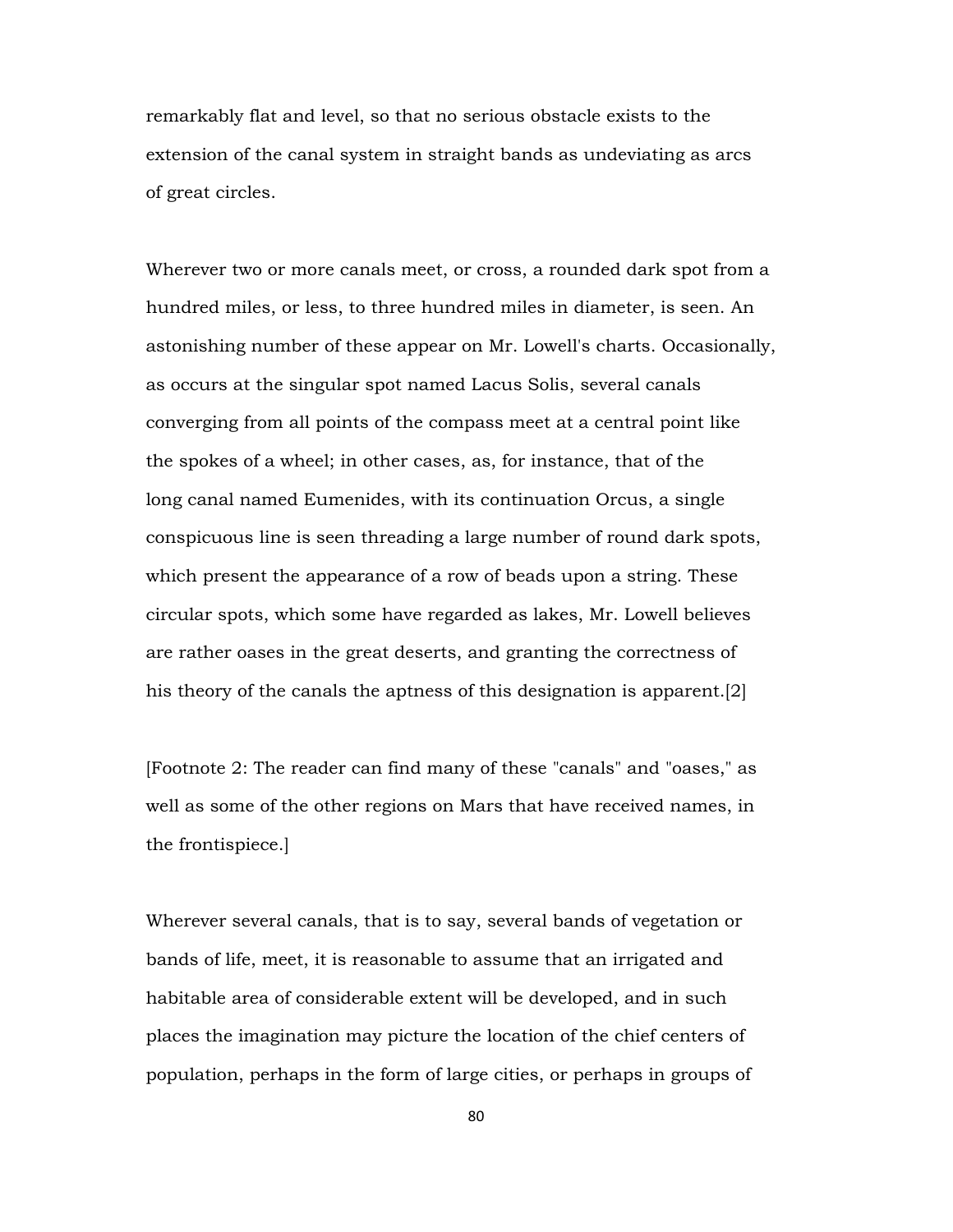remarkably flat and level, so that no serious obstacle exists to the extension of the canal system in straight bands as undeviating as arcs of great circles.

Wherever two or more canals meet, or cross, a rounded dark spot from a hundred miles, or less, to three hundred miles in diameter, is seen. An astonishing number of these appear on Mr. Lowell's charts. Occasionally, as occurs at the singular spot named Lacus Solis, several canals converging from all points of the compass meet at a central point like the spokes of a wheel; in other cases, as, for instance, that of the long canal named Eumenides, with its continuation Orcus, a single conspicuous line is seen threading a large number of round dark spots, which present the appearance of a row of beads upon a string. These circular spots, which some have regarded as lakes, Mr. Lowell believes are rather oases in the great deserts, and granting the correctness of his theory of the canals the aptness of this designation is apparent.[2]

[Footnote 2: The reader can find many of these "canals" and "oases," as well as some of the other regions on Mars that have received names, in the frontispiece.]

Wherever several canals, that is to say, several bands of vegetation or bands of life, meet, it is reasonable to assume that an irrigated and habitable area of considerable extent will be developed, and in such places the imagination may picture the location of the chief centers of population, perhaps in the form of large cities, or perhaps in groups of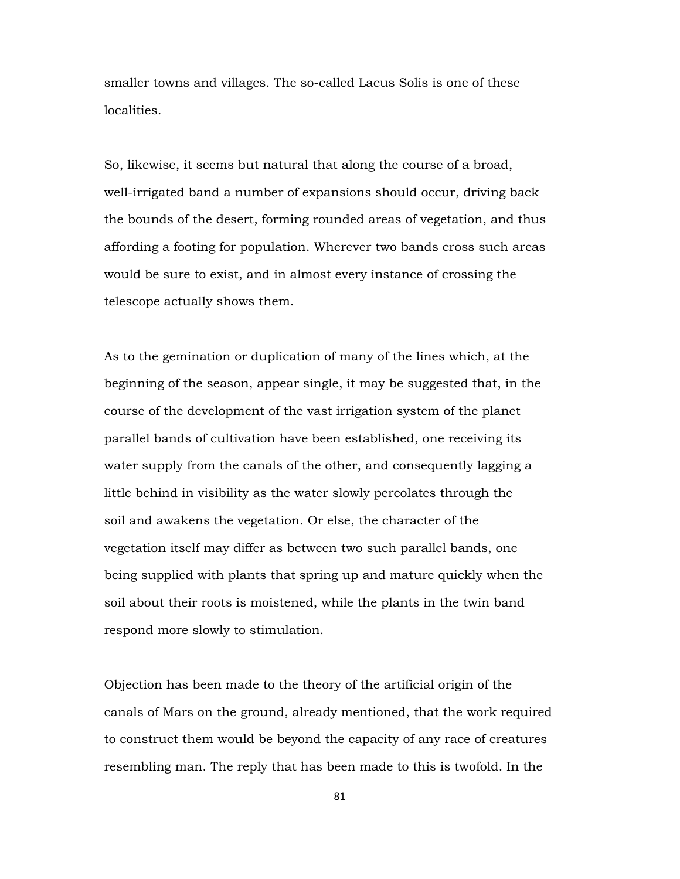smaller towns and villages. The so-called Lacus Solis is one of these localities.

So, likewise, it seems but natural that along the course of a broad, well-irrigated band a number of expansions should occur, driving back the bounds of the desert, forming rounded areas of vegetation, and thus affording a footing for population. Wherever two bands cross such areas would be sure to exist, and in almost every instance of crossing the telescope actually shows them.

As to the gemination or duplication of many of the lines which, at the beginning of the season, appear single, it may be suggested that, in the course of the development of the vast irrigation system of the planet parallel bands of cultivation have been established, one receiving its water supply from the canals of the other, and consequently lagging a little behind in visibility as the water slowly percolates through the soil and awakens the vegetation. Or else, the character of the vegetation itself may differ as between two such parallel bands, one being supplied with plants that spring up and mature quickly when the soil about their roots is moistened, while the plants in the twin band respond more slowly to stimulation.

Objection has been made to the theory of the artificial origin of the canals of Mars on the ground, already mentioned, that the work required to construct them would be beyond the capacity of any race of creatures resembling man. The reply that has been made to this is twofold. In the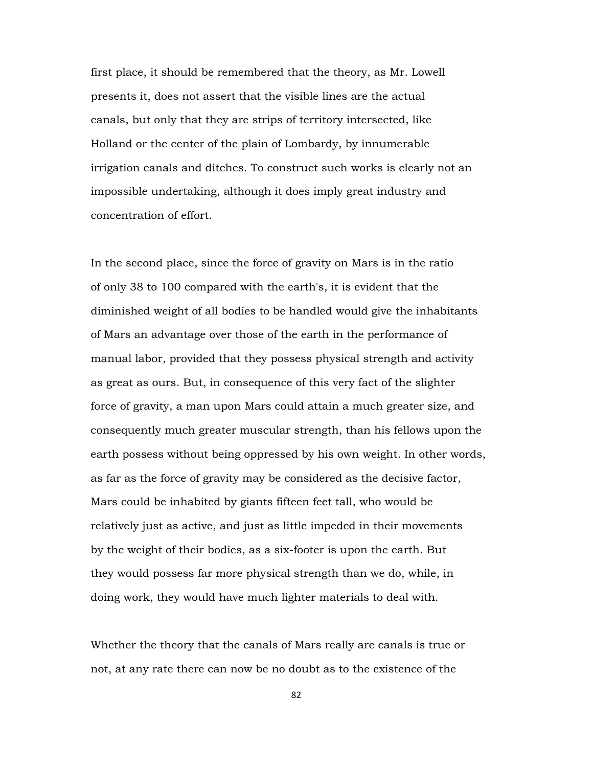first place, it should be remembered that the theory, as Mr. Lowell presents it, does not assert that the visible lines are the actual canals, but only that they are strips of territory intersected, like Holland or the center of the plain of Lombardy, by innumerable irrigation canals and ditches. To construct such works is clearly not an impossible undertaking, although it does imply great industry and concentration of effort.

In the second place, since the force of gravity on Mars is in the ratio of only 38 to 100 compared with the earth's, it is evident that the diminished weight of all bodies to be handled would give the inhabitants of Mars an advantage over those of the earth in the performance of manual labor, provided that they possess physical strength and activity as great as ours. But, in consequence of this very fact of the slighter force of gravity, a man upon Mars could attain a much greater size, and consequently much greater muscular strength, than his fellows upon the earth possess without being oppressed by his own weight. In other words, as far as the force of gravity may be considered as the decisive factor, Mars could be inhabited by giants fifteen feet tall, who would be relatively just as active, and just as little impeded in their movements by the weight of their bodies, as a six-footer is upon the earth. But they would possess far more physical strength than we do, while, in doing work, they would have much lighter materials to deal with.

Whether the theory that the canals of Mars really are canals is true or not, at any rate there can now be no doubt as to the existence of the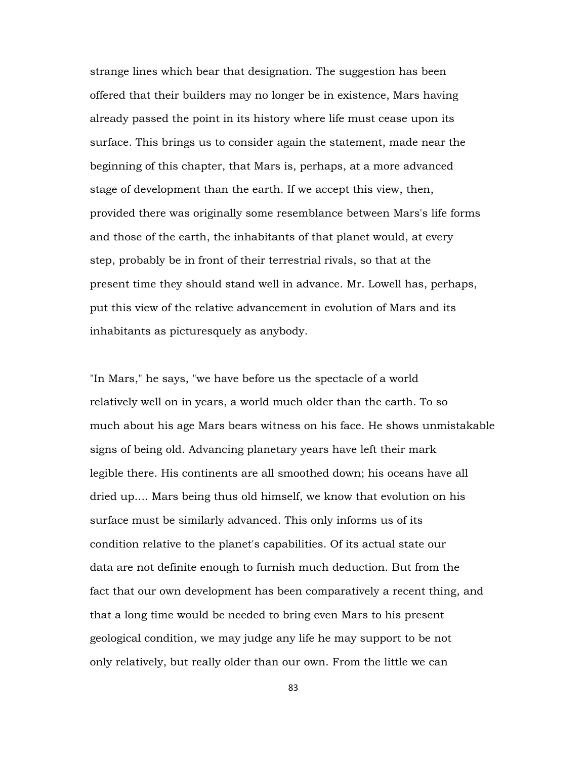strange lines which bear that designation. The suggestion has been offered that their builders may no longer be in existence, Mars having already passed the point in its history where life must cease upon its surface. This brings us to consider again the statement, made near the beginning of this chapter, that Mars is, perhaps, at a more advanced stage of development than the earth. If we accept this view, then, provided there was originally some resemblance between Mars's life forms and those of the earth, the inhabitants of that planet would, at every step, probably be in front of their terrestrial rivals, so that at the present time they should stand well in advance. Mr. Lowell has, perhaps, put this view of the relative advancement in evolution of Mars and its inhabitants as picturesquely as anybody.

"In Mars," he says, "we have before us the spectacle of a world relatively well on in years, a world much older than the earth. To so much about his age Mars bears witness on his face. He shows unmistakable signs of being old. Advancing planetary years have left their mark legible there. His continents are all smoothed down; his oceans have all dried up.... Mars being thus old himself, we know that evolution on his surface must be similarly advanced. This only informs us of its condition relative to the planet's capabilities. Of its actual state our data are not definite enough to furnish much deduction. But from the fact that our own development has been comparatively a recent thing, and that a long time would be needed to bring even Mars to his present geological condition, we may judge any life he may support to be not only relatively, but really older than our own. From the little we can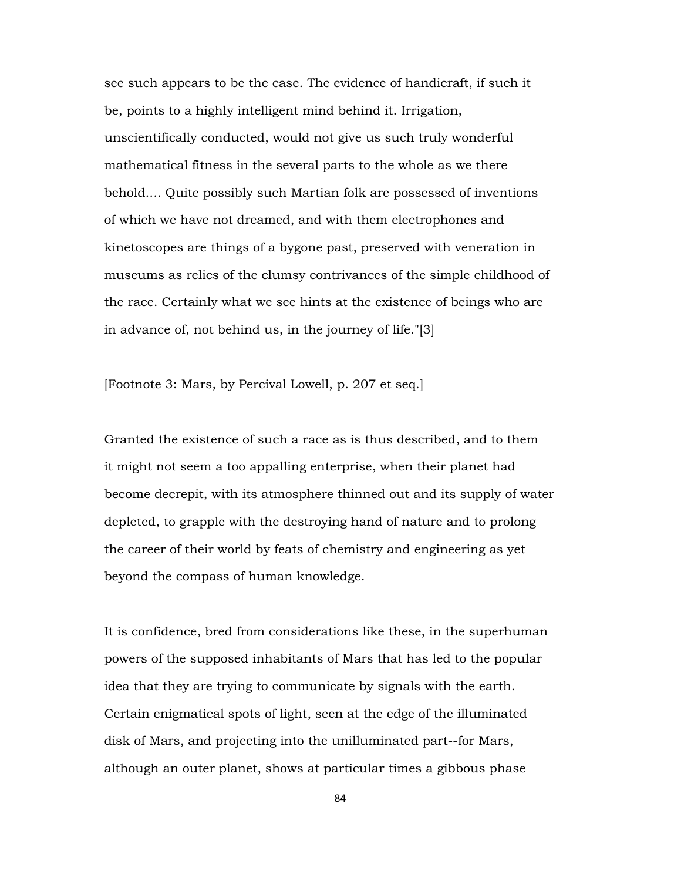see such appears to be the case. The evidence of handicraft, if such it be, points to a highly intelligent mind behind it. Irrigation, unscientifically conducted, would not give us such truly wonderful mathematical fitness in the several parts to the whole as we there behold.... Quite possibly such Martian folk are possessed of inventions of which we have not dreamed, and with them electrophones and kinetoscopes are things of a bygone past, preserved with veneration in museums as relics of the clumsy contrivances of the simple childhood of the race. Certainly what we see hints at the existence of beings who are in advance of, not behind us, in the journey of life."[3]

[Footnote 3: Mars, by Percival Lowell, p. 207 et seq.]

Granted the existence of such a race as is thus described, and to them it might not seem a too appalling enterprise, when their planet had become decrepit, with its atmosphere thinned out and its supply of water depleted, to grapple with the destroying hand of nature and to prolong the career of their world by feats of chemistry and engineering as yet beyond the compass of human knowledge.

It is confidence, bred from considerations like these, in the superhuman powers of the supposed inhabitants of Mars that has led to the popular idea that they are trying to communicate by signals with the earth. Certain enigmatical spots of light, seen at the edge of the illuminated disk of Mars, and projecting into the unilluminated part--for Mars, although an outer planet, shows at particular times a gibbous phase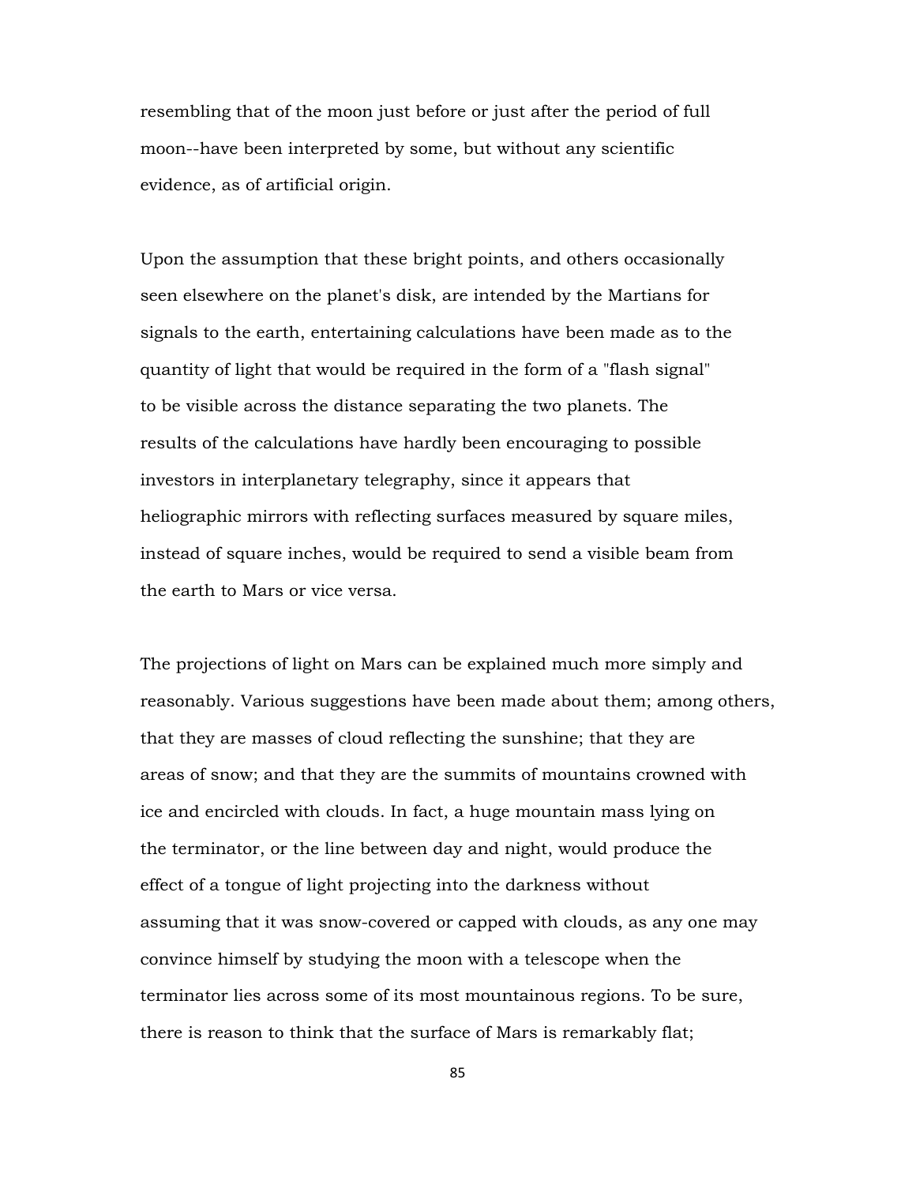resembling that of the moon just before or just after the period of full moon--have been interpreted by some, but without any scientific evidence, as of artificial origin.

Upon the assumption that these bright points, and others occasionally seen elsewhere on the planet's disk, are intended by the Martians for signals to the earth, entertaining calculations have been made as to the quantity of light that would be required in the form of a "flash signal" to be visible across the distance separating the two planets. The results of the calculations have hardly been encouraging to possible investors in interplanetary telegraphy, since it appears that heliographic mirrors with reflecting surfaces measured by square miles, instead of square inches, would be required to send a visible beam from the earth to Mars or vice versa.

The projections of light on Mars can be explained much more simply and reasonably. Various suggestions have been made about them; among others, that they are masses of cloud reflecting the sunshine; that they are areas of snow; and that they are the summits of mountains crowned with ice and encircled with clouds. In fact, a huge mountain mass lying on the terminator, or the line between day and night, would produce the effect of a tongue of light projecting into the darkness without assuming that it was snow-covered or capped with clouds, as any one may convince himself by studying the moon with a telescope when the terminator lies across some of its most mountainous regions. To be sure, there is reason to think that the surface of Mars is remarkably flat;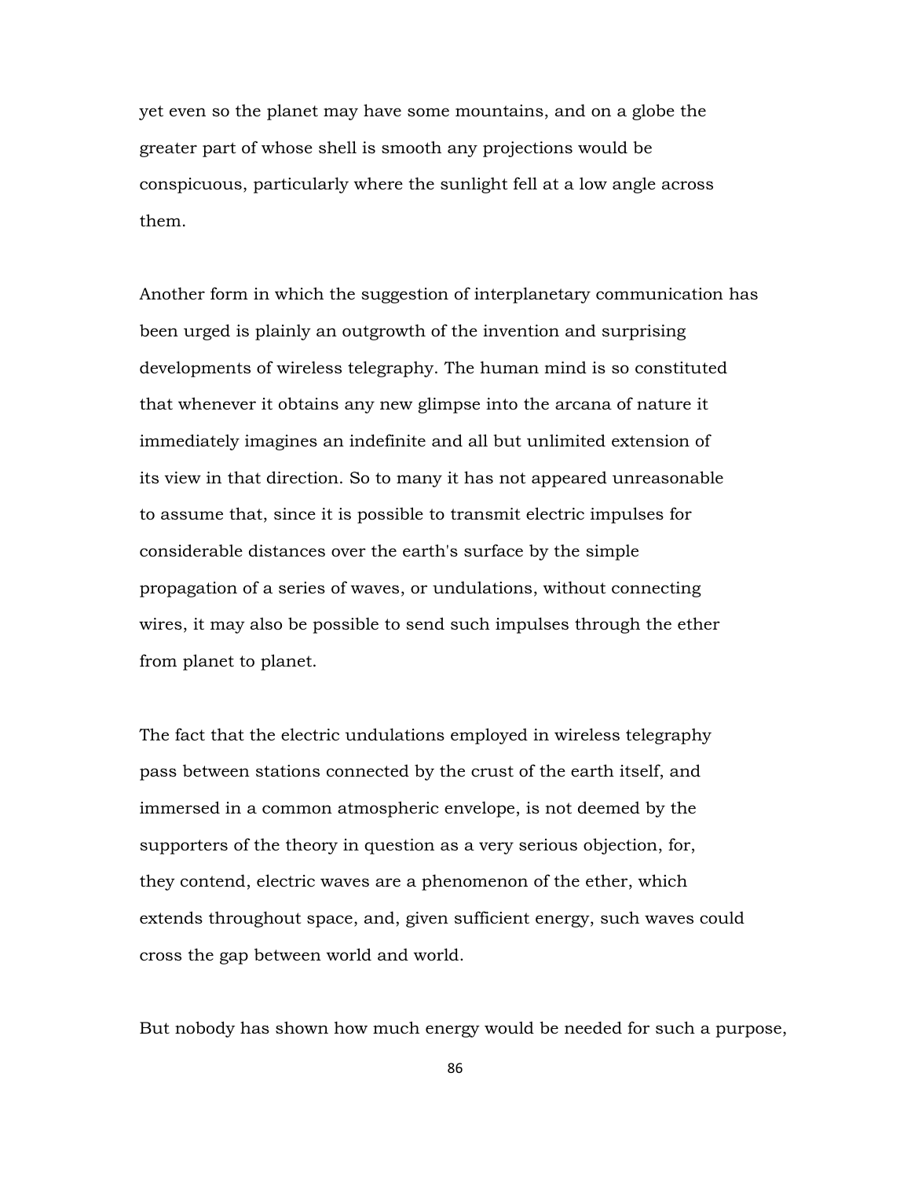yet even so the planet may have some mountains, and on a globe the greater part of whose shell is smooth any projections would be conspicuous, particularly where the sunlight fell at a low angle across them.

Another form in which the suggestion of interplanetary communication has been urged is plainly an outgrowth of the invention and surprising developments of wireless telegraphy. The human mind is so constituted that whenever it obtains any new glimpse into the arcana of nature it immediately imagines an indefinite and all but unlimited extension of its view in that direction. So to many it has not appeared unreasonable to assume that, since it is possible to transmit electric impulses for considerable distances over the earth's surface by the simple propagation of a series of waves, or undulations, without connecting wires, it may also be possible to send such impulses through the ether from planet to planet.

The fact that the electric undulations employed in wireless telegraphy pass between stations connected by the crust of the earth itself, and immersed in a common atmospheric envelope, is not deemed by the supporters of the theory in question as a very serious objection, for, they contend, electric waves are a phenomenon of the ether, which extends throughout space, and, given sufficient energy, such waves could cross the gap between world and world.

But nobody has shown how much energy would be needed for such a purpose,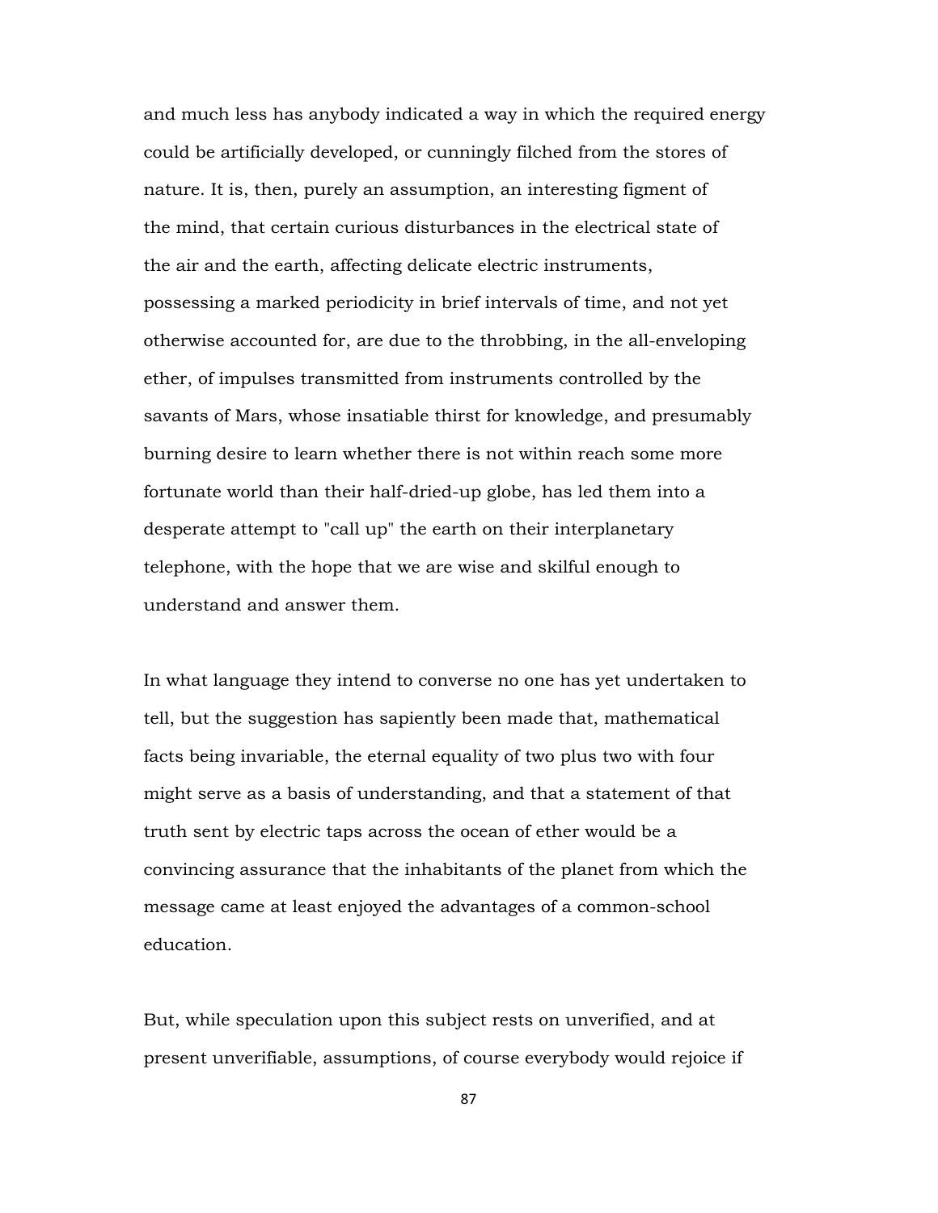and much less has anybody indicated a way in which the required energy could be artificially developed, or cunningly filched from the stores of nature. It is, then, purely an assumption, an interesting figment of the mind, that certain curious disturbances in the electrical state of the air and the earth, affecting delicate electric instruments, possessing a marked periodicity in brief intervals of time, and not yet otherwise accounted for, are due to the throbbing, in the all-enveloping ether, of impulses transmitted from instruments controlled by the savants of Mars, whose insatiable thirst for knowledge, and presumably burning desire to learn whether there is not within reach some more fortunate world than their half-dried-up globe, has led them into a desperate attempt to "call up" the earth on their interplanetary telephone, with the hope that we are wise and skilful enough to understand and answer them.

In what language they intend to converse no one has yet undertaken to tell, but the suggestion has sapiently been made that, mathematical facts being invariable, the eternal equality of two plus two with four might serve as a basis of understanding, and that a statement of that truth sent by electric taps across the ocean of ether would be a convincing assurance that the inhabitants of the planet from which the message came at least enjoyed the advantages of a common-school education.

But, while speculation upon this subject rests on unverified, and at present unverifiable, assumptions, of course everybody would rejoice if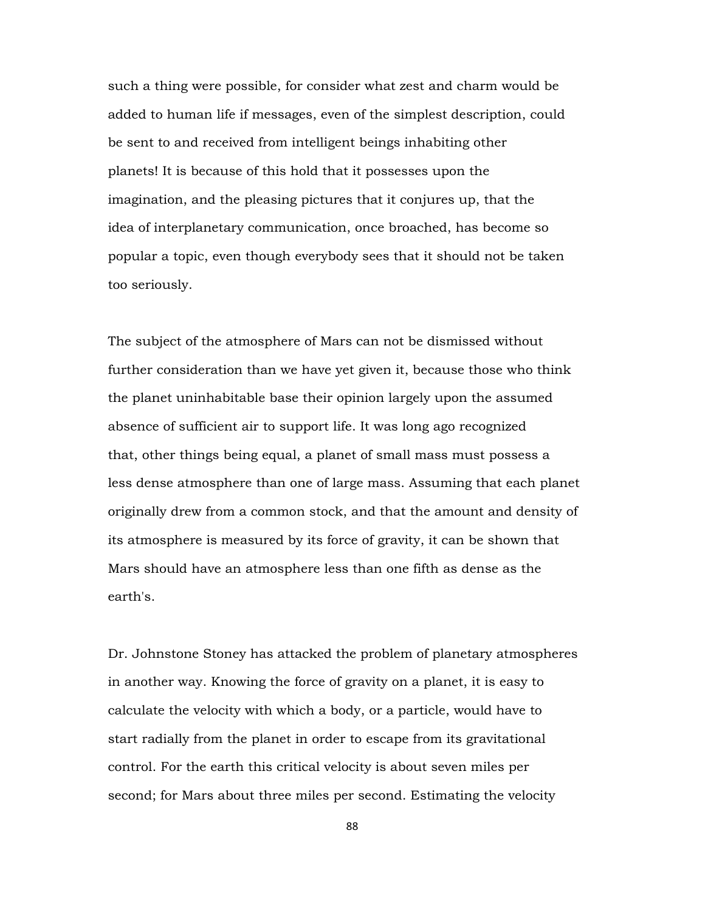such a thing were possible, for consider what zest and charm would be added to human life if messages, even of the simplest description, could be sent to and received from intelligent beings inhabiting other planets! It is because of this hold that it possesses upon the imagination, and the pleasing pictures that it conjures up, that the idea of interplanetary communication, once broached, has become so popular a topic, even though everybody sees that it should not be taken too seriously.

The subject of the atmosphere of Mars can not be dismissed without further consideration than we have yet given it, because those who think the planet uninhabitable base their opinion largely upon the assumed absence of sufficient air to support life. It was long ago recognized that, other things being equal, a planet of small mass must possess a less dense atmosphere than one of large mass. Assuming that each planet originally drew from a common stock, and that the amount and density of its atmosphere is measured by its force of gravity, it can be shown that Mars should have an atmosphere less than one fifth as dense as the earth's.

Dr. Johnstone Stoney has attacked the problem of planetary atmospheres in another way. Knowing the force of gravity on a planet, it is easy to calculate the velocity with which a body, or a particle, would have to start radially from the planet in order to escape from its gravitational control. For the earth this critical velocity is about seven miles per second; for Mars about three miles per second. Estimating the velocity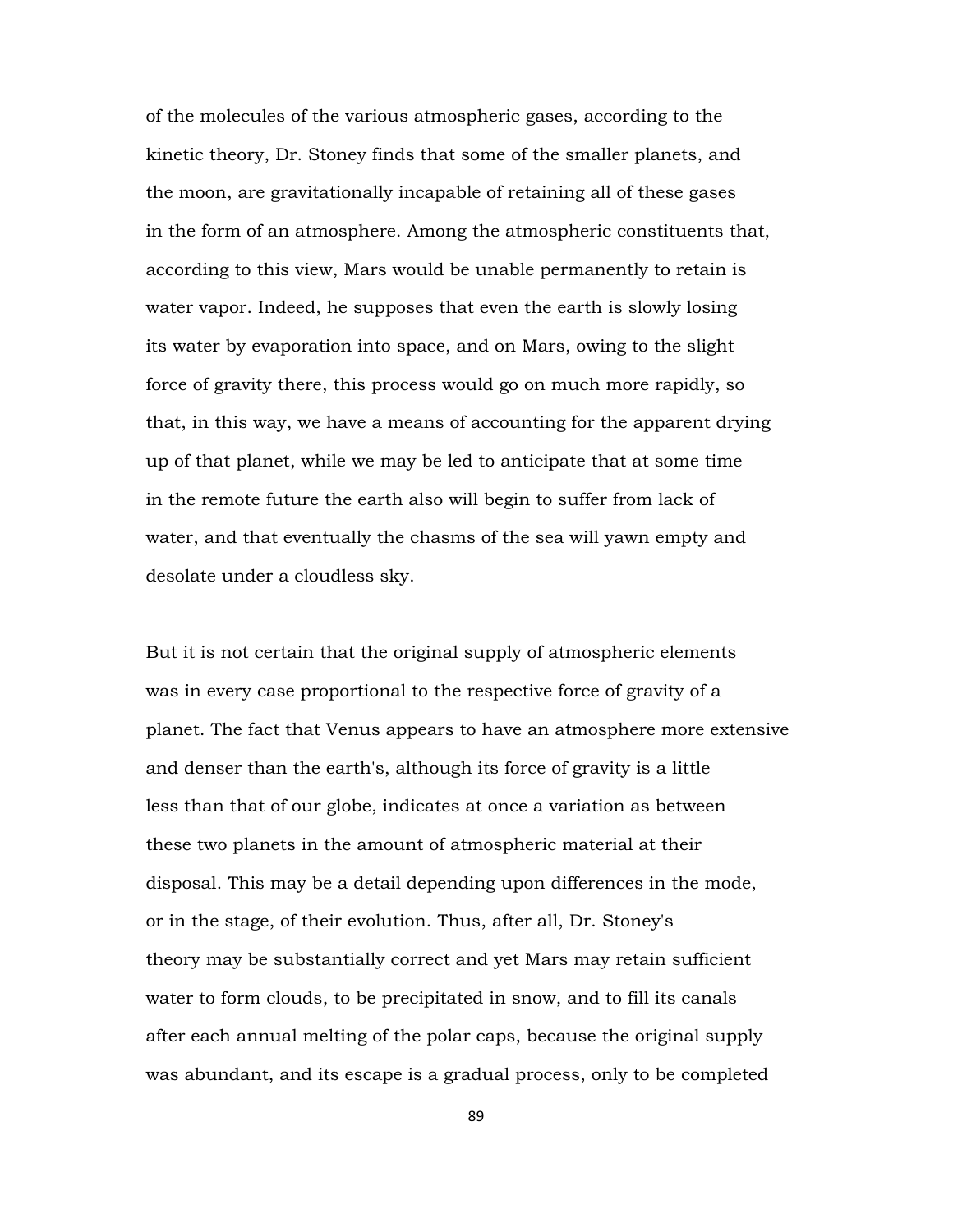of the molecules of the various atmospheric gases, according to the kinetic theory, Dr. Stoney finds that some of the smaller planets, and the moon, are gravitationally incapable of retaining all of these gases in the form of an atmosphere. Among the atmospheric constituents that, according to this view, Mars would be unable permanently to retain is water vapor. Indeed, he supposes that even the earth is slowly losing its water by evaporation into space, and on Mars, owing to the slight force of gravity there, this process would go on much more rapidly, so that, in this way, we have a means of accounting for the apparent drying up of that planet, while we may be led to anticipate that at some time in the remote future the earth also will begin to suffer from lack of water, and that eventually the chasms of the sea will yawn empty and desolate under a cloudless sky.

But it is not certain that the original supply of atmospheric elements was in every case proportional to the respective force of gravity of a planet. The fact that Venus appears to have an atmosphere more extensive and denser than the earth's, although its force of gravity is a little less than that of our globe, indicates at once a variation as between these two planets in the amount of atmospheric material at their disposal. This may be a detail depending upon differences in the mode, or in the stage, of their evolution. Thus, after all, Dr. Stoney's theory may be substantially correct and yet Mars may retain sufficient water to form clouds, to be precipitated in snow, and to fill its canals after each annual melting of the polar caps, because the original supply was abundant, and its escape is a gradual process, only to be completed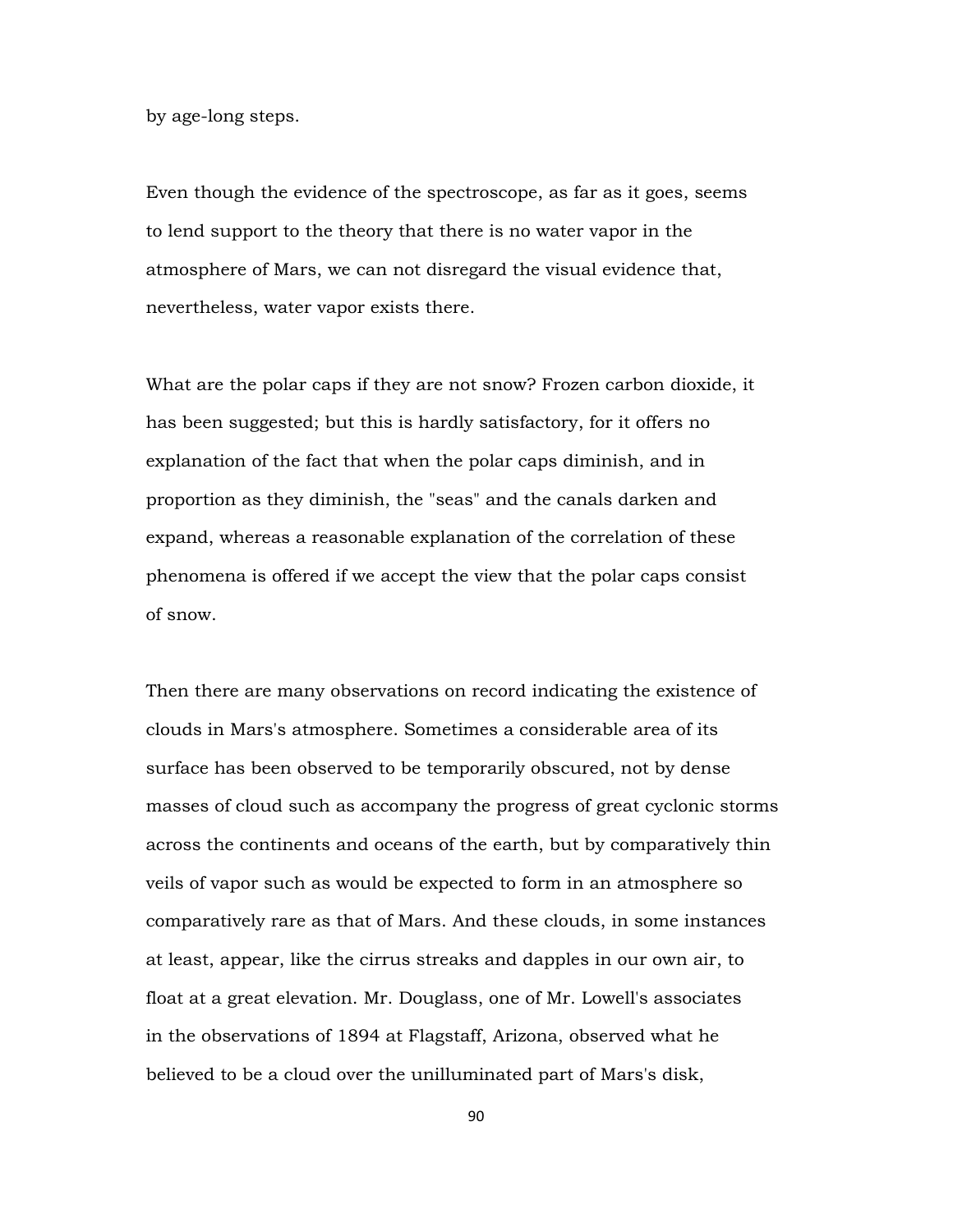by age-long steps.

Even though the evidence of the spectroscope, as far as it goes, seems to lend support to the theory that there is no water vapor in the atmosphere of Mars, we can not disregard the visual evidence that, nevertheless, water vapor exists there.

What are the polar caps if they are not snow? Frozen carbon dioxide, it has been suggested; but this is hardly satisfactory, for it offers no explanation of the fact that when the polar caps diminish, and in proportion as they diminish, the "seas" and the canals darken and expand, whereas a reasonable explanation of the correlation of these phenomena is offered if we accept the view that the polar caps consist of snow.

Then there are many observations on record indicating the existence of clouds in Mars's atmosphere. Sometimes a considerable area of its surface has been observed to be temporarily obscured, not by dense masses of cloud such as accompany the progress of great cyclonic storms across the continents and oceans of the earth, but by comparatively thin veils of vapor such as would be expected to form in an atmosphere so comparatively rare as that of Mars. And these clouds, in some instances at least, appear, like the cirrus streaks and dapples in our own air, to float at a great elevation. Mr. Douglass, one of Mr. Lowell's associates in the observations of 1894 at Flagstaff, Arizona, observed what he believed to be a cloud over the unilluminated part of Mars's disk,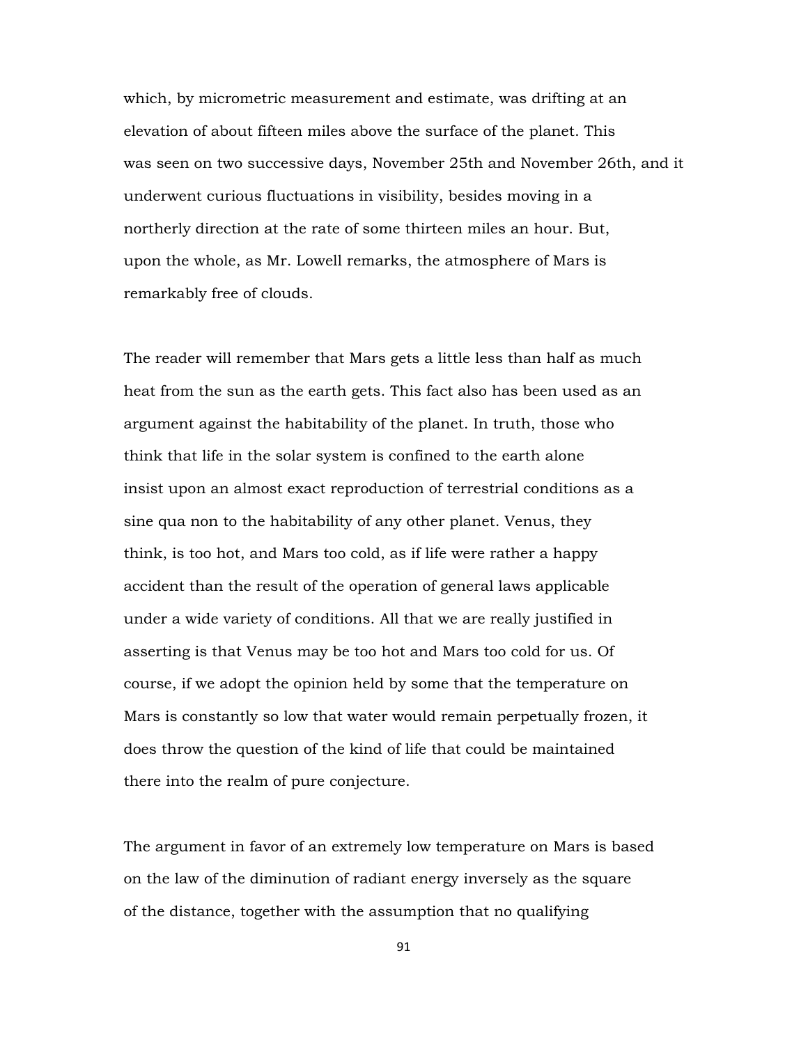which, by micrometric measurement and estimate, was drifting at an elevation of about fifteen miles above the surface of the planet. This was seen on two successive days, November 25th and November 26th, and it underwent curious fluctuations in visibility, besides moving in a northerly direction at the rate of some thirteen miles an hour. But, upon the whole, as Mr. Lowell remarks, the atmosphere of Mars is remarkably free of clouds.

The reader will remember that Mars gets a little less than half as much heat from the sun as the earth gets. This fact also has been used as an argument against the habitability of the planet. In truth, those who think that life in the solar system is confined to the earth alone insist upon an almost exact reproduction of terrestrial conditions as a sine qua non to the habitability of any other planet. Venus, they think, is too hot, and Mars too cold, as if life were rather a happy accident than the result of the operation of general laws applicable under a wide variety of conditions. All that we are really justified in asserting is that Venus may be too hot and Mars too cold for us. Of course, if we adopt the opinion held by some that the temperature on Mars is constantly so low that water would remain perpetually frozen, it does throw the question of the kind of life that could be maintained there into the realm of pure conjecture.

The argument in favor of an extremely low temperature on Mars is based on the law of the diminution of radiant energy inversely as the square of the distance, together with the assumption that no qualifying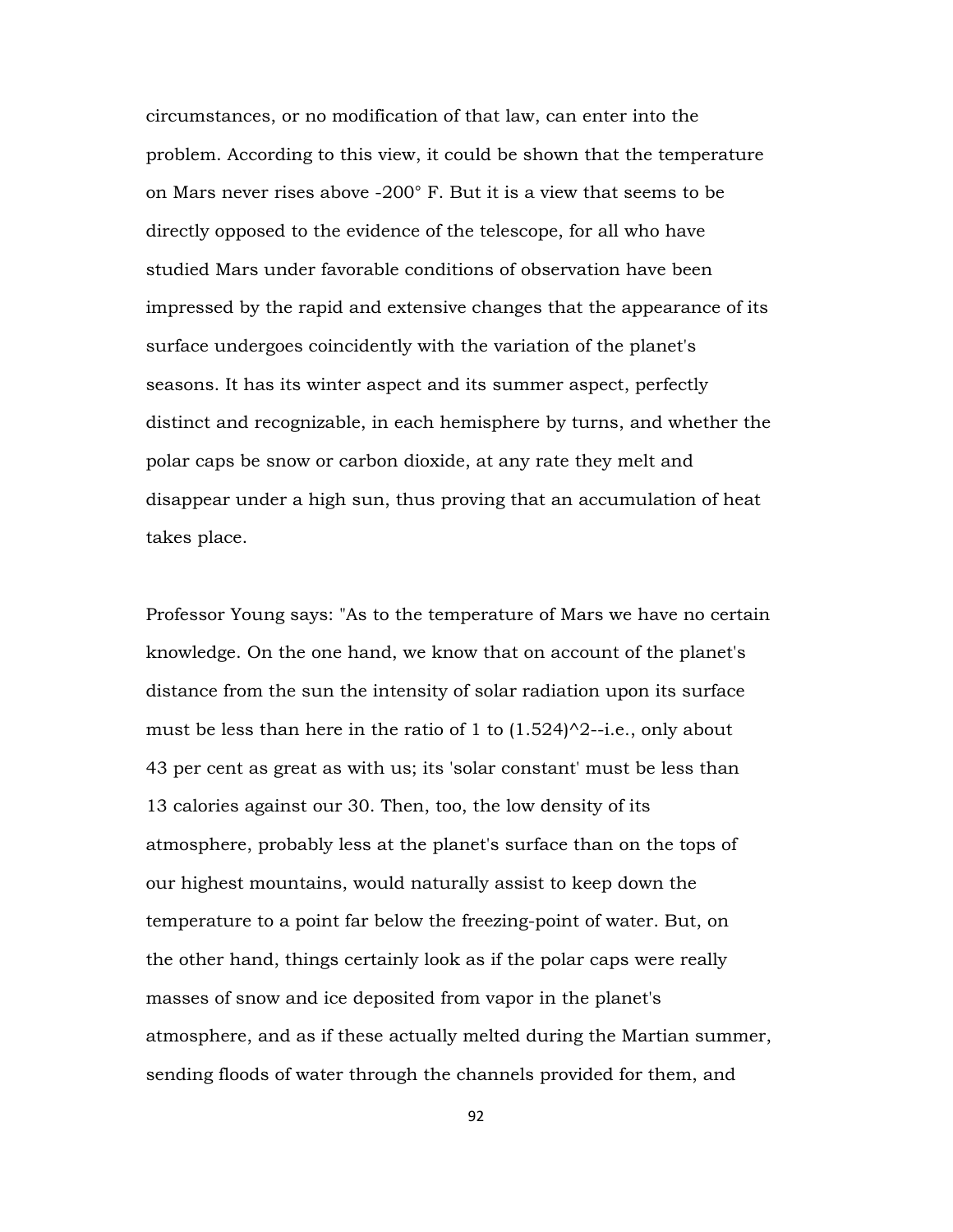circumstances, or no modification of that law, can enter into the problem. According to this view, it could be shown that the temperature on Mars never rises above -200° F. But it is a view that seems to be directly opposed to the evidence of the telescope, for all who have studied Mars under favorable conditions of observation have been impressed by the rapid and extensive changes that the appearance of its surface undergoes coincidently with the variation of the planet's seasons. It has its winter aspect and its summer aspect, perfectly distinct and recognizable, in each hemisphere by turns, and whether the polar caps be snow or carbon dioxide, at any rate they melt and disappear under a high sun, thus proving that an accumulation of heat takes place.

Professor Young says: "As to the temperature of Mars we have no certain knowledge. On the one hand, we know that on account of the planet's distance from the sun the intensity of solar radiation upon its surface must be less than here in the ratio of 1 to $(1.524)^2$--i.e., only about 43 per cent as great as with us; its 'solar constant' must be less than 13 calories against our 30. Then, too, the low density of its atmosphere, probably less at the planet's surface than on the tops of our highest mountains, would naturally assist to keep down the temperature to a point far below the freezing-point of water. But, on the other hand, things certainly look as if the polar caps were really masses of snow and ice deposited from vapor in the planet's atmosphere, and as if these actually melted during the Martian summer, sending floods of water through the channels provided for them, and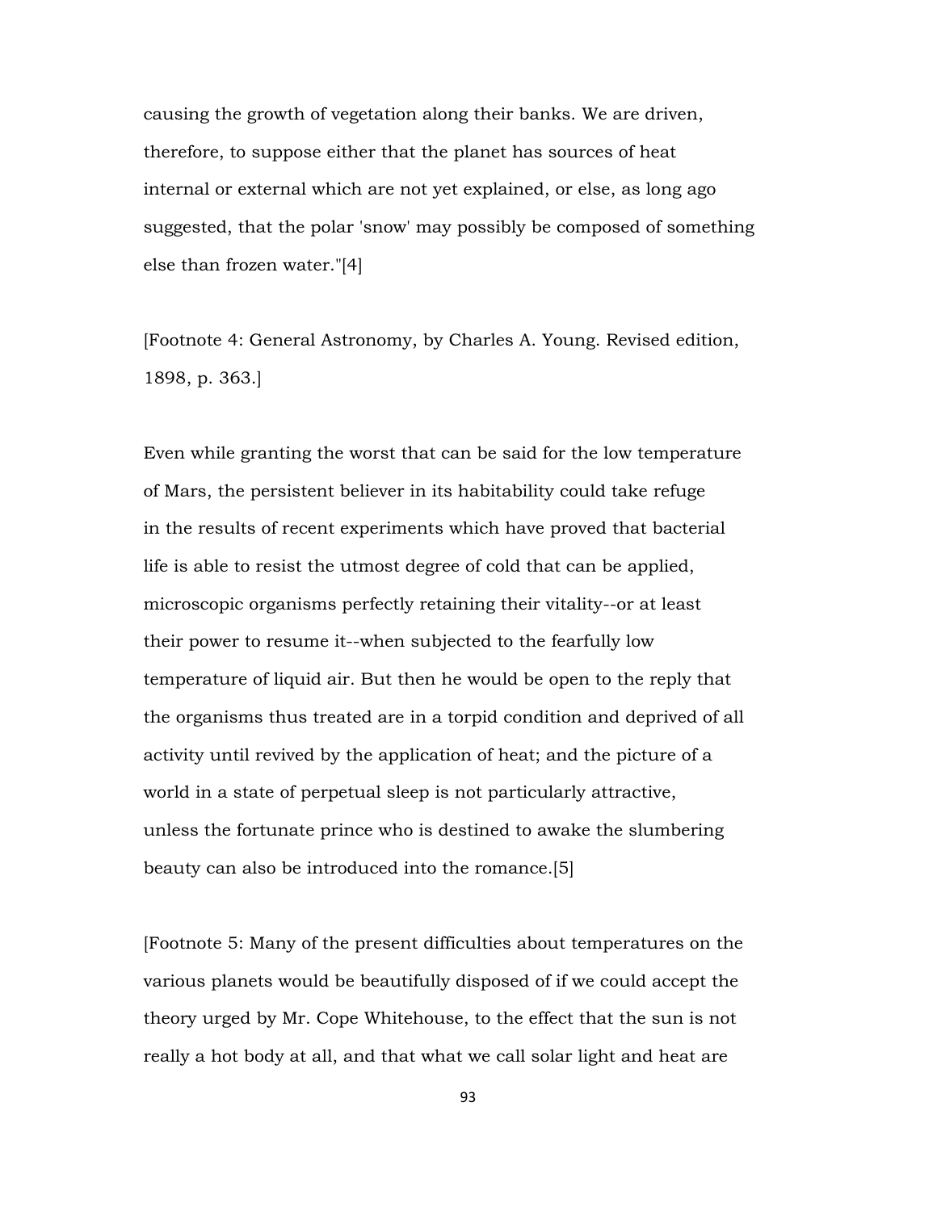causing the growth of vegetation along their banks. We are driven, therefore, to suppose either that the planet has sources of heat internal or external which are not yet explained, or else, as long ago suggested, that the polar 'snow' may possibly be composed of something else than frozen water."[4]

[Footnote 4: General Astronomy, by Charles A. Young. Revised edition, 1898, p. 363.]

Even while granting the worst that can be said for the low temperature of Mars, the persistent believer in its habitability could take refuge in the results of recent experiments which have proved that bacterial life is able to resist the utmost degree of cold that can be applied, microscopic organisms perfectly retaining their vitality--or at least their power to resume it--when subjected to the fearfully low temperature of liquid air. But then he would be open to the reply that the organisms thus treated are in a torpid condition and deprived of all activity until revived by the application of heat; and the picture of a world in a state of perpetual sleep is not particularly attractive, unless the fortunate prince who is destined to awake the slumbering beauty can also be introduced into the romance.[5]

[Footnote 5: Many of the present difficulties about temperatures on the various planets would be beautifully disposed of if we could accept the theory urged by Mr. Cope Whitehouse, to the effect that the sun is not really a hot body at all, and that what we call solar light and heat are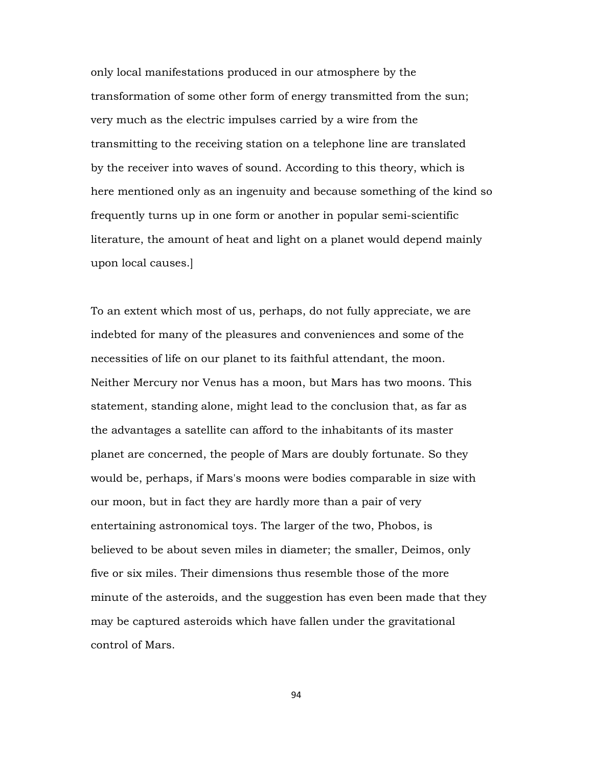only local manifestations produced in our atmosphere by the transformation of some other form of energy transmitted from the sun; very much as the electric impulses carried by a wire from the transmitting to the receiving station on a telephone line are translated by the receiver into waves of sound. According to this theory, which is here mentioned only as an ingenuity and because something of the kind so frequently turns up in one form or another in popular semi-scientific literature, the amount of heat and light on a planet would depend mainly upon local causes.]

To an extent which most of us, perhaps, do not fully appreciate, we are indebted for many of the pleasures and conveniences and some of the necessities of life on our planet to its faithful attendant, the moon. Neither Mercury nor Venus has a moon, but Mars has two moons. This statement, standing alone, might lead to the conclusion that, as far as the advantages a satellite can afford to the inhabitants of its master planet are concerned, the people of Mars are doubly fortunate. So they would be, perhaps, if Mars's moons were bodies comparable in size with our moon, but in fact they are hardly more than a pair of very entertaining astronomical toys. The larger of the two, Phobos, is believed to be about seven miles in diameter; the smaller, Deimos, only five or six miles. Their dimensions thus resemble those of the more minute of the asteroids, and the suggestion has even been made that they may be captured asteroids which have fallen under the gravitational control of Mars.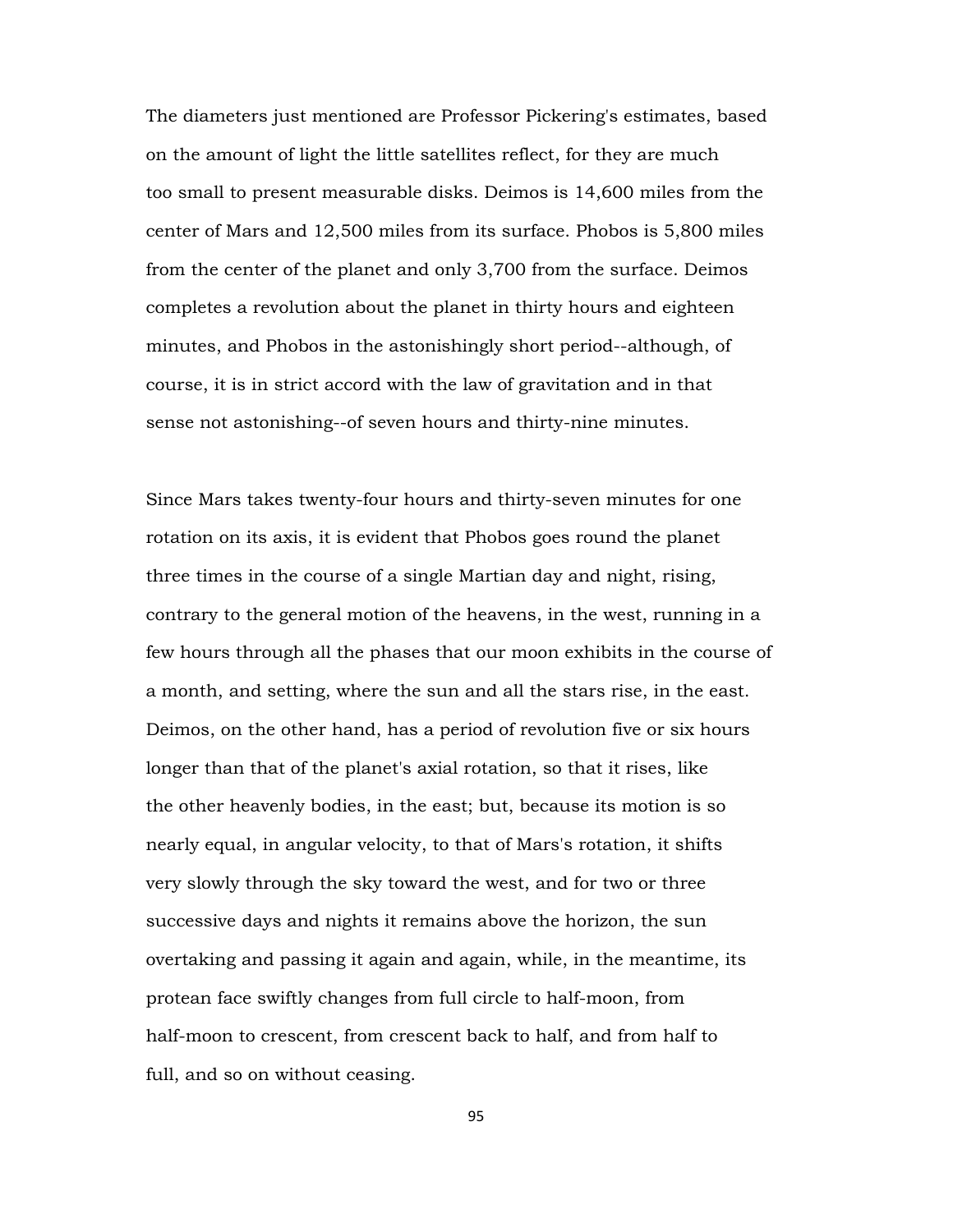The diameters just mentioned are Professor Pickering's estimates, based on the amount of light the little satellites reflect, for they are much too small to present measurable disks. Deimos is 14,600 miles from the center of Mars and 12,500 miles from its surface. Phobos is 5,800 miles from the center of the planet and only 3,700 from the surface. Deimos completes a revolution about the planet in thirty hours and eighteen minutes, and Phobos in the astonishingly short period--although, of course, it is in strict accord with the law of gravitation and in that sense not astonishing--of seven hours and thirty-nine minutes.

Since Mars takes twenty-four hours and thirty-seven minutes for one rotation on its axis, it is evident that Phobos goes round the planet three times in the course of a single Martian day and night, rising, contrary to the general motion of the heavens, in the west, running in a few hours through all the phases that our moon exhibits in the course of a month, and setting, where the sun and all the stars rise, in the east. Deimos, on the other hand, has a period of revolution five or six hours longer than that of the planet's axial rotation, so that it rises, like the other heavenly bodies, in the east; but, because its motion is so nearly equal, in angular velocity, to that of Mars's rotation, it shifts very slowly through the sky toward the west, and for two or three successive days and nights it remains above the horizon, the sun overtaking and passing it again and again, while, in the meantime, its protean face swiftly changes from full circle to half-moon, from half-moon to crescent, from crescent back to half, and from half to full, and so on without ceasing.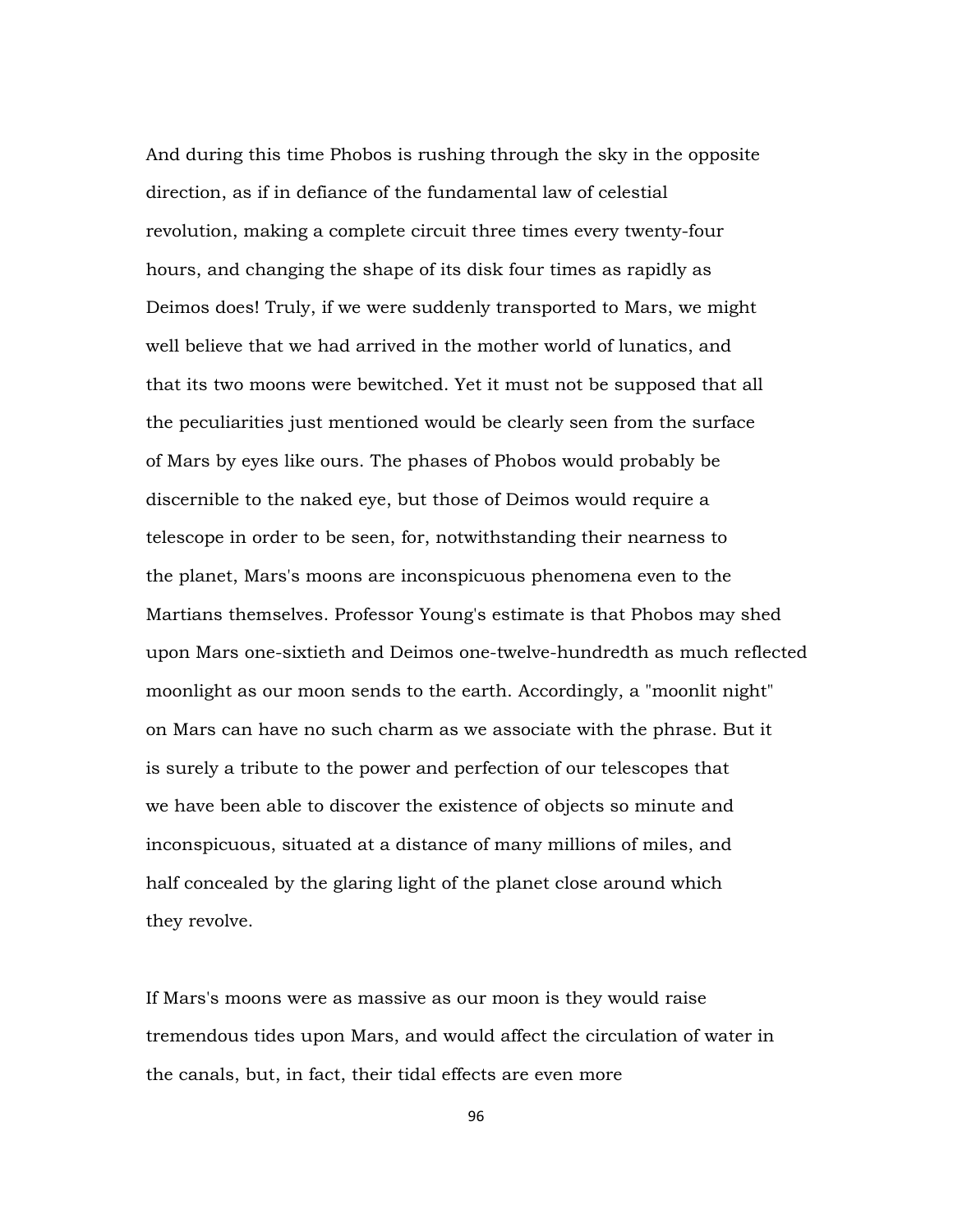And during this time Phobos is rushing through the sky in the opposite direction, as if in defiance of the fundamental law of celestial revolution, making a complete circuit three times every twenty-four hours, and changing the shape of its disk four times as rapidly as Deimos does! Truly, if we were suddenly transported to Mars, we might well believe that we had arrived in the mother world of lunatics, and that its two moons were bewitched. Yet it must not be supposed that all the peculiarities just mentioned would be clearly seen from the surface of Mars by eyes like ours. The phases of Phobos would probably be discernible to the naked eye, but those of Deimos would require a telescope in order to be seen, for, notwithstanding their nearness to the planet, Mars's moons are inconspicuous phenomena even to the Martians themselves. Professor Young's estimate is that Phobos may shed upon Mars one-sixtieth and Deimos one-twelve-hundredth as much reflected moonlight as our moon sends to the earth. Accordingly, a "moonlit night" on Mars can have no such charm as we associate with the phrase. But it is surely a tribute to the power and perfection of our telescopes that we have been able to discover the existence of objects so minute and inconspicuous, situated at a distance of many millions of miles, and half concealed by the glaring light of the planet close around which they revolve.

If Mars's moons were as massive as our moon is they would raise tremendous tides upon Mars, and would affect the circulation of water in the canals, but, in fact, their tidal effects are even more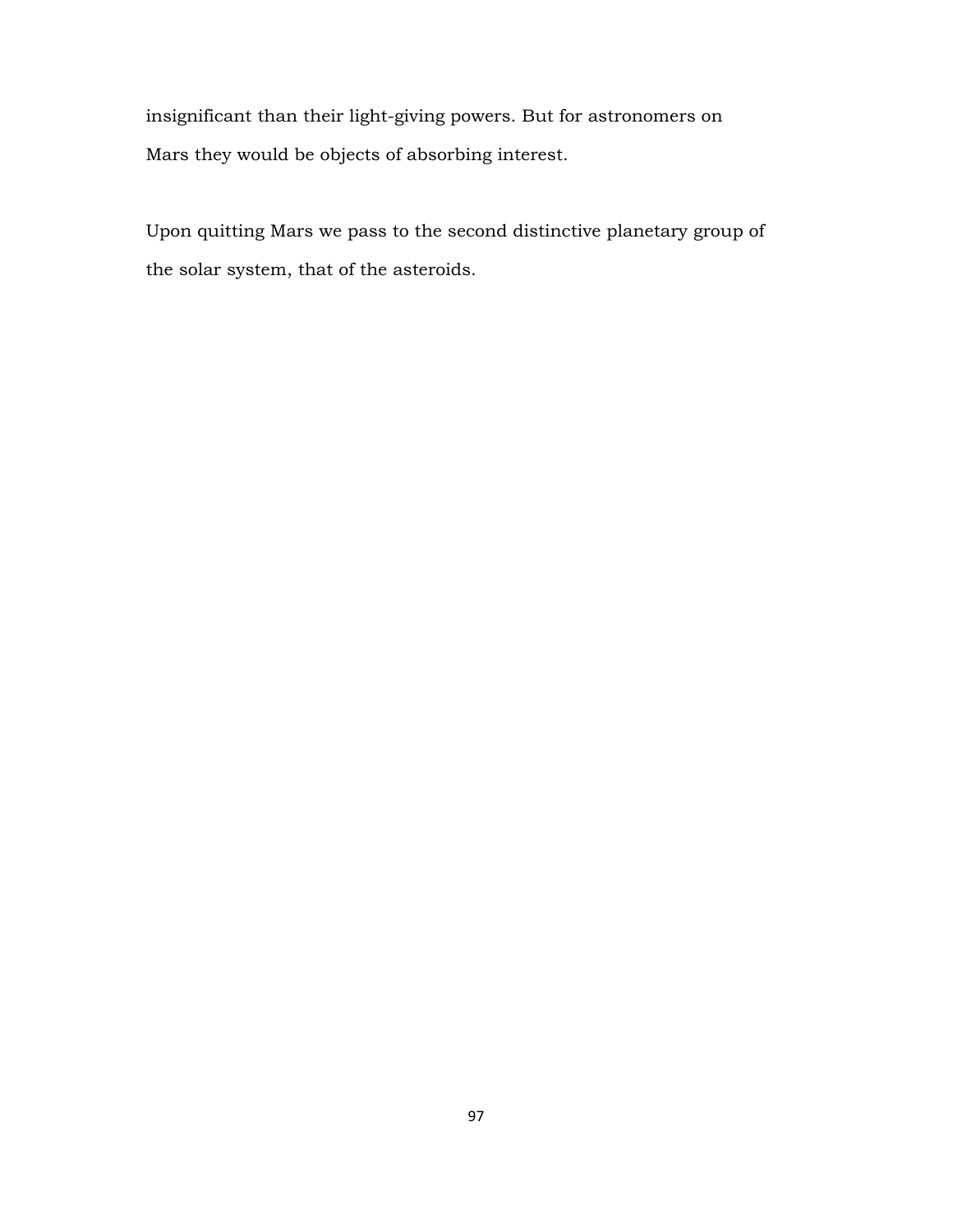insignificant than their light-giving powers. But for astronomers on Mars they would be objects of absorbing interest.

Upon quitting Mars we pass to the second distinctive planetary group of the solar system, that of the asteroids.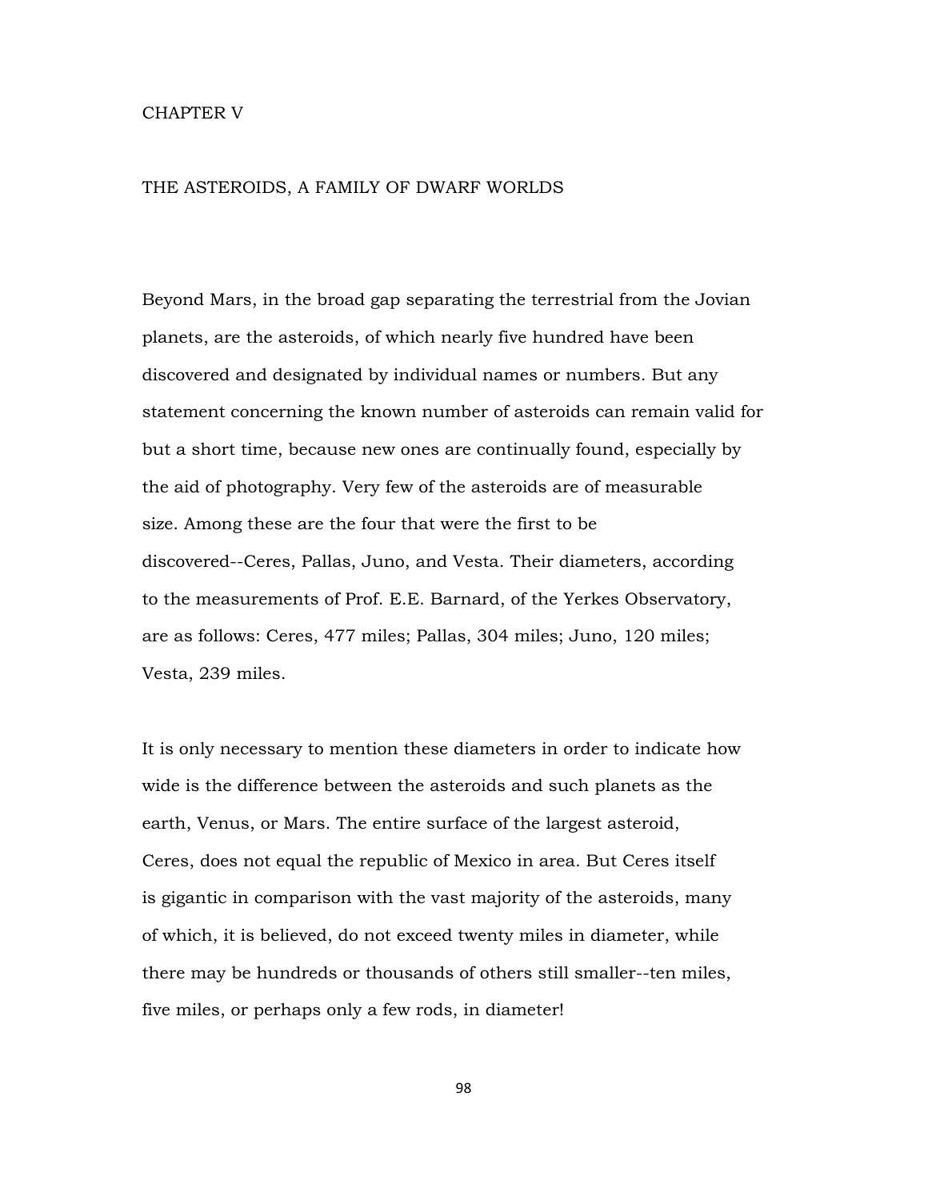# CHAPTER V

## THE ASTEROIDS, A FAMILY OF DWARF WORLDS

Beyond Mars, in the broad gap separating the terrestrial from the Jovian planets, are the asteroids, of which nearly five hundred have been discovered and designated by individual names or numbers. But any statement concerning the known number of asteroids can remain valid for but a short time, because new ones are continually found, especially by the aid of photography. Very few of the asteroids are of measurable size. Among these are the four that were the first to be discovered--Ceres, Pallas, Juno, and Vesta. Their diameters, according to the measurements of Prof. E.E. Barnard, of the Yerkes Observatory, are as follows: Ceres, 477 miles; Pallas, 304 miles; Juno, 120 miles; Vesta, 239 miles.

It is only necessary to mention these diameters in order to indicate how wide is the difference between the asteroids and such planets as the earth, Venus, or Mars. The entire surface of the largest asteroid, Ceres, does not equal the republic of Mexico in area. But Ceres itself is gigantic in comparison with the vast majority of the asteroids, many of which, it is believed, do not exceed twenty miles in diameter, while there may be hundreds or thousands of others still smaller--ten miles, five miles, or perhaps only a few rods, in diameter!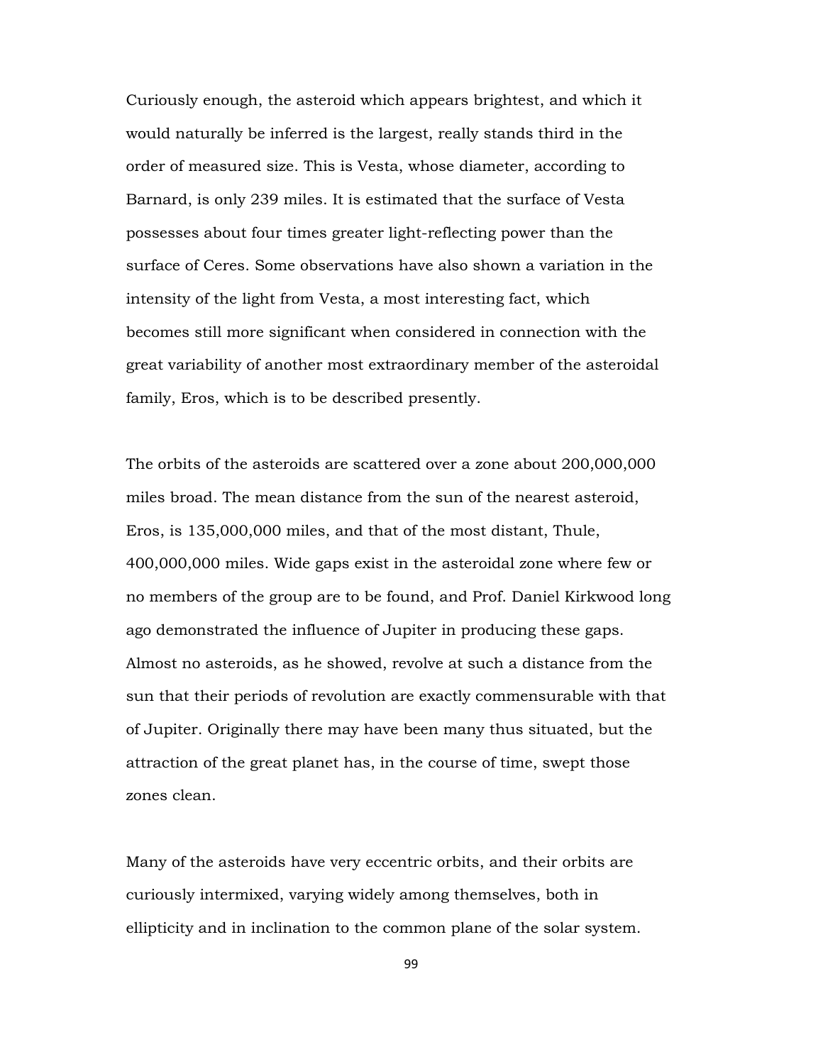Curiously enough, the asteroid which appears brightest, and which it would naturally be inferred is the largest, really stands third in the order of measured size. This is Vesta, whose diameter, according to Barnard, is only 239 miles. It is estimated that the surface of Vesta possesses about four times greater light-reflecting power than the surface of Ceres. Some observations have also shown a variation in the intensity of the light from Vesta, a most interesting fact, which becomes still more significant when considered in connection with the great variability of another most extraordinary member of the asteroidal family, Eros, which is to be described presently.

The orbits of the asteroids are scattered over a zone about 200,000,000 miles broad. The mean distance from the sun of the nearest asteroid, Eros, is 135,000,000 miles, and that of the most distant, Thule, 400,000,000 miles. Wide gaps exist in the asteroidal zone where few or no members of the group are to be found, and Prof. Daniel Kirkwood long ago demonstrated the influence of Jupiter in producing these gaps. Almost no asteroids, as he showed, revolve at such a distance from the sun that their periods of revolution are exactly commensurable with that of Jupiter. Originally there may have been many thus situated, but the attraction of the great planet has, in the course of time, swept those zones clean.

Many of the asteroids have very eccentric orbits, and their orbits are curiously intermixed, varying widely among themselves, both in ellipticity and in inclination to the common plane of the solar system.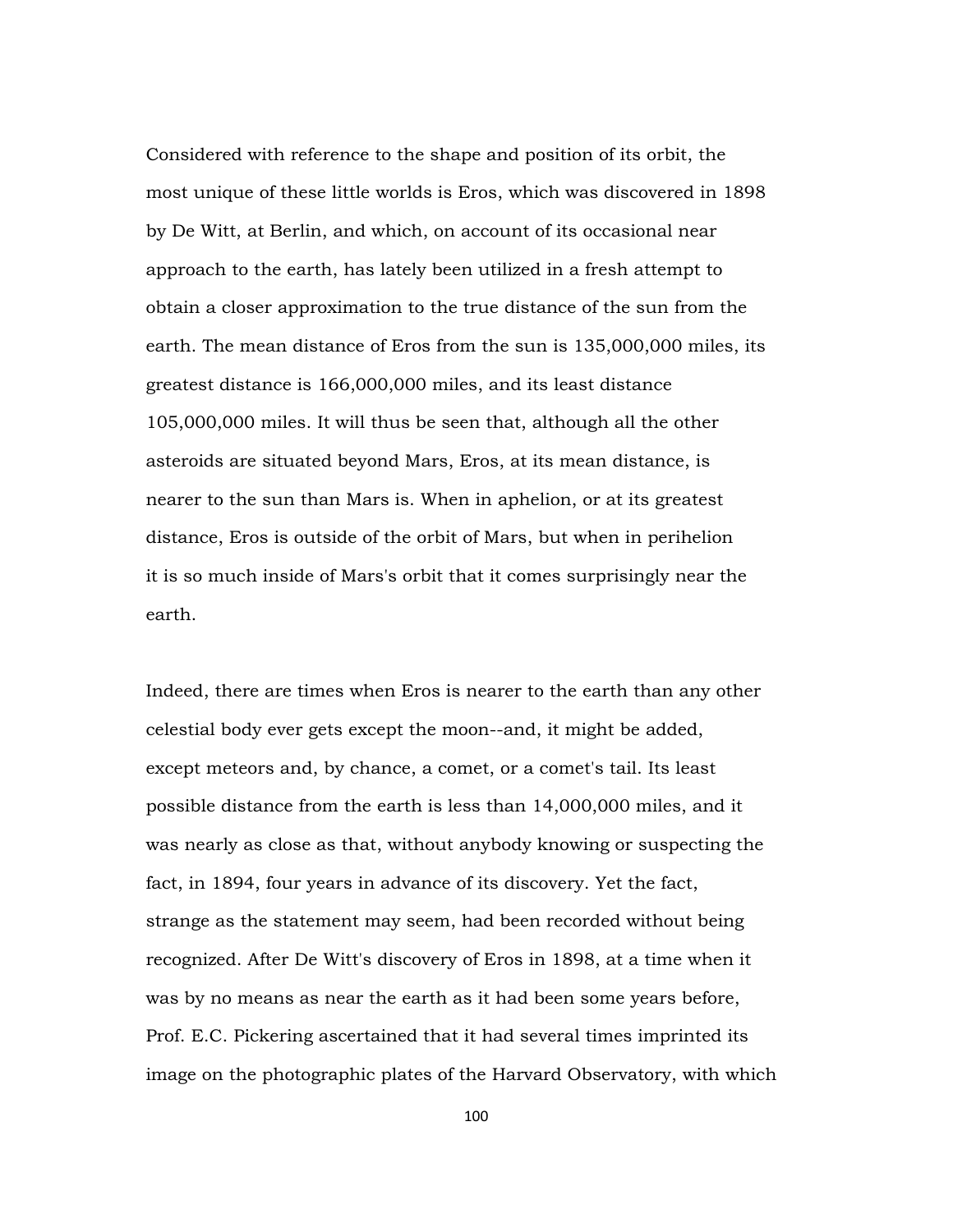Considered with reference to the shape and position of its orbit, the most unique of these little worlds is Eros, which was discovered in 1898 by De Witt, at Berlin, and which, on account of its occasional near approach to the earth, has lately been utilized in a fresh attempt to obtain a closer approximation to the true distance of the sun from the earth. The mean distance of Eros from the sun is 135,000,000 miles, its greatest distance is 166,000,000 miles, and its least distance 105,000,000 miles. It will thus be seen that, although all the other asteroids are situated beyond Mars, Eros, at its mean distance, is nearer to the sun than Mars is. When in aphelion, or at its greatest distance, Eros is outside of the orbit of Mars, but when in perihelion it is so much inside of Mars's orbit that it comes surprisingly near the earth.

Indeed, there are times when Eros is nearer to the earth than any other celestial body ever gets except the moon--and, it might be added, except meteors and, by chance, a comet, or a comet's tail. Its least possible distance from the earth is less than 14,000,000 miles, and it was nearly as close as that, without anybody knowing or suspecting the fact, in 1894, four years in advance of its discovery. Yet the fact, strange as the statement may seem, had been recorded without being recognized. After De Witt's discovery of Eros in 1898, at a time when it was by no means as near the earth as it had been some years before, Prof. E.C. Pickering ascertained that it had several times imprinted its image on the photographic plates of the Harvard Observatory, with which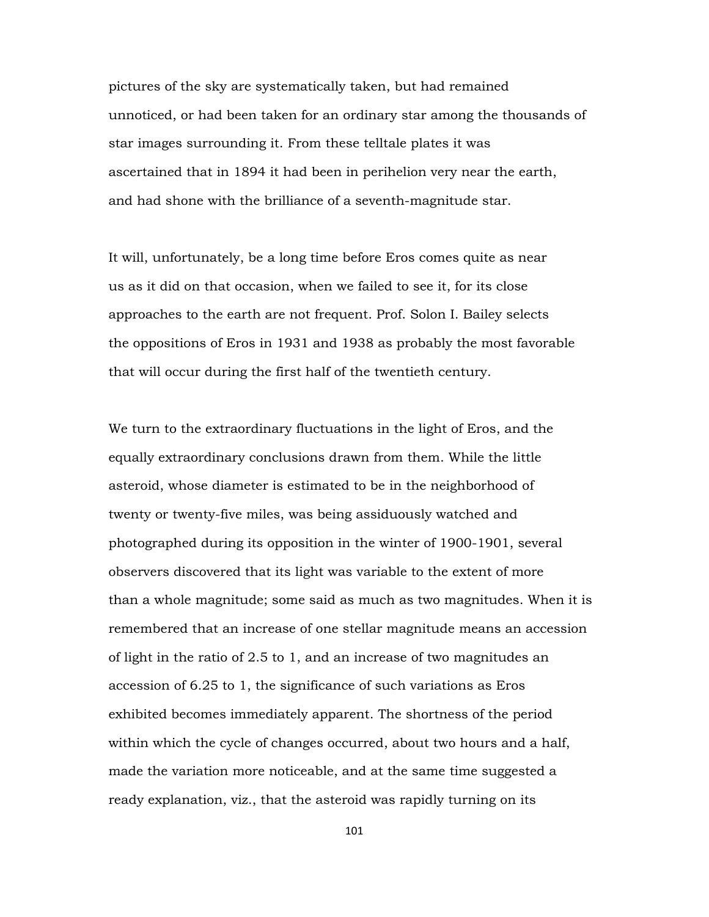pictures of the sky are systematically taken, but had remained unnoticed, or had been taken for an ordinary star among the thousands of star images surrounding it. From these telltale plates it was ascertained that in 1894 it had been in perihelion very near the earth, and had shone with the brilliance of a seventh-magnitude star.

It will, unfortunately, be a long time before Eros comes quite as near us as it did on that occasion, when we failed to see it, for its close approaches to the earth are not frequent. Prof. Solon I. Bailey selects the oppositions of Eros in 1931 and 1938 as probably the most favorable that will occur during the first half of the twentieth century.

We turn to the extraordinary fluctuations in the light of Eros, and the equally extraordinary conclusions drawn from them. While the little asteroid, whose diameter is estimated to be in the neighborhood of twenty or twenty-five miles, was being assiduously watched and photographed during its opposition in the winter of 1900-1901, several observers discovered that its light was variable to the extent of more than a whole magnitude; some said as much as two magnitudes. When it is remembered that an increase of one stellar magnitude means an accession of light in the ratio of 2.5 to 1, and an increase of two magnitudes an accession of 6.25 to 1, the significance of such variations as Eros exhibited becomes immediately apparent. The shortness of the period within which the cycle of changes occurred, about two hours and a half, made the variation more noticeable, and at the same time suggested a ready explanation, viz., that the asteroid was rapidly turning on its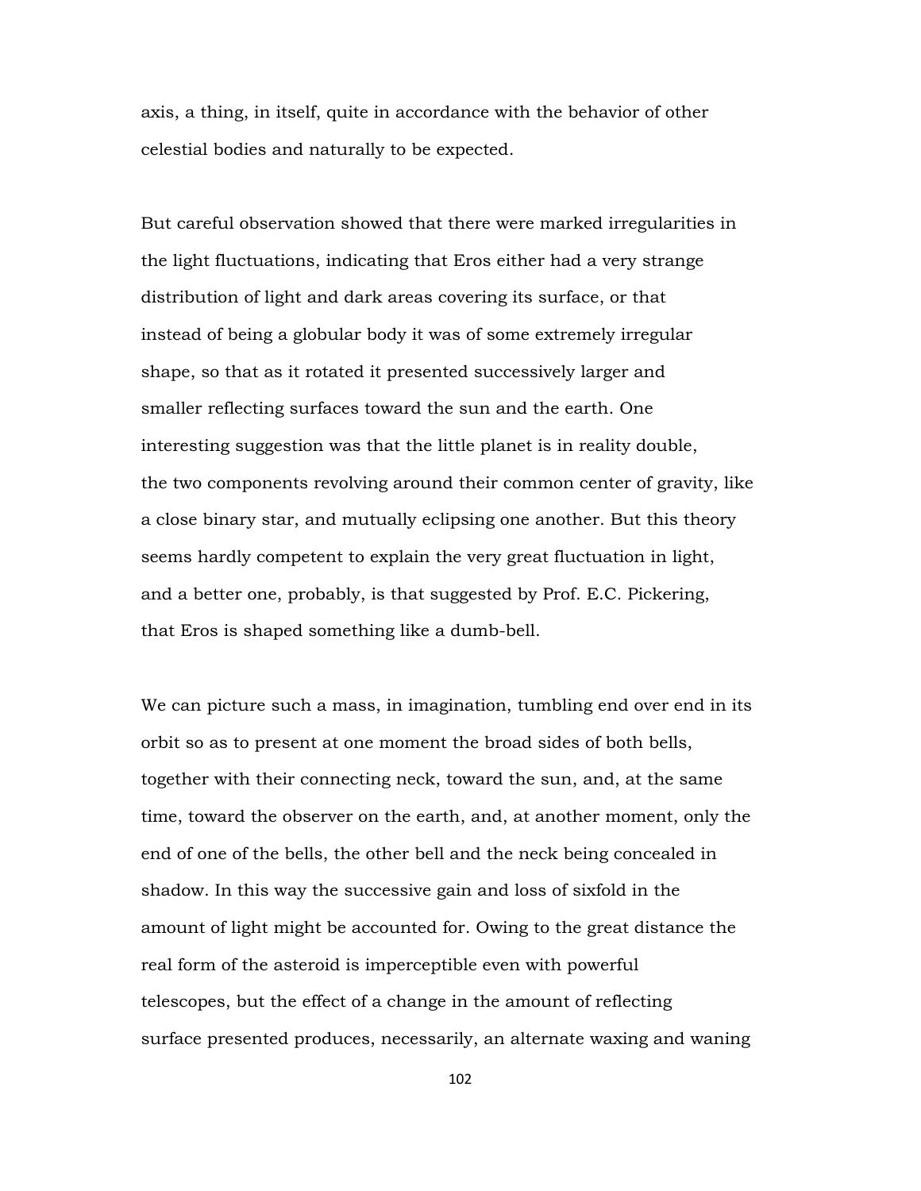axis, a thing, in itself, quite in accordance with the behavior of other celestial bodies and naturally to be expected.

But careful observation showed that there were marked irregularities in the light fluctuations, indicating that Eros either had a very strange distribution of light and dark areas covering its surface, or that instead of being a globular body it was of some extremely irregular shape, so that as it rotated it presented successively larger and smaller reflecting surfaces toward the sun and the earth. One interesting suggestion was that the little planet is in reality double, the two components revolving around their common center of gravity, like a close binary star, and mutually eclipsing one another. But this theory seems hardly competent to explain the very great fluctuation in light, and a better one, probably, is that suggested by Prof. E.C. Pickering, that Eros is shaped something like a dumb-bell.

We can picture such a mass, in imagination, tumbling end over end in its orbit so as to present at one moment the broad sides of both bells, together with their connecting neck, toward the sun, and, at the same time, toward the observer on the earth, and, at another moment, only the end of one of the bells, the other bell and the neck being concealed in shadow. In this way the successive gain and loss of sixfold in the amount of light might be accounted for. Owing to the great distance the real form of the asteroid is imperceptible even with powerful telescopes, but the effect of a change in the amount of reflecting surface presented produces, necessarily, an alternate waxing and waning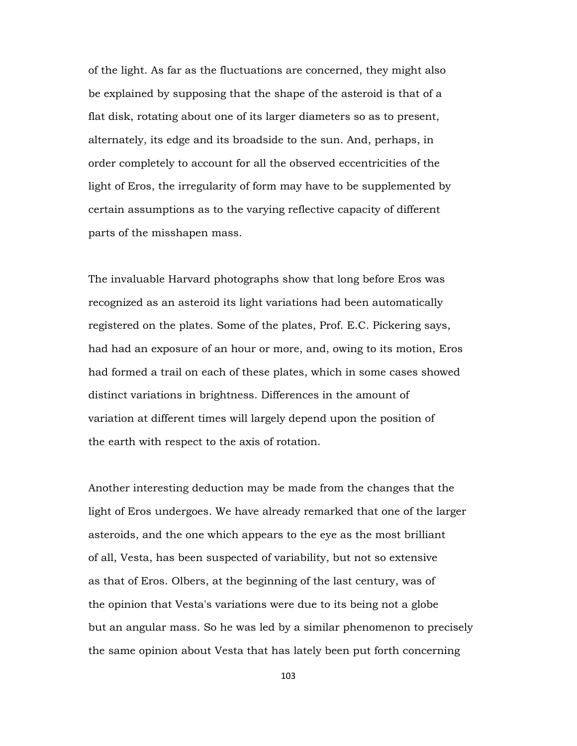of the light. As far as the fluctuations are concerned, they might also be explained by supposing that the shape of the asteroid is that of a flat disk, rotating about one of its larger diameters so as to present, alternately, its edge and its broadside to the sun. And, perhaps, in order completely to account for all the observed eccentricities of the light of Eros, the irregularity of form may have to be supplemented by certain assumptions as to the varying reflective capacity of different parts of the misshapen mass.

The invaluable Harvard photographs show that long before Eros was recognized as an asteroid its light variations had been automatically registered on the plates. Some of the plates, Prof. E.C. Pickering says, had had an exposure of an hour or more, and, owing to its motion, Eros had formed a trail on each of these plates, which in some cases showed distinct variations in brightness. Differences in the amount of variation at different times will largely depend upon the position of the earth with respect to the axis of rotation.

Another interesting deduction may be made from the changes that the light of Eros undergoes. We have already remarked that one of the larger asteroids, and the one which appears to the eye as the most brilliant of all, Vesta, has been suspected of variability, but not so extensive as that of Eros. Olbers, at the beginning of the last century, was of the opinion that Vesta's variations were due to its being not a globe but an angular mass. So he was led by a similar phenomenon to precisely the same opinion about Vesta that has lately been put forth concerning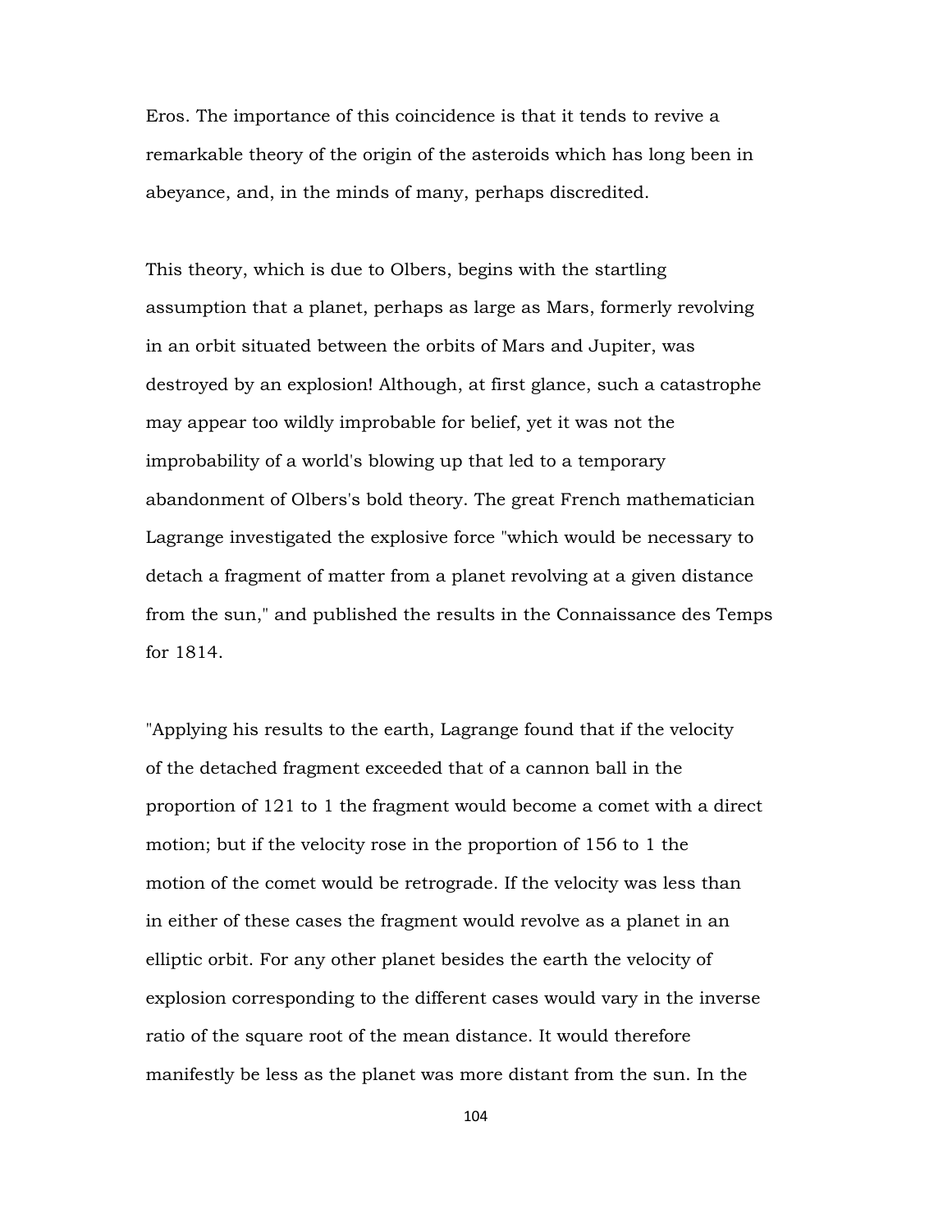Eros. The importance of this coincidence is that it tends to revive a remarkable theory of the origin of the asteroids which has long been in abeyance, and, in the minds of many, perhaps discredited.

This theory, which is due to Olbers, begins with the startling assumption that a planet, perhaps as large as Mars, formerly revolving in an orbit situated between the orbits of Mars and Jupiter, was destroyed by an explosion! Although, at first glance, such a catastrophe may appear too wildly improbable for belief, yet it was not the improbability of a world's blowing up that led to a temporary abandonment of Olbers's bold theory. The great French mathematician Lagrange investigated the explosive force "which would be necessary to detach a fragment of matter from a planet revolving at a given distance from the sun," and published the results in the Connaissance des Temps for 1814.

"Applying his results to the earth, Lagrange found that if the velocity of the detached fragment exceeded that of a cannon ball in the proportion of 121 to 1 the fragment would become a comet with a direct motion; but if the velocity rose in the proportion of 156 to 1 the motion of the comet would be retrograde. If the velocity was less than in either of these cases the fragment would revolve as a planet in an elliptic orbit. For any other planet besides the earth the velocity of explosion corresponding to the different cases would vary in the inverse ratio of the square root of the mean distance. It would therefore manifestly be less as the planet was more distant from the sun. In the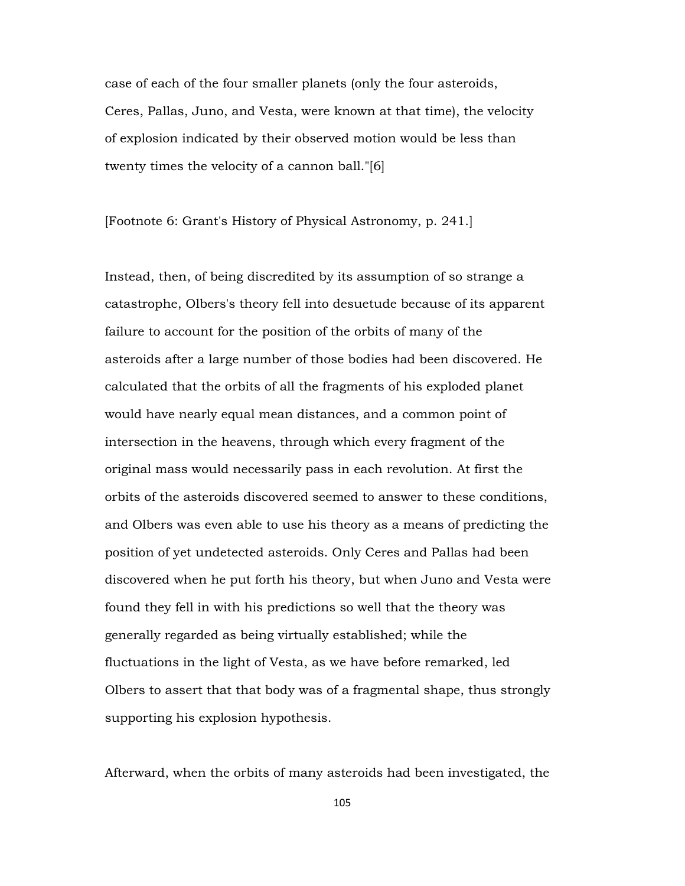case of each of the four smaller planets (only the four asteroids, Ceres, Pallas, Juno, and Vesta, were known at that time), the velocity of explosion indicated by their observed motion would be less than twenty times the velocity of a cannon ball."[6]

[Footnote 6: Grant's History of Physical Astronomy, p. 241.]

Instead, then, of being discredited by its assumption of so strange a catastrophe, Olbers's theory fell into desuetude because of its apparent failure to account for the position of the orbits of many of the asteroids after a large number of those bodies had been discovered. He calculated that the orbits of all the fragments of his exploded planet would have nearly equal mean distances, and a common point of intersection in the heavens, through which every fragment of the original mass would necessarily pass in each revolution. At first the orbits of the asteroids discovered seemed to answer to these conditions, and Olbers was even able to use his theory as a means of predicting the position of yet undetected asteroids. Only Ceres and Pallas had been discovered when he put forth his theory, but when Juno and Vesta were found they fell in with his predictions so well that the theory was generally regarded as being virtually established; while the fluctuations in the light of Vesta, as we have before remarked, led Olbers to assert that that body was of a fragmental shape, thus strongly supporting his explosion hypothesis.

Afterward, when the orbits of many asteroids had been investigated, the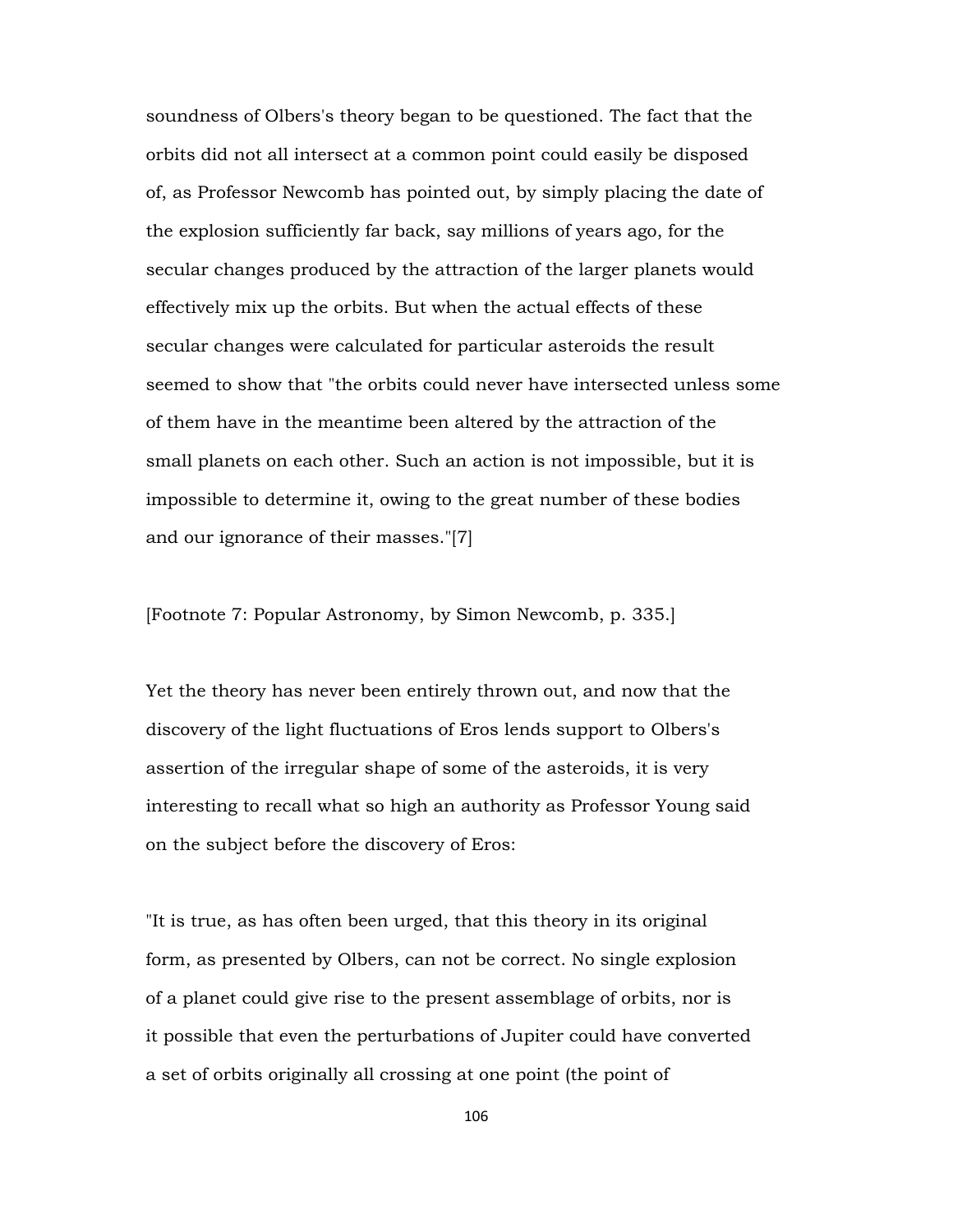soundness of Olbers's theory began to be questioned. The fact that the orbits did not all intersect at a common point could easily be disposed of, as Professor Newcomb has pointed out, by simply placing the date of the explosion sufficiently far back, say millions of years ago, for the secular changes produced by the attraction of the larger planets would effectively mix up the orbits. But when the actual effects of these secular changes were calculated for particular asteroids the result seemed to show that "the orbits could never have intersected unless some of them have in the meantime been altered by the attraction of the small planets on each other. Such an action is not impossible, but it is impossible to determine it, owing to the great number of these bodies and our ignorance of their masses."[7]

[Footnote 7: Popular Astronomy, by Simon Newcomb, p. 335.]

Yet the theory has never been entirely thrown out, and now that the discovery of the light fluctuations of Eros lends support to Olbers's assertion of the irregular shape of some of the asteroids, it is very interesting to recall what so high an authority as Professor Young said on the subject before the discovery of Eros:

"It is true, as has often been urged, that this theory in its original form, as presented by Olbers, can not be correct. No single explosion of a planet could give rise to the present assemblage of orbits, nor is it possible that even the perturbations of Jupiter could have converted a set of orbits originally all crossing at one point (the point of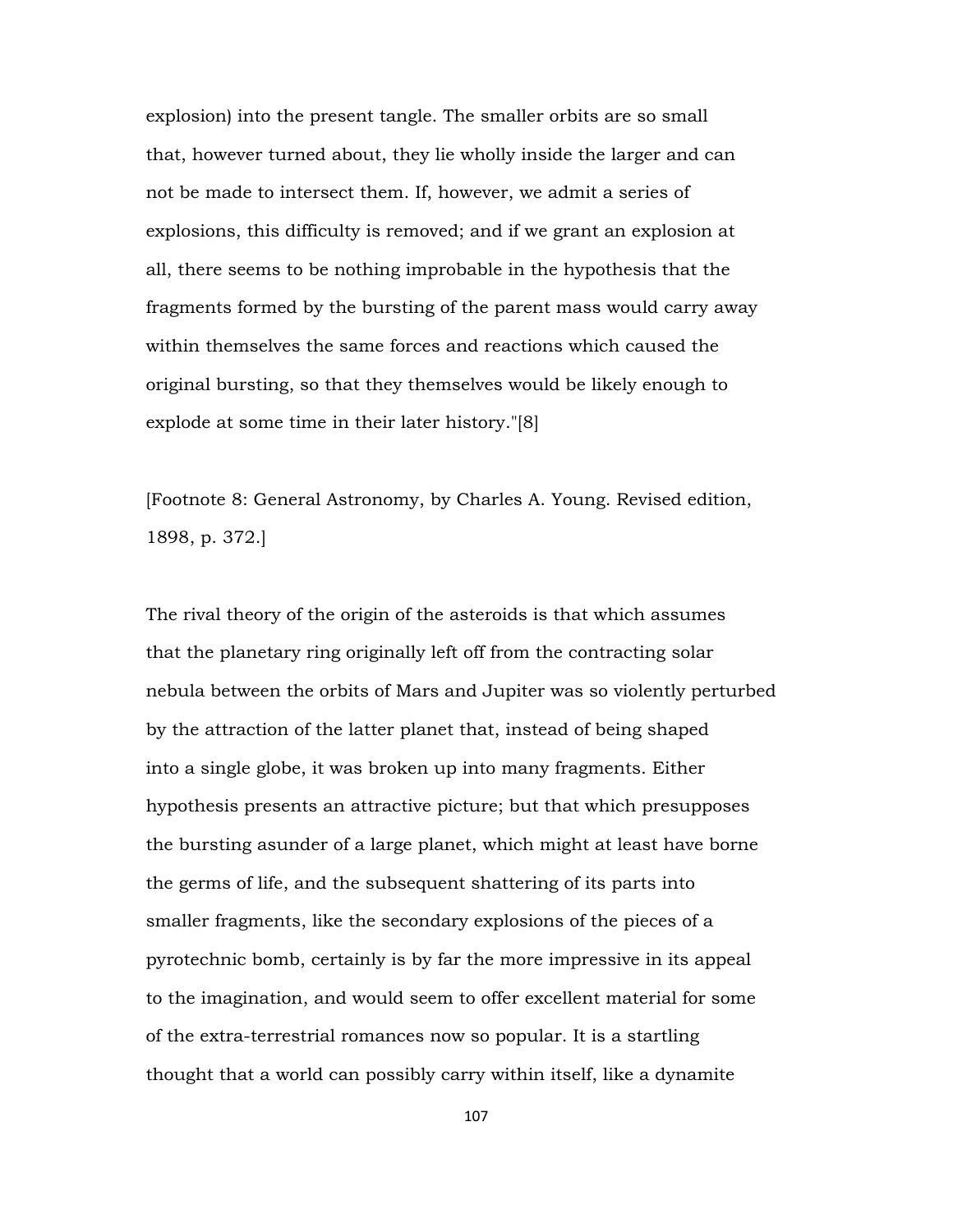explosion) into the present tangle. The smaller orbits are so small that, however turned about, they lie wholly inside the larger and can not be made to intersect them. If, however, we admit a series of explosions, this difficulty is removed; and if we grant an explosion at all, there seems to be nothing improbable in the hypothesis that the fragments formed by the bursting of the parent mass would carry away within themselves the same forces and reactions which caused the original bursting, so that they themselves would be likely enough to explode at some time in their later history."[8]

[Footnote 8: General Astronomy, by Charles A. Young. Revised edition, 1898, p. 372.]

The rival theory of the origin of the asteroids is that which assumes that the planetary ring originally left off from the contracting solar nebula between the orbits of Mars and Jupiter was so violently perturbed by the attraction of the latter planet that, instead of being shaped into a single globe, it was broken up into many fragments. Either hypothesis presents an attractive picture; but that which presupposes the bursting asunder of a large planet, which might at least have borne the germs of life, and the subsequent shattering of its parts into smaller fragments, like the secondary explosions of the pieces of a pyrotechnic bomb, certainly is by far the more impressive in its appeal to the imagination, and would seem to offer excellent material for some of the extra-terrestrial romances now so popular. It is a startling thought that a world can possibly carry within itself, like a dynamite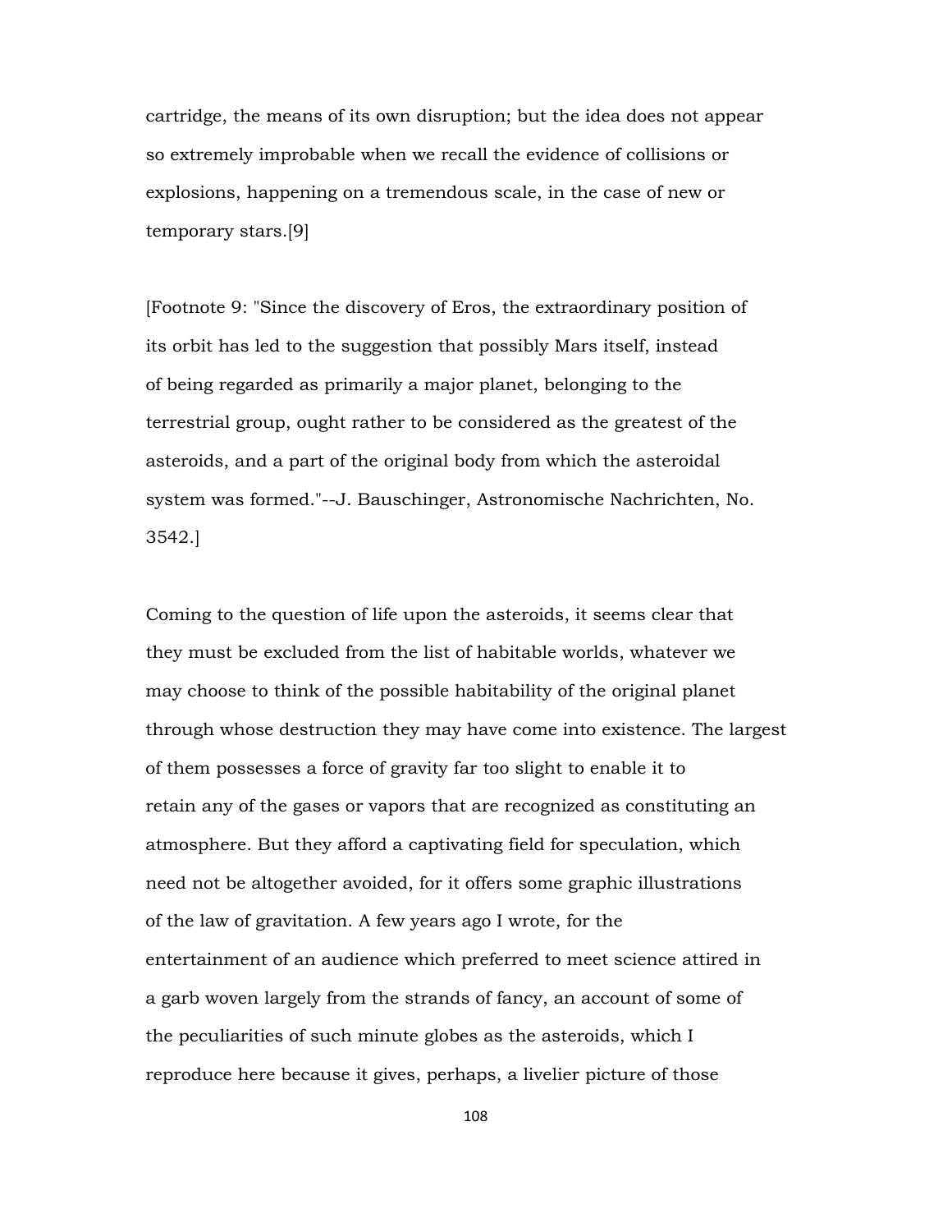cartridge, the means of its own disruption; but the idea does not appear so extremely improbable when we recall the evidence of collisions or explosions, happening on a tremendous scale, in the case of new or temporary stars.[9]

[Footnote 9: "Since the discovery of Eros, the extraordinary position of its orbit has led to the suggestion that possibly Mars itself, instead of being regarded as primarily a major planet, belonging to the terrestrial group, ought rather to be considered as the greatest of the asteroids, and a part of the original body from which the asteroidal system was formed."--J. Bauschinger, Astronomische Nachrichten, No. 3542.]

Coming to the question of life upon the asteroids, it seems clear that they must be excluded from the list of habitable worlds, whatever we may choose to think of the possible habitability of the original planet through whose destruction they may have come into existence. The largest of them possesses a force of gravity far too slight to enable it to retain any of the gases or vapors that are recognized as constituting an atmosphere. But they afford a captivating field for speculation, which need not be altogether avoided, for it offers some graphic illustrations of the law of gravitation. A few years ago I wrote, for the entertainment of an audience which preferred to meet science attired in a garb woven largely from the strands of fancy, an account of some of the peculiarities of such minute globes as the asteroids, which I reproduce here because it gives, perhaps, a livelier picture of those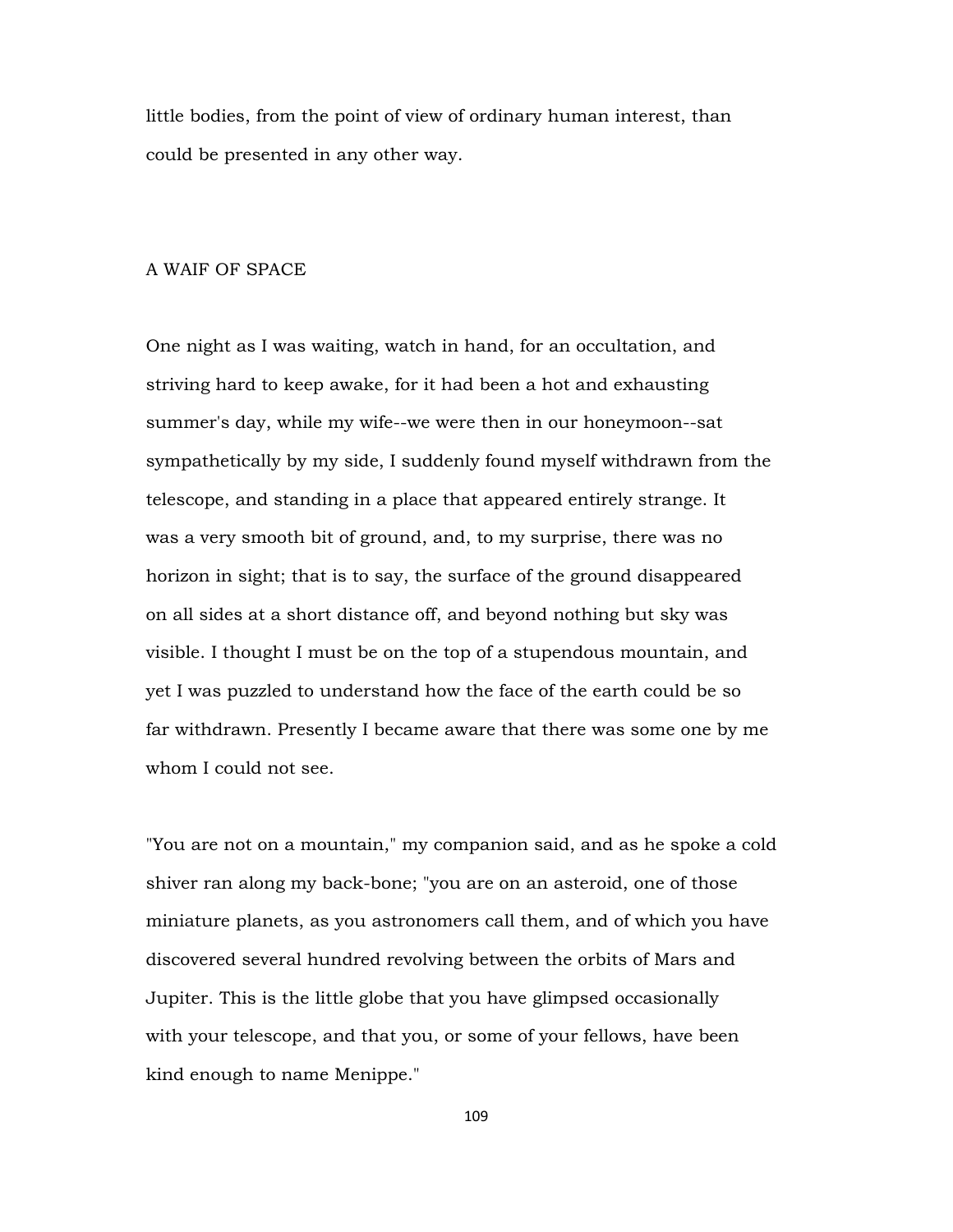little bodies, from the point of view of ordinary human interest, than could be presented in any other way.

## A WAIF OF SPACE

One night as I was waiting, watch in hand, for an occultation, and striving hard to keep awake, for it had been a hot and exhausting summer's day, while my wife--we were then in our honeymoon--sat sympathetically by my side, I suddenly found myself withdrawn from the telescope, and standing in a place that appeared entirely strange. It was a very smooth bit of ground, and, to my surprise, there was no horizon in sight; that is to say, the surface of the ground disappeared on all sides at a short distance off, and beyond nothing but sky was visible. I thought I must be on the top of a stupendous mountain, and yet I was puzzled to understand how the face of the earth could be so far withdrawn. Presently I became aware that there was some one by me whom I could not see.

"You are not on a mountain," my companion said, and as he spoke a cold shiver ran along my back-bone; "you are on an asteroid, one of those miniature planets, as you astronomers call them, and of which you have discovered several hundred revolving between the orbits of Mars and Jupiter. This is the little globe that you have glimpsed occasionally with your telescope, and that you, or some of your fellows, have been kind enough to name Menippe."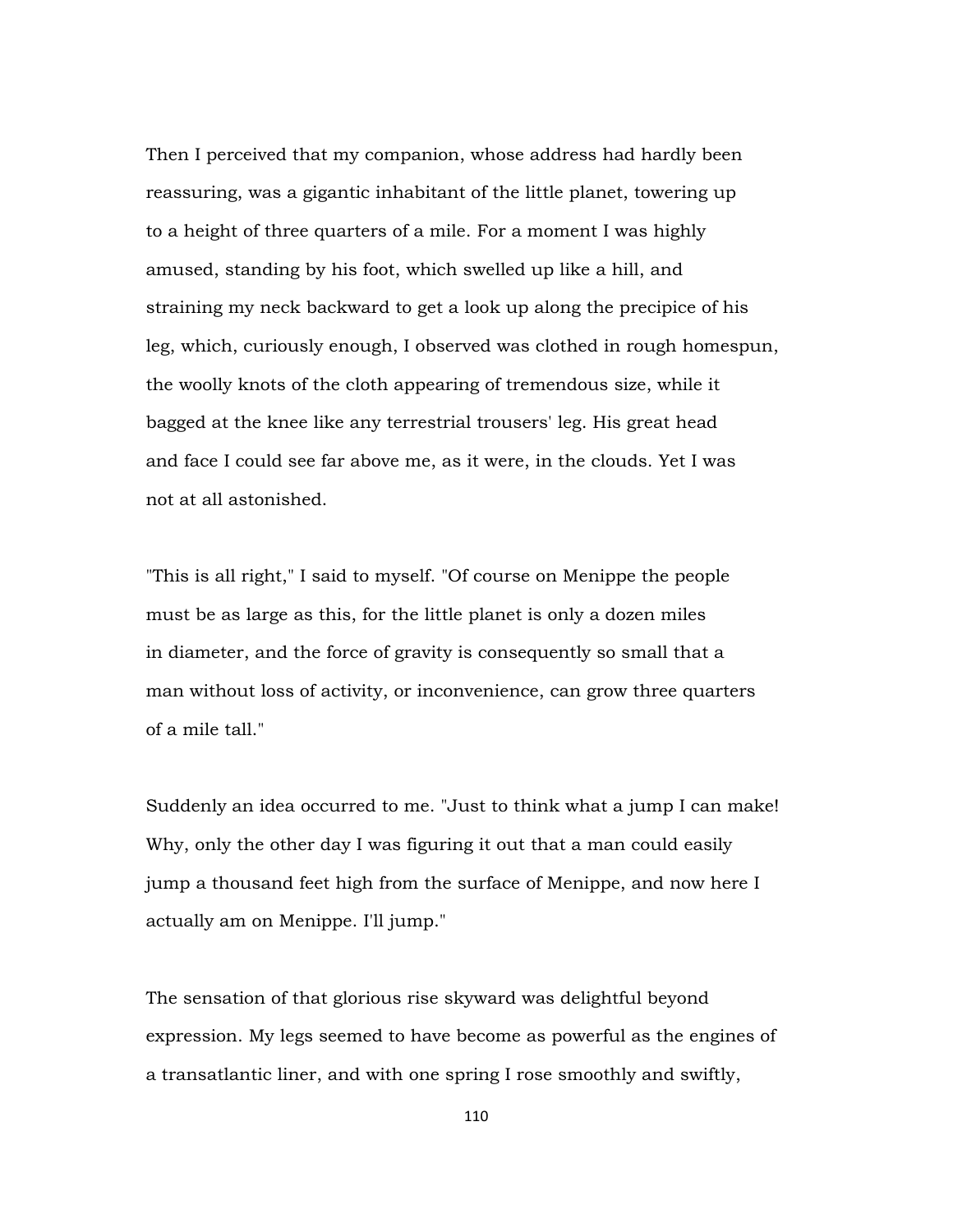Then I perceived that my companion, whose address had hardly been reassuring, was a gigantic inhabitant of the little planet, towering up to a height of three quarters of a mile. For a moment I was highly amused, standing by his foot, which swelled up like a hill, and straining my neck backward to get a look up along the precipice of his leg, which, curiously enough, I observed was clothed in rough homespun, the woolly knots of the cloth appearing of tremendous size, while it bagged at the knee like any terrestrial trousers' leg. His great head and face I could see far above me, as it were, in the clouds. Yet I was not at all astonished.

"This is all right," I said to myself. "Of course on Menippe the people must be as large as this, for the little planet is only a dozen miles in diameter, and the force of gravity is consequently so small that a man without loss of activity, or inconvenience, can grow three quarters of a mile tall."

Suddenly an idea occurred to me. "Just to think what a jump I can make! Why, only the other day I was figuring it out that a man could easily jump a thousand feet high from the surface of Menippe, and now here I actually am on Menippe. I'll jump."

The sensation of that glorious rise skyward was delightful beyond expression. My legs seemed to have become as powerful as the engines of a transatlantic liner, and with one spring I rose smoothly and swiftly,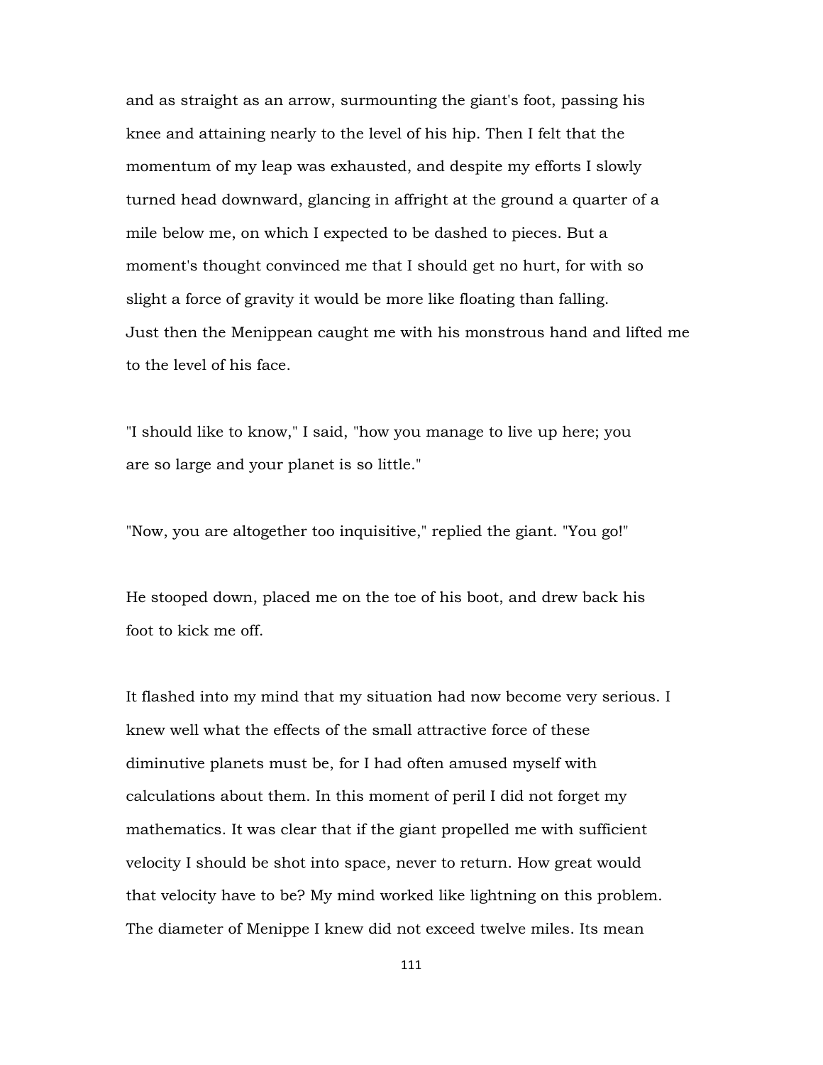and as straight as an arrow, surmounting the giant's foot, passing his knee and attaining nearly to the level of his hip. Then I felt that the momentum of my leap was exhausted, and despite my efforts I slowly turned head downward, glancing in affright at the ground a quarter of a mile below me, on which I expected to be dashed to pieces. But a moment's thought convinced me that I should get no hurt, for with so slight a force of gravity it would be more like floating than falling. Just then the Menippean caught me with his monstrous hand and lifted me to the level of his face.

"I should like to know," I said, "how you manage to live up here; you are so large and your planet is so little."

"Now, you are altogether too inquisitive," replied the giant. "You go!"

He stooped down, placed me on the toe of his boot, and drew back his foot to kick me off.

It flashed into my mind that my situation had now become very serious. I knew well what the effects of the small attractive force of these diminutive planets must be, for I had often amused myself with calculations about them. In this moment of peril I did not forget my mathematics. It was clear that if the giant propelled me with sufficient velocity I should be shot into space, never to return. How great would that velocity have to be? My mind worked like lightning on this problem. The diameter of Menippe I knew did not exceed twelve miles. Its mean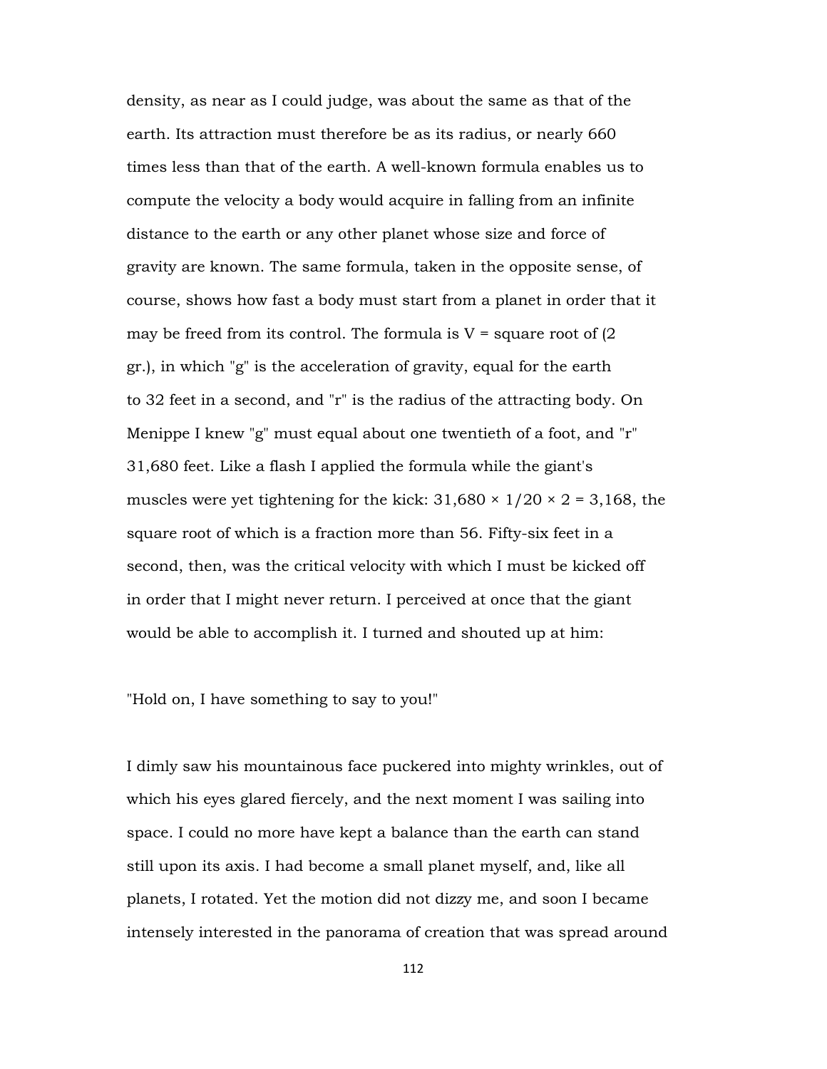density, as near as I could judge, was about the same as that of the earth. Its attraction must therefore be as its radius, or nearly 660 times less than that of the earth. A well-known formula enables us to compute the velocity a body would acquire in falling from an infinite distance to the earth or any other planet whose size and force of gravity are known. The same formula, taken in the opposite sense, of course, shows how fast a body must start from a planet in order that it may be freed from its control. The formula is V = square root of (2 gr.), in which "g" is the acceleration of gravity, equal for the earth to 32 feet in a second, and "r" is the radius of the attracting body. On Menippe I knew "g" must equal about one twentieth of a foot, and "r" 31,680 feet. Like a flash I applied the formula while the giant's muscles were yet tightening for the kick: $31,680 \times 1/20 \times 2 = 3,168$, the square root of which is a fraction more than 56. Fifty-six feet in a second, then, was the critical velocity with which I must be kicked off in order that I might never return. I perceived at once that the giant would be able to accomplish it. I turned and shouted up at him:

"Hold on, I have something to say to you!"

I dimly saw his mountainous face puckered into mighty wrinkles, out of which his eyes glared fiercely, and the next moment I was sailing into space. I could no more have kept a balance than the earth can stand still upon its axis. I had become a small planet myself, and, like all planets, I rotated. Yet the motion did not dizzy me, and soon I became intensely interested in the panorama of creation that was spread around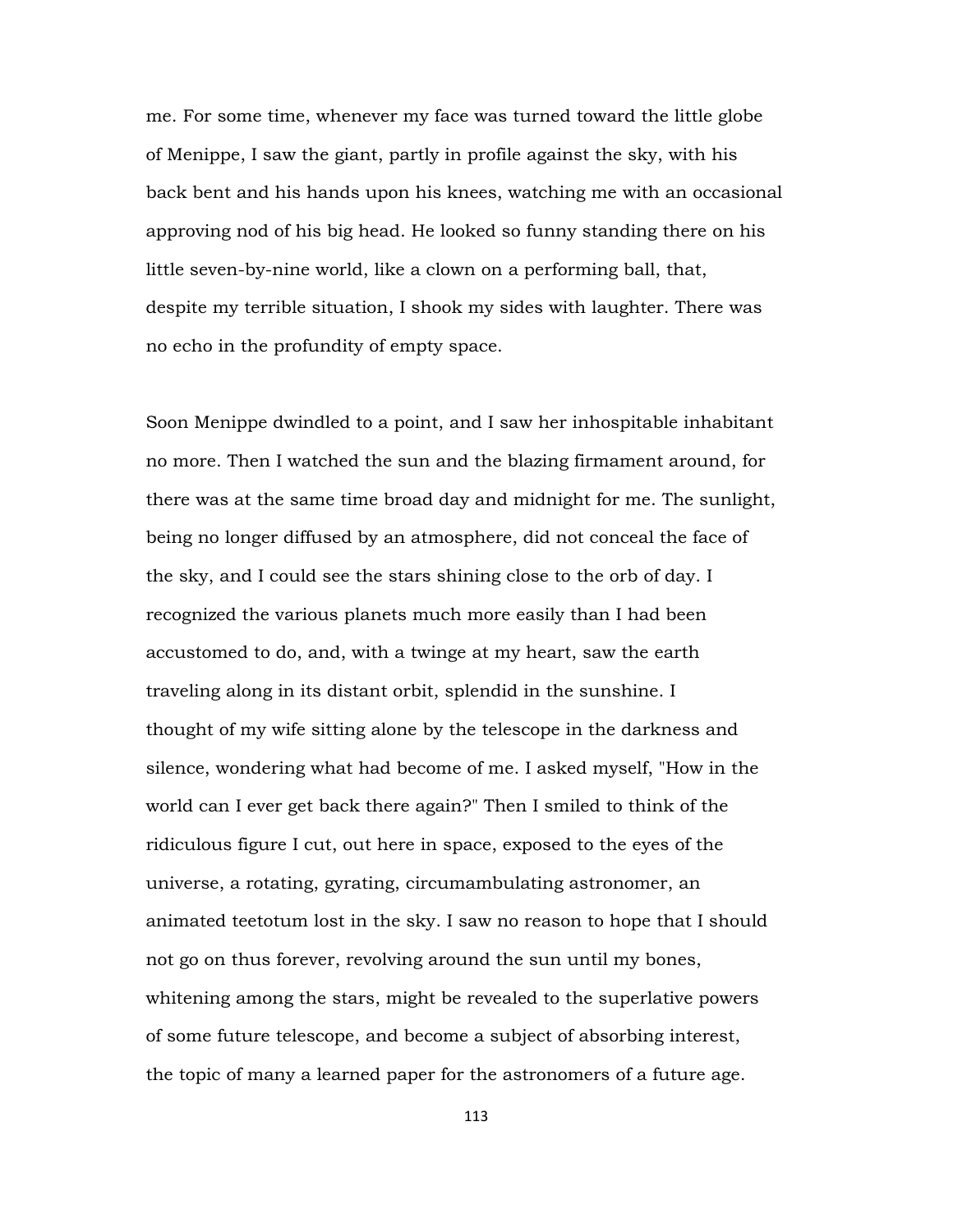me. For some time, whenever my face was turned toward the little globe of Menippe, I saw the giant, partly in profile against the sky, with his back bent and his hands upon his knees, watching me with an occasional approving nod of his big head. He looked so funny standing there on his little seven-by-nine world, like a clown on a performing ball, that, despite my terrible situation, I shook my sides with laughter. There was no echo in the profundity of empty space.

Soon Menippe dwindled to a point, and I saw her inhospitable inhabitant no more. Then I watched the sun and the blazing firmament around, for there was at the same time broad day and midnight for me. The sunlight, being no longer diffused by an atmosphere, did not conceal the face of the sky, and I could see the stars shining close to the orb of day. I recognized the various planets much more easily than I had been accustomed to do, and, with a twinge at my heart, saw the earth traveling along in its distant orbit, splendid in the sunshine. I thought of my wife sitting alone by the telescope in the darkness and silence, wondering what had become of me. I asked myself, "How in the world can I ever get back there again?" Then I smiled to think of the ridiculous figure I cut, out here in space, exposed to the eyes of the universe, a rotating, gyrating, circumambulating astronomer, an animated teetotum lost in the sky. I saw no reason to hope that I should not go on thus forever, revolving around the sun until my bones, whitening among the stars, might be revealed to the superlative powers of some future telescope, and become a subject of absorbing interest, the topic of many a learned paper for the astronomers of a future age.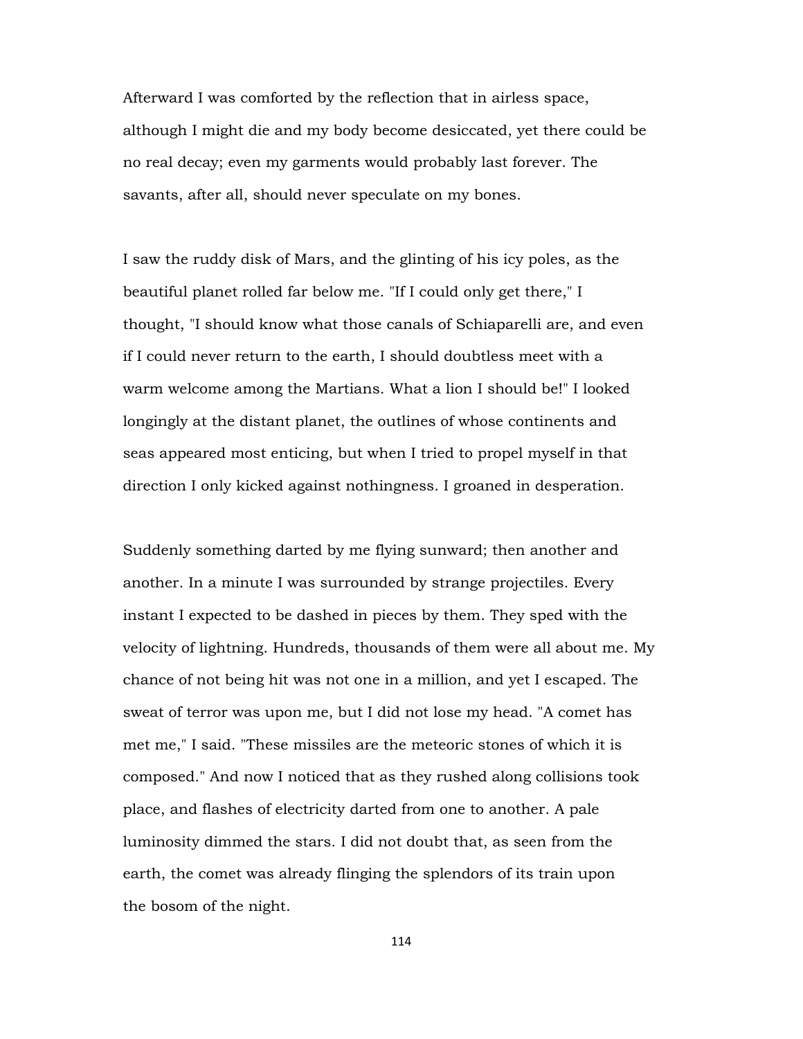Afterward I was comforted by the reflection that in airless space, although I might die and my body become desiccated, yet there could be no real decay; even my garments would probably last forever. The savants, after all, should never speculate on my bones.

I saw the ruddy disk of Mars, and the glinting of his icy poles, as the beautiful planet rolled far below me. "If I could only get there," I thought, "I should know what those canals of Schiaparelli are, and even if I could never return to the earth, I should doubtless meet with a warm welcome among the Martians. What a lion I should be!" I looked longingly at the distant planet, the outlines of whose continents and seas appeared most enticing, but when I tried to propel myself in that direction I only kicked against nothingness. I groaned in desperation.

Suddenly something darted by me flying sunward; then another and another. In a minute I was surrounded by strange projectiles. Every instant I expected to be dashed in pieces by them. They sped with the velocity of lightning. Hundreds, thousands of them were all about me. My chance of not being hit was not one in a million, and yet I escaped. The sweat of terror was upon me, but I did not lose my head. "A comet has met me," I said. "These missiles are the meteoric stones of which it is composed." And now I noticed that as they rushed along collisions took place, and flashes of electricity darted from one to another. A pale luminosity dimmed the stars. I did not doubt that, as seen from the earth, the comet was already flinging the splendors of its train upon the bosom of the night.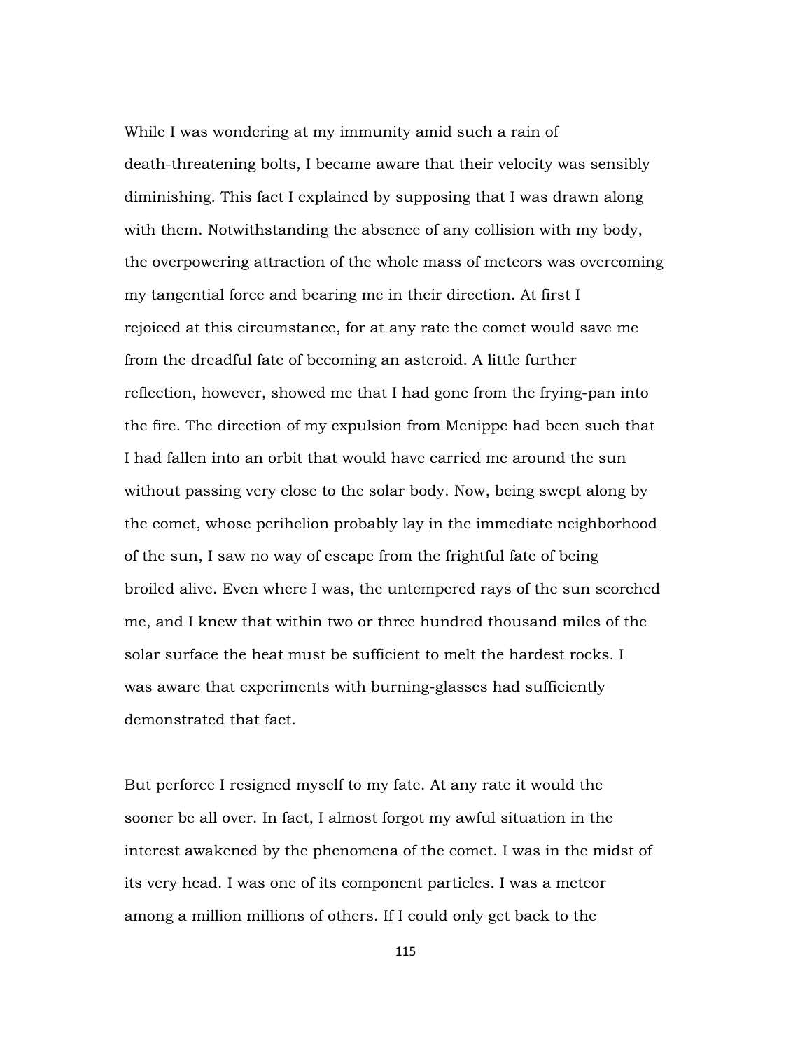While I was wondering at my immunity amid such a rain of death-threatening bolts, I became aware that their velocity was sensibly diminishing. This fact I explained by supposing that I was drawn along with them. Notwithstanding the absence of any collision with my body, the overpowering attraction of the whole mass of meteors was overcoming my tangential force and bearing me in their direction. At first I rejoiced at this circumstance, for at any rate the comet would save me from the dreadful fate of becoming an asteroid. A little further reflection, however, showed me that I had gone from the frying-pan into the fire. The direction of my expulsion from Menippe had been such that I had fallen into an orbit that would have carried me around the sun without passing very close to the solar body. Now, being swept along by the comet, whose perihelion probably lay in the immediate neighborhood of the sun, I saw no way of escape from the frightful fate of being broiled alive. Even where I was, the untempered rays of the sun scorched me, and I knew that within two or three hundred thousand miles of the solar surface the heat must be sufficient to melt the hardest rocks. I was aware that experiments with burning-glasses had sufficiently demonstrated that fact.

But perforce I resigned myself to my fate. At any rate it would the sooner be all over. In fact, I almost forgot my awful situation in the interest awakened by the phenomena of the comet. I was in the midst of its very head. I was one of its component particles. I was a meteor among a million millions of others. If I could only get back to the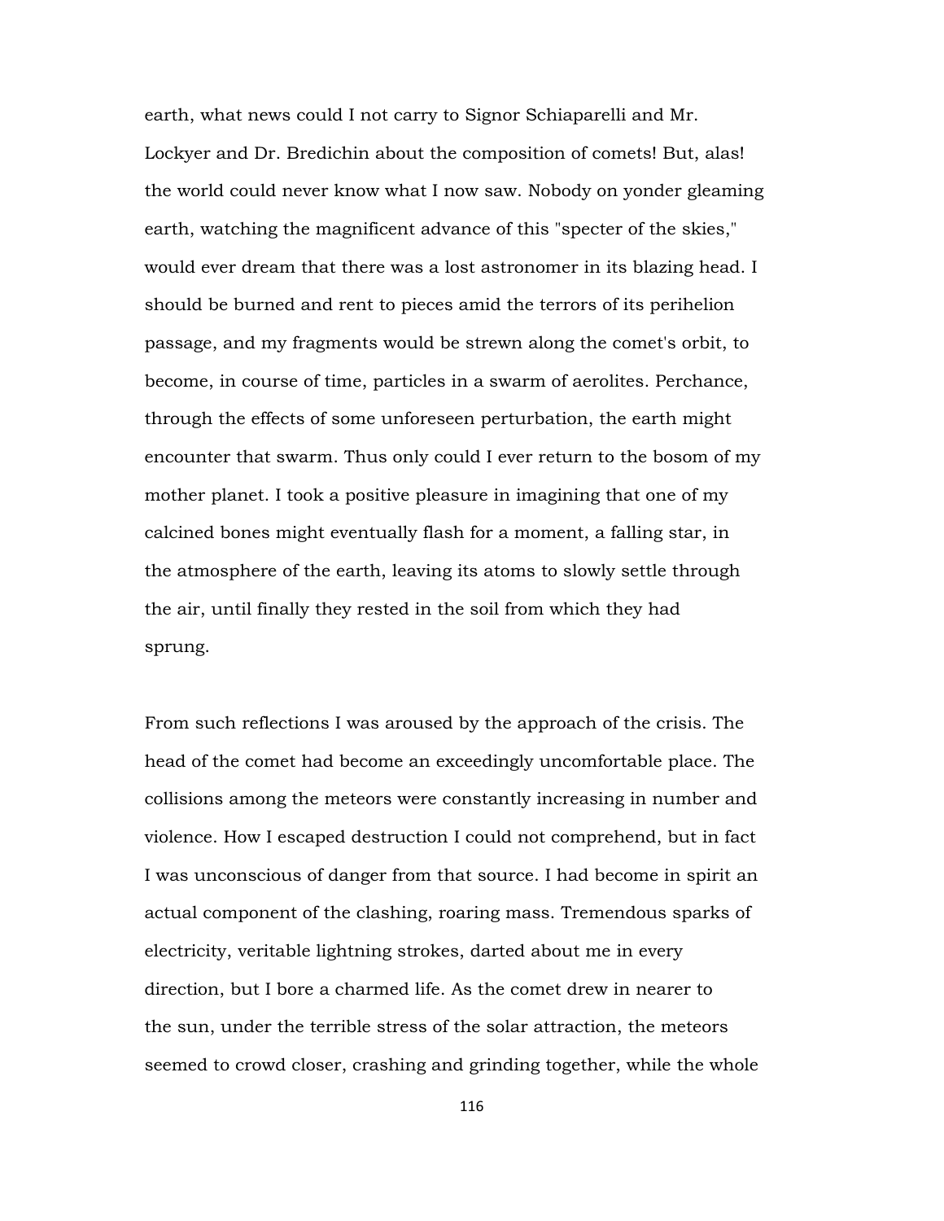earth, what news could I not carry to Signor Schiaparelli and Mr. Lockyer and Dr. Bredichin about the composition of comets! But, alas! the world could never know what I now saw. Nobody on yonder gleaming earth, watching the magnificent advance of this "specter of the skies," would ever dream that there was a lost astronomer in its blazing head. I should be burned and rent to pieces amid the terrors of its perihelion passage, and my fragments would be strewn along the comet's orbit, to become, in course of time, particles in a swarm of aerolites. Perchance, through the effects of some unforeseen perturbation, the earth might encounter that swarm. Thus only could I ever return to the bosom of my mother planet. I took a positive pleasure in imagining that one of my calcined bones might eventually flash for a moment, a falling star, in the atmosphere of the earth, leaving its atoms to slowly settle through the air, until finally they rested in the soil from which they had sprung.

From such reflections I was aroused by the approach of the crisis. The head of the comet had become an exceedingly uncomfortable place. The collisions among the meteors were constantly increasing in number and violence. How I escaped destruction I could not comprehend, but in fact I was unconscious of danger from that source. I had become in spirit an actual component of the clashing, roaring mass. Tremendous sparks of electricity, veritable lightning strokes, darted about me in every direction, but I bore a charmed life. As the comet drew in nearer to the sun, under the terrible stress of the solar attraction, the meteors seemed to crowd closer, crashing and grinding together, while the whole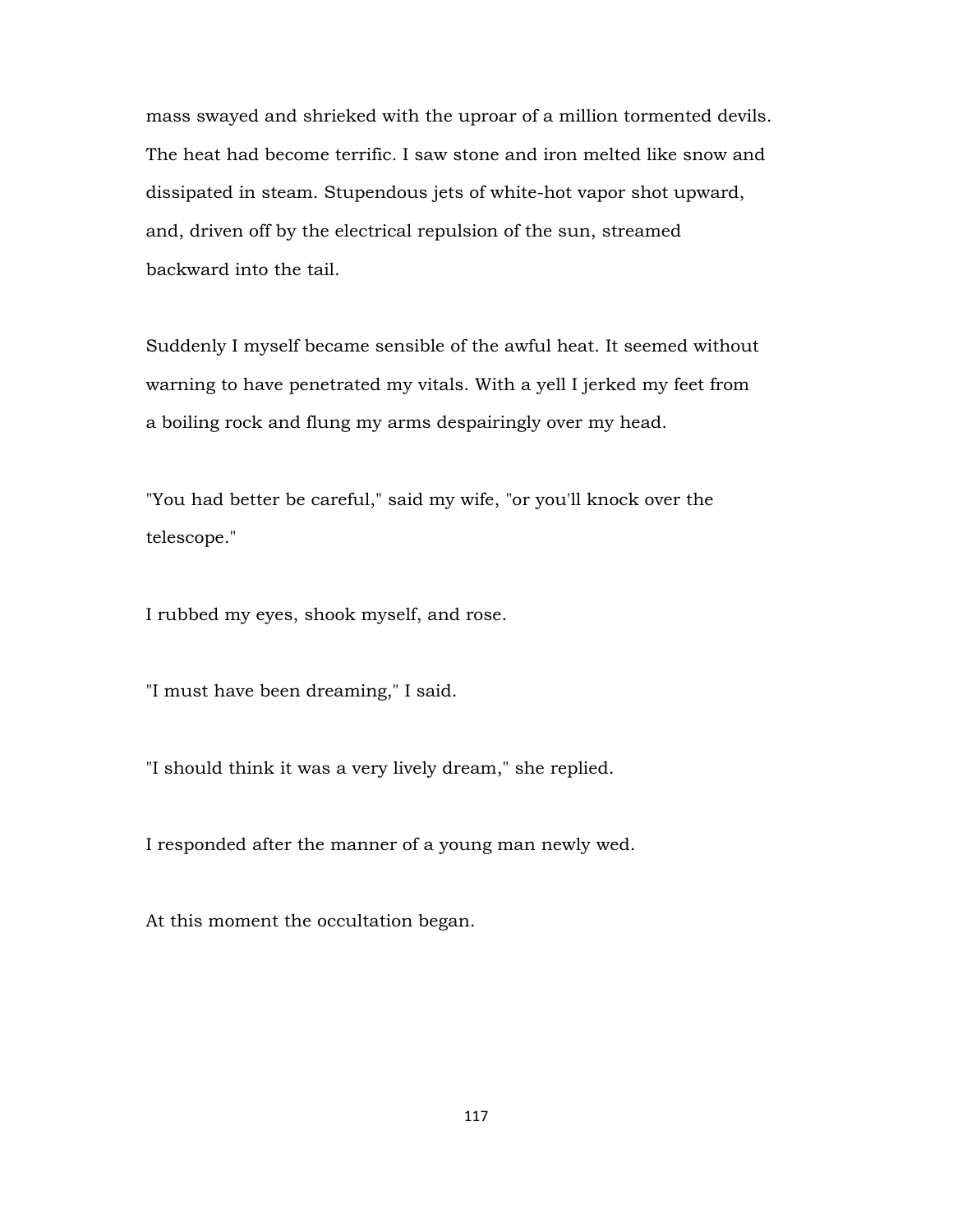mass swayed and shrieked with the uproar of a million tormented devils. The heat had become terrific. I saw stone and iron melted like snow and dissipated in steam. Stupendous jets of white-hot vapor shot upward, and, driven off by the electrical repulsion of the sun, streamed backward into the tail.

Suddenly I myself became sensible of the awful heat. It seemed without warning to have penetrated my vitals. With a yell I jerked my feet from a boiling rock and flung my arms despairingly over my head.

"You had better be careful," said my wife, "or you'll knock over the telescope."

I rubbed my eyes, shook myself, and rose.

"I must have been dreaming," I said.

"I should think it was a very lively dream," she replied.

I responded after the manner of a young man newly wed.

At this moment the occultation began.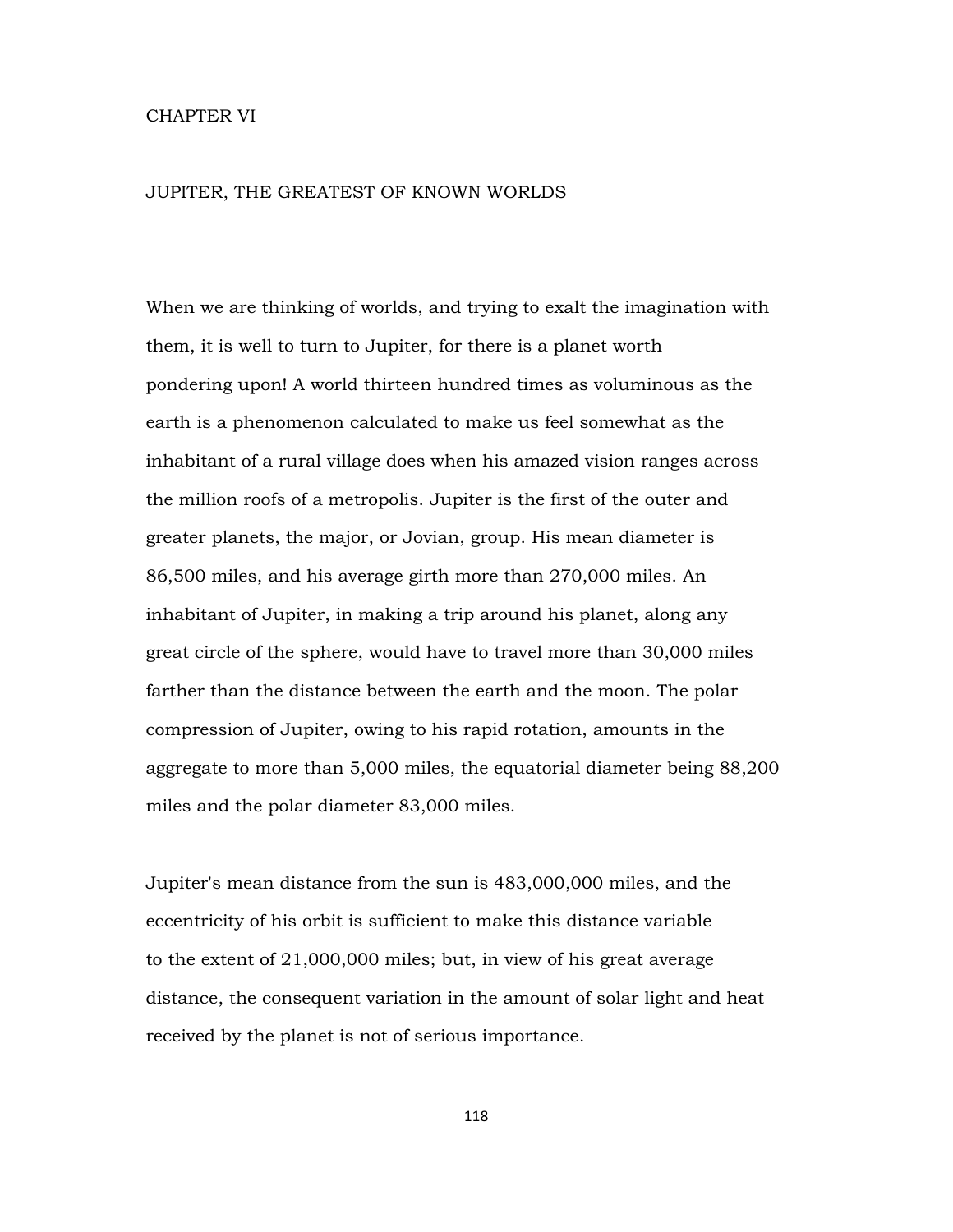# CHAPTER VI

## JUPITER, THE GREATEST OF KNOWN WORLDS

When we are thinking of worlds, and trying to exalt the imagination with them, it is well to turn to Jupiter, for there is a planet worth pondering upon! A world thirteen hundred times as voluminous as the earth is a phenomenon calculated to make us feel somewhat as the inhabitant of a rural village does when his amazed vision ranges across the million roofs of a metropolis. Jupiter is the first of the outer and greater planets, the major, or Jovian, group. His mean diameter is 86,500 miles, and his average girth more than 270,000 miles. An inhabitant of Jupiter, in making a trip around his planet, along any great circle of the sphere, would have to travel more than 30,000 miles farther than the distance between the earth and the moon. The polar compression of Jupiter, owing to his rapid rotation, amounts in the aggregate to more than 5,000 miles, the equatorial diameter being 88,200 miles and the polar diameter 83,000 miles.

Jupiter's mean distance from the sun is 483,000,000 miles, and the eccentricity of his orbit is sufficient to make this distance variable to the extent of 21,000,000 miles; but, in view of his great average distance, the consequent variation in the amount of solar light and heat received by the planet is not of serious importance.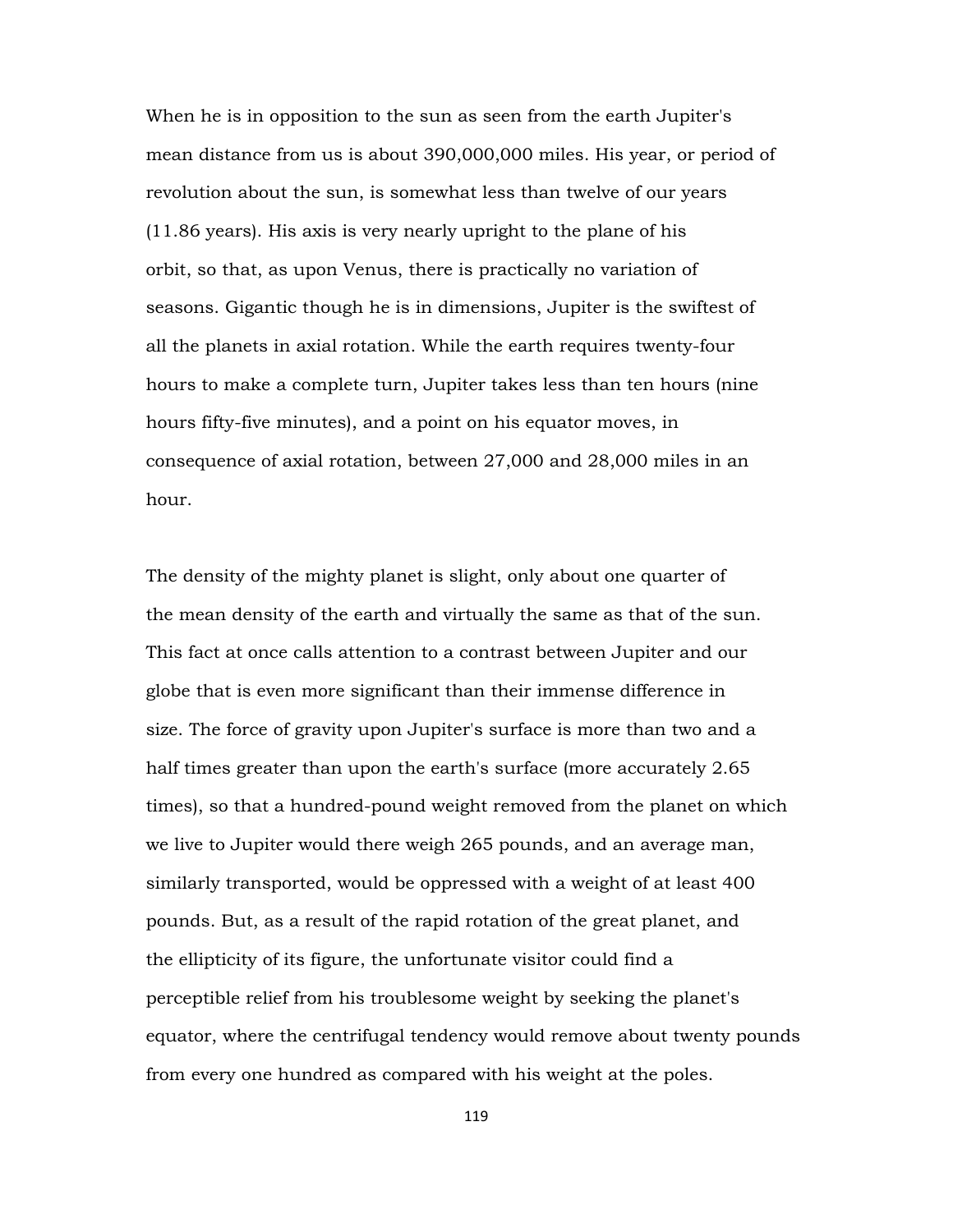When he is in opposition to the sun as seen from the earth Jupiter's mean distance from us is about 390,000,000 miles. His year, or period of revolution about the sun, is somewhat less than twelve of our years (11.86 years). His axis is very nearly upright to the plane of his orbit, so that, as upon Venus, there is practically no variation of seasons. Gigantic though he is in dimensions, Jupiter is the swiftest of all the planets in axial rotation. While the earth requires twenty-four hours to make a complete turn, Jupiter takes less than ten hours (nine hours fifty-five minutes), and a point on his equator moves, in consequence of axial rotation, between 27,000 and 28,000 miles in an hour.

The density of the mighty planet is slight, only about one quarter of the mean density of the earth and virtually the same as that of the sun. This fact at once calls attention to a contrast between Jupiter and our globe that is even more significant than their immense difference in size. The force of gravity upon Jupiter's surface is more than two and a half times greater than upon the earth's surface (more accurately 2.65 times), so that a hundred-pound weight removed from the planet on which we live to Jupiter would there weigh 265 pounds, and an average man, similarly transported, would be oppressed with a weight of at least 400 pounds. But, as a result of the rapid rotation of the great planet, and the ellipticity of its figure, the unfortunate visitor could find a perceptible relief from his troublesome weight by seeking the planet's equator, where the centrifugal tendency would remove about twenty pounds from every one hundred as compared with his weight at the poles.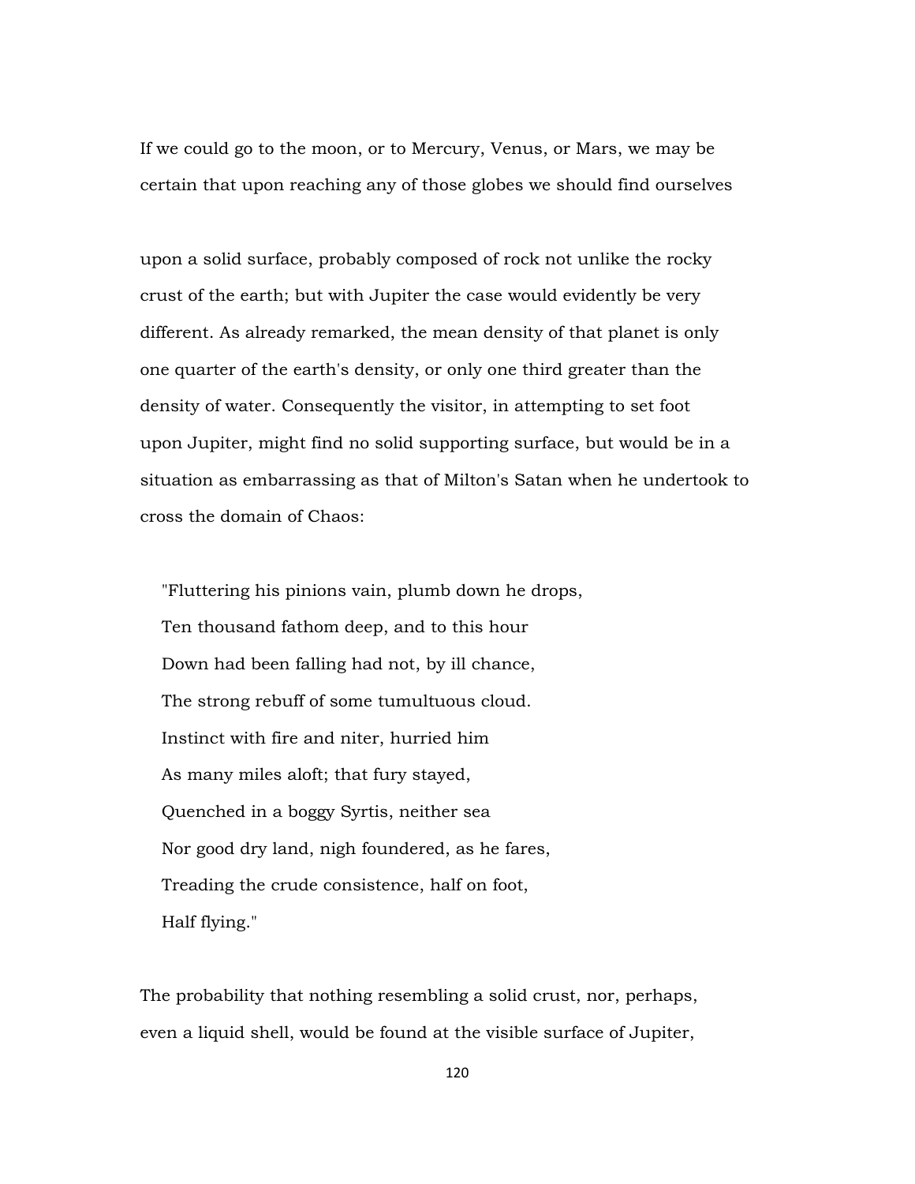If we could go to the moon, or to Mercury, Venus, or Mars, we may be certain that upon reaching any of those globes we should find ourselves upon a solid surface, probably composed of rock not unlike the rocky crust of the earth; but with Jupiter the case would evidently be very different. As already remarked, the mean density of that planet is only one quarter of the earth's density, or only one third greater than the density of water. Consequently the visitor, in attempting to set foot upon Jupiter, might find no solid supporting surface, but would be in a situation as embarrassing as that of Milton's Satan when he undertook to cross the domain of Chaos:

> "Fluttering his pinions vain, plumb down he drops,
> Ten thousand fathom deep, and to this hour
> Down had been falling had not, by ill chance,
> The strong rebuff of some tumultuous cloud.
> Instinct with fire and niter, hurried him
> As many miles aloft; that fury stayed,
> Quenched in a boggy Syrtis, neither sea
> Nor good dry land, nigh foundered, as he fares,
> Treading the crude consistence, half on foot,
> Half flying."

The probability that nothing resembling a solid crust, nor, perhaps, even a liquid shell, would be found at the visible surface of Jupiter,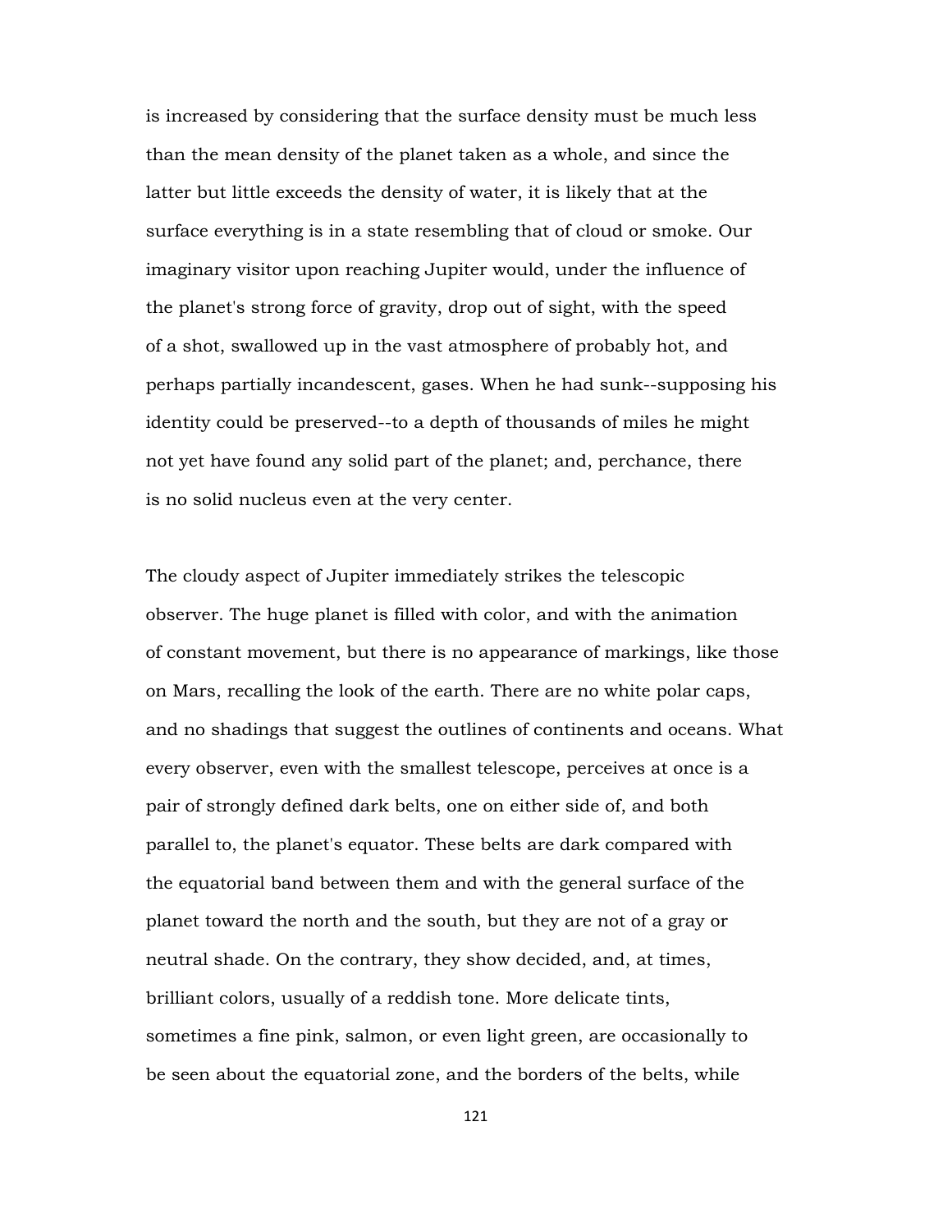is increased by considering that the surface density must be much less than the mean density of the planet taken as a whole, and since the latter but little exceeds the density of water, it is likely that at the surface everything is in a state resembling that of cloud or smoke. Our imaginary visitor upon reaching Jupiter would, under the influence of the planet's strong force of gravity, drop out of sight, with the speed of a shot, swallowed up in the vast atmosphere of probably hot, and perhaps partially incandescent, gases. When he had sunk--supposing his identity could be preserved--to a depth of thousands of miles he might not yet have found any solid part of the planet; and, perchance, there is no solid nucleus even at the very center.

The cloudy aspect of Jupiter immediately strikes the telescopic observer. The huge planet is filled with color, and with the animation of constant movement, but there is no appearance of markings, like those on Mars, recalling the look of the earth. There are no white polar caps, and no shadings that suggest the outlines of continents and oceans. What every observer, even with the smallest telescope, perceives at once is a pair of strongly defined dark belts, one on either side of, and both parallel to, the planet's equator. These belts are dark compared with the equatorial band between them and with the general surface of the planet toward the north and the south, but they are not of a gray or neutral shade. On the contrary, they show decided, and, at times, brilliant colors, usually of a reddish tone. More delicate tints, sometimes a fine pink, salmon, or even light green, are occasionally to be seen about the equatorial zone, and the borders of the belts, while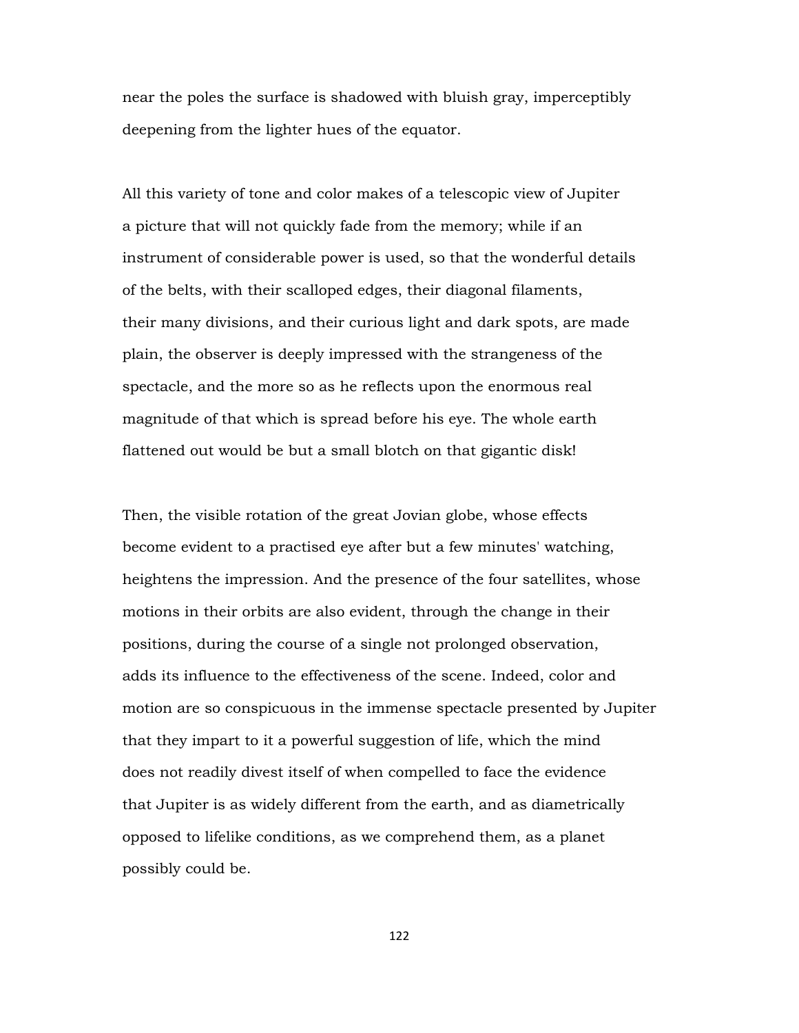near the poles the surface is shadowed with bluish gray, imperceptibly deepening from the lighter hues of the equator.

All this variety of tone and color makes of a telescopic view of Jupiter a picture that will not quickly fade from the memory; while if an instrument of considerable power is used, so that the wonderful details of the belts, with their scalloped edges, their diagonal filaments, their many divisions, and their curious light and dark spots, are made plain, the observer is deeply impressed with the strangeness of the spectacle, and the more so as he reflects upon the enormous real magnitude of that which is spread before his eye. The whole earth flattened out would be but a small blotch on that gigantic disk!

Then, the visible rotation of the great Jovian globe, whose effects become evident to a practised eye after but a few minutes' watching, heightens the impression. And the presence of the four satellites, whose motions in their orbits are also evident, through the change in their positions, during the course of a single not prolonged observation, adds its influence to the effectiveness of the scene. Indeed, color and motion are so conspicuous in the immense spectacle presented by Jupiter that they impart to it a powerful suggestion of life, which the mind does not readily divest itself of when compelled to face the evidence that Jupiter is as widely different from the earth, and as diametrically opposed to lifelike conditions, as we comprehend them, as a planet possibly could be.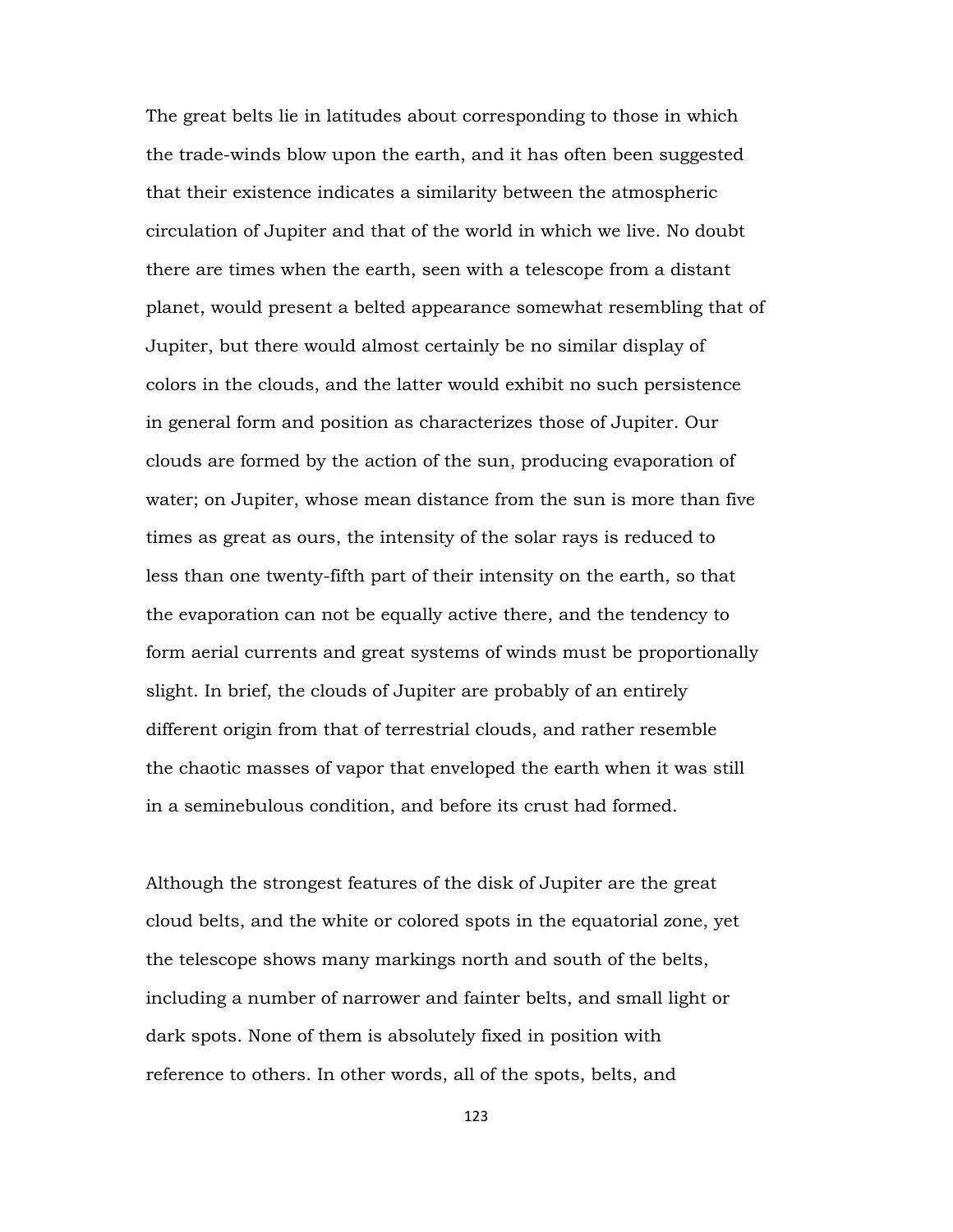The great belts lie in latitudes about corresponding to those in which the trade-winds blow upon the earth, and it has often been suggested that their existence indicates a similarity between the atmospheric circulation of Jupiter and that of the world in which we live. No doubt there are times when the earth, seen with a telescope from a distant planet, would present a belted appearance somewhat resembling that of Jupiter, but there would almost certainly be no similar display of colors in the clouds, and the latter would exhibit no such persistence in general form and position as characterizes those of Jupiter. Our clouds are formed by the action of the sun, producing evaporation of water; on Jupiter, whose mean distance from the sun is more than five times as great as ours, the intensity of the solar rays is reduced to less than one twenty-fifth part of their intensity on the earth, so that the evaporation can not be equally active there, and the tendency to form aerial currents and great systems of winds must be proportionally slight. In brief, the clouds of Jupiter are probably of an entirely different origin from that of terrestrial clouds, and rather resemble the chaotic masses of vapor that enveloped the earth when it was still in a seminebulous condition, and before its crust had formed.

Although the strongest features of the disk of Jupiter are the great cloud belts, and the white or colored spots in the equatorial zone, yet the telescope shows many markings north and south of the belts, including a number of narrower and fainter belts, and small light or dark spots. None of them is absolutely fixed in position with reference to others. In other words, all of the spots, belts, and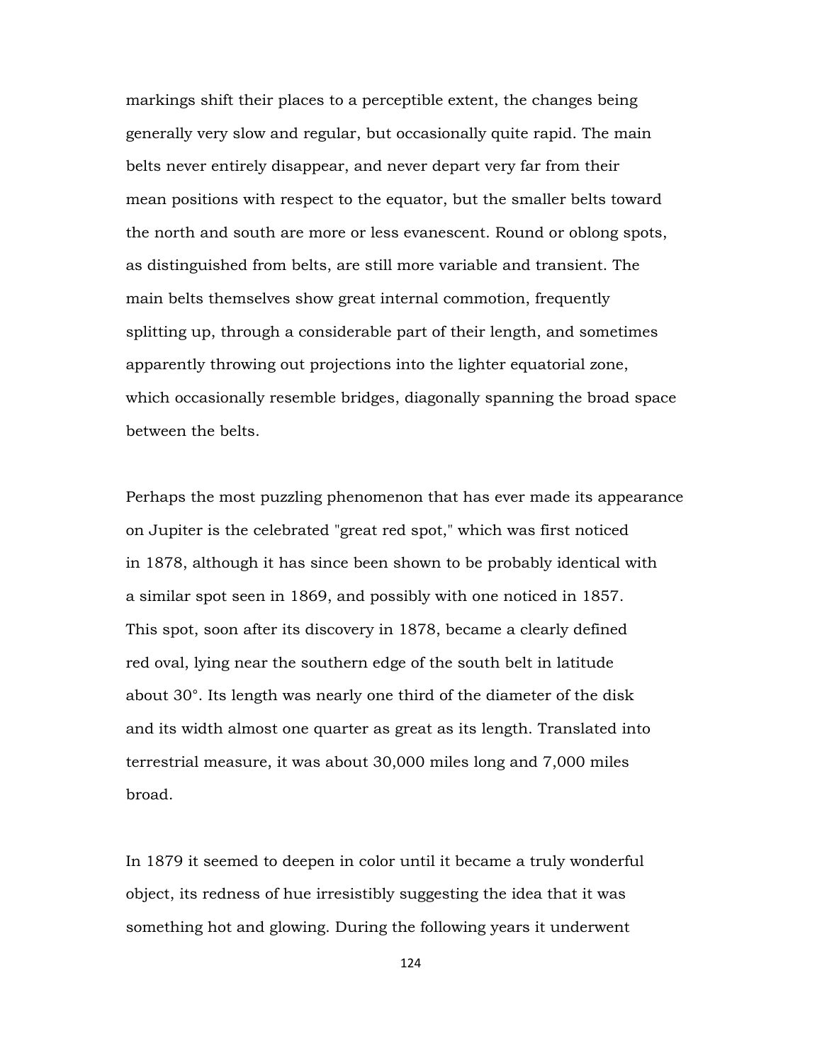markings shift their places to a perceptible extent, the changes being generally very slow and regular, but occasionally quite rapid. The main belts never entirely disappear, and never depart very far from their mean positions with respect to the equator, but the smaller belts toward the north and south are more or less evanescent. Round or oblong spots, as distinguished from belts, are still more variable and transient. The main belts themselves show great internal commotion, frequently splitting up, through a considerable part of their length, and sometimes apparently throwing out projections into the lighter equatorial zone, which occasionally resemble bridges, diagonally spanning the broad space between the belts.

Perhaps the most puzzling phenomenon that has ever made its appearance on Jupiter is the celebrated "great red spot," which was first noticed in 1878, although it has since been shown to be probably identical with a similar spot seen in 1869, and possibly with one noticed in 1857. This spot, soon after its discovery in 1878, became a clearly defined red oval, lying near the southern edge of the south belt in latitude about 30°. Its length was nearly one third of the diameter of the disk and its width almost one quarter as great as its length. Translated into terrestrial measure, it was about 30,000 miles long and 7,000 miles broad.

In 1879 it seemed to deepen in color until it became a truly wonderful object, its redness of hue irresistibly suggesting the idea that it was something hot and glowing. During the following years it underwent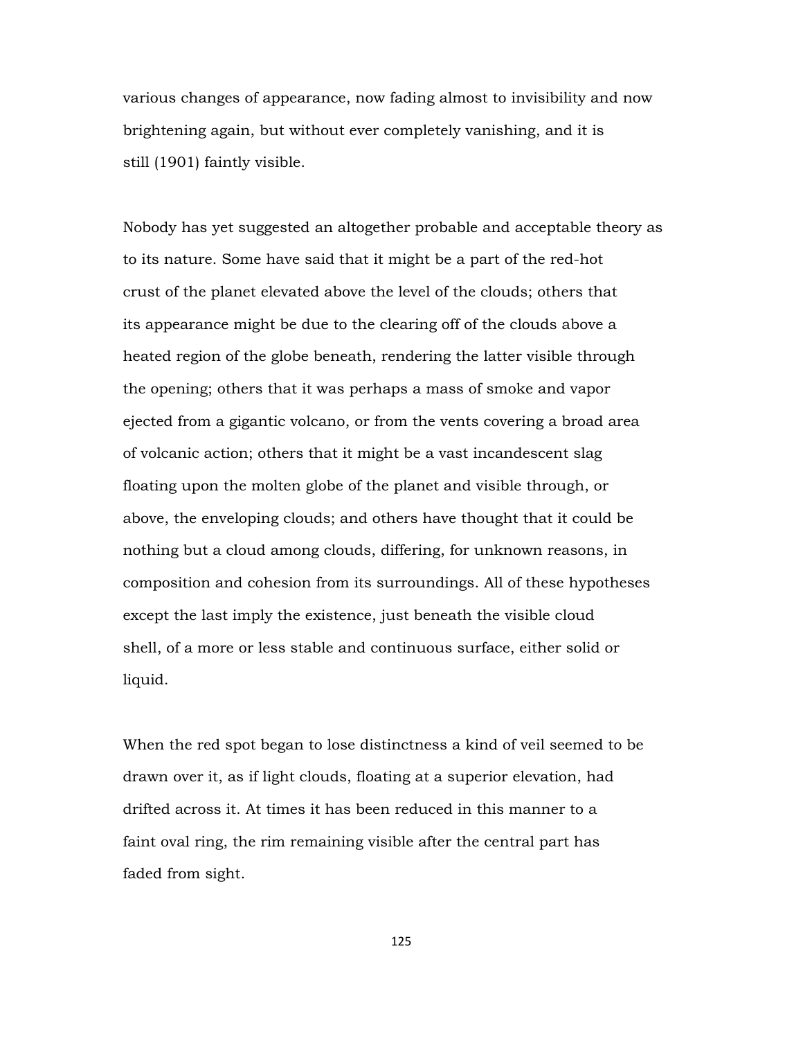various changes of appearance, now fading almost to invisibility and now brightening again, but without ever completely vanishing, and it is still (1901) faintly visible.

Nobody has yet suggested an altogether probable and acceptable theory as to its nature. Some have said that it might be a part of the red-hot crust of the planet elevated above the level of the clouds; others that its appearance might be due to the clearing off of the clouds above a heated region of the globe beneath, rendering the latter visible through the opening; others that it was perhaps a mass of smoke and vapor ejected from a gigantic volcano, or from the vents covering a broad area of volcanic action; others that it might be a vast incandescent slag floating upon the molten globe of the planet and visible through, or above, the enveloping clouds; and others have thought that it could be nothing but a cloud among clouds, differing, for unknown reasons, in composition and cohesion from its surroundings. All of these hypotheses except the last imply the existence, just beneath the visible cloud shell, of a more or less stable and continuous surface, either solid or liquid.

When the red spot began to lose distinctness a kind of veil seemed to be drawn over it, as if light clouds, floating at a superior elevation, had drifted across it. At times it has been reduced in this manner to a faint oval ring, the rim remaining visible after the central part has faded from sight.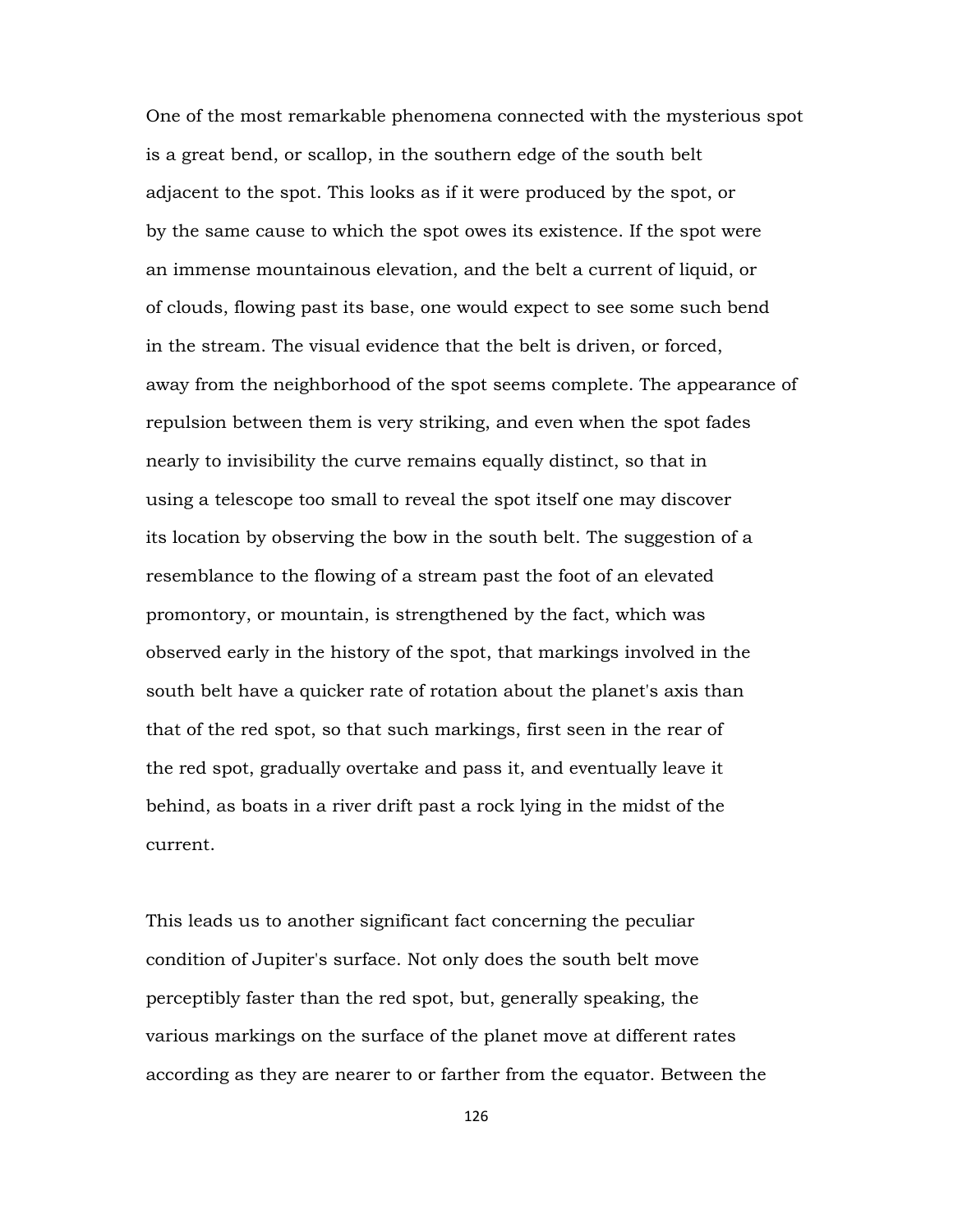One of the most remarkable phenomena connected with the mysterious spot is a great bend, or scallop, in the southern edge of the south belt adjacent to the spot. This looks as if it were produced by the spot, or by the same cause to which the spot owes its existence. If the spot were an immense mountainous elevation, and the belt a current of liquid, or of clouds, flowing past its base, one would expect to see some such bend in the stream. The visual evidence that the belt is driven, or forced, away from the neighborhood of the spot seems complete. The appearance of repulsion between them is very striking, and even when the spot fades nearly to invisibility the curve remains equally distinct, so that in using a telescope too small to reveal the spot itself one may discover its location by observing the bow in the south belt. The suggestion of a resemblance to the flowing of a stream past the foot of an elevated promontory, or mountain, is strengthened by the fact, which was observed early in the history of the spot, that markings involved in the south belt have a quicker rate of rotation about the planet's axis than that of the red spot, so that such markings, first seen in the rear of the red spot, gradually overtake and pass it, and eventually leave it behind, as boats in a river drift past a rock lying in the midst of the current.

This leads us to another significant fact concerning the peculiar condition of Jupiter's surface. Not only does the south belt move perceptibly faster than the red spot, but, generally speaking, the various markings on the surface of the planet move at different rates according as they are nearer to or farther from the equator. Between the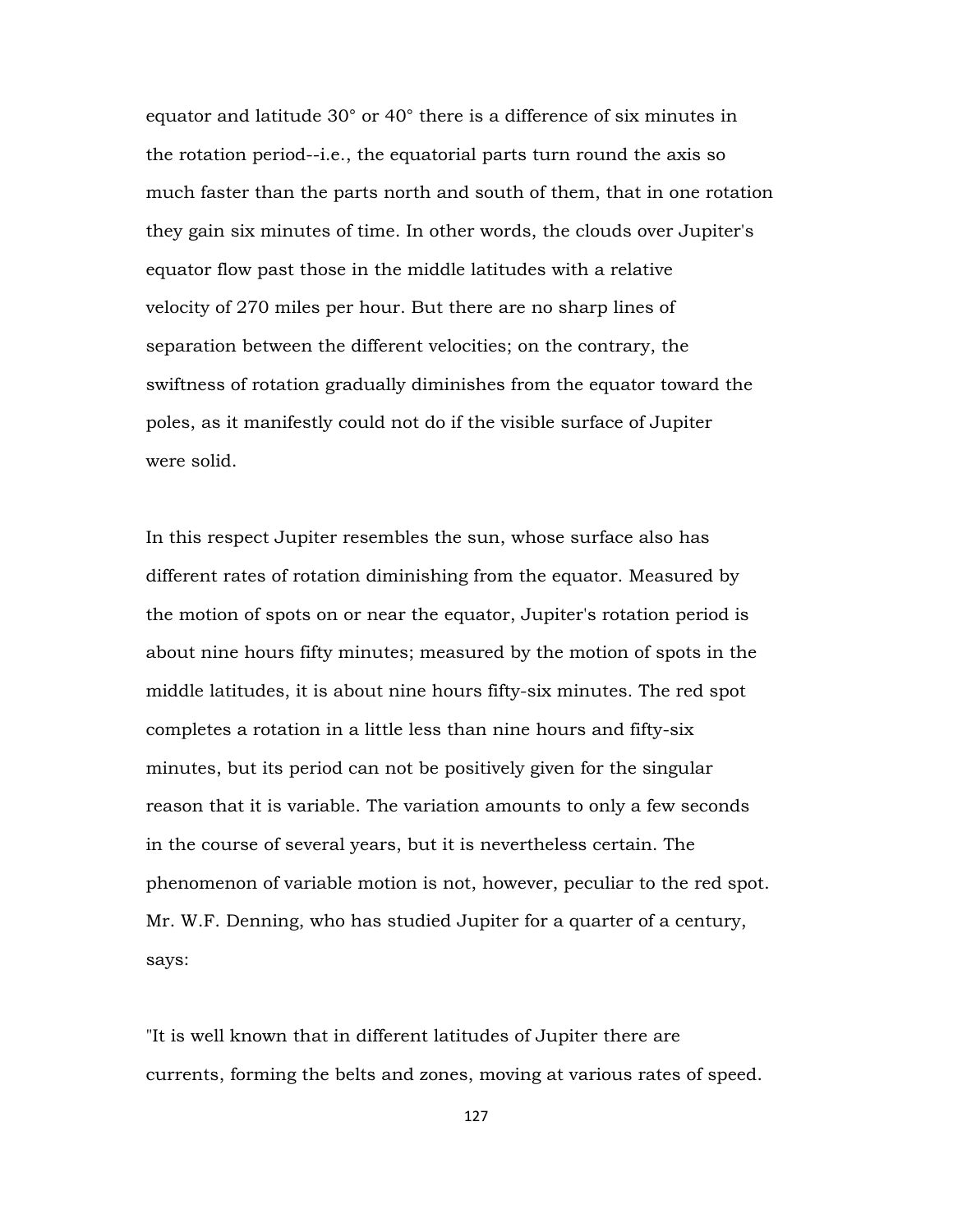equator and latitude 30° or 40° there is a difference of six minutes in the rotation period--i.e., the equatorial parts turn round the axis so much faster than the parts north and south of them, that in one rotation they gain six minutes of time. In other words, the clouds over Jupiter's equator flow past those in the middle latitudes with a relative velocity of 270 miles per hour. But there are no sharp lines of separation between the different velocities; on the contrary, the swiftness of rotation gradually diminishes from the equator toward the poles, as it manifestly could not do if the visible surface of Jupiter were solid.

In this respect Jupiter resembles the sun, whose surface also has different rates of rotation diminishing from the equator. Measured by the motion of spots on or near the equator, Jupiter's rotation period is about nine hours fifty minutes; measured by the motion of spots in the middle latitudes, it is about nine hours fifty-six minutes. The red spot completes a rotation in a little less than nine hours and fifty-six minutes, but its period can not be positively given for the singular reason that it is variable. The variation amounts to only a few seconds in the course of several years, but it is nevertheless certain. The phenomenon of variable motion is not, however, peculiar to the red spot. Mr. W.F. Denning, who has studied Jupiter for a quarter of a century, says:

"It is well known that in different latitudes of Jupiter there are currents, forming the belts and zones, moving at various rates of speed.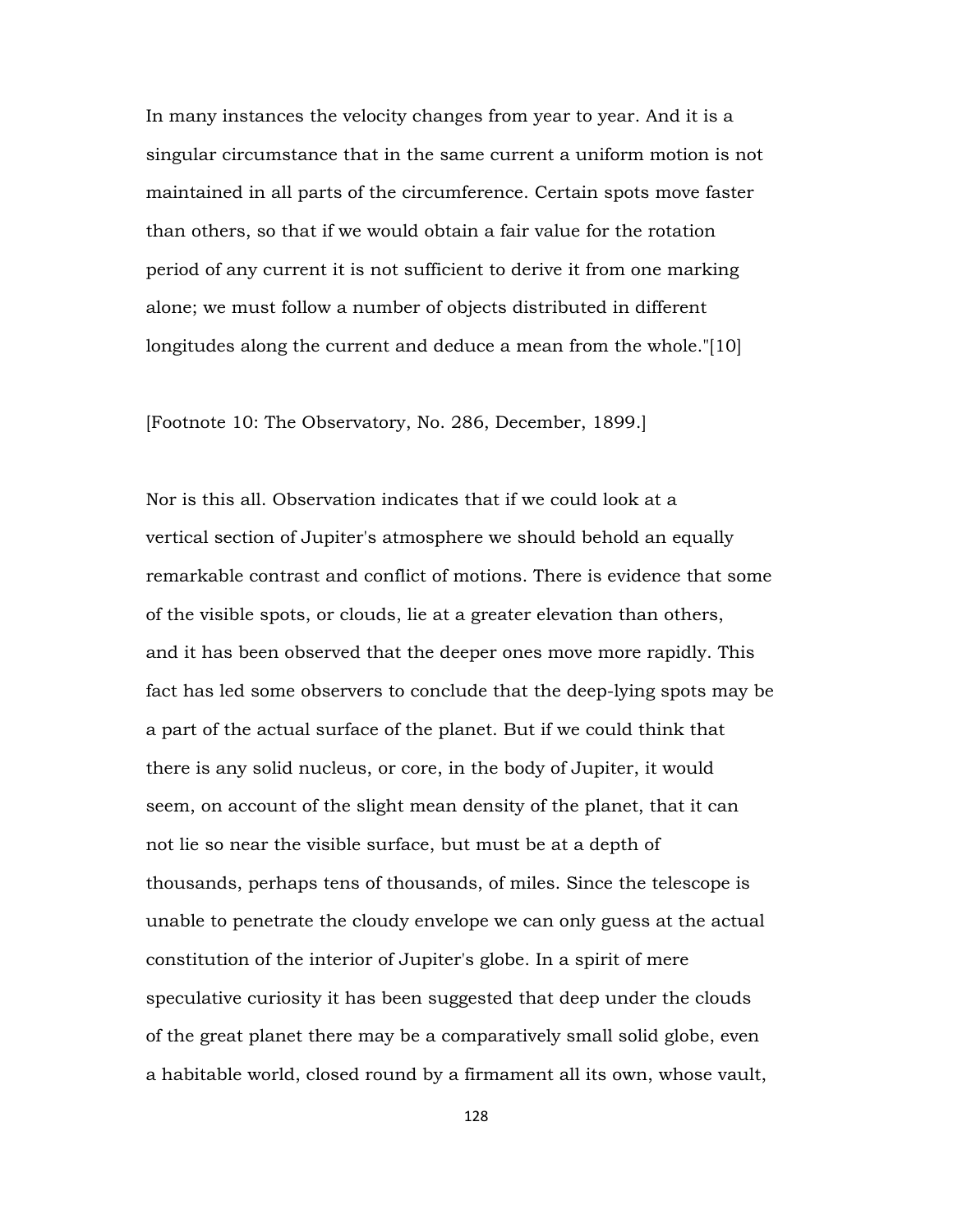In many instances the velocity changes from year to year. And it is a singular circumstance that in the same current a uniform motion is not maintained in all parts of the circumference. Certain spots move faster than others, so that if we would obtain a fair value for the rotation period of any current it is not sufficient to derive it from one marking alone; we must follow a number of objects distributed in different longitudes along the current and deduce a mean from the whole."[10]

[Footnote 10: The Observatory, No. 286, December, 1899.]

Nor is this all. Observation indicates that if we could look at a vertical section of Jupiter's atmosphere we should behold an equally remarkable contrast and conflict of motions. There is evidence that some of the visible spots, or clouds, lie at a greater elevation than others, and it has been observed that the deeper ones move more rapidly. This fact has led some observers to conclude that the deep-lying spots may be a part of the actual surface of the planet. But if we could think that there is any solid nucleus, or core, in the body of Jupiter, it would seem, on account of the slight mean density of the planet, that it can not lie so near the visible surface, but must be at a depth of thousands, perhaps tens of thousands, of miles. Since the telescope is unable to penetrate the cloudy envelope we can only guess at the actual constitution of the interior of Jupiter's globe. In a spirit of mere speculative curiosity it has been suggested that deep under the clouds of the great planet there may be a comparatively small solid globe, even a habitable world, closed round by a firmament all its own, whose vault,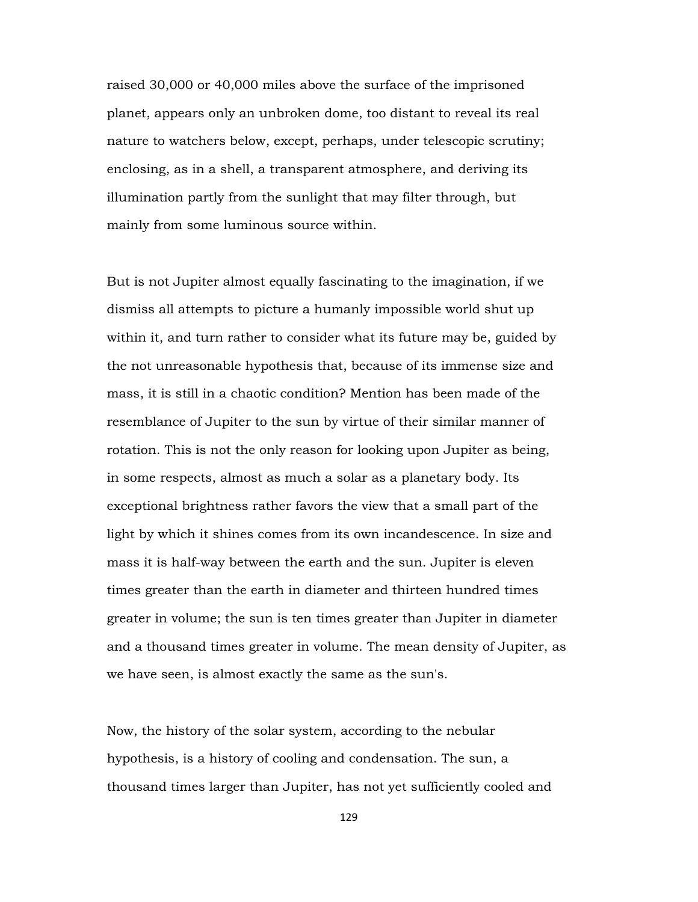raised 30,000 or 40,000 miles above the surface of the imprisoned planet, appears only an unbroken dome, too distant to reveal its real nature to watchers below, except, perhaps, under telescopic scrutiny; enclosing, as in a shell, a transparent atmosphere, and deriving its illumination partly from the sunlight that may filter through, but mainly from some luminous source within.

But is not Jupiter almost equally fascinating to the imagination, if we dismiss all attempts to picture a humanly impossible world shut up within it, and turn rather to consider what its future may be, guided by the not unreasonable hypothesis that, because of its immense size and mass, it is still in a chaotic condition? Mention has been made of the resemblance of Jupiter to the sun by virtue of their similar manner of rotation. This is not the only reason for looking upon Jupiter as being, in some respects, almost as much a solar as a planetary body. Its exceptional brightness rather favors the view that a small part of the light by which it shines comes from its own incandescence. In size and mass it is half-way between the earth and the sun. Jupiter is eleven times greater than the earth in diameter and thirteen hundred times greater in volume; the sun is ten times greater than Jupiter in diameter and a thousand times greater in volume. The mean density of Jupiter, as we have seen, is almost exactly the same as the sun's.

Now, the history of the solar system, according to the nebular hypothesis, is a history of cooling and condensation. The sun, a thousand times larger than Jupiter, has not yet sufficiently cooled and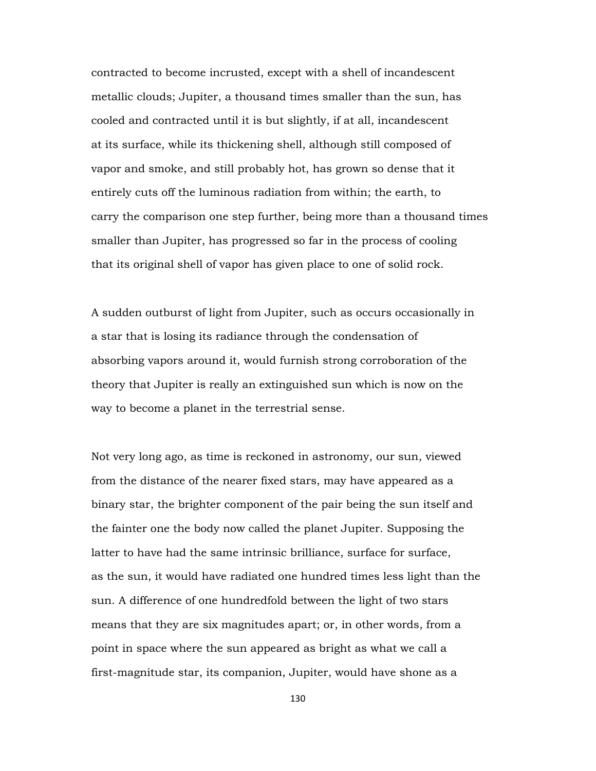contracted to become incrusted, except with a shell of incandescent metallic clouds; Jupiter, a thousand times smaller than the sun, has cooled and contracted until it is but slightly, if at all, incandescent at its surface, while its thickening shell, although still composed of vapor and smoke, and still probably hot, has grown so dense that it entirely cuts off the luminous radiation from within; the earth, to carry the comparison one step further, being more than a thousand times smaller than Jupiter, has progressed so far in the process of cooling that its original shell of vapor has given place to one of solid rock.

A sudden outburst of light from Jupiter, such as occurs occasionally in a star that is losing its radiance through the condensation of absorbing vapors around it, would furnish strong corroboration of the theory that Jupiter is really an extinguished sun which is now on the way to become a planet in the terrestrial sense.

Not very long ago, as time is reckoned in astronomy, our sun, viewed from the distance of the nearer fixed stars, may have appeared as a binary star, the brighter component of the pair being the sun itself and the fainter one the body now called the planet Jupiter. Supposing the latter to have had the same intrinsic brilliance, surface for surface, as the sun, it would have radiated one hundred times less light than the sun. A difference of one hundredfold between the light of two stars means that they are six magnitudes apart; or, in other words, from a point in space where the sun appeared as bright as what we call a first-magnitude star, its companion, Jupiter, would have shone as a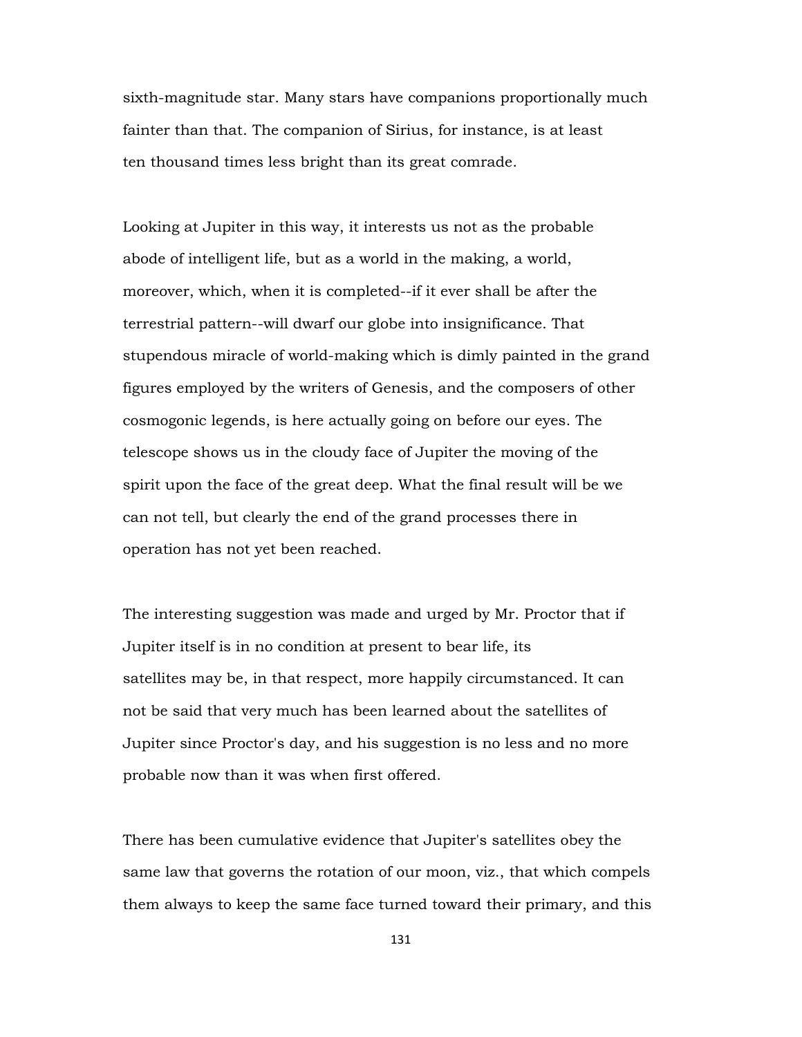sixth-magnitude star. Many stars have companions proportionally much fainter than that. The companion of Sirius, for instance, is at least ten thousand times less bright than its great comrade.

Looking at Jupiter in this way, it interests us not as the probable abode of intelligent life, but as a world in the making, a world, moreover, which, when it is completed--if it ever shall be after the terrestrial pattern--will dwarf our globe into insignificance. That stupendous miracle of world-making which is dimly painted in the grand figures employed by the writers of Genesis, and the composers of other cosmogonic legends, is here actually going on before our eyes. The telescope shows us in the cloudy face of Jupiter the moving of the spirit upon the face of the great deep. What the final result will be we can not tell, but clearly the end of the grand processes there in operation has not yet been reached.

The interesting suggestion was made and urged by Mr. Proctor that if Jupiter itself is in no condition at present to bear life, its satellites may be, in that respect, more happily circumstanced. It can not be said that very much has been learned about the satellites of Jupiter since Proctor's day, and his suggestion is no less and no more probable now than it was when first offered.

There has been cumulative evidence that Jupiter's satellites obey the same law that governs the rotation of our moon, viz., that which compels them always to keep the same face turned toward their primary, and this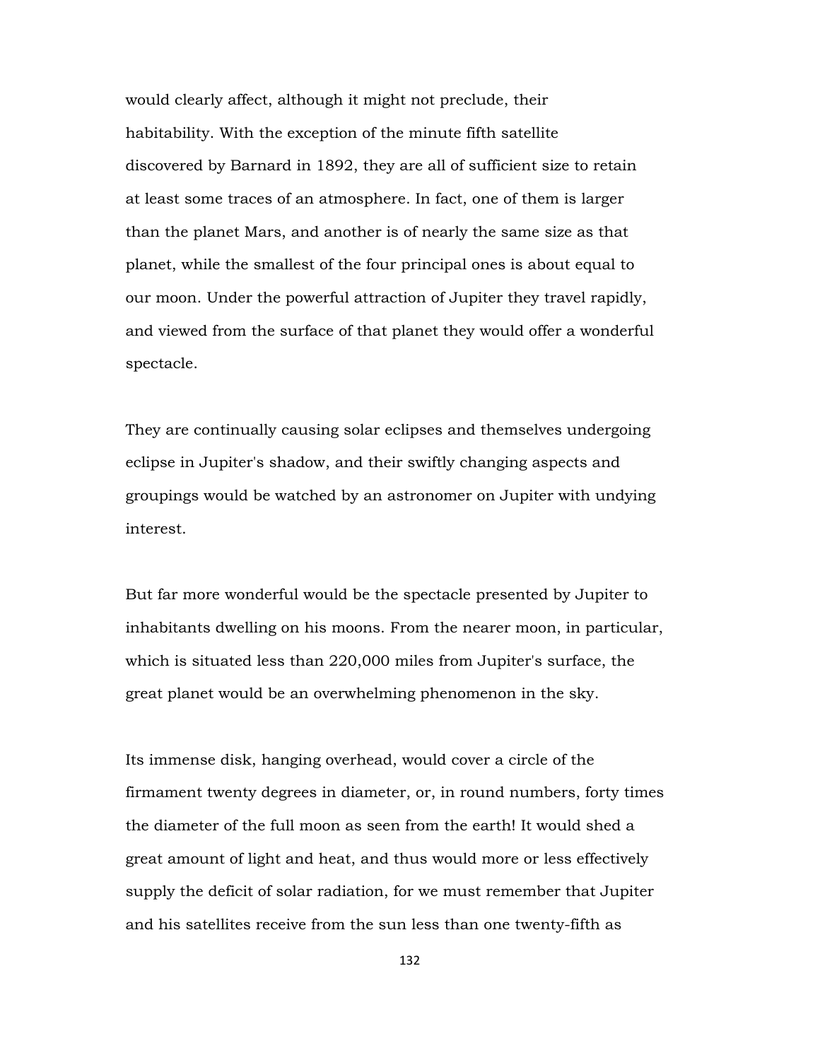would clearly affect, although it might not preclude, their habitability. With the exception of the minute fifth satellite discovered by Barnard in 1892, they are all of sufficient size to retain at least some traces of an atmosphere. In fact, one of them is larger than the planet Mars, and another is of nearly the same size as that planet, while the smallest of the four principal ones is about equal to our moon. Under the powerful attraction of Jupiter they travel rapidly, and viewed from the surface of that planet they would offer a wonderful spectacle.

They are continually causing solar eclipses and themselves undergoing eclipse in Jupiter's shadow, and their swiftly changing aspects and groupings would be watched by an astronomer on Jupiter with undying interest.

But far more wonderful would be the spectacle presented by Jupiter to inhabitants dwelling on his moons. From the nearer moon, in particular, which is situated less than 220,000 miles from Jupiter's surface, the great planet would be an overwhelming phenomenon in the sky.

Its immense disk, hanging overhead, would cover a circle of the firmament twenty degrees in diameter, or, in round numbers, forty times the diameter of the full moon as seen from the earth! It would shed a great amount of light and heat, and thus would more or less effectively supply the deficit of solar radiation, for we must remember that Jupiter and his satellites receive from the sun less than one twenty-fifth as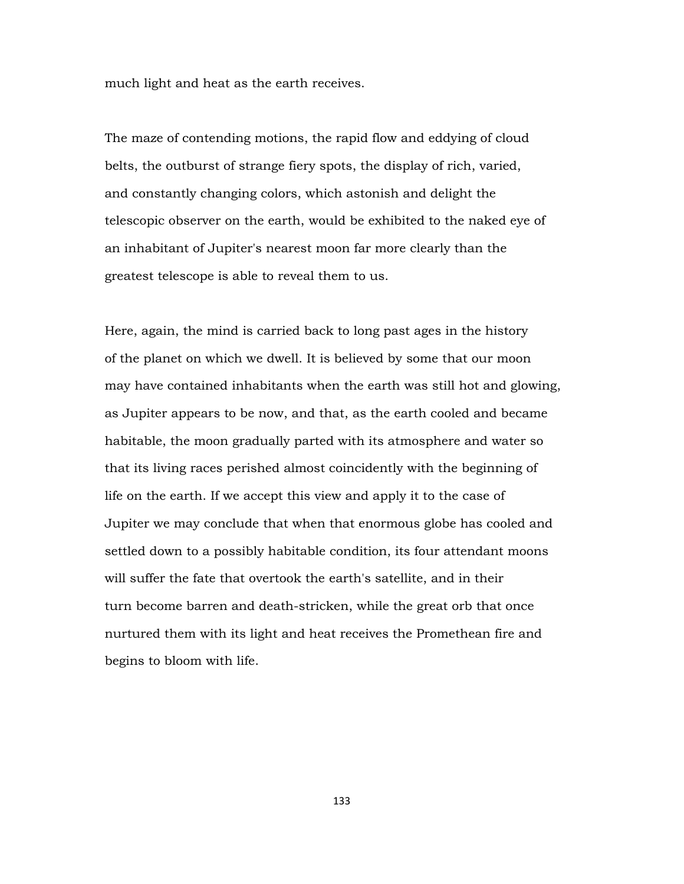much light and heat as the earth receives.

The maze of contending motions, the rapid flow and eddying of cloud belts, the outburst of strange fiery spots, the display of rich, varied, and constantly changing colors, which astonish and delight the telescopic observer on the earth, would be exhibited to the naked eye of an inhabitant of Jupiter's nearest moon far more clearly than the greatest telescope is able to reveal them to us.

Here, again, the mind is carried back to long past ages in the history of the planet on which we dwell. It is believed by some that our moon may have contained inhabitants when the earth was still hot and glowing, as Jupiter appears to be now, and that, as the earth cooled and became habitable, the moon gradually parted with its atmosphere and water so that its living races perished almost coincidently with the beginning of life on the earth. If we accept this view and apply it to the case of Jupiter we may conclude that when that enormous globe has cooled and settled down to a possibly habitable condition, its four attendant moons will suffer the fate that overtook the earth's satellite, and in their turn become barren and death-stricken, while the great orb that once nurtured them with its light and heat receives the Promethean fire and begins to bloom with life.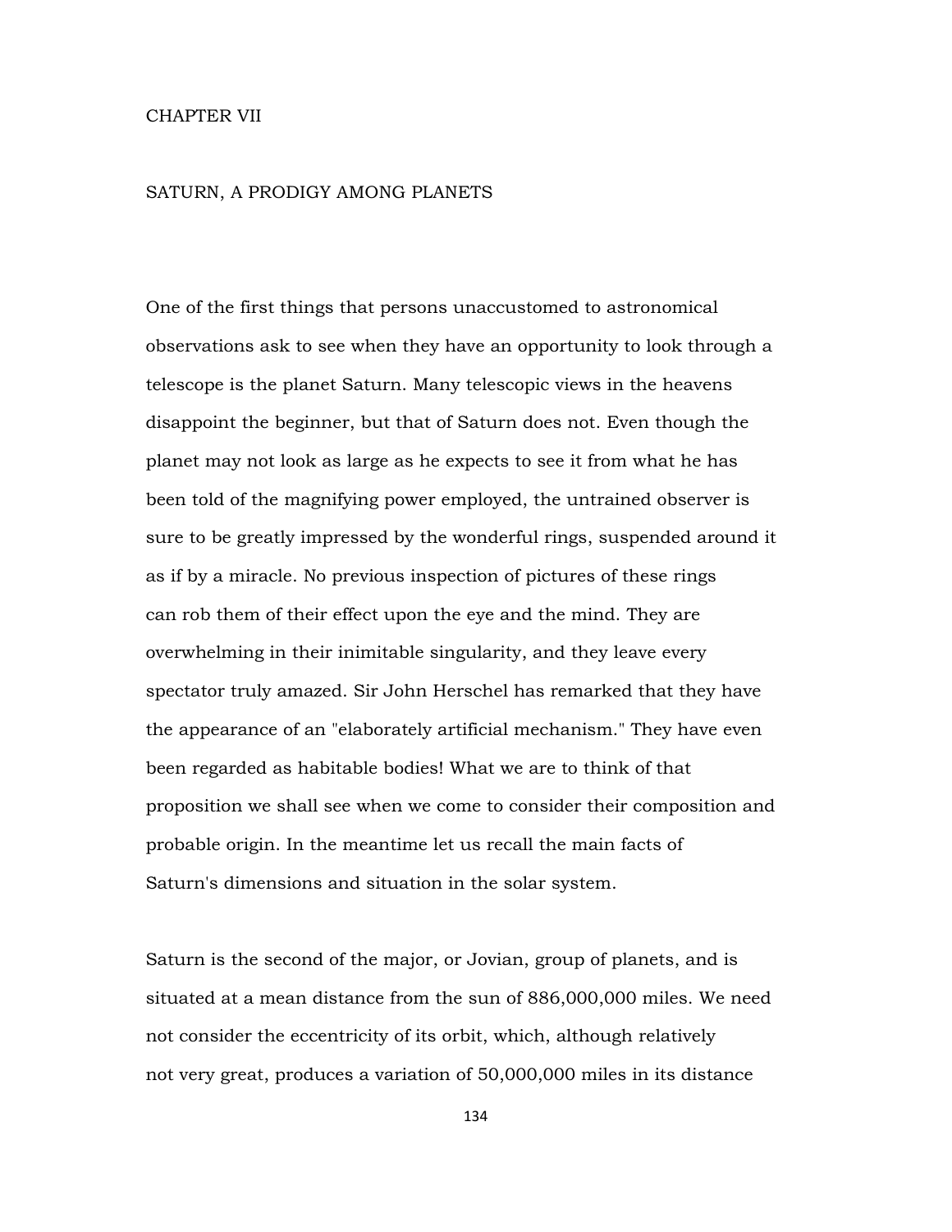# CHAPTER VII

## SATURN, A PRODIGY AMONG PLANETS

One of the first things that persons unaccustomed to astronomical observations ask to see when they have an opportunity to look through a telescope is the planet Saturn. Many telescopic views in the heavens disappoint the beginner, but that of Saturn does not. Even though the planet may not look as large as he expects to see it from what he has been told of the magnifying power employed, the untrained observer is sure to be greatly impressed by the wonderful rings, suspended around it as if by a miracle. No previous inspection of pictures of these rings can rob them of their effect upon the eye and the mind. They are overwhelming in their inimitable singularity, and they leave every spectator truly amazed. Sir John Herschel has remarked that they have the appearance of an "elaborately artificial mechanism." They have even been regarded as habitable bodies! What we are to think of that proposition we shall see when we come to consider their composition and probable origin. In the meantime let us recall the main facts of Saturn's dimensions and situation in the solar system.

Saturn is the second of the major, or Jovian, group of planets, and is situated at a mean distance from the sun of 886,000,000 miles. We need not consider the eccentricity of its orbit, which, although relatively not very great, produces a variation of 50,000,000 miles in its distance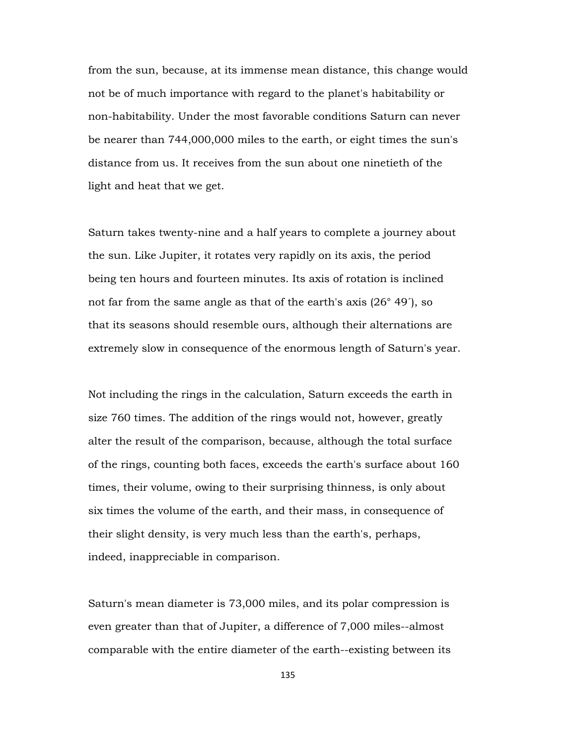from the sun, because, at its immense mean distance, this change would not be of much importance with regard to the planet's habitability or non-habitability. Under the most favorable conditions Saturn can never be nearer than 744,000,000 miles to the earth, or eight times the sun's distance from us. It receives from the sun about one ninetieth of the light and heat that we get.

Saturn takes twenty-nine and a half years to complete a journey about the sun. Like Jupiter, it rotates very rapidly on its axis, the period being ten hours and fourteen minutes. Its axis of rotation is inclined not far from the same angle as that of the earth's axis (26° 49´), so that its seasons should resemble ours, although their alternations are extremely slow in consequence of the enormous length of Saturn's year.

Not including the rings in the calculation, Saturn exceeds the earth in size 760 times. The addition of the rings would not, however, greatly alter the result of the comparison, because, although the total surface of the rings, counting both faces, exceeds the earth's surface about 160 times, their volume, owing to their surprising thinness, is only about six times the volume of the earth, and their mass, in consequence of their slight density, is very much less than the earth's, perhaps, indeed, inappreciable in comparison.

Saturn's mean diameter is 73,000 miles, and its polar compression is even greater than that of Jupiter, a difference of 7,000 miles--almost comparable with the entire diameter of the earth--existing between its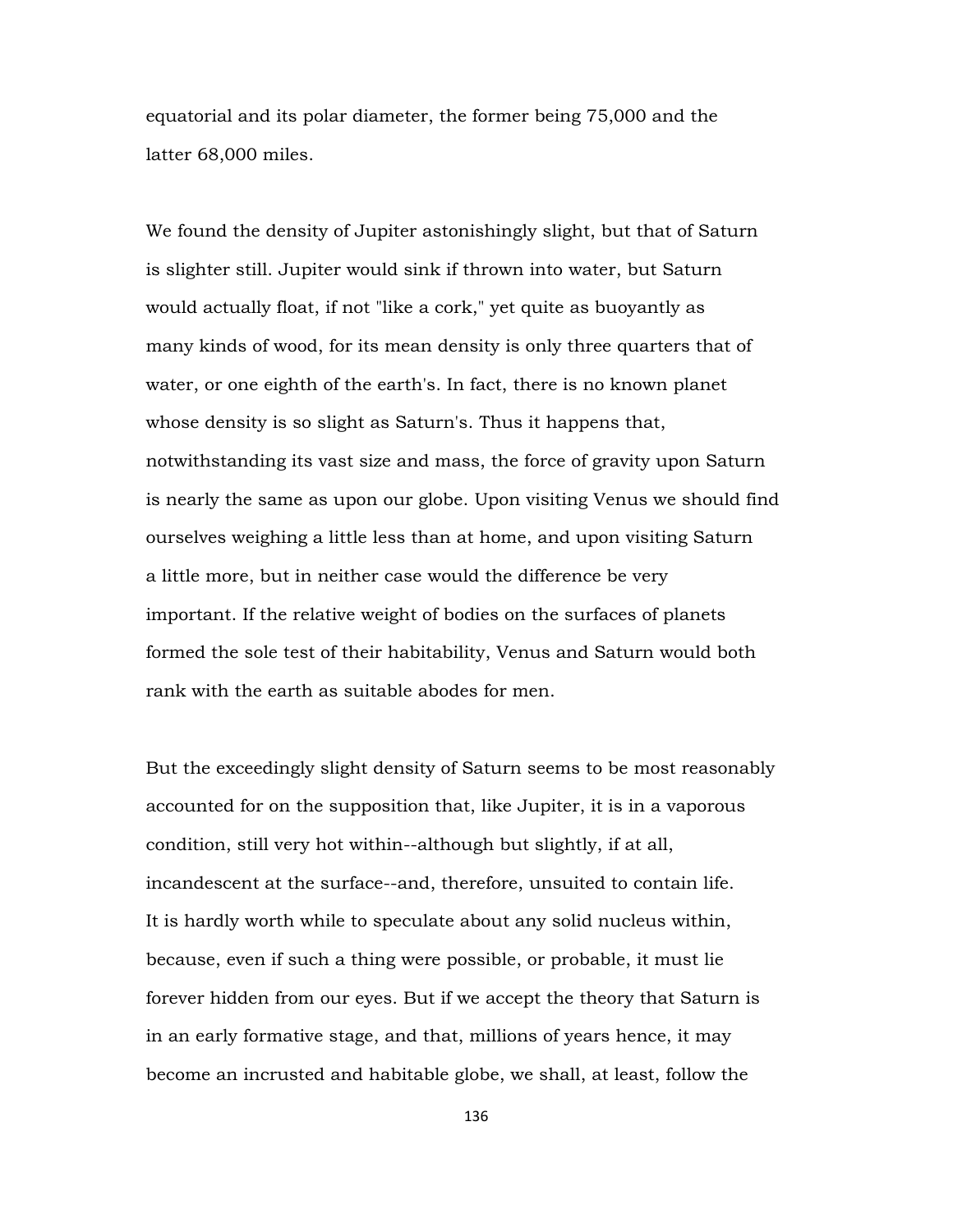equatorial and its polar diameter, the former being 75,000 and the latter 68,000 miles.

We found the density of Jupiter astonishingly slight, but that of Saturn is slighter still. Jupiter would sink if thrown into water, but Saturn would actually float, if not "like a cork," yet quite as buoyantly as many kinds of wood, for its mean density is only three quarters that of water, or one eighth of the earth's. In fact, there is no known planet whose density is so slight as Saturn's. Thus it happens that, notwithstanding its vast size and mass, the force of gravity upon Saturn is nearly the same as upon our globe. Upon visiting Venus we should find ourselves weighing a little less than at home, and upon visiting Saturn a little more, but in neither case would the difference be very important. If the relative weight of bodies on the surfaces of planets formed the sole test of their habitability, Venus and Saturn would both rank with the earth as suitable abodes for men.

But the exceedingly slight density of Saturn seems to be most reasonably accounted for on the supposition that, like Jupiter, it is in a vaporous condition, still very hot within--although but slightly, if at all, incandescent at the surface--and, therefore, unsuited to contain life. It is hardly worth while to speculate about any solid nucleus within, because, even if such a thing were possible, or probable, it must lie forever hidden from our eyes. But if we accept the theory that Saturn is in an early formative stage, and that, millions of years hence, it may become an incrusted and habitable globe, we shall, at least, follow the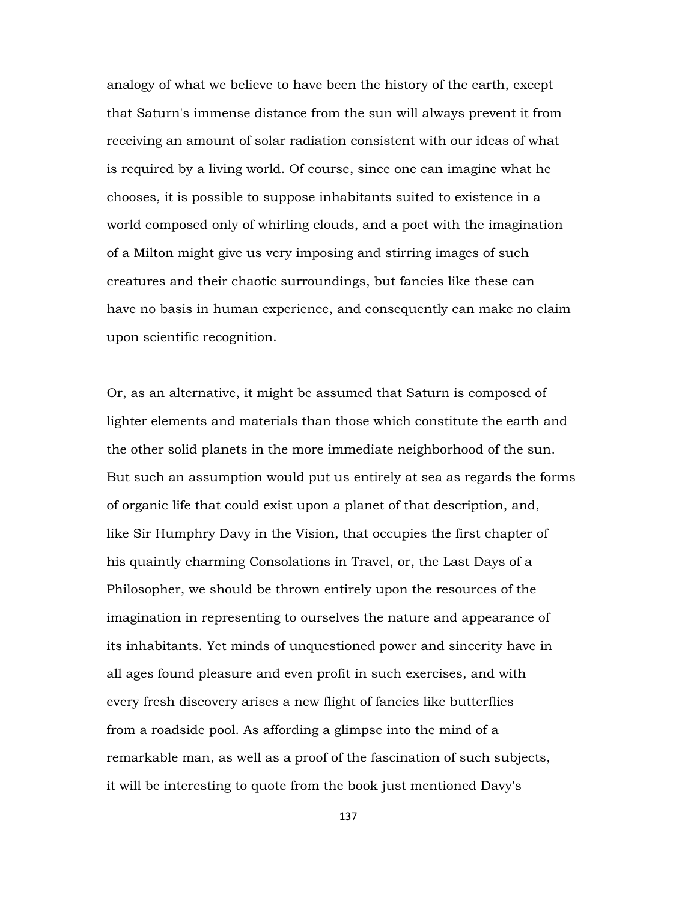analogy of what we believe to have been the history of the earth, except that Saturn's immense distance from the sun will always prevent it from receiving an amount of solar radiation consistent with our ideas of what is required by a living world. Of course, since one can imagine what he chooses, it is possible to suppose inhabitants suited to existence in a world composed only of whirling clouds, and a poet with the imagination of a Milton might give us very imposing and stirring images of such creatures and their chaotic surroundings, but fancies like these can have no basis in human experience, and consequently can make no claim upon scientific recognition.

Or, as an alternative, it might be assumed that Saturn is composed of lighter elements and materials than those which constitute the earth and the other solid planets in the more immediate neighborhood of the sun. But such an assumption would put us entirely at sea as regards the forms of organic life that could exist upon a planet of that description, and, like Sir Humphry Davy in the Vision, that occupies the first chapter of his quaintly charming Consolations in Travel, or, the Last Days of a Philosopher, we should be thrown entirely upon the resources of the imagination in representing to ourselves the nature and appearance of its inhabitants. Yet minds of unquestioned power and sincerity have in all ages found pleasure and even profit in such exercises, and with every fresh discovery arises a new flight of fancies like butterflies from a roadside pool. As affording a glimpse into the mind of a remarkable man, as well as a proof of the fascination of such subjects, it will be interesting to quote from the book just mentioned Davy's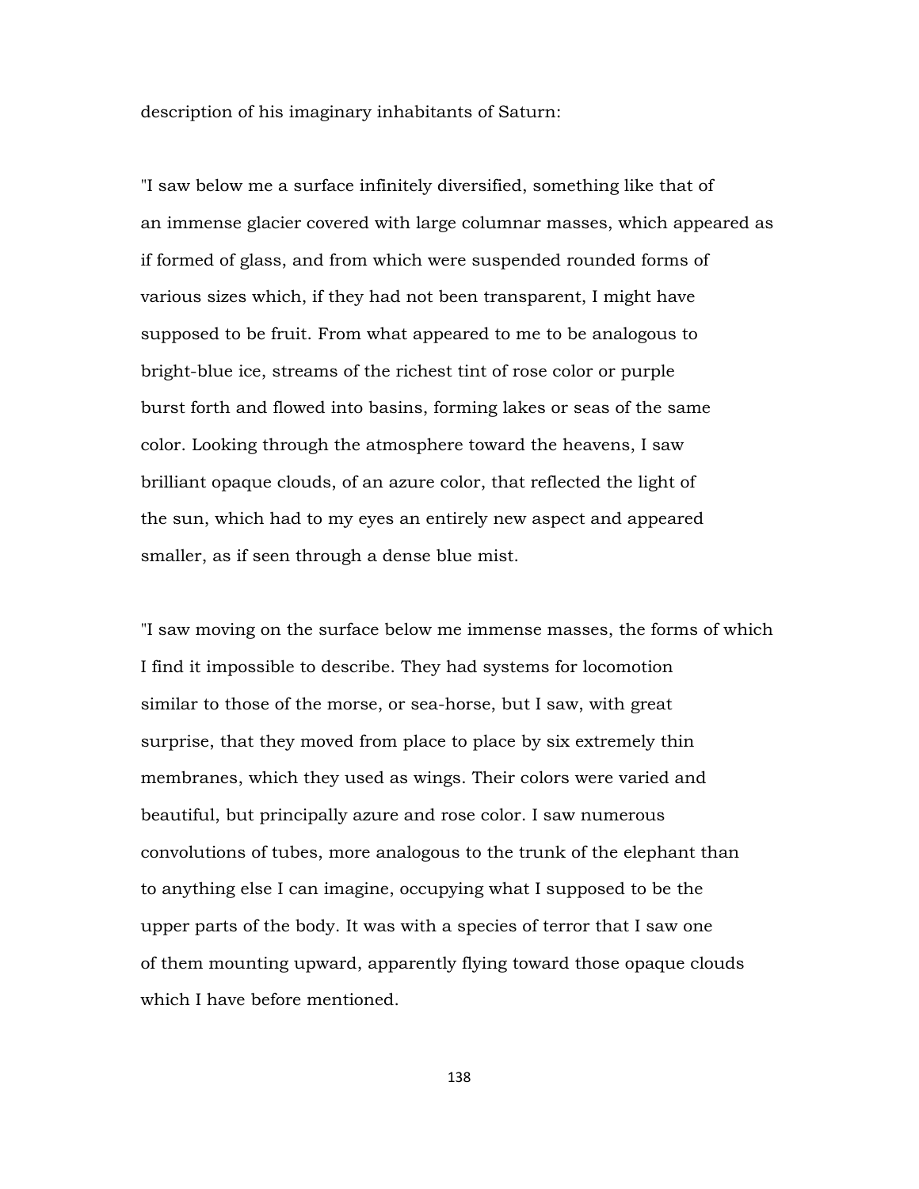description of his imaginary inhabitants of Saturn:

"I saw below me a surface infinitely diversified, something like that of an immense glacier covered with large columnar masses, which appeared as if formed of glass, and from which were suspended rounded forms of various sizes which, if they had not been transparent, I might have supposed to be fruit. From what appeared to me to be analogous to bright-blue ice, streams of the richest tint of rose color or purple burst forth and flowed into basins, forming lakes or seas of the same color. Looking through the atmosphere toward the heavens, I saw brilliant opaque clouds, of an azure color, that reflected the light of the sun, which had to my eyes an entirely new aspect and appeared smaller, as if seen through a dense blue mist.

"I saw moving on the surface below me immense masses, the forms of which I find it impossible to describe. They had systems for locomotion similar to those of the morse, or sea-horse, but I saw, with great surprise, that they moved from place to place by six extremely thin membranes, which they used as wings. Their colors were varied and beautiful, but principally azure and rose color. I saw numerous convolutions of tubes, more analogous to the trunk of the elephant than to anything else I can imagine, occupying what I supposed to be the upper parts of the body. It was with a species of terror that I saw one of them mounting upward, apparently flying toward those opaque clouds which I have before mentioned.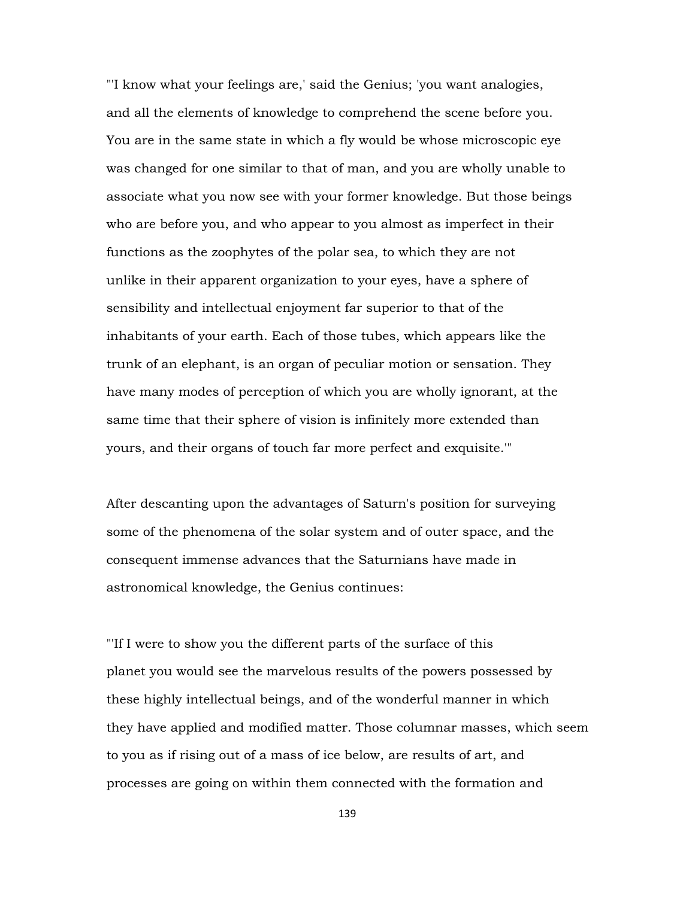"'I know what your feelings are,' said the Genius; 'you want analogies, and all the elements of knowledge to comprehend the scene before you. You are in the same state in which a fly would be whose microscopic eye was changed for one similar to that of man, and you are wholly unable to associate what you now see with your former knowledge. But those beings who are before you, and who appear to you almost as imperfect in their functions as the zoophytes of the polar sea, to which they are not unlike in their apparent organization to your eyes, have a sphere of sensibility and intellectual enjoyment far superior to that of the inhabitants of your earth. Each of those tubes, which appears like the trunk of an elephant, is an organ of peculiar motion or sensation. They have many modes of perception of which you are wholly ignorant, at the same time that their sphere of vision is infinitely more extended than yours, and their organs of touch far more perfect and exquisite.'"

After descanting upon the advantages of Saturn's position for surveying some of the phenomena of the solar system and of outer space, and the consequent immense advances that the Saturnians have made in astronomical knowledge, the Genius continues:

"'If I were to show you the different parts of the surface of this planet you would see the marvelous results of the powers possessed by these highly intellectual beings, and of the wonderful manner in which they have applied and modified matter. Those columnar masses, which seem to you as if rising out of a mass of ice below, are results of art, and processes are going on within them connected with the formation and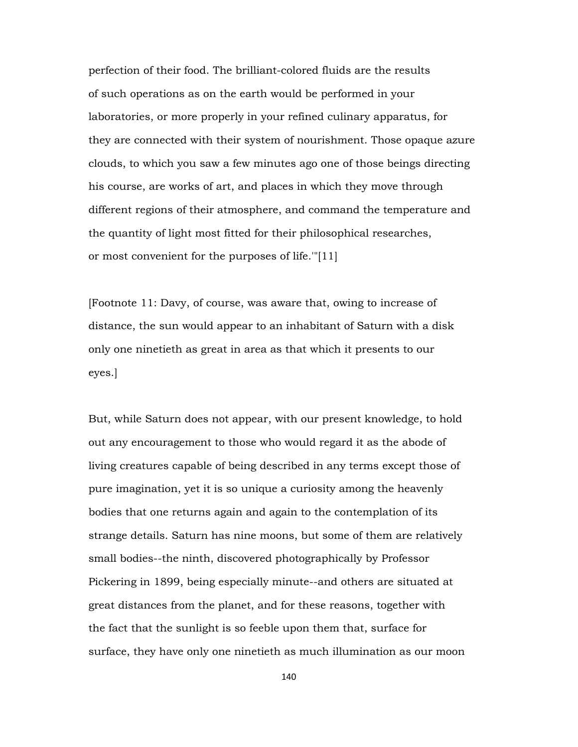perfection of their food. The brilliant-colored fluids are the results of such operations as on the earth would be performed in your laboratories, or more properly in your refined culinary apparatus, for they are connected with their system of nourishment. Those opaque azure clouds, to which you saw a few minutes ago one of those beings directing his course, are works of art, and places in which they move through different regions of their atmosphere, and command the temperature and the quantity of light most fitted for their philosophical researches, or most convenient for the purposes of life.'"[11]

[Footnote 11: Davy, of course, was aware that, owing to increase of distance, the sun would appear to an inhabitant of Saturn with a disk only one ninetieth as great in area as that which it presents to our eyes.]

But, while Saturn does not appear, with our present knowledge, to hold out any encouragement to those who would regard it as the abode of living creatures capable of being described in any terms except those of pure imagination, yet it is so unique a curiosity among the heavenly bodies that one returns again and again to the contemplation of its strange details. Saturn has nine moons, but some of them are relatively small bodies--the ninth, discovered photographically by Professor Pickering in 1899, being especially minute--and others are situated at great distances from the planet, and for these reasons, together with the fact that the sunlight is so feeble upon them that, surface for surface, they have only one ninetieth as much illumination as our moon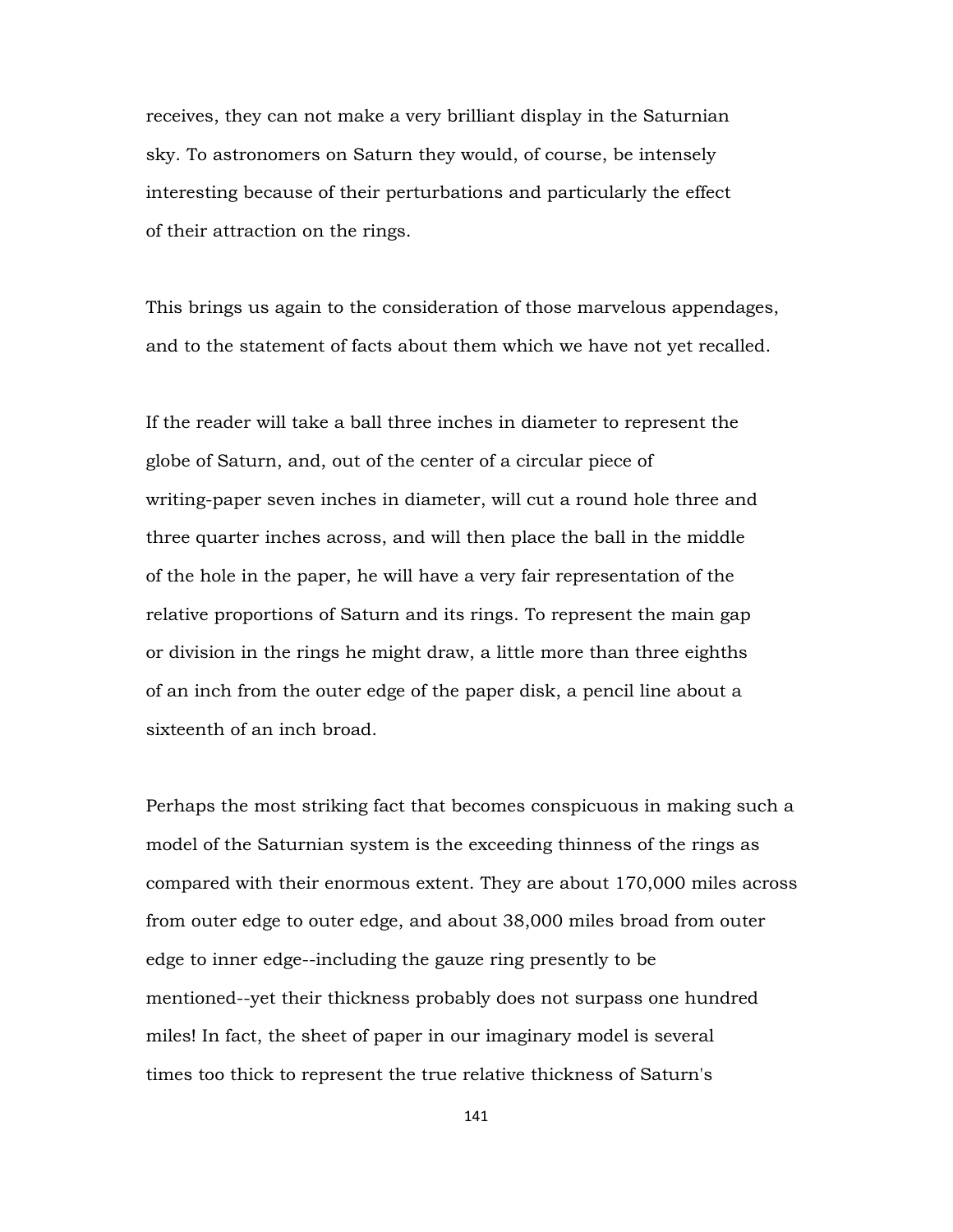receives, they can not make a very brilliant display in the Saturnian sky. To astronomers on Saturn they would, of course, be intensely interesting because of their perturbations and particularly the effect of their attraction on the rings.

This brings us again to the consideration of those marvelous appendages, and to the statement of facts about them which we have not yet recalled.

If the reader will take a ball three inches in diameter to represent the globe of Saturn, and, out of the center of a circular piece of writing-paper seven inches in diameter, will cut a round hole three and three quarter inches across, and will then place the ball in the middle of the hole in the paper, he will have a very fair representation of the relative proportions of Saturn and its rings. To represent the main gap or division in the rings he might draw, a little more than three eighths of an inch from the outer edge of the paper disk, a pencil line about a sixteenth of an inch broad.

Perhaps the most striking fact that becomes conspicuous in making such a model of the Saturnian system is the exceeding thinness of the rings as compared with their enormous extent. They are about 170,000 miles across from outer edge to outer edge, and about 38,000 miles broad from outer edge to inner edge--including the gauze ring presently to be mentioned--yet their thickness probably does not surpass one hundred miles! In fact, the sheet of paper in our imaginary model is several times too thick to represent the true relative thickness of Saturn's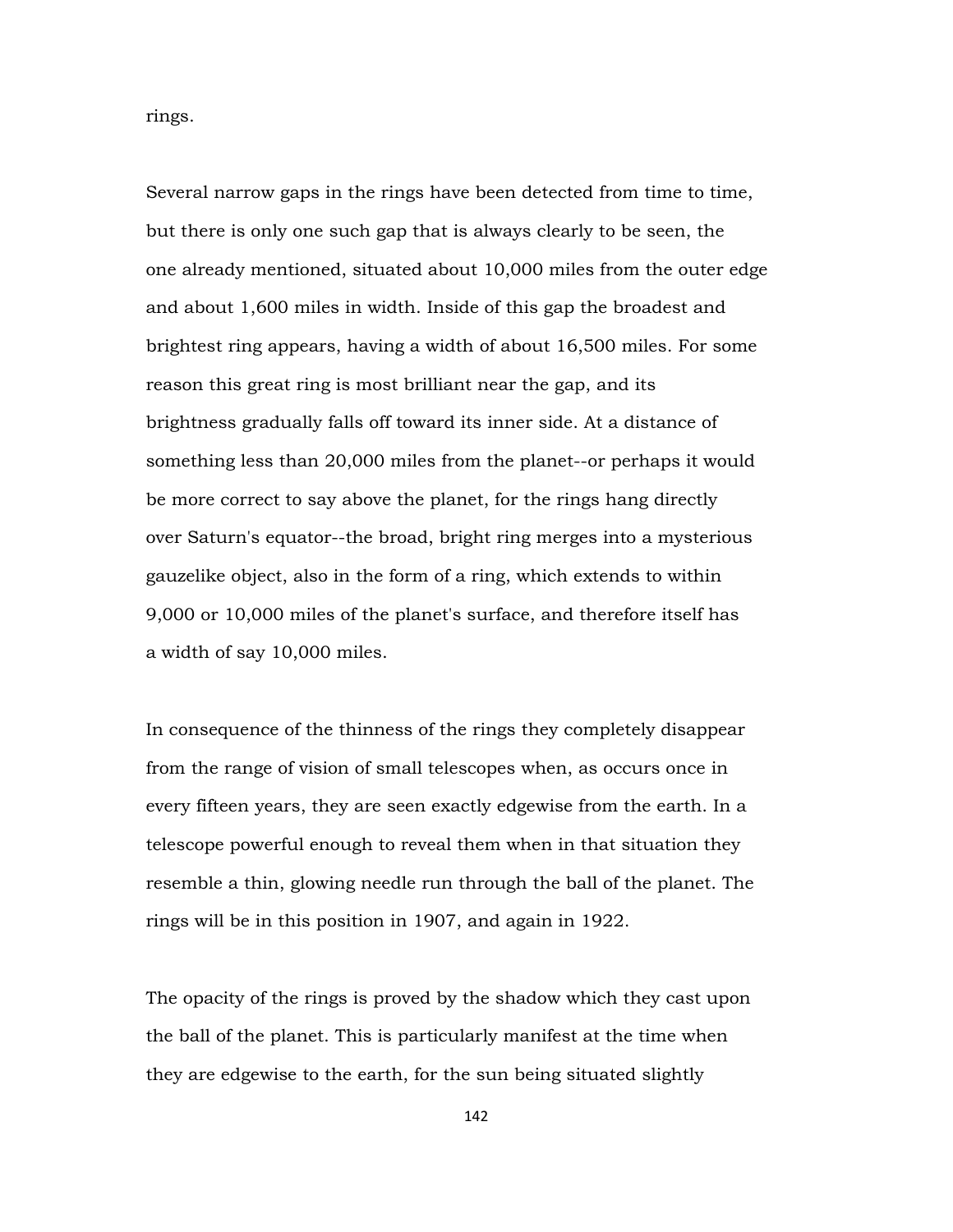rings.

Several narrow gaps in the rings have been detected from time to time, but there is only one such gap that is always clearly to be seen, the one already mentioned, situated about 10,000 miles from the outer edge and about 1,600 miles in width. Inside of this gap the broadest and brightest ring appears, having a width of about 16,500 miles. For some reason this great ring is most brilliant near the gap, and its brightness gradually falls off toward its inner side. At a distance of something less than 20,000 miles from the planet--or perhaps it would be more correct to say above the planet, for the rings hang directly over Saturn's equator--the broad, bright ring merges into a mysterious gauzelike object, also in the form of a ring, which extends to within 9,000 or 10,000 miles of the planet's surface, and therefore itself has a width of say 10,000 miles.

In consequence of the thinness of the rings they completely disappear from the range of vision of small telescopes when, as occurs once in every fifteen years, they are seen exactly edgewise from the earth. In a telescope powerful enough to reveal them when in that situation they resemble a thin, glowing needle run through the ball of the planet. The rings will be in this position in 1907, and again in 1922.

The opacity of the rings is proved by the shadow which they cast upon the ball of the planet. This is particularly manifest at the time when they are edgewise to the earth, for the sun being situated slightly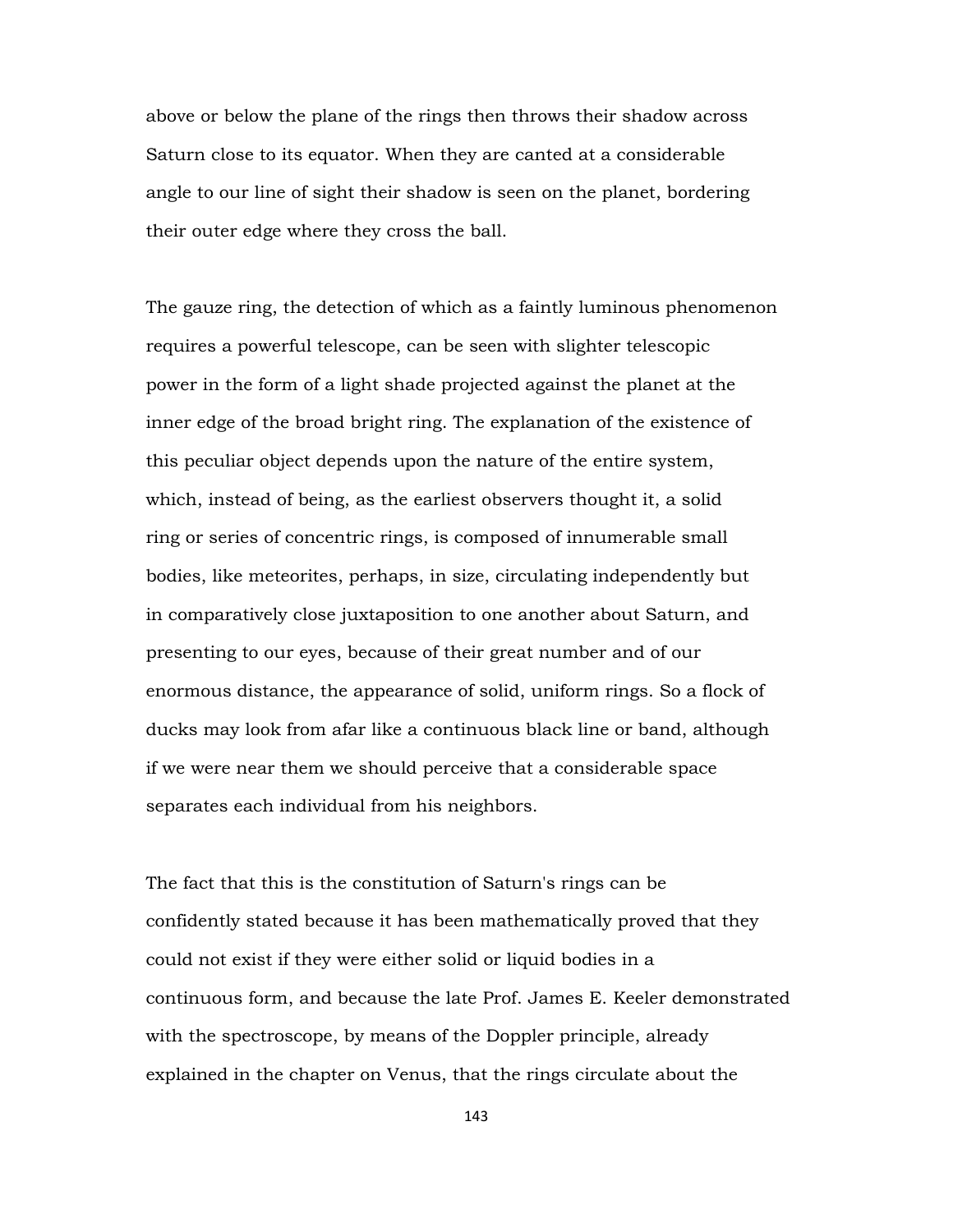above or below the plane of the rings then throws their shadow across Saturn close to its equator. When they are canted at a considerable angle to our line of sight their shadow is seen on the planet, bordering their outer edge where they cross the ball.

The gauze ring, the detection of which as a faintly luminous phenomenon requires a powerful telescope, can be seen with slighter telescopic power in the form of a light shade projected against the planet at the inner edge of the broad bright ring. The explanation of the existence of this peculiar object depends upon the nature of the entire system, which, instead of being, as the earliest observers thought it, a solid ring or series of concentric rings, is composed of innumerable small bodies, like meteorites, perhaps, in size, circulating independently but in comparatively close juxtaposition to one another about Saturn, and presenting to our eyes, because of their great number and of our enormous distance, the appearance of solid, uniform rings. So a flock of ducks may look from afar like a continuous black line or band, although if we were near them we should perceive that a considerable space separates each individual from his neighbors.

The fact that this is the constitution of Saturn's rings can be confidently stated because it has been mathematically proved that they could not exist if they were either solid or liquid bodies in a continuous form, and because the late Prof. James E. Keeler demonstrated with the spectroscope, by means of the Doppler principle, already explained in the chapter on Venus, that the rings circulate about the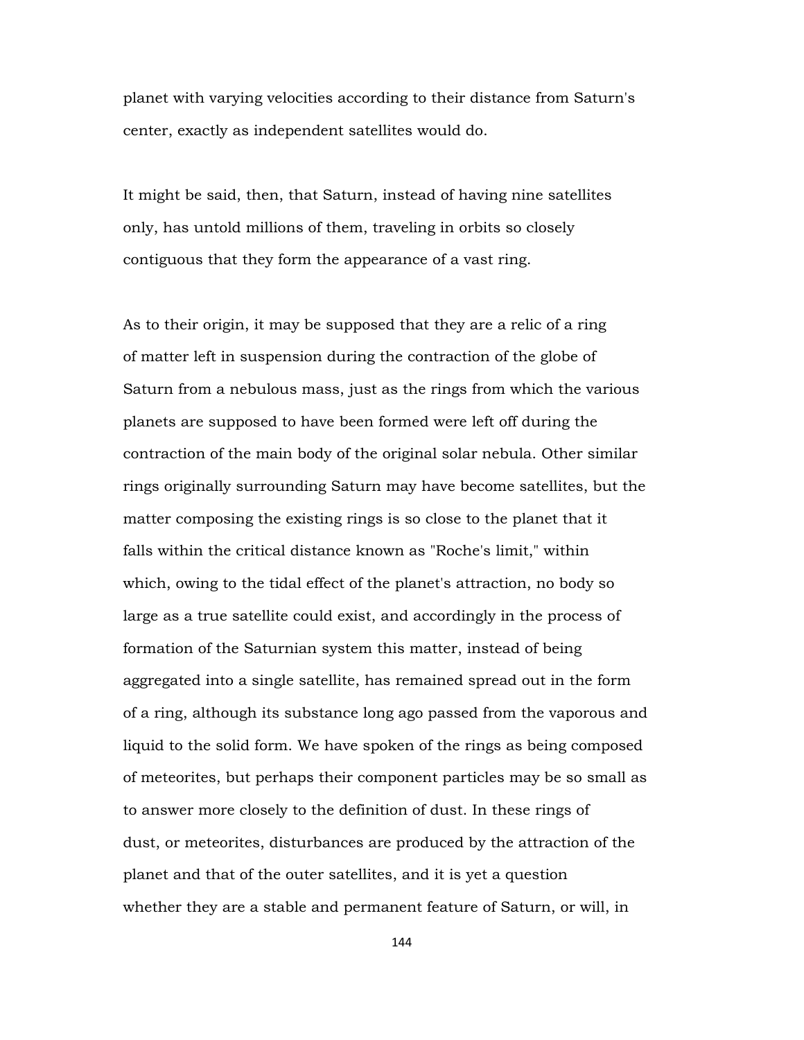planet with varying velocities according to their distance from Saturn's center, exactly as independent satellites would do.

It might be said, then, that Saturn, instead of having nine satellites only, has untold millions of them, traveling in orbits so closely contiguous that they form the appearance of a vast ring.

As to their origin, it may be supposed that they are a relic of a ring of matter left in suspension during the contraction of the globe of Saturn from a nebulous mass, just as the rings from which the various planets are supposed to have been formed were left off during the contraction of the main body of the original solar nebula. Other similar rings originally surrounding Saturn may have become satellites, but the matter composing the existing rings is so close to the planet that it falls within the critical distance known as "Roche's limit," within which, owing to the tidal effect of the planet's attraction, no body so large as a true satellite could exist, and accordingly in the process of formation of the Saturnian system this matter, instead of being aggregated into a single satellite, has remained spread out in the form of a ring, although its substance long ago passed from the vaporous and liquid to the solid form. We have spoken of the rings as being composed of meteorites, but perhaps their component particles may be so small as to answer more closely to the definition of dust. In these rings of dust, or meteorites, disturbances are produced by the attraction of the planet and that of the outer satellites, and it is yet a question whether they are a stable and permanent feature of Saturn, or will, in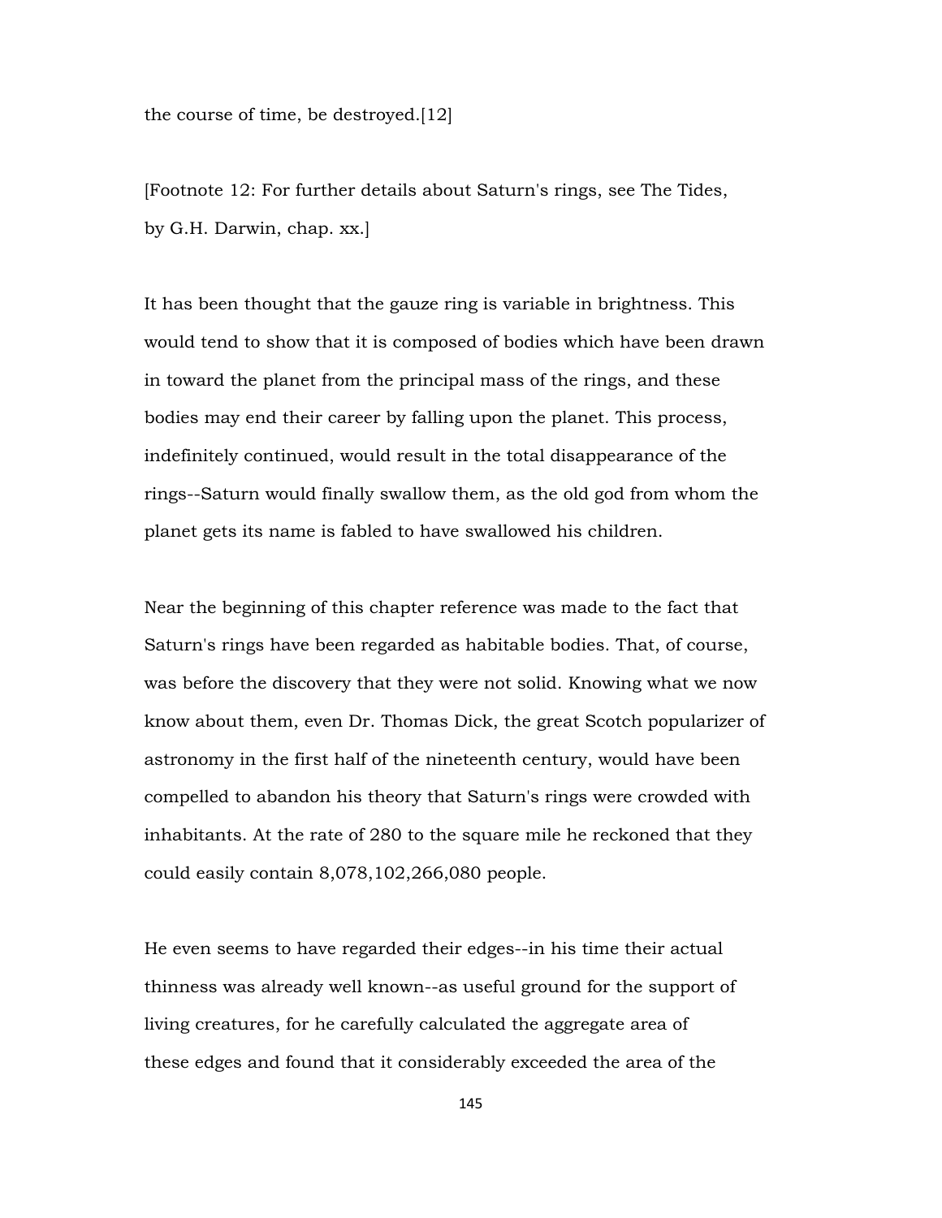the course of time, be destroyed.[12]

[Footnote 12: For further details about Saturn's rings, see The Tides, by G.H. Darwin, chap. xx.]

It has been thought that the gauze ring is variable in brightness. This would tend to show that it is composed of bodies which have been drawn in toward the planet from the principal mass of the rings, and these bodies may end their career by falling upon the planet. This process, indefinitely continued, would result in the total disappearance of the rings--Saturn would finally swallow them, as the old god from whom the planet gets its name is fabled to have swallowed his children.

Near the beginning of this chapter reference was made to the fact that Saturn's rings have been regarded as habitable bodies. That, of course, was before the discovery that they were not solid. Knowing what we now know about them, even Dr. Thomas Dick, the great Scotch popularizer of astronomy in the first half of the nineteenth century, would have been compelled to abandon his theory that Saturn's rings were crowded with inhabitants. At the rate of 280 to the square mile he reckoned that they could easily contain 8,078,102,266,080 people.

He even seems to have regarded their edges--in his time their actual thinness was already well known--as useful ground for the support of living creatures, for he carefully calculated the aggregate area of these edges and found that it considerably exceeded the area of the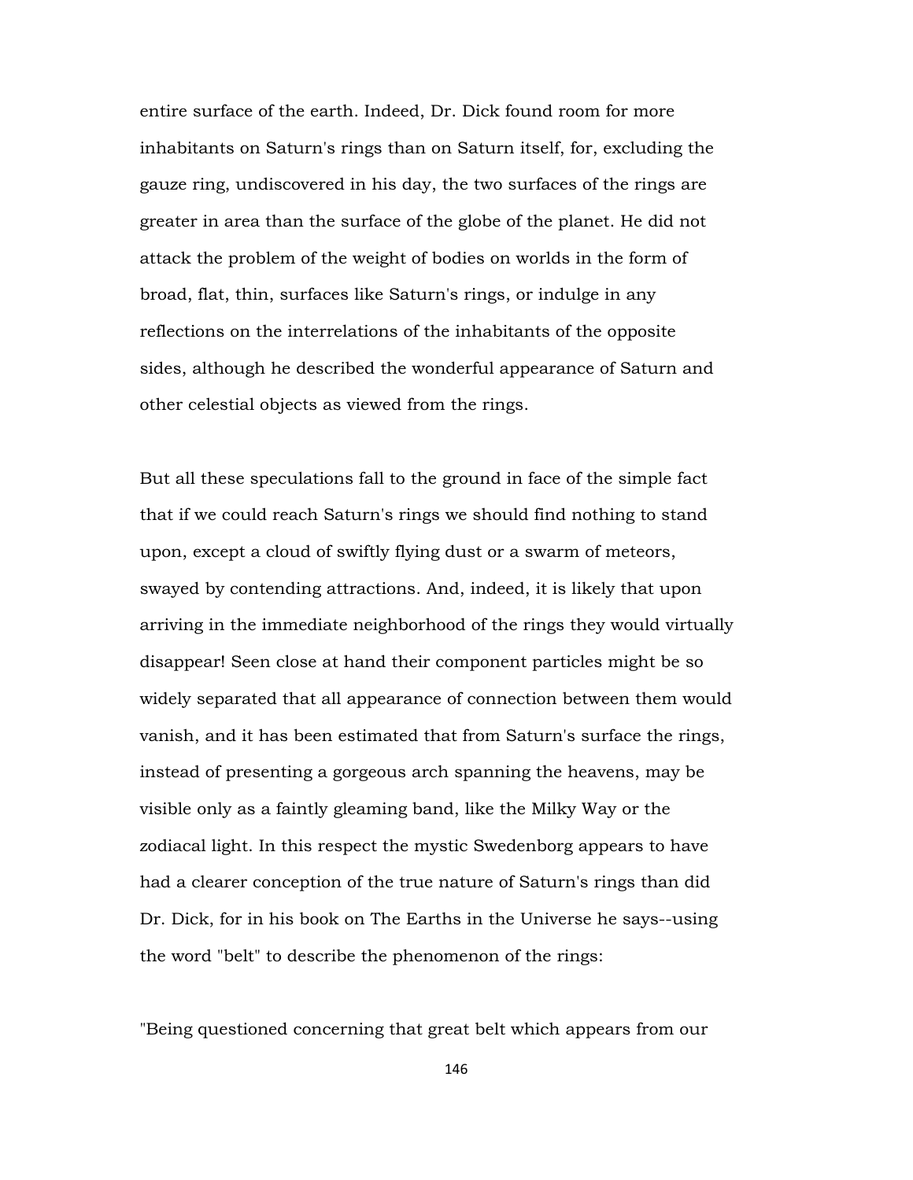entire surface of the earth. Indeed, Dr. Dick found room for more inhabitants on Saturn's rings than on Saturn itself, for, excluding the gauze ring, undiscovered in his day, the two surfaces of the rings are greater in area than the surface of the globe of the planet. He did not attack the problem of the weight of bodies on worlds in the form of broad, flat, thin, surfaces like Saturn's rings, or indulge in any reflections on the interrelations of the inhabitants of the opposite sides, although he described the wonderful appearance of Saturn and other celestial objects as viewed from the rings.

But all these speculations fall to the ground in face of the simple fact that if we could reach Saturn's rings we should find nothing to stand upon, except a cloud of swiftly flying dust or a swarm of meteors, swayed by contending attractions. And, indeed, it is likely that upon arriving in the immediate neighborhood of the rings they would virtually disappear! Seen close at hand their component particles might be so widely separated that all appearance of connection between them would vanish, and it has been estimated that from Saturn's surface the rings, instead of presenting a gorgeous arch spanning the heavens, may be visible only as a faintly gleaming band, like the Milky Way or the zodiacal light. In this respect the mystic Swedenborg appears to have had a clearer conception of the true nature of Saturn's rings than did Dr. Dick, for in his book on The Earths in the Universe he says--using the word "belt" to describe the phenomenon of the rings:

"Being questioned concerning that great belt which appears from our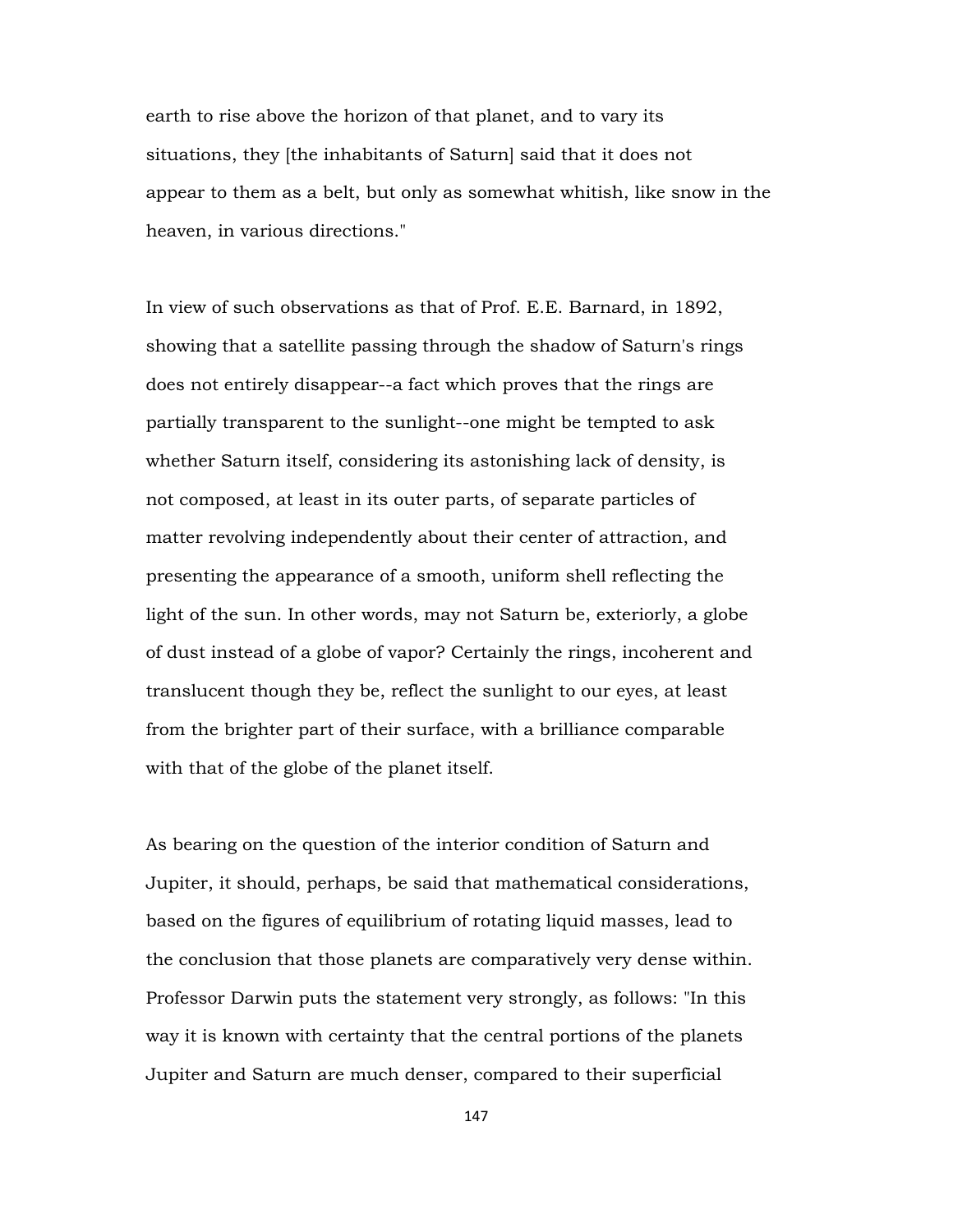earth to rise above the horizon of that planet, and to vary its situations, they [the inhabitants of Saturn] said that it does not appear to them as a belt, but only as somewhat whitish, like snow in the heaven, in various directions."

In view of such observations as that of Prof. E.E. Barnard, in 1892, showing that a satellite passing through the shadow of Saturn's rings does not entirely disappear--a fact which proves that the rings are partially transparent to the sunlight--one might be tempted to ask whether Saturn itself, considering its astonishing lack of density, is not composed, at least in its outer parts, of separate particles of matter revolving independently about their center of attraction, and presenting the appearance of a smooth, uniform shell reflecting the light of the sun. In other words, may not Saturn be, exteriorly, a globe of dust instead of a globe of vapor? Certainly the rings, incoherent and translucent though they be, reflect the sunlight to our eyes, at least from the brighter part of their surface, with a brilliance comparable with that of the globe of the planet itself.

As bearing on the question of the interior condition of Saturn and Jupiter, it should, perhaps, be said that mathematical considerations, based on the figures of equilibrium of rotating liquid masses, lead to the conclusion that those planets are comparatively very dense within. Professor Darwin puts the statement very strongly, as follows: "In this way it is known with certainty that the central portions of the planets Jupiter and Saturn are much denser, compared to their superficial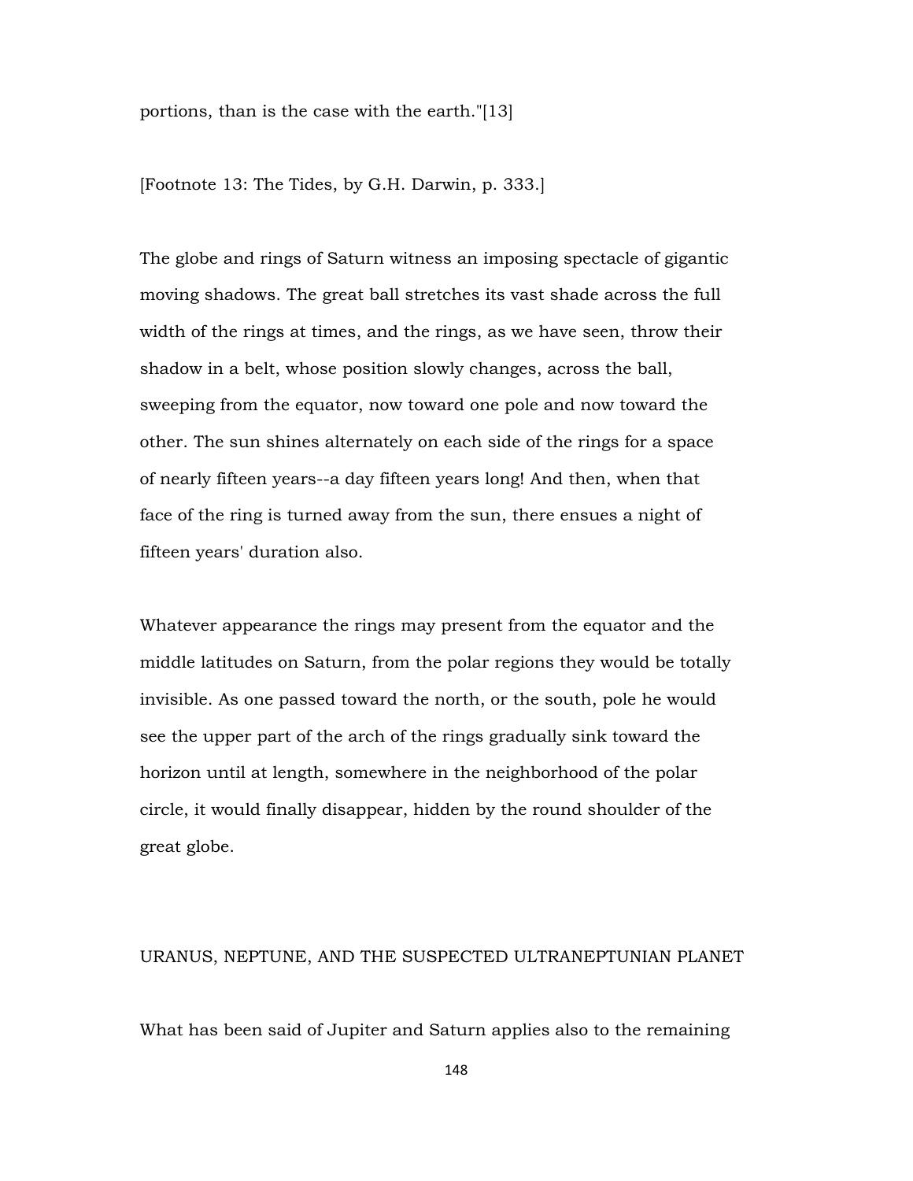portions, than is the case with the earth."[13]

[Footnote 13: The Tides, by G.H. Darwin, p. 333.]

The globe and rings of Saturn witness an imposing spectacle of gigantic moving shadows. The great ball stretches its vast shade across the full width of the rings at times, and the rings, as we have seen, throw their shadow in a belt, whose position slowly changes, across the ball, sweeping from the equator, now toward one pole and now toward the other. The sun shines alternately on each side of the rings for a space of nearly fifteen years--a day fifteen years long! And then, when that face of the ring is turned away from the sun, there ensues a night of fifteen years' duration also.

Whatever appearance the rings may present from the equator and the middle latitudes on Saturn, from the polar regions they would be totally invisible. As one passed toward the north, or the south, pole he would see the upper part of the arch of the rings gradually sink toward the horizon until at length, somewhere in the neighborhood of the polar circle, it would finally disappear, hidden by the round shoulder of the great globe.

## URANUS, NEPTUNE, AND THE SUSPECTED ULTRANEPTUNIAN PLANET

What has been said of Jupiter and Saturn applies also to the remaining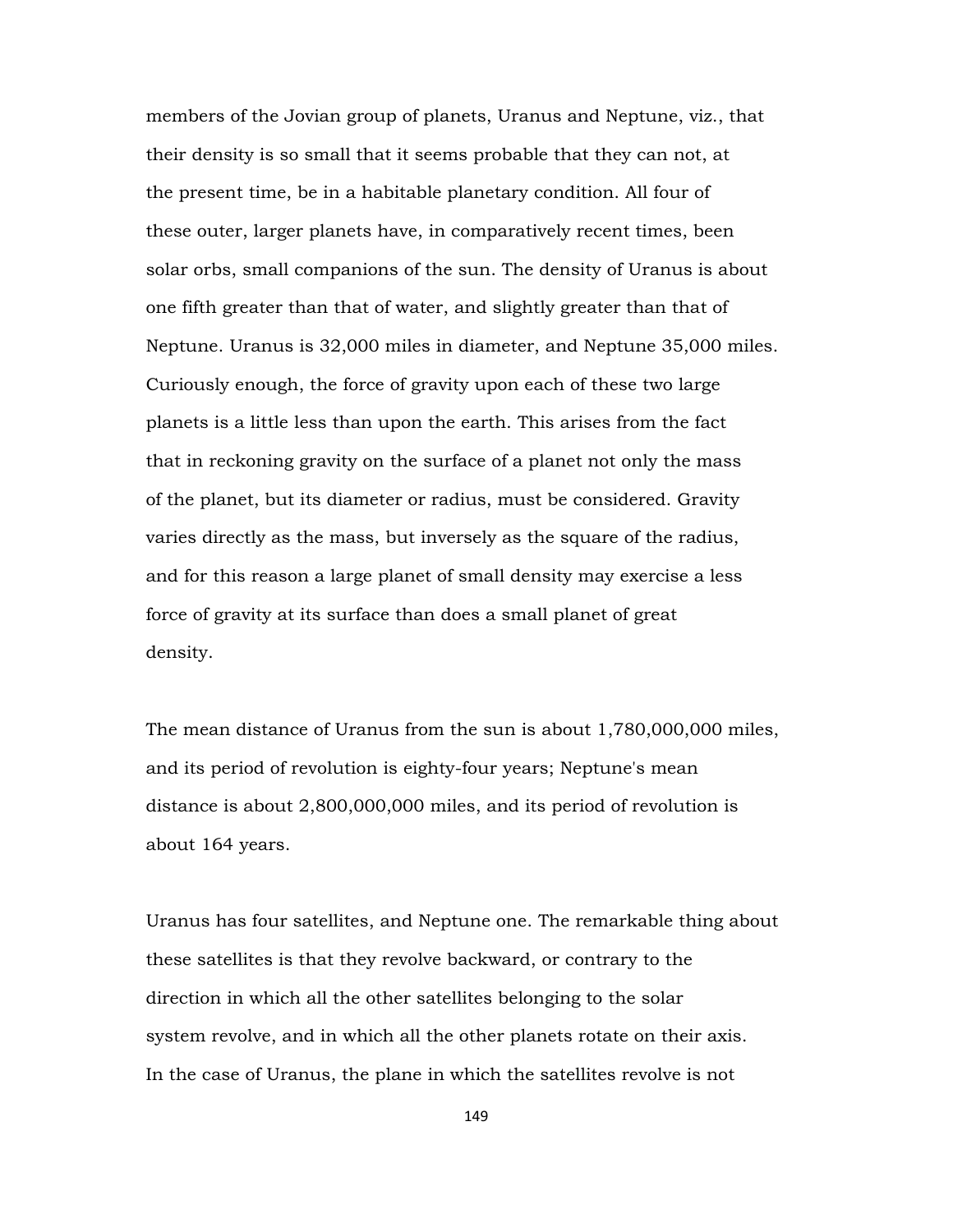members of the Jovian group of planets, Uranus and Neptune, viz., that their density is so small that it seems probable that they can not, at the present time, be in a habitable planetary condition. All four of these outer, larger planets have, in comparatively recent times, been solar orbs, small companions of the sun. The density of Uranus is about one fifth greater than that of water, and slightly greater than that of Neptune. Uranus is 32,000 miles in diameter, and Neptune 35,000 miles. Curiously enough, the force of gravity upon each of these two large planets is a little less than upon the earth. This arises from the fact that in reckoning gravity on the surface of a planet not only the mass of the planet, but its diameter or radius, must be considered. Gravity varies directly as the mass, but inversely as the square of the radius, and for this reason a large planet of small density may exercise a less force of gravity at its surface than does a small planet of great density.

The mean distance of Uranus from the sun is about 1,780,000,000 miles, and its period of revolution is eighty-four years; Neptune's mean distance is about 2,800,000,000 miles, and its period of revolution is about 164 years.

Uranus has four satellites, and Neptune one. The remarkable thing about these satellites is that they revolve backward, or contrary to the direction in which all the other satellites belonging to the solar system revolve, and in which all the other planets rotate on their axis. In the case of Uranus, the plane in which the satellites revolve is not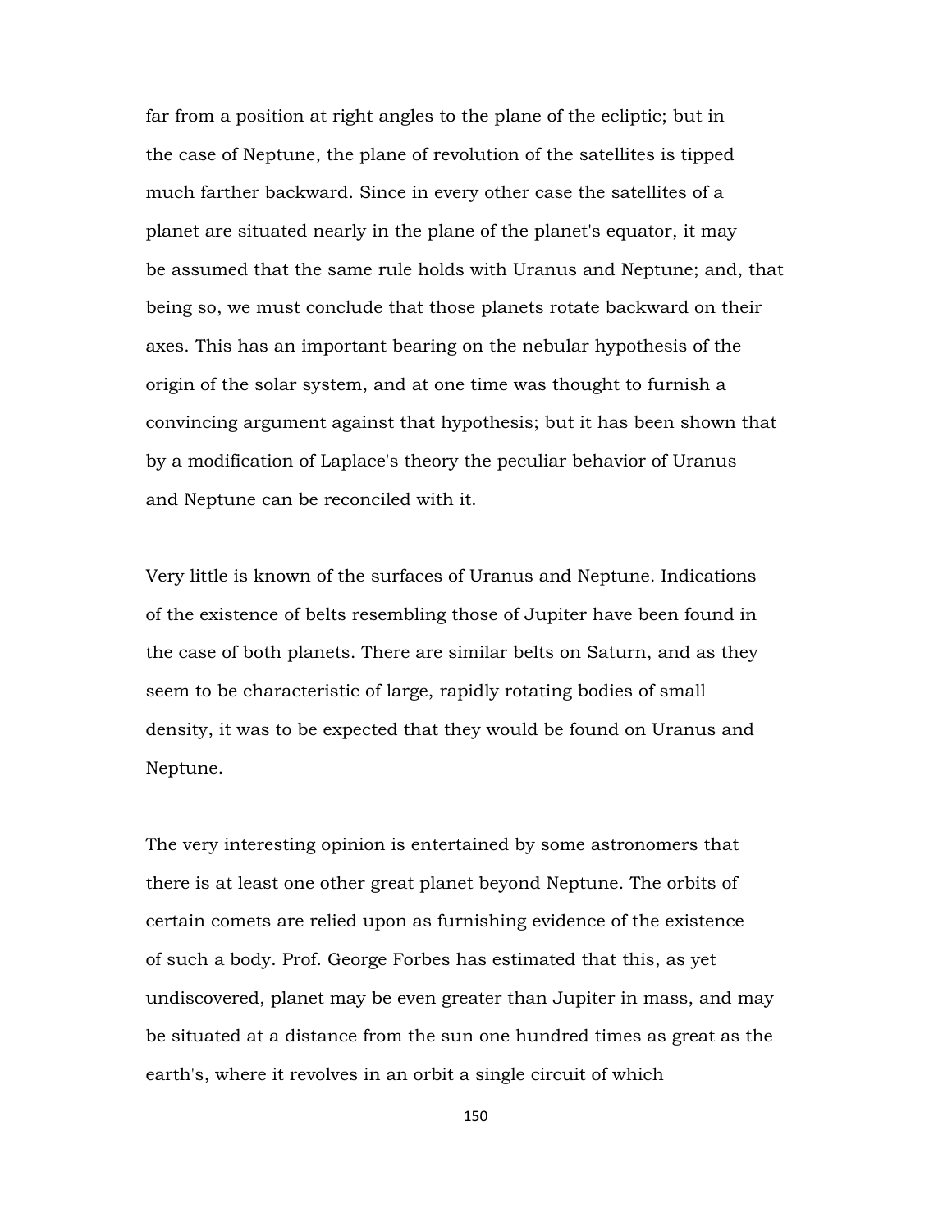far from a position at right angles to the plane of the ecliptic; but in the case of Neptune, the plane of revolution of the satellites is tipped much farther backward. Since in every other case the satellites of a planet are situated nearly in the plane of the planet's equator, it may be assumed that the same rule holds with Uranus and Neptune; and, that being so, we must conclude that those planets rotate backward on their axes. This has an important bearing on the nebular hypothesis of the origin of the solar system, and at one time was thought to furnish a convincing argument against that hypothesis; but it has been shown that by a modification of Laplace's theory the peculiar behavior of Uranus and Neptune can be reconciled with it.

Very little is known of the surfaces of Uranus and Neptune. Indications of the existence of belts resembling those of Jupiter have been found in the case of both planets. There are similar belts on Saturn, and as they seem to be characteristic of large, rapidly rotating bodies of small density, it was to be expected that they would be found on Uranus and Neptune.

The very interesting opinion is entertained by some astronomers that there is at least one other great planet beyond Neptune. The orbits of certain comets are relied upon as furnishing evidence of the existence of such a body. Prof. George Forbes has estimated that this, as yet undiscovered, planet may be even greater than Jupiter in mass, and may be situated at a distance from the sun one hundred times as great as the earth's, where it revolves in an orbit a single circuit of which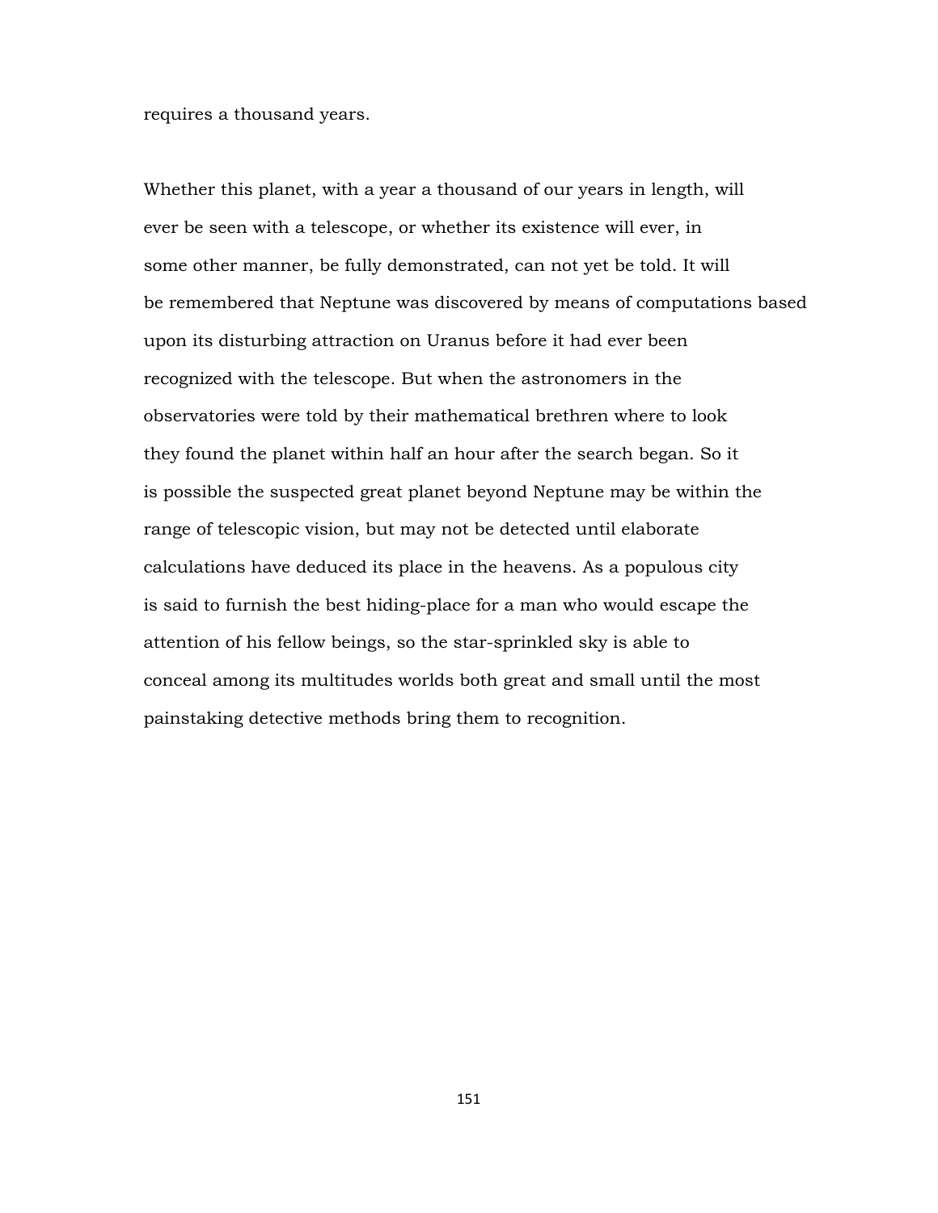requires a thousand years.

Whether this planet, with a year a thousand of our years in length, will ever be seen with a telescope, or whether its existence will ever, in some other manner, be fully demonstrated, can not yet be told. It will be remembered that Neptune was discovered by means of computations based upon its disturbing attraction on Uranus before it had ever been recognized with the telescope. But when the astronomers in the observatories were told by their mathematical brethren where to look they found the planet within half an hour after the search began. So it is possible the suspected great planet beyond Neptune may be within the range of telescopic vision, but may not be detected until elaborate calculations have deduced its place in the heavens. As a populous city is said to furnish the best hiding-place for a man who would escape the attention of his fellow beings, so the star-sprinkled sky is able to conceal among its multitudes worlds both great and small until the most painstaking detective methods bring them to recognition.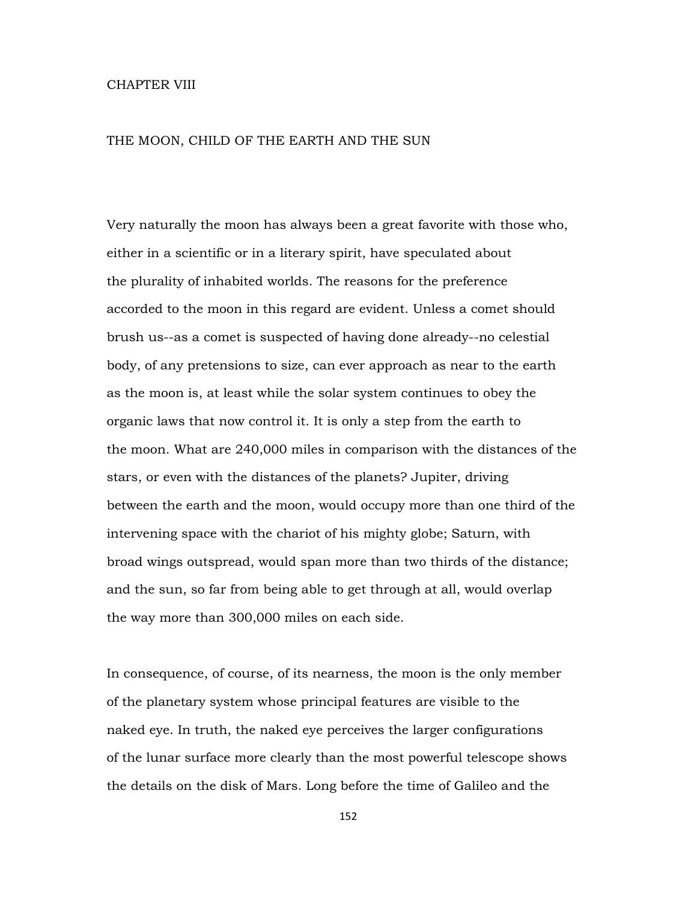# CHAPTER VIII

## THE MOON, CHILD OF THE EARTH AND THE SUN

Very naturally the moon has always been a great favorite with those who, either in a scientific or in a literary spirit, have speculated about the plurality of inhabited worlds. The reasons for the preference accorded to the moon in this regard are evident. Unless a comet should brush us--as a comet is suspected of having done already--no celestial body, of any pretensions to size, can ever approach as near to the earth as the moon is, at least while the solar system continues to obey the organic laws that now control it. It is only a step from the earth to the moon. What are 240,000 miles in comparison with the distances of the stars, or even with the distances of the planets? Jupiter, driving between the earth and the moon, would occupy more than one third of the intervening space with the chariot of his mighty globe; Saturn, with broad wings outspread, would span more than two thirds of the distance; and the sun, so far from being able to get through at all, would overlap the way more than 300,000 miles on each side.

In consequence, of course, of its nearness, the moon is the only member of the planetary system whose principal features are visible to the naked eye. In truth, the naked eye perceives the larger configurations of the lunar surface more clearly than the most powerful telescope shows the details on the disk of Mars. Long before the time of Galileo and the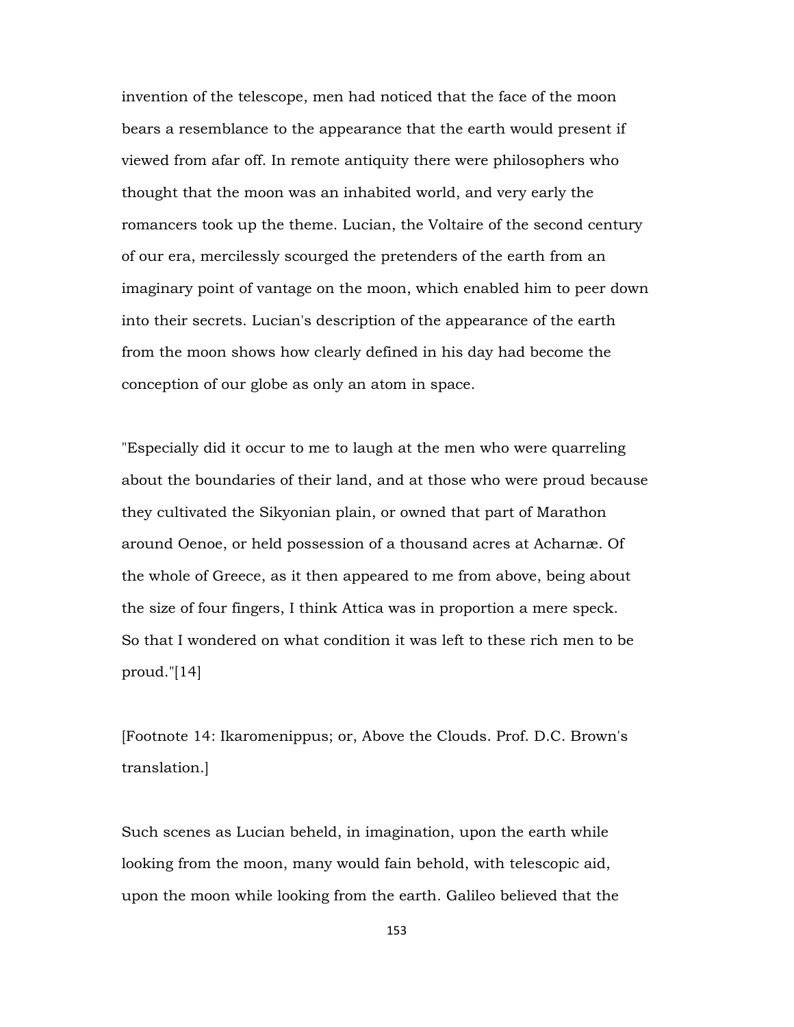invention of the telescope, men had noticed that the face of the moon bears a resemblance to the appearance that the earth would present if viewed from afar off. In remote antiquity there were philosophers who thought that the moon was an inhabited world, and very early the romancers took up the theme. Lucian, the Voltaire of the second century of our era, mercilessly scourged the pretenders of the earth from an imaginary point of vantage on the moon, which enabled him to peer down into their secrets. Lucian's description of the appearance of the earth from the moon shows how clearly defined in his day had become the conception of our globe as only an atom in space.

"Especially did it occur to me to laugh at the men who were quarreling about the boundaries of their land, and at those who were proud because they cultivated the Sikyonian plain, or owned that part of Marathon around Oenoe, or held possession of a thousand acres at Acharnæ. Of the whole of Greece, as it then appeared to me from above, being about the size of four fingers, I think Attica was in proportion a mere speck. So that I wondered on what condition it was left to these rich men to be proud."[14]

[Footnote 14: Ikaromenippus; or, Above the Clouds. Prof. D.C. Brown's translation.]

Such scenes as Lucian beheld, in imagination, upon the earth while looking from the moon, many would fain behold, with telescopic aid, upon the moon while looking from the earth. Galileo believed that the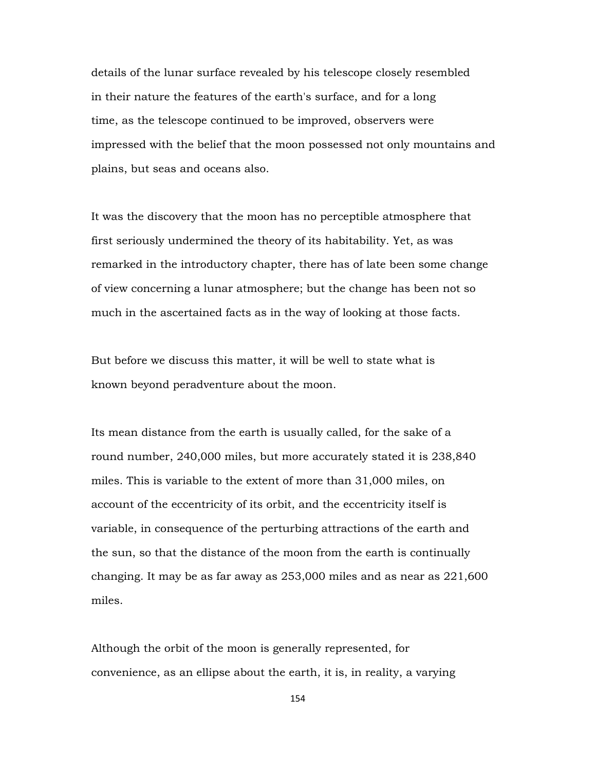details of the lunar surface revealed by his telescope closely resembled in their nature the features of the earth's surface, and for a long time, as the telescope continued to be improved, observers were impressed with the belief that the moon possessed not only mountains and plains, but seas and oceans also.

It was the discovery that the moon has no perceptible atmosphere that first seriously undermined the theory of its habitability. Yet, as was remarked in the introductory chapter, there has of late been some change of view concerning a lunar atmosphere; but the change has been not so much in the ascertained facts as in the way of looking at those facts.

But before we discuss this matter, it will be well to state what is known beyond peradventure about the moon.

Its mean distance from the earth is usually called, for the sake of a round number, 240,000 miles, but more accurately stated it is 238,840 miles. This is variable to the extent of more than 31,000 miles, on account of the eccentricity of its orbit, and the eccentricity itself is variable, in consequence of the perturbing attractions of the earth and the sun, so that the distance of the moon from the earth is continually changing. It may be as far away as 253,000 miles and as near as 221,600 miles.

Although the orbit of the moon is generally represented, for convenience, as an ellipse about the earth, it is, in reality, a varying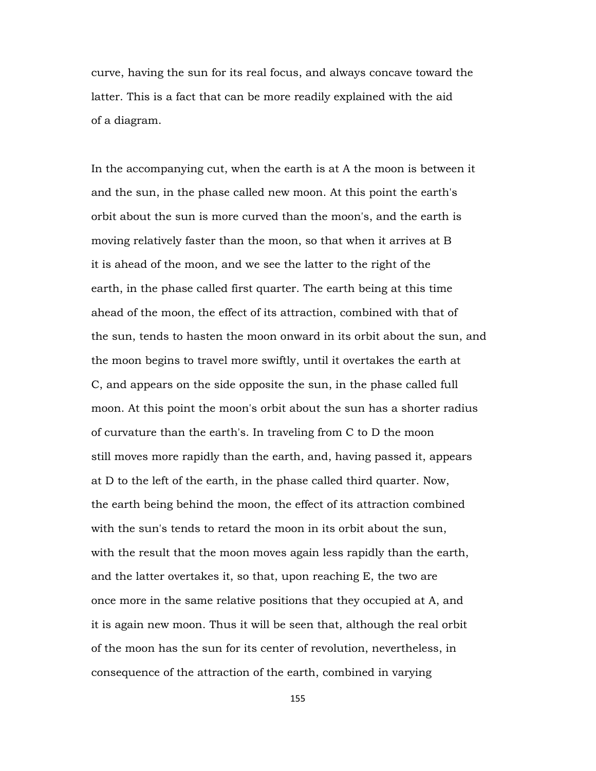curve, having the sun for its real focus, and always concave toward the latter. This is a fact that can be more readily explained with the aid of a diagram.

In the accompanying cut, when the earth is at A the moon is between it and the sun, in the phase called new moon. At this point the earth's orbit about the sun is more curved than the moon's, and the earth is moving relatively faster than the moon, so that when it arrives at B it is ahead of the moon, and we see the latter to the right of the earth, in the phase called first quarter. The earth being at this time ahead of the moon, the effect of its attraction, combined with that of the sun, tends to hasten the moon onward in its orbit about the sun, and the moon begins to travel more swiftly, until it overtakes the earth at C, and appears on the side opposite the sun, in the phase called full moon. At this point the moon's orbit about the sun has a shorter radius of curvature than the earth's. In traveling from C to D the moon still moves more rapidly than the earth, and, having passed it, appears at D to the left of the earth, in the phase called third quarter. Now, the earth being behind the moon, the effect of its attraction combined with the sun's tends to retard the moon in its orbit about the sun, with the result that the moon moves again less rapidly than the earth, and the latter overtakes it, so that, upon reaching E, the two are once more in the same relative positions that they occupied at A, and it is again new moon. Thus it will be seen that, although the real orbit of the moon has the sun for its center of revolution, nevertheless, in consequence of the attraction of the earth, combined in varying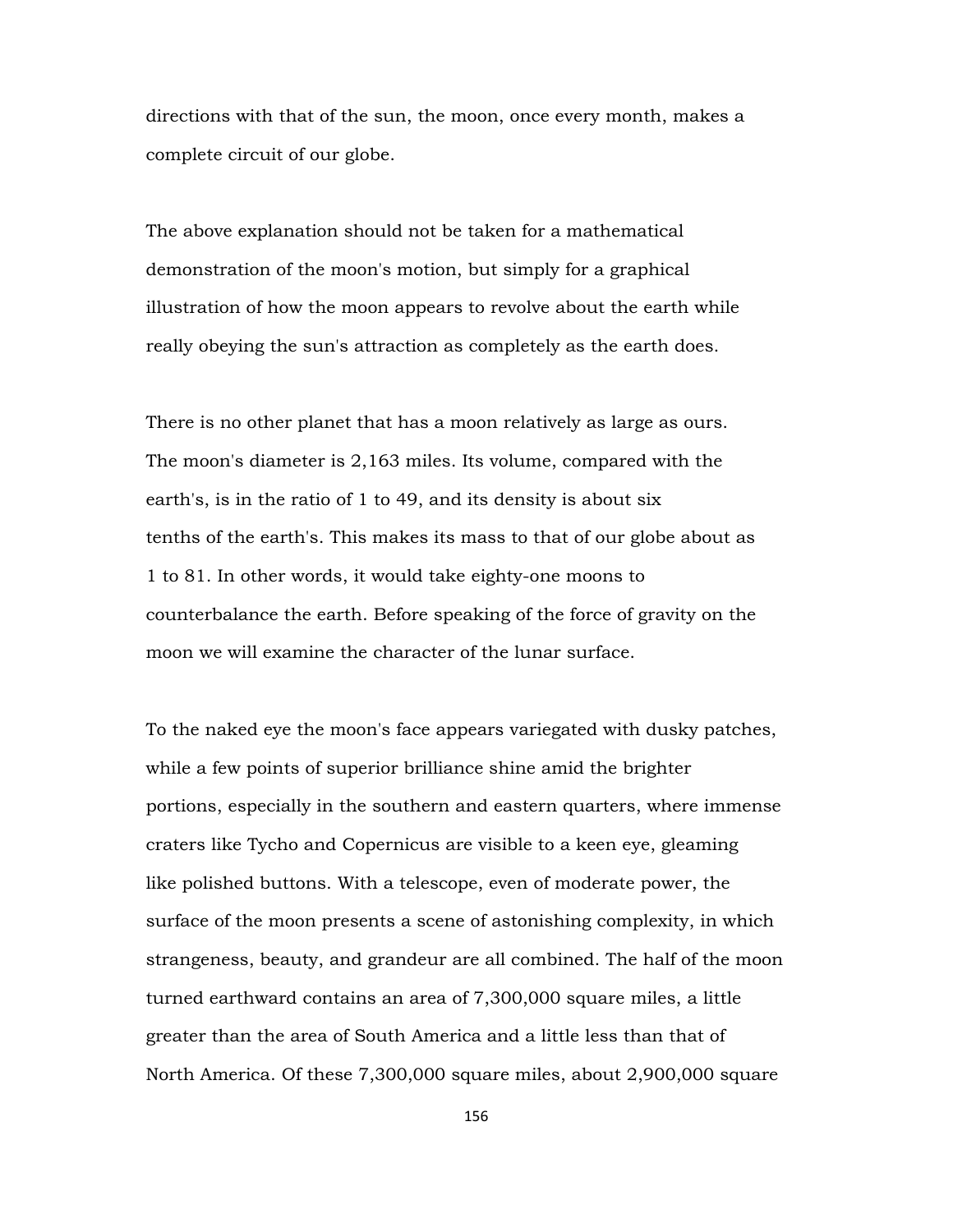directions with that of the sun, the moon, once every month, makes a complete circuit of our globe.

The above explanation should not be taken for a mathematical demonstration of the moon's motion, but simply for a graphical illustration of how the moon appears to revolve about the earth while really obeying the sun's attraction as completely as the earth does.

There is no other planet that has a moon relatively as large as ours. The moon's diameter is 2,163 miles. Its volume, compared with the earth's, is in the ratio of 1 to 49, and its density is about six tenths of the earth's. This makes its mass to that of our globe about as 1 to 81. In other words, it would take eighty-one moons to counterbalance the earth. Before speaking of the force of gravity on the moon we will examine the character of the lunar surface.

To the naked eye the moon's face appears variegated with dusky patches, while a few points of superior brilliance shine amid the brighter portions, especially in the southern and eastern quarters, where immense craters like Tycho and Copernicus are visible to a keen eye, gleaming like polished buttons. With a telescope, even of moderate power, the surface of the moon presents a scene of astonishing complexity, in which strangeness, beauty, and grandeur are all combined. The half of the moon turned earthward contains an area of 7,300,000 square miles, a little greater than the area of South America and a little less than that of North America. Of these 7,300,000 square miles, about 2,900,000 square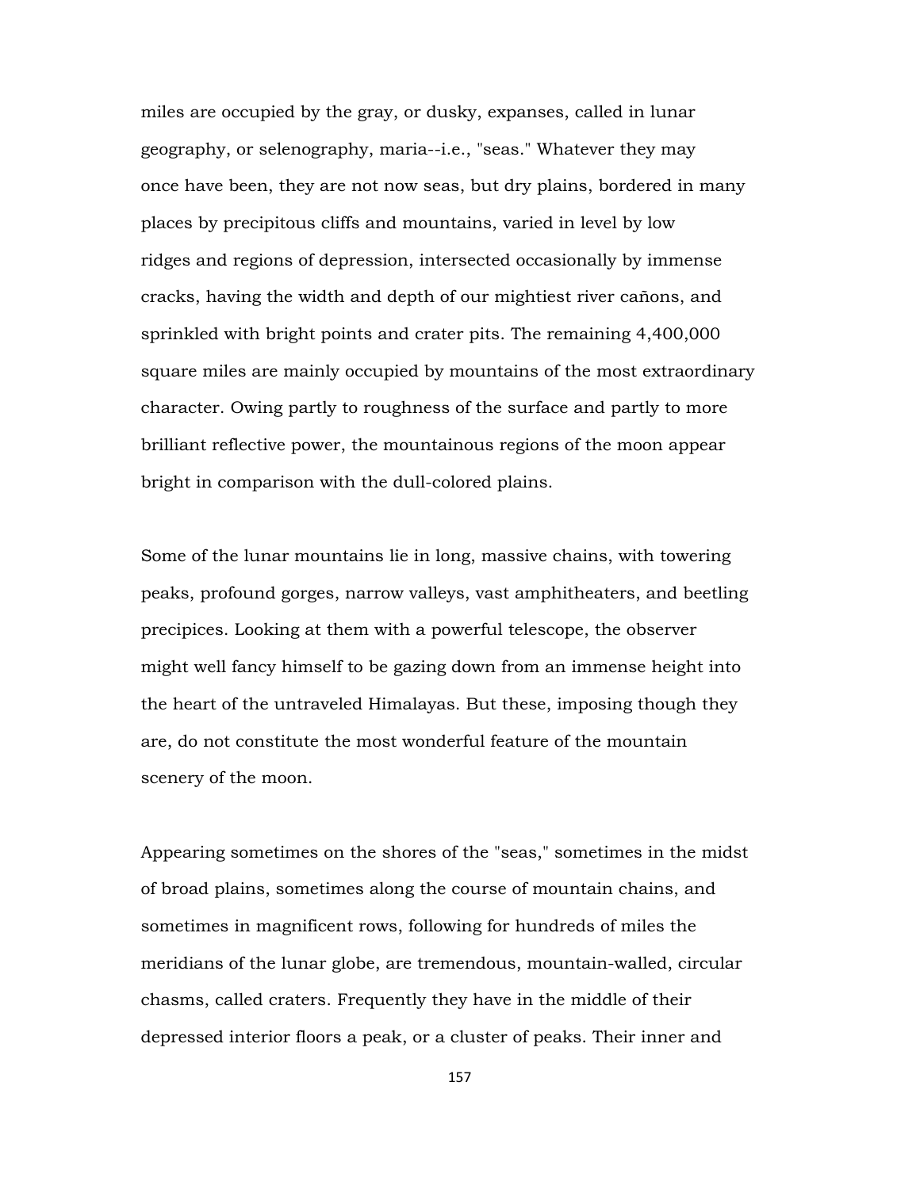miles are occupied by the gray, or dusky, expanses, called in lunar geography, or selenography, maria--i.e., "seas." Whatever they may once have been, they are not now seas, but dry plains, bordered in many places by precipitous cliffs and mountains, varied in level by low ridges and regions of depression, intersected occasionally by immense cracks, having the width and depth of our mightiest river cañons, and sprinkled with bright points and crater pits. The remaining 4,400,000 square miles are mainly occupied by mountains of the most extraordinary character. Owing partly to roughness of the surface and partly to more brilliant reflective power, the mountainous regions of the moon appear bright in comparison with the dull-colored plains.

Some of the lunar mountains lie in long, massive chains, with towering peaks, profound gorges, narrow valleys, vast amphitheaters, and beetling precipices. Looking at them with a powerful telescope, the observer might well fancy himself to be gazing down from an immense height into the heart of the untraveled Himalayas. But these, imposing though they are, do not constitute the most wonderful feature of the mountain scenery of the moon.

Appearing sometimes on the shores of the "seas," sometimes in the midst of broad plains, sometimes along the course of mountain chains, and sometimes in magnificent rows, following for hundreds of miles the meridians of the lunar globe, are tremendous, mountain-walled, circular chasms, called craters. Frequently they have in the middle of their depressed interior floors a peak, or a cluster of peaks. Their inner and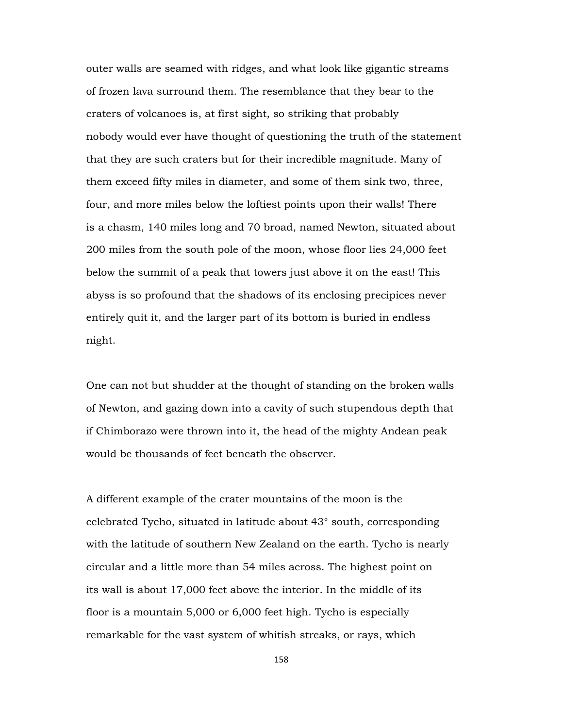outer walls are seamed with ridges, and what look like gigantic streams of frozen lava surround them. The resemblance that they bear to the craters of volcanoes is, at first sight, so striking that probably nobody would ever have thought of questioning the truth of the statement that they are such craters but for their incredible magnitude. Many of them exceed fifty miles in diameter, and some of them sink two, three, four, and more miles below the loftiest points upon their walls! There is a chasm, 140 miles long and 70 broad, named Newton, situated about 200 miles from the south pole of the moon, whose floor lies 24,000 feet below the summit of a peak that towers just above it on the east! This abyss is so profound that the shadows of its enclosing precipices never entirely quit it, and the larger part of its bottom is buried in endless night.

One can not but shudder at the thought of standing on the broken walls of Newton, and gazing down into a cavity of such stupendous depth that if Chimborazo were thrown into it, the head of the mighty Andean peak would be thousands of feet beneath the observer.

A different example of the crater mountains of the moon is the celebrated Tycho, situated in latitude about 43° south, corresponding with the latitude of southern New Zealand on the earth. Tycho is nearly circular and a little more than 54 miles across. The highest point on its wall is about 17,000 feet above the interior. In the middle of its floor is a mountain 5,000 or 6,000 feet high. Tycho is especially remarkable for the vast system of whitish streaks, or rays, which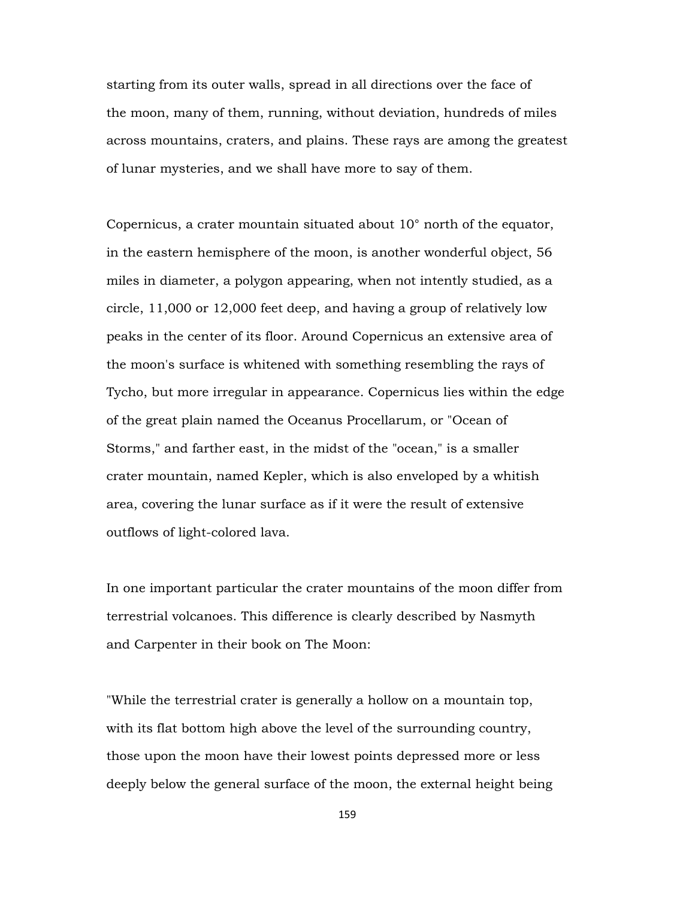starting from its outer walls, spread in all directions over the face of the moon, many of them, running, without deviation, hundreds of miles across mountains, craters, and plains. These rays are among the greatest of lunar mysteries, and we shall have more to say of them.

Copernicus, a crater mountain situated about 10° north of the equator, in the eastern hemisphere of the moon, is another wonderful object, 56 miles in diameter, a polygon appearing, when not intently studied, as a circle, 11,000 or 12,000 feet deep, and having a group of relatively low peaks in the center of its floor. Around Copernicus an extensive area of the moon's surface is whitened with something resembling the rays of Tycho, but more irregular in appearance. Copernicus lies within the edge of the great plain named the Oceanus Procellarum, or "Ocean of Storms," and farther east, in the midst of the "ocean," is a smaller crater mountain, named Kepler, which is also enveloped by a whitish area, covering the lunar surface as if it were the result of extensive outflows of light-colored lava.

In one important particular the crater mountains of the moon differ from terrestrial volcanoes. This difference is clearly described by Nasmyth and Carpenter in their book on The Moon:

"While the terrestrial crater is generally a hollow on a mountain top, with its flat bottom high above the level of the surrounding country, those upon the moon have their lowest points depressed more or less deeply below the general surface of the moon, the external height being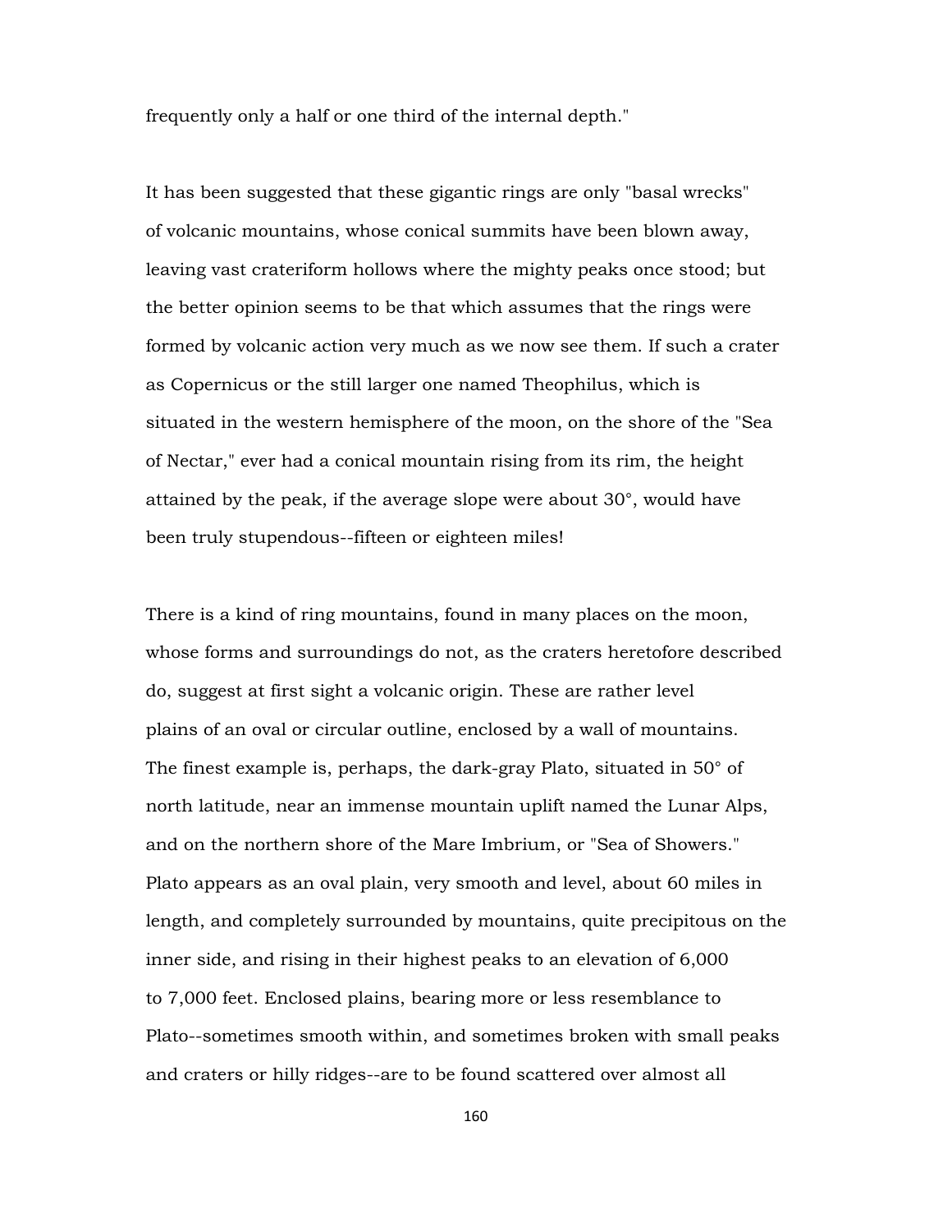frequently only a half or one third of the internal depth."

It has been suggested that these gigantic rings are only "basal wrecks" of volcanic mountains, whose conical summits have been blown away, leaving vast crateriform hollows where the mighty peaks once stood; but the better opinion seems to be that which assumes that the rings were formed by volcanic action very much as we now see them. If such a crater as Copernicus or the still larger one named Theophilus, which is situated in the western hemisphere of the moon, on the shore of the "Sea of Nectar," ever had a conical mountain rising from its rim, the height attained by the peak, if the average slope were about 30°, would have been truly stupendous--fifteen or eighteen miles!

There is a kind of ring mountains, found in many places on the moon, whose forms and surroundings do not, as the craters heretofore described do, suggest at first sight a volcanic origin. These are rather level plains of an oval or circular outline, enclosed by a wall of mountains. The finest example is, perhaps, the dark-gray Plato, situated in 50° of north latitude, near an immense mountain uplift named the Lunar Alps, and on the northern shore of the Mare Imbrium, or "Sea of Showers." Plato appears as an oval plain, very smooth and level, about 60 miles in length, and completely surrounded by mountains, quite precipitous on the inner side, and rising in their highest peaks to an elevation of 6,000 to 7,000 feet. Enclosed plains, bearing more or less resemblance to Plato--sometimes smooth within, and sometimes broken with small peaks and craters or hilly ridges--are to be found scattered over almost all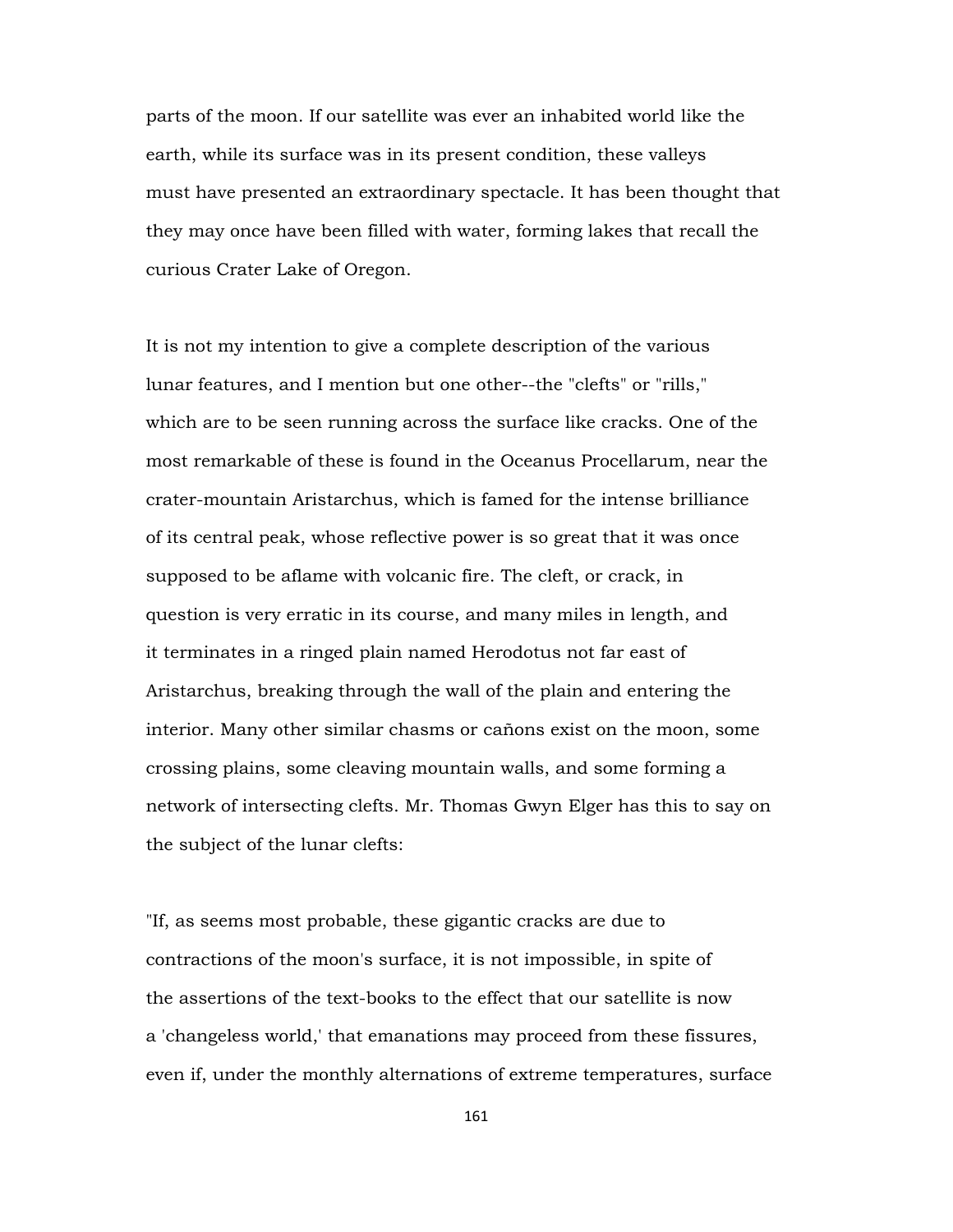parts of the moon. If our satellite was ever an inhabited world like the earth, while its surface was in its present condition, these valleys must have presented an extraordinary spectacle. It has been thought that they may once have been filled with water, forming lakes that recall the curious Crater Lake of Oregon.

It is not my intention to give a complete description of the various lunar features, and I mention but one other--the "clefts" or "rills," which are to be seen running across the surface like cracks. One of the most remarkable of these is found in the Oceanus Procellarum, near the crater-mountain Aristarchus, which is famed for the intense brilliance of its central peak, whose reflective power is so great that it was once supposed to be aflame with volcanic fire. The cleft, or crack, in question is very erratic in its course, and many miles in length, and it terminates in a ringed plain named Herodotus not far east of Aristarchus, breaking through the wall of the plain and entering the interior. Many other similar chasms or cañons exist on the moon, some crossing plains, some cleaving mountain walls, and some forming a network of intersecting clefts. Mr. Thomas Gwyn Elger has this to say on the subject of the lunar clefts:

"If, as seems most probable, these gigantic cracks are due to contractions of the moon's surface, it is not impossible, in spite of the assertions of the text-books to the effect that our satellite is now a 'changeless world,' that emanations may proceed from these fissures, even if, under the monthly alternations of extreme temperatures, surface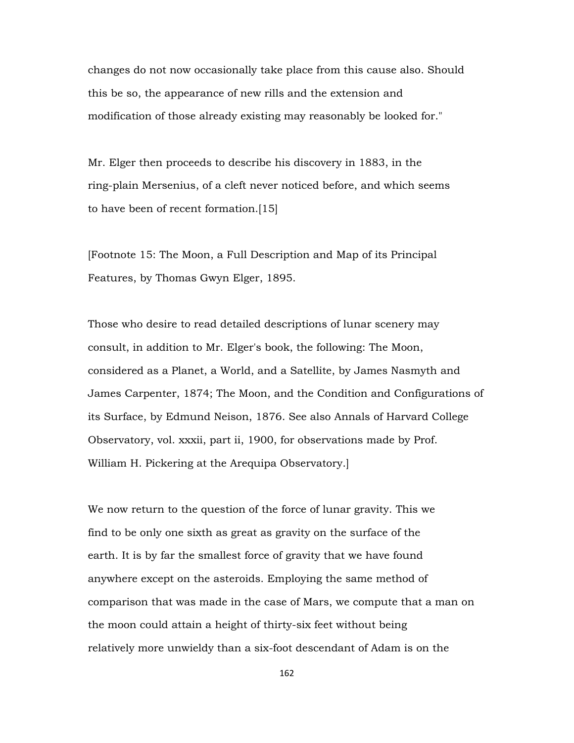changes do not now occasionally take place from this cause also. Should this be so, the appearance of new rills and the extension and modification of those already existing may reasonably be looked for."

Mr. Elger then proceeds to describe his discovery in 1883, in the ring-plain Mersenius, of a cleft never noticed before, and which seems to have been of recent formation.[15]

[Footnote 15: The Moon, a Full Description and Map of its Principal Features, by Thomas Gwyn Elger, 1895.

Those who desire to read detailed descriptions of lunar scenery may consult, in addition to Mr. Elger's book, the following: The Moon, considered as a Planet, a World, and a Satellite, by James Nasmyth and James Carpenter, 1874; The Moon, and the Condition and Configurations of its Surface, by Edmund Neison, 1876. See also Annals of Harvard College Observatory, vol. xxxii, part ii, 1900, for observations made by Prof. William H. Pickering at the Arequipa Observatory.]

We now return to the question of the force of lunar gravity. This we find to be only one sixth as great as gravity on the surface of the earth. It is by far the smallest force of gravity that we have found anywhere except on the asteroids. Employing the same method of comparison that was made in the case of Mars, we compute that a man on the moon could attain a height of thirty-six feet without being relatively more unwieldy than a six-foot descendant of Adam is on the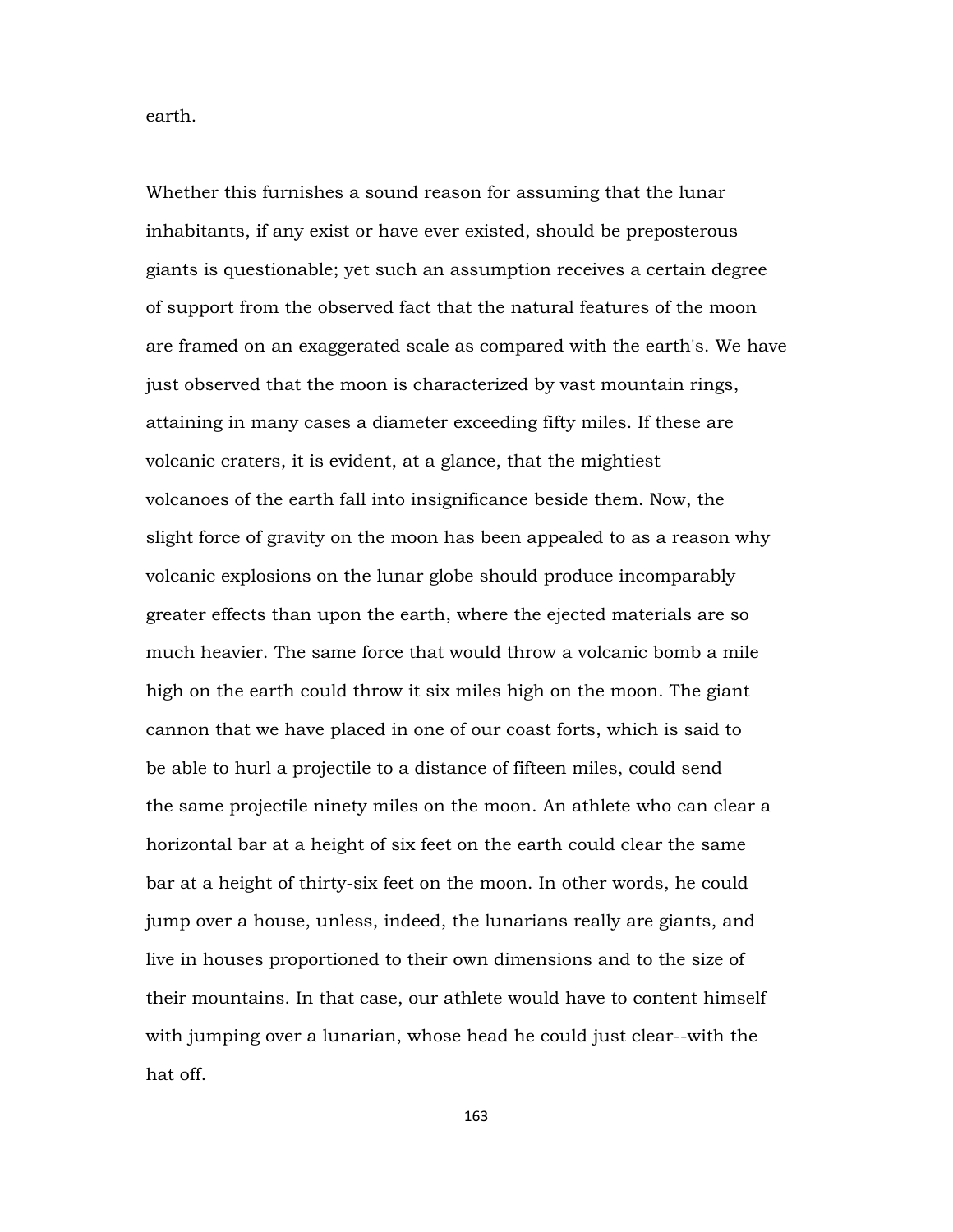earth.

Whether this furnishes a sound reason for assuming that the lunar inhabitants, if any exist or have ever existed, should be preposterous giants is questionable; yet such an assumption receives a certain degree of support from the observed fact that the natural features of the moon are framed on an exaggerated scale as compared with the earth's. We have just observed that the moon is characterized by vast mountain rings, attaining in many cases a diameter exceeding fifty miles. If these are volcanic craters, it is evident, at a glance, that the mightiest volcanoes of the earth fall into insignificance beside them. Now, the slight force of gravity on the moon has been appealed to as a reason why volcanic explosions on the lunar globe should produce incomparably greater effects than upon the earth, where the ejected materials are so much heavier. The same force that would throw a volcanic bomb a mile high on the earth could throw it six miles high on the moon. The giant cannon that we have placed in one of our coast forts, which is said to be able to hurl a projectile to a distance of fifteen miles, could send the same projectile ninety miles on the moon. An athlete who can clear a horizontal bar at a height of six feet on the earth could clear the same bar at a height of thirty-six feet on the moon. In other words, he could jump over a house, unless, indeed, the lunarians really are giants, and live in houses proportioned to their own dimensions and to the size of their mountains. In that case, our athlete would have to content himself with jumping over a lunarian, whose head he could just clear--with the hat off.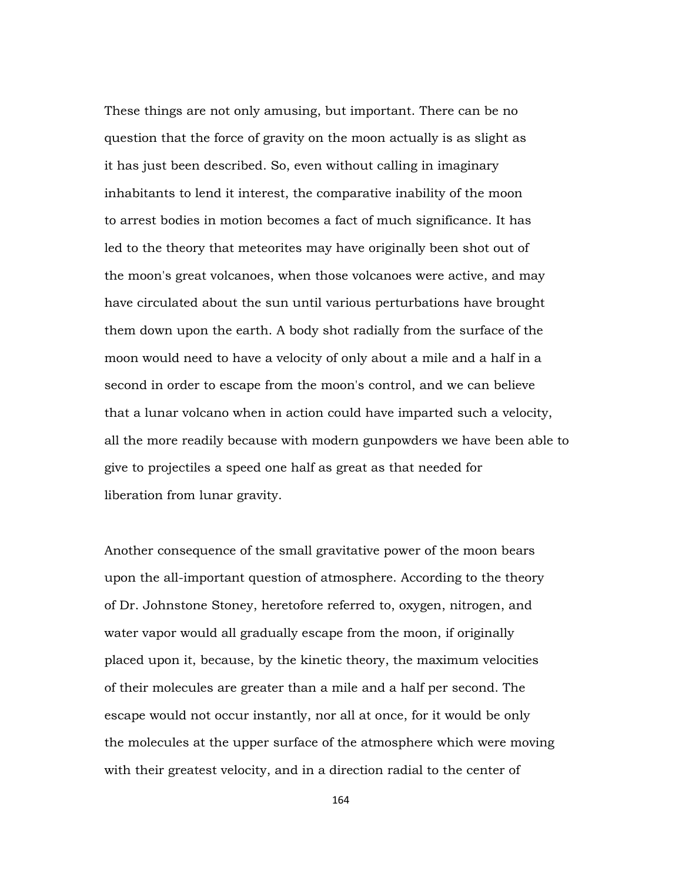These things are not only amusing, but important. There can be no question that the force of gravity on the moon actually is as slight as it has just been described. So, even without calling in imaginary inhabitants to lend it interest, the comparative inability of the moon to arrest bodies in motion becomes a fact of much significance. It has led to the theory that meteorites may have originally been shot out of the moon's great volcanoes, when those volcanoes were active, and may have circulated about the sun until various perturbations have brought them down upon the earth. A body shot radially from the surface of the moon would need to have a velocity of only about a mile and a half in a second in order to escape from the moon's control, and we can believe that a lunar volcano when in action could have imparted such a velocity, all the more readily because with modern gunpowders we have been able to give to projectiles a speed one half as great as that needed for liberation from lunar gravity.

Another consequence of the small gravitative power of the moon bears upon the all-important question of atmosphere. According to the theory of Dr. Johnstone Stoney, heretofore referred to, oxygen, nitrogen, and water vapor would all gradually escape from the moon, if originally placed upon it, because, by the kinetic theory, the maximum velocities of their molecules are greater than a mile and a half per second. The escape would not occur instantly, nor all at once, for it would be only the molecules at the upper surface of the atmosphere which were moving with their greatest velocity, and in a direction radial to the center of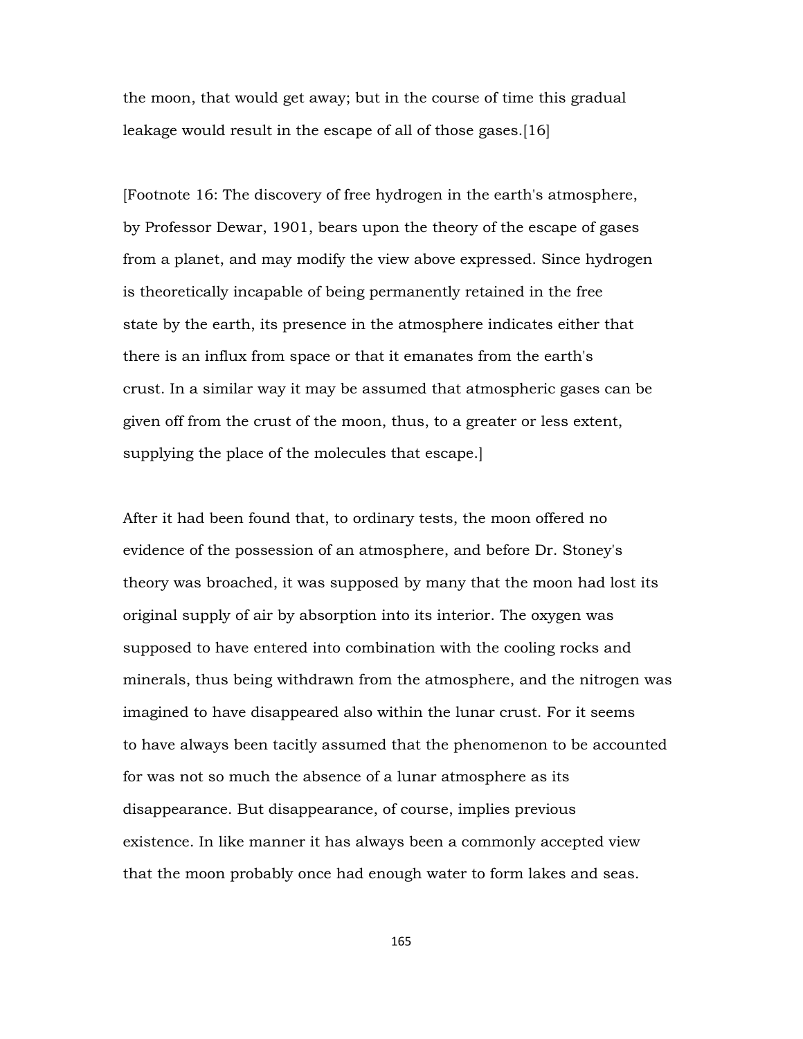the moon, that would get away; but in the course of time this gradual leakage would result in the escape of all of those gases.[16]

[Footnote 16: The discovery of free hydrogen in the earth's atmosphere, by Professor Dewar, 1901, bears upon the theory of the escape of gases from a planet, and may modify the view above expressed. Since hydrogen is theoretically incapable of being permanently retained in the free state by the earth, its presence in the atmosphere indicates either that there is an influx from space or that it emanates from the earth's crust. In a similar way it may be assumed that atmospheric gases can be given off from the crust of the moon, thus, to a greater or less extent, supplying the place of the molecules that escape.]

After it had been found that, to ordinary tests, the moon offered no evidence of the possession of an atmosphere, and before Dr. Stoney's theory was broached, it was supposed by many that the moon had lost its original supply of air by absorption into its interior. The oxygen was supposed to have entered into combination with the cooling rocks and minerals, thus being withdrawn from the atmosphere, and the nitrogen was imagined to have disappeared also within the lunar crust. For it seems to have always been tacitly assumed that the phenomenon to be accounted for was not so much the absence of a lunar atmosphere as its disappearance. But disappearance, of course, implies previous existence. In like manner it has always been a commonly accepted view that the moon probably once had enough water to form lakes and seas.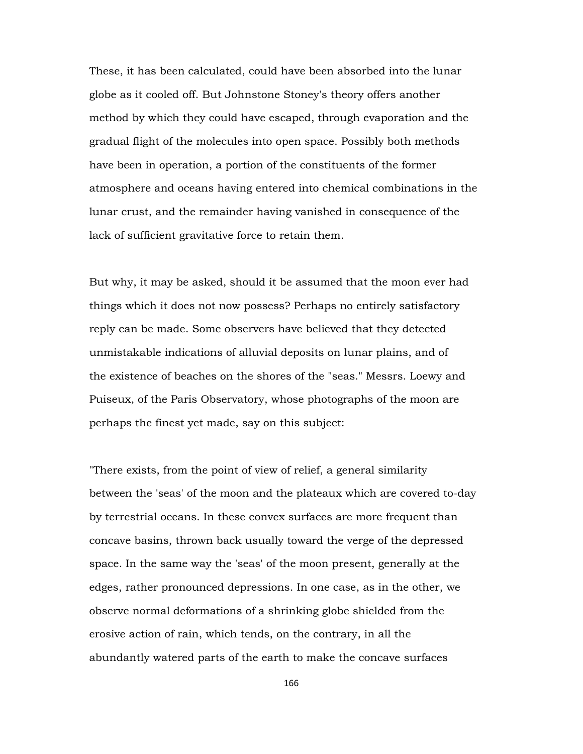These, it has been calculated, could have been absorbed into the lunar globe as it cooled off. But Johnstone Stoney's theory offers another method by which they could have escaped, through evaporation and the gradual flight of the molecules into open space. Possibly both methods have been in operation, a portion of the constituents of the former atmosphere and oceans having entered into chemical combinations in the lunar crust, and the remainder having vanished in consequence of the lack of sufficient gravitative force to retain them.

But why, it may be asked, should it be assumed that the moon ever had things which it does not now possess? Perhaps no entirely satisfactory reply can be made. Some observers have believed that they detected unmistakable indications of alluvial deposits on lunar plains, and of the existence of beaches on the shores of the "seas." Messrs. Loewy and Puiseux, of the Paris Observatory, whose photographs of the moon are perhaps the finest yet made, say on this subject:

"There exists, from the point of view of relief, a general similarity between the 'seas' of the moon and the plateaux which are covered to-day by terrestrial oceans. In these convex surfaces are more frequent than concave basins, thrown back usually toward the verge of the depressed space. In the same way the 'seas' of the moon present, generally at the edges, rather pronounced depressions. In one case, as in the other, we observe normal deformations of a shrinking globe shielded from the erosive action of rain, which tends, on the contrary, in all the abundantly watered parts of the earth to make the concave surfaces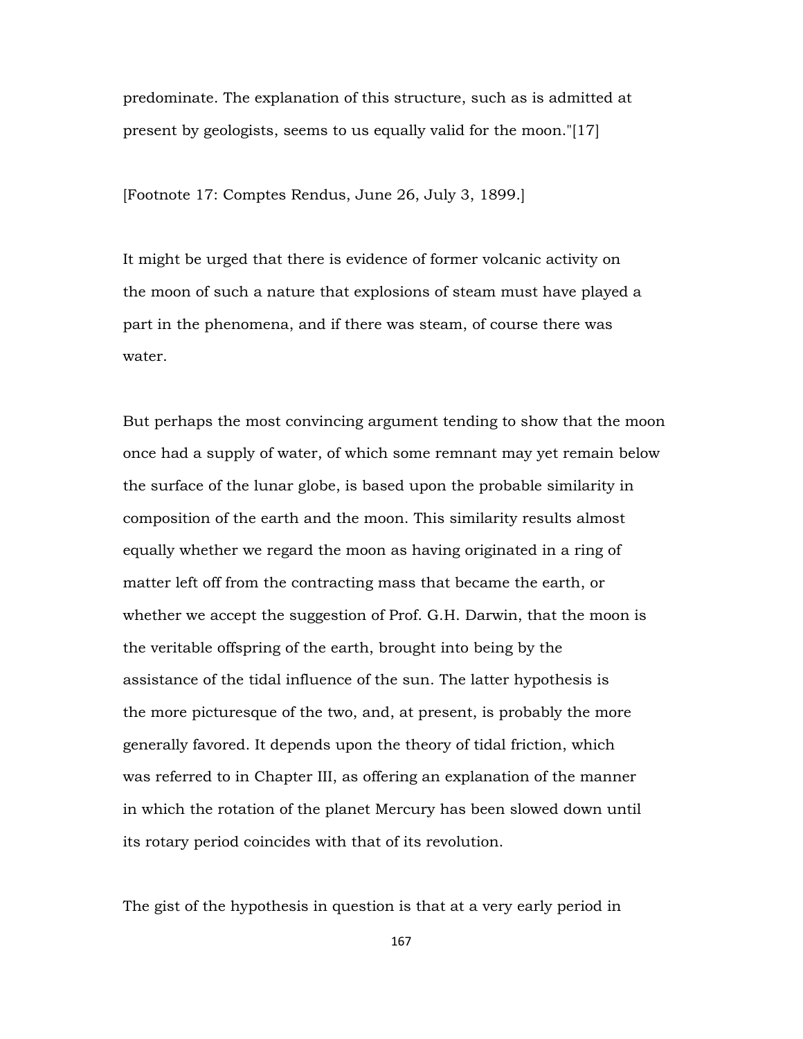predominate. The explanation of this structure, such as is admitted at present by geologists, seems to us equally valid for the moon."[17]

[Footnote 17: Comptes Rendus, June 26, July 3, 1899.]

It might be urged that there is evidence of former volcanic activity on the moon of such a nature that explosions of steam must have played a part in the phenomena, and if there was steam, of course there was water.

But perhaps the most convincing argument tending to show that the moon once had a supply of water, of which some remnant may yet remain below the surface of the lunar globe, is based upon the probable similarity in composition of the earth and the moon. This similarity results almost equally whether we regard the moon as having originated in a ring of matter left off from the contracting mass that became the earth, or whether we accept the suggestion of Prof. G.H. Darwin, that the moon is the veritable offspring of the earth, brought into being by the assistance of the tidal influence of the sun. The latter hypothesis is the more picturesque of the two, and, at present, is probably the more generally favored. It depends upon the theory of tidal friction, which was referred to in Chapter III, as offering an explanation of the manner in which the rotation of the planet Mercury has been slowed down until its rotary period coincides with that of its revolution.

The gist of the hypothesis in question is that at a very early period in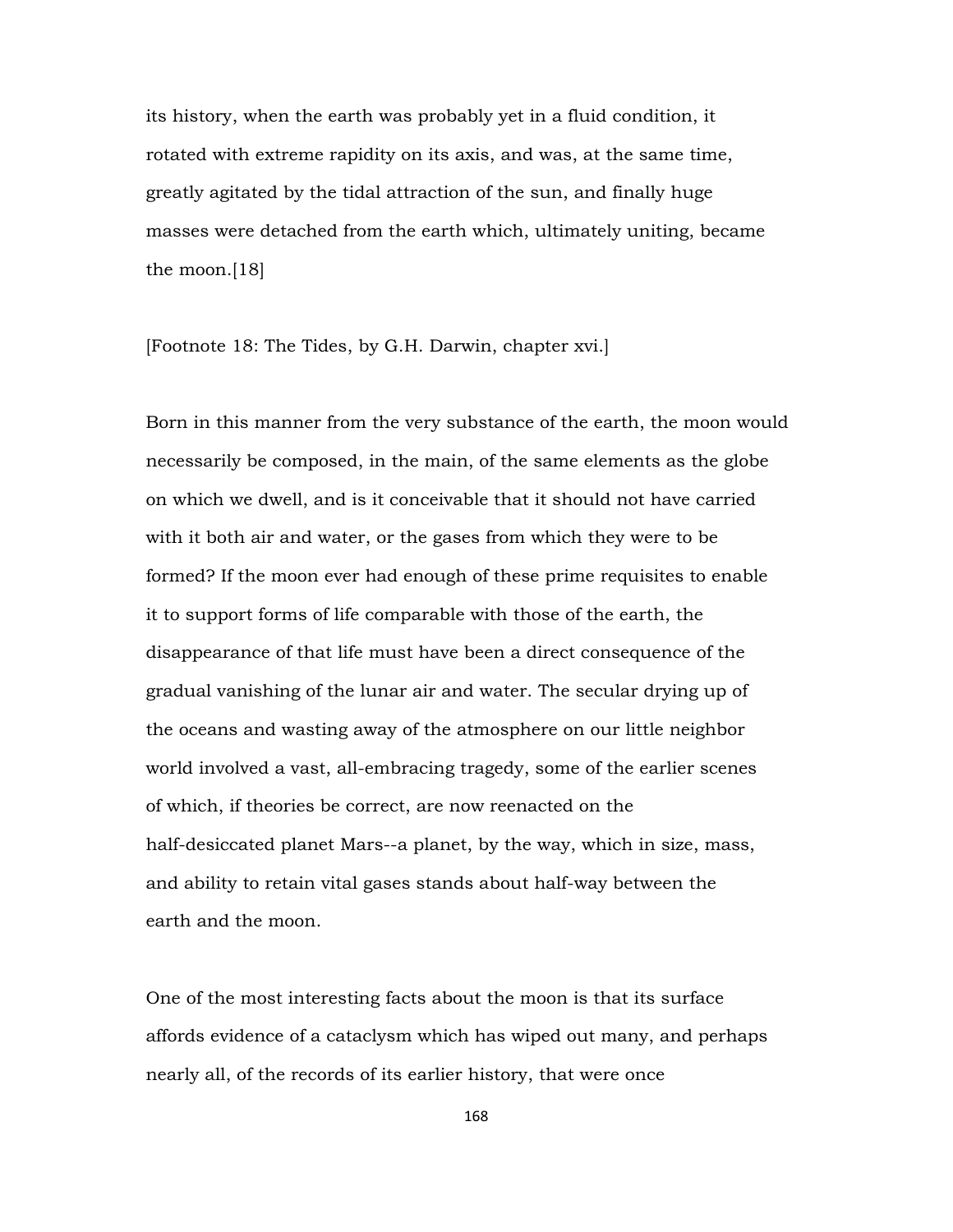its history, when the earth was probably yet in a fluid condition, it rotated with extreme rapidity on its axis, and was, at the same time, greatly agitated by the tidal attraction of the sun, and finally huge masses were detached from the earth which, ultimately uniting, became the moon.[18]

[Footnote 18: The Tides, by G.H. Darwin, chapter xvi.]

Born in this manner from the very substance of the earth, the moon would necessarily be composed, in the main, of the same elements as the globe on which we dwell, and is it conceivable that it should not have carried with it both air and water, or the gases from which they were to be formed? If the moon ever had enough of these prime requisites to enable it to support forms of life comparable with those of the earth, the disappearance of that life must have been a direct consequence of the gradual vanishing of the lunar air and water. The secular drying up of the oceans and wasting away of the atmosphere on our little neighbor world involved a vast, all-embracing tragedy, some of the earlier scenes of which, if theories be correct, are now reenacted on the half-desiccated planet Mars--a planet, by the way, which in size, mass, and ability to retain vital gases stands about half-way between the earth and the moon.

One of the most interesting facts about the moon is that its surface affords evidence of a cataclysm which has wiped out many, and perhaps nearly all, of the records of its earlier history, that were once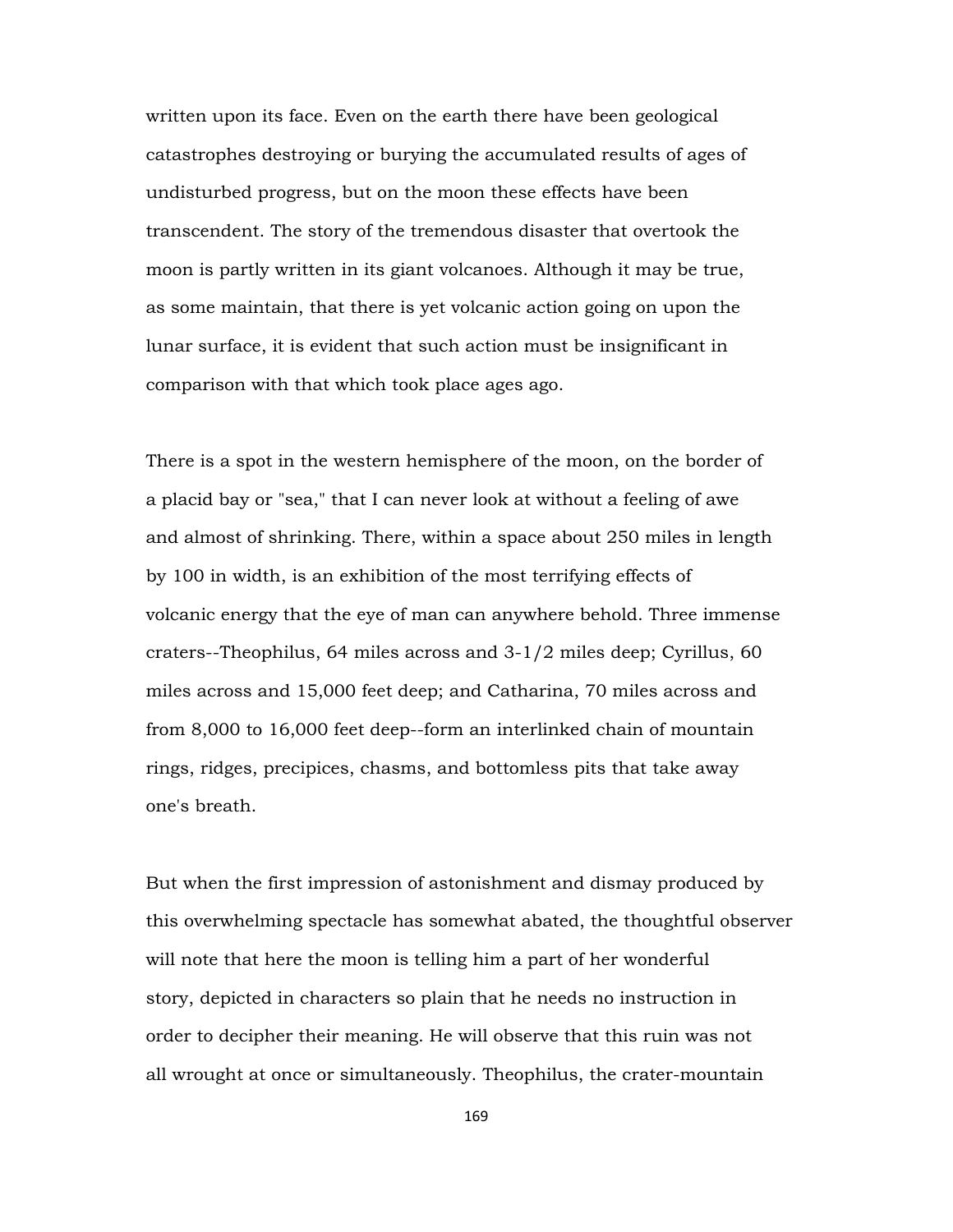written upon its face. Even on the earth there have been geological catastrophes destroying or burying the accumulated results of ages of undisturbed progress, but on the moon these effects have been transcendent. The story of the tremendous disaster that overtook the moon is partly written in its giant volcanoes. Although it may be true, as some maintain, that there is yet volcanic action going on upon the lunar surface, it is evident that such action must be insignificant in comparison with that which took place ages ago.

There is a spot in the western hemisphere of the moon, on the border of a placid bay or "sea," that I can never look at without a feeling of awe and almost of shrinking. There, within a space about 250 miles in length by 100 in width, is an exhibition of the most terrifying effects of volcanic energy that the eye of man can anywhere behold. Three immense craters--Theophilus, 64 miles across and 3-1/2 miles deep; Cyrillus, 60 miles across and 15,000 feet deep; and Catharina, 70 miles across and from 8,000 to 16,000 feet deep--form an interlinked chain of mountain rings, ridges, precipices, chasms, and bottomless pits that take away one's breath.

But when the first impression of astonishment and dismay produced by this overwhelming spectacle has somewhat abated, the thoughtful observer will note that here the moon is telling him a part of her wonderful story, depicted in characters so plain that he needs no instruction in order to decipher their meaning. He will observe that this ruin was not all wrought at once or simultaneously. Theophilus, the crater-mountain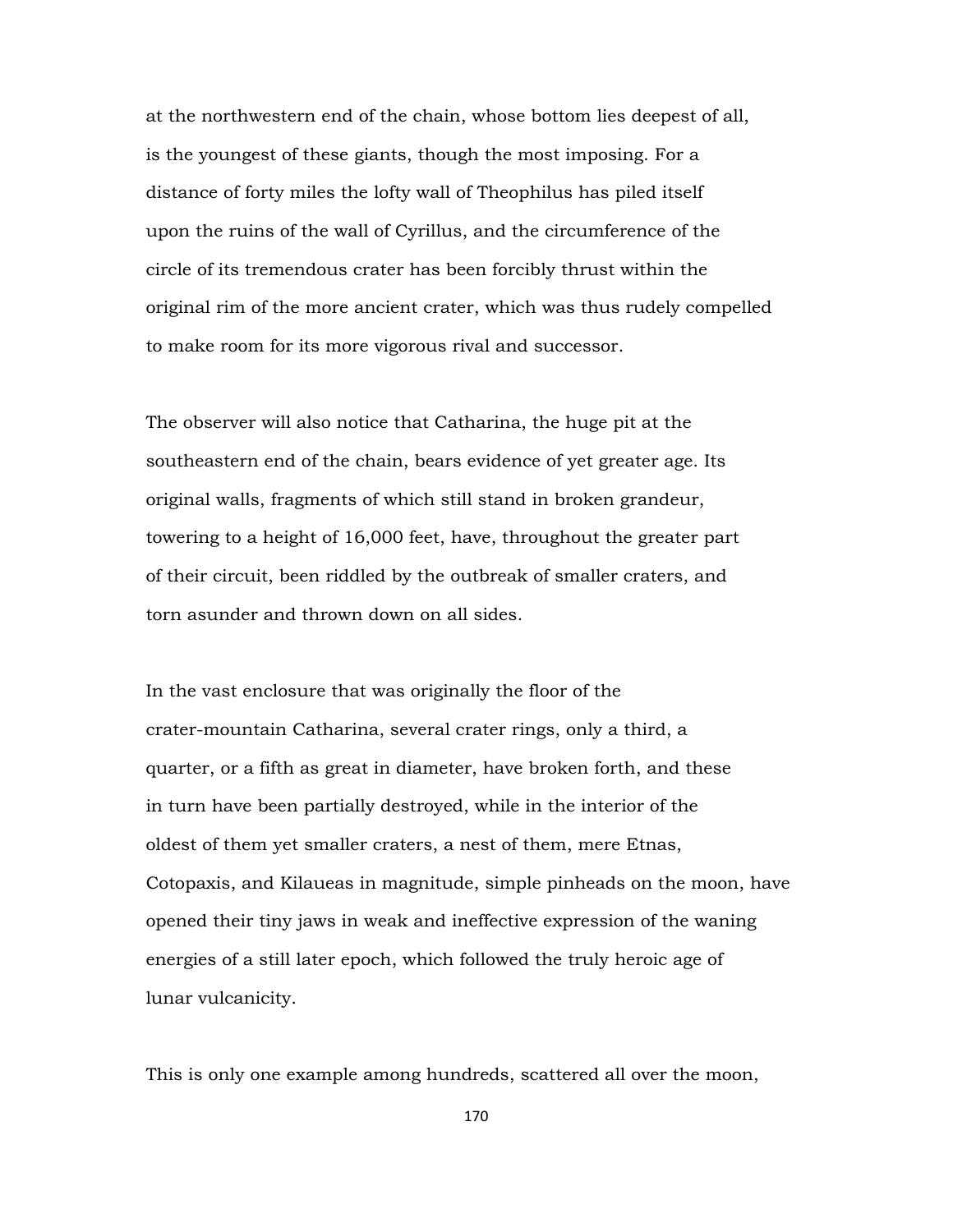at the northwestern end of the chain, whose bottom lies deepest of all, is the youngest of these giants, though the most imposing. For a distance of forty miles the lofty wall of Theophilus has piled itself upon the ruins of the wall of Cyrillus, and the circumference of the circle of its tremendous crater has been forcibly thrust within the original rim of the more ancient crater, which was thus rudely compelled to make room for its more vigorous rival and successor.

The observer will also notice that Catharina, the huge pit at the southeastern end of the chain, bears evidence of yet greater age. Its original walls, fragments of which still stand in broken grandeur, towering to a height of 16,000 feet, have, throughout the greater part of their circuit, been riddled by the outbreak of smaller craters, and torn asunder and thrown down on all sides.

In the vast enclosure that was originally the floor of the crater-mountain Catharina, several crater rings, only a third, a quarter, or a fifth as great in diameter, have broken forth, and these in turn have been partially destroyed, while in the interior of the oldest of them yet smaller craters, a nest of them, mere Etnas, Cotopaxis, and Kilaueas in magnitude, simple pinheads on the moon, have opened their tiny jaws in weak and ineffective expression of the waning energies of a still later epoch, which followed the truly heroic age of lunar vulcanicity.

This is only one example among hundreds, scattered all over the moon,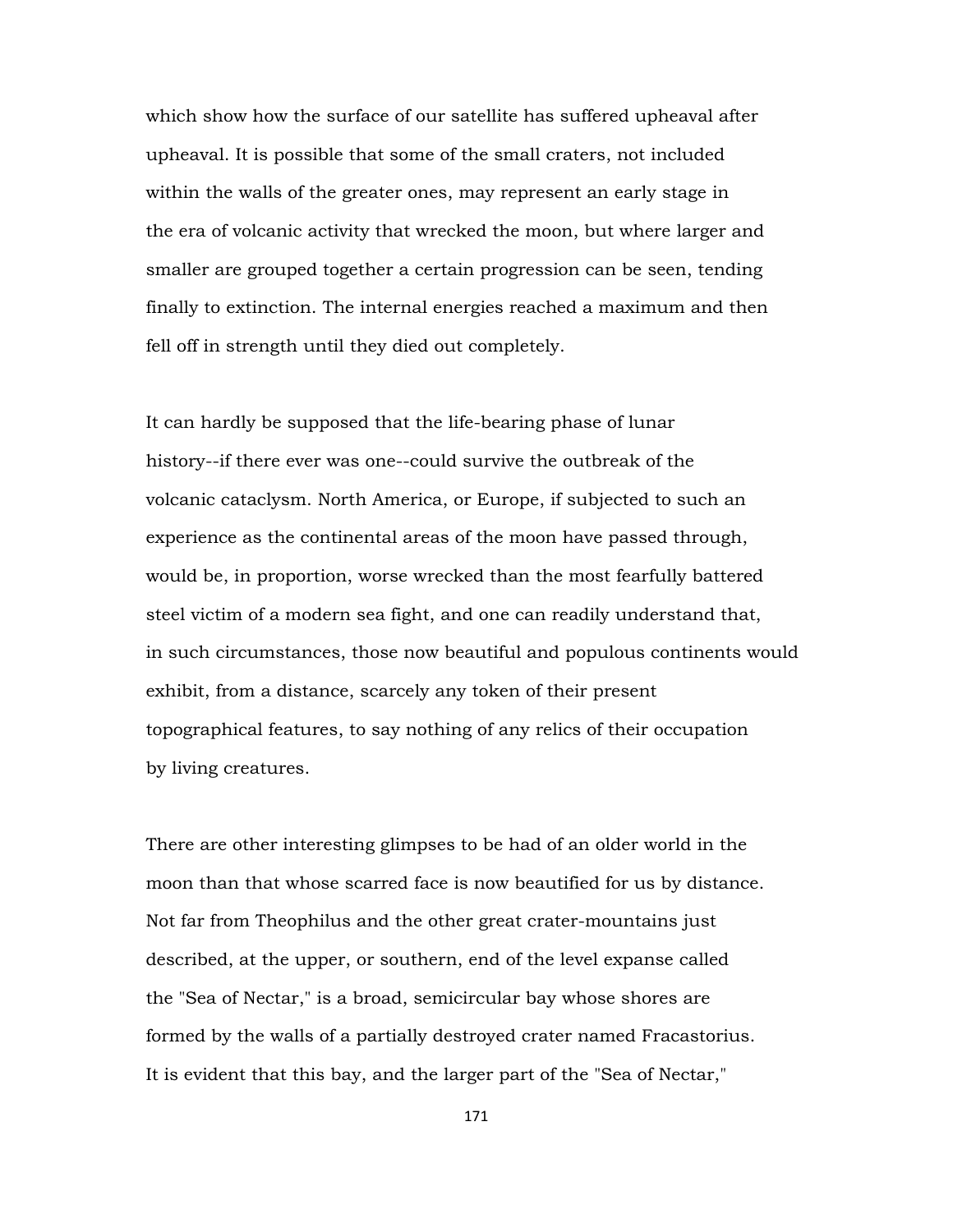which show how the surface of our satellite has suffered upheaval after upheaval. It is possible that some of the small craters, not included within the walls of the greater ones, may represent an early stage in the era of volcanic activity that wrecked the moon, but where larger and smaller are grouped together a certain progression can be seen, tending finally to extinction. The internal energies reached a maximum and then fell off in strength until they died out completely.

It can hardly be supposed that the life-bearing phase of lunar history--if there ever was one--could survive the outbreak of the volcanic cataclysm. North America, or Europe, if subjected to such an experience as the continental areas of the moon have passed through, would be, in proportion, worse wrecked than the most fearfully battered steel victim of a modern sea fight, and one can readily understand that, in such circumstances, those now beautiful and populous continents would exhibit, from a distance, scarcely any token of their present topographical features, to say nothing of any relics of their occupation by living creatures.

There are other interesting glimpses to be had of an older world in the moon than that whose scarred face is now beautified for us by distance. Not far from Theophilus and the other great crater-mountains just described, at the upper, or southern, end of the level expanse called the "Sea of Nectar," is a broad, semicircular bay whose shores are formed by the walls of a partially destroyed crater named Fracastorius. It is evident that this bay, and the larger part of the "Sea of Nectar,"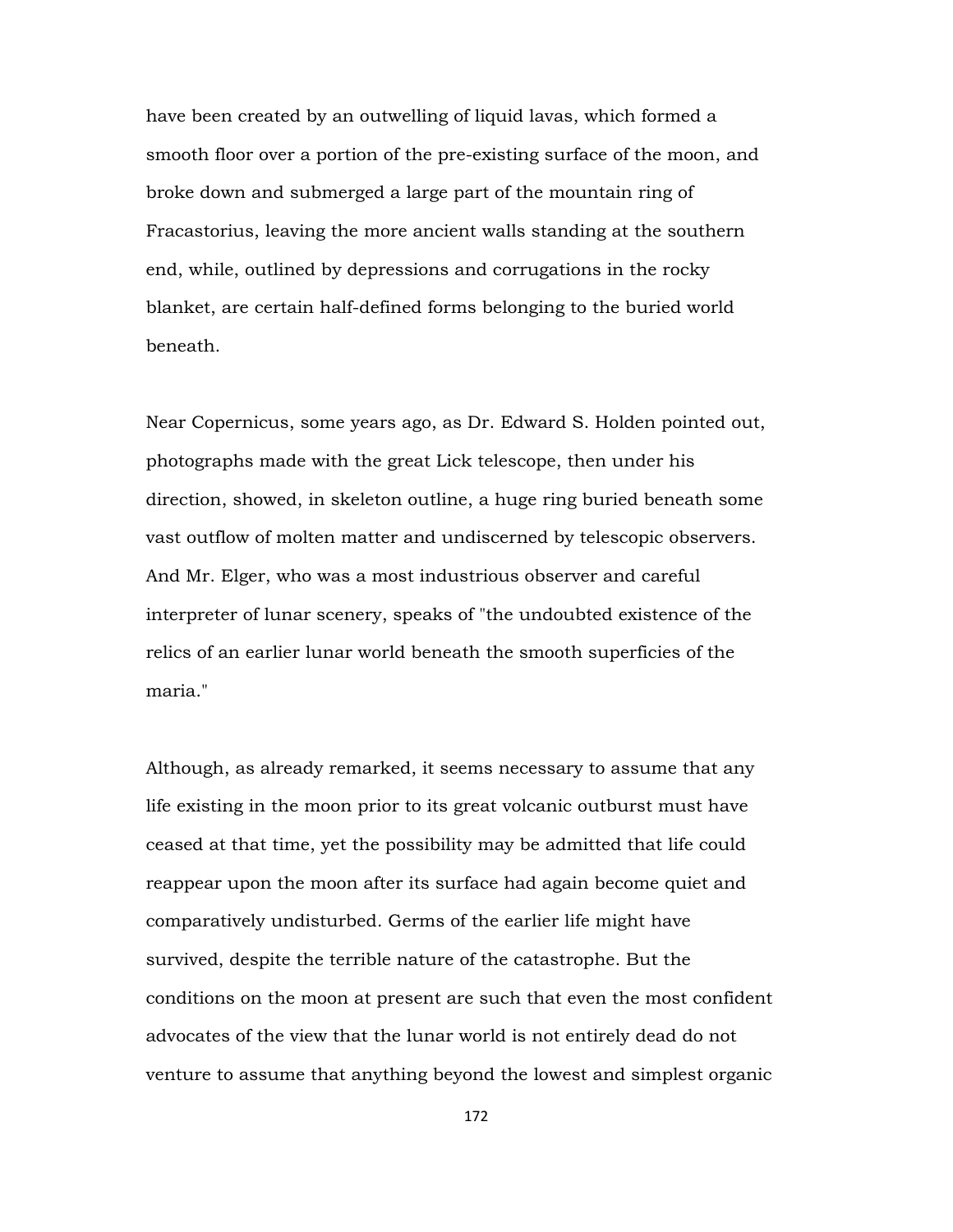have been created by an outwelling of liquid lavas, which formed a smooth floor over a portion of the pre-existing surface of the moon, and broke down and submerged a large part of the mountain ring of Fracastorius, leaving the more ancient walls standing at the southern end, while, outlined by depressions and corrugations in the rocky blanket, are certain half-defined forms belonging to the buried world beneath.

Near Copernicus, some years ago, as Dr. Edward S. Holden pointed out, photographs made with the great Lick telescope, then under his direction, showed, in skeleton outline, a huge ring buried beneath some vast outflow of molten matter and undiscerned by telescopic observers. And Mr. Elger, who was a most industrious observer and careful interpreter of lunar scenery, speaks of "the undoubted existence of the relics of an earlier lunar world beneath the smooth superficies of the maria."

Although, as already remarked, it seems necessary to assume that any life existing in the moon prior to its great volcanic outburst must have ceased at that time, yet the possibility may be admitted that life could reappear upon the moon after its surface had again become quiet and comparatively undisturbed. Germs of the earlier life might have survived, despite the terrible nature of the catastrophe. But the conditions on the moon at present are such that even the most confident advocates of the view that the lunar world is not entirely dead do not venture to assume that anything beyond the lowest and simplest organic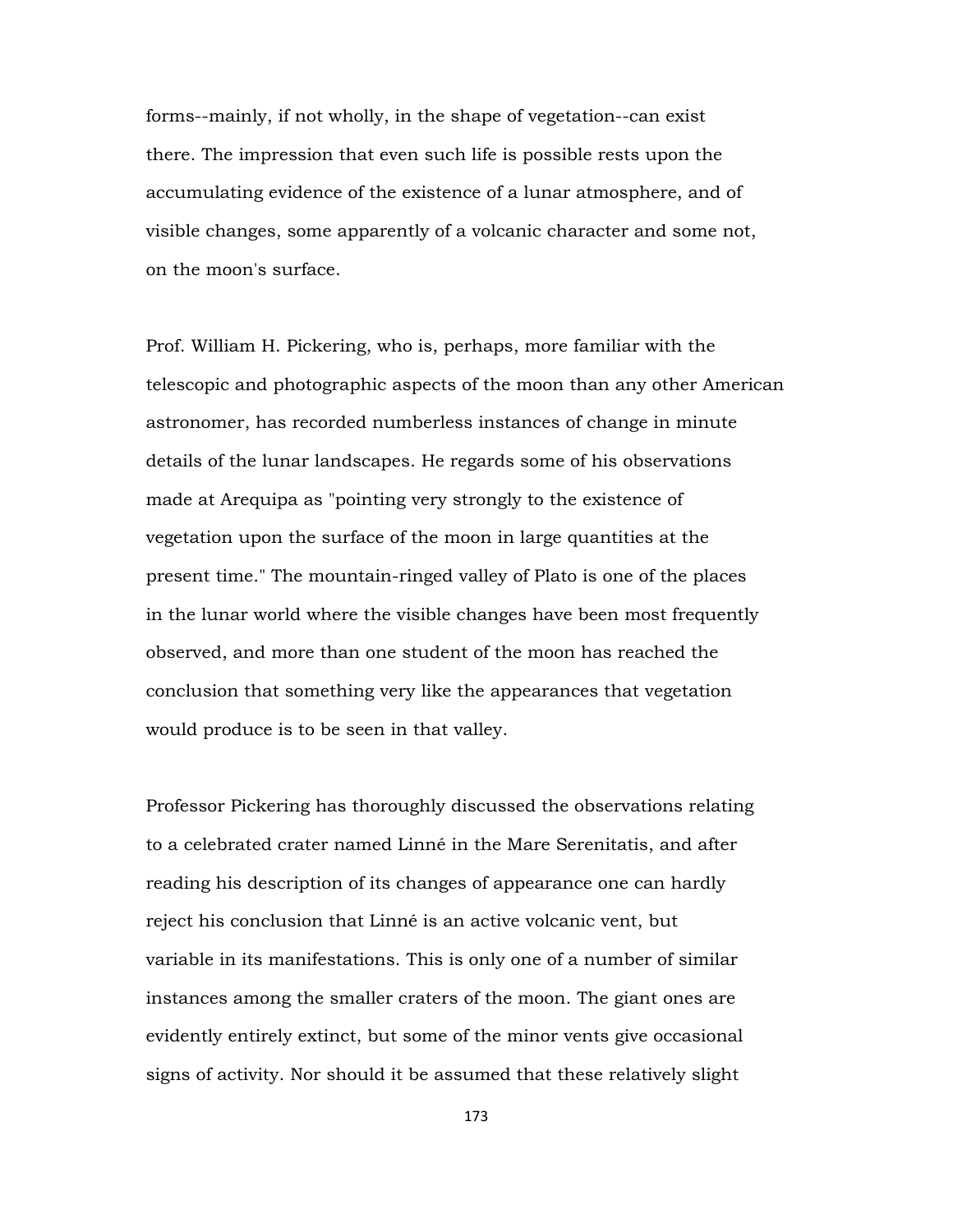forms--mainly, if not wholly, in the shape of vegetation--can exist there. The impression that even such life is possible rests upon the accumulating evidence of the existence of a lunar atmosphere, and of visible changes, some apparently of a volcanic character and some not, on the moon's surface.

Prof. William H. Pickering, who is, perhaps, more familiar with the telescopic and photographic aspects of the moon than any other American astronomer, has recorded numberless instances of change in minute details of the lunar landscapes. He regards some of his observations made at Arequipa as "pointing very strongly to the existence of vegetation upon the surface of the moon in large quantities at the present time." The mountain-ringed valley of Plato is one of the places in the lunar world where the visible changes have been most frequently observed, and more than one student of the moon has reached the conclusion that something very like the appearances that vegetation would produce is to be seen in that valley.

Professor Pickering has thoroughly discussed the observations relating to a celebrated crater named Linné in the Mare Serenitatis, and after reading his description of its changes of appearance one can hardly reject his conclusion that Linné is an active volcanic vent, but variable in its manifestations. This is only one of a number of similar instances among the smaller craters of the moon. The giant ones are evidently entirely extinct, but some of the minor vents give occasional signs of activity. Nor should it be assumed that these relatively slight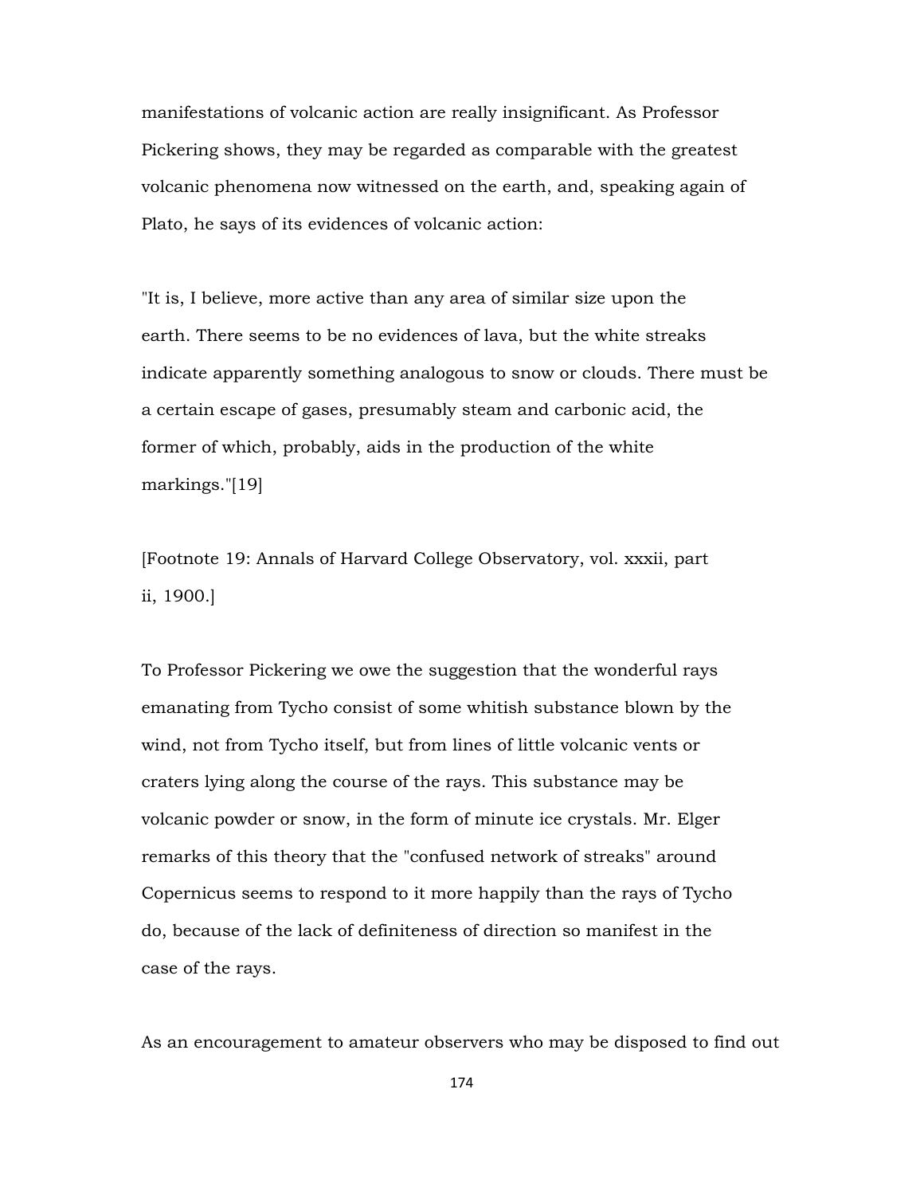manifestations of volcanic action are really insignificant. As Professor Pickering shows, they may be regarded as comparable with the greatest volcanic phenomena now witnessed on the earth, and, speaking again of Plato, he says of its evidences of volcanic action:

"It is, I believe, more active than any area of similar size upon the earth. There seems to be no evidences of lava, but the white streaks indicate apparently something analogous to snow or clouds. There must be a certain escape of gases, presumably steam and carbonic acid, the former of which, probably, aids in the production of the white markings."[19]

[Footnote 19: Annals of Harvard College Observatory, vol. xxxii, part ii, 1900.]

To Professor Pickering we owe the suggestion that the wonderful rays emanating from Tycho consist of some whitish substance blown by the wind, not from Tycho itself, but from lines of little volcanic vents or craters lying along the course of the rays. This substance may be volcanic powder or snow, in the form of minute ice crystals. Mr. Elger remarks of this theory that the "confused network of streaks" around Copernicus seems to respond to it more happily than the rays of Tycho do, because of the lack of definiteness of direction so manifest in the case of the rays.

As an encouragement to amateur observers who may be disposed to find out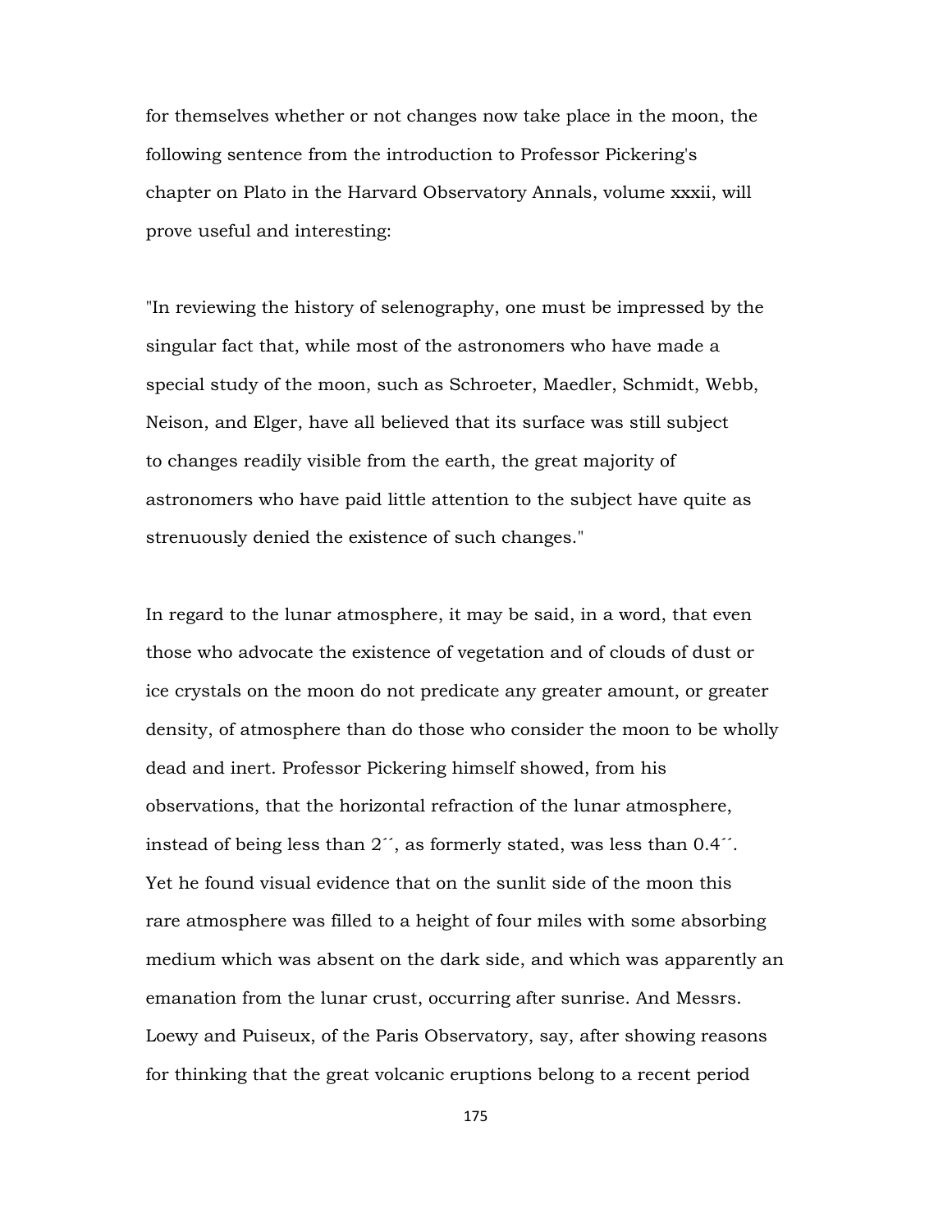for themselves whether or not changes now take place in the moon, the following sentence from the introduction to Professor Pickering's chapter on Plato in the Harvard Observatory Annals, volume xxxii, will prove useful and interesting:

"In reviewing the history of selenography, one must be impressed by the singular fact that, while most of the astronomers who have made a special study of the moon, such as Schroeter, Maedler, Schmidt, Webb, Neison, and Elger, have all believed that its surface was still subject to changes readily visible from the earth, the great majority of astronomers who have paid little attention to the subject have quite as strenuously denied the existence of such changes."

In regard to the lunar atmosphere, it may be said, in a word, that even those who advocate the existence of vegetation and of clouds of dust or ice crystals on the moon do not predicate any greater amount, or greater density, of atmosphere than do those who consider the moon to be wholly dead and inert. Professor Pickering himself showed, from his observations, that the horizontal refraction of the lunar atmosphere, instead of being less than 2´´, as formerly stated, was less than 0.4´´. Yet he found visual evidence that on the sunlit side of the moon this rare atmosphere was filled to a height of four miles with some absorbing medium which was absent on the dark side, and which was apparently an emanation from the lunar crust, occurring after sunrise. And Messrs. Loewy and Puiseux, of the Paris Observatory, say, after showing reasons for thinking that the great volcanic eruptions belong to a recent period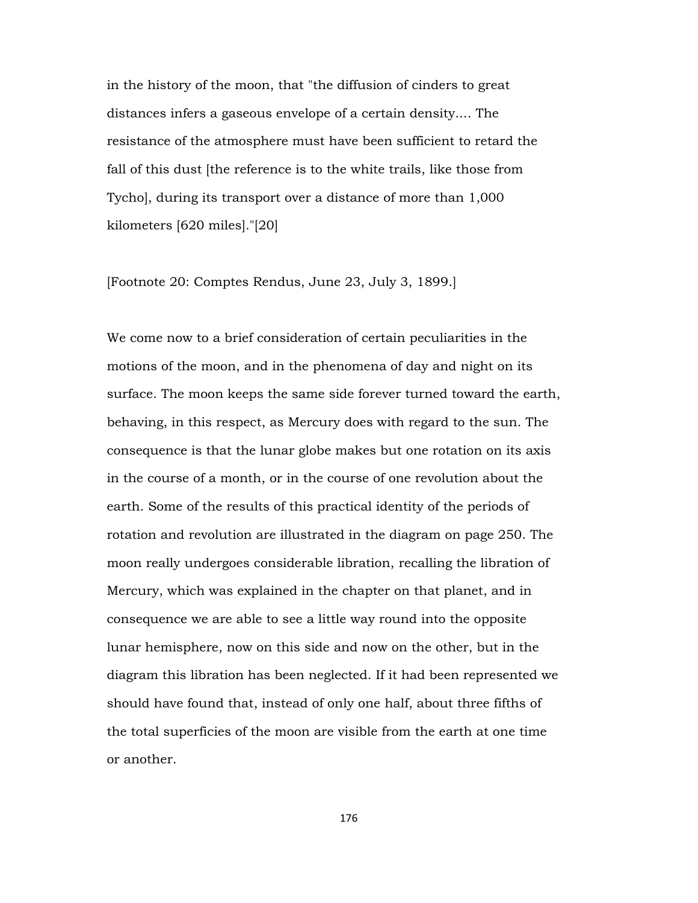in the history of the moon, that "the diffusion of cinders to great distances infers a gaseous envelope of a certain density.... The resistance of the atmosphere must have been sufficient to retard the fall of this dust [the reference is to the white trails, like those from Tycho], during its transport over a distance of more than 1,000 kilometers [620 miles]."[20]

[Footnote 20: Comptes Rendus, June 23, July 3, 1899.]

We come now to a brief consideration of certain peculiarities in the motions of the moon, and in the phenomena of day and night on its surface. The moon keeps the same side forever turned toward the earth, behaving, in this respect, as Mercury does with regard to the sun. The consequence is that the lunar globe makes but one rotation on its axis in the course of a month, or in the course of one revolution about the earth. Some of the results of this practical identity of the periods of rotation and revolution are illustrated in the diagram on page 250. The moon really undergoes considerable libration, recalling the libration of Mercury, which was explained in the chapter on that planet, and in consequence we are able to see a little way round into the opposite lunar hemisphere, now on this side and now on the other, but in the diagram this libration has been neglected. If it had been represented we should have found that, instead of only one half, about three fifths of the total superficies of the moon are visible from the earth at one time or another.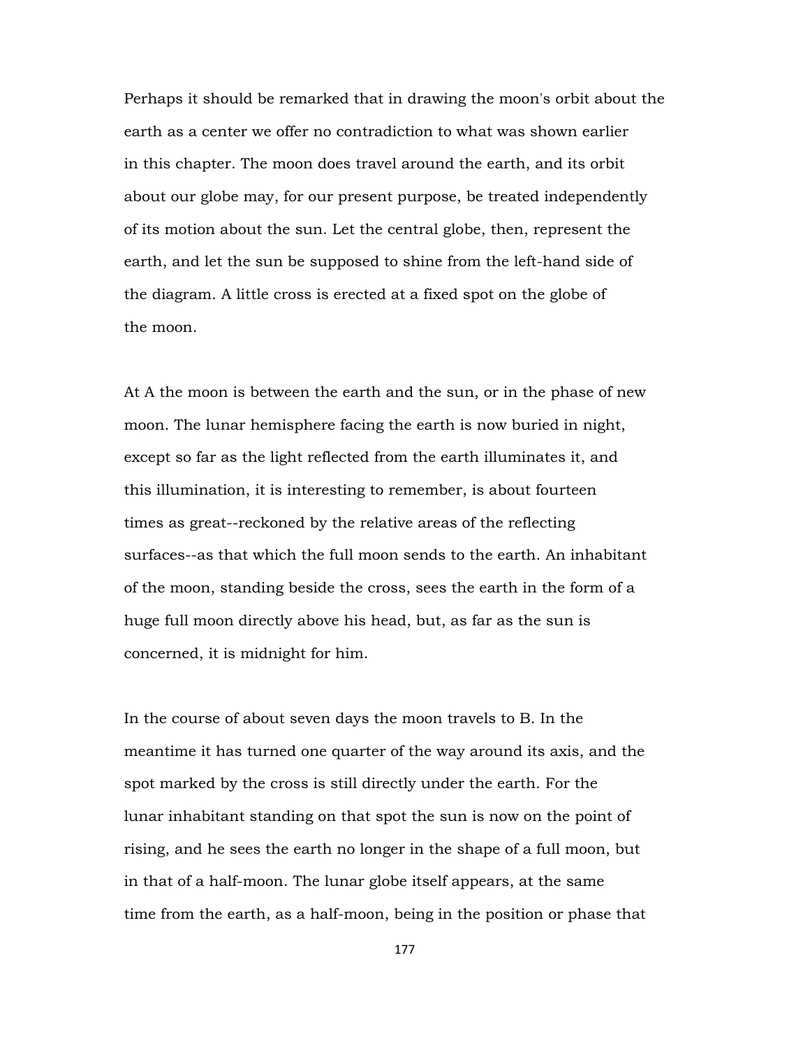Perhaps it should be remarked that in drawing the moon's orbit about the earth as a center we offer no contradiction to what was shown earlier in this chapter. The moon does travel around the earth, and its orbit about our globe may, for our present purpose, be treated independently of its motion about the sun. Let the central globe, then, represent the earth, and let the sun be supposed to shine from the left-hand side of the diagram. A little cross is erected at a fixed spot on the globe of the moon.

At A the moon is between the earth and the sun, or in the phase of new moon. The lunar hemisphere facing the earth is now buried in night, except so far as the light reflected from the earth illuminates it, and this illumination, it is interesting to remember, is about fourteen times as great--reckoned by the relative areas of the reflecting surfaces--as that which the full moon sends to the earth. An inhabitant of the moon, standing beside the cross, sees the earth in the form of a huge full moon directly above his head, but, as far as the sun is concerned, it is midnight for him.

In the course of about seven days the moon travels to B. In the meantime it has turned one quarter of the way around its axis, and the spot marked by the cross is still directly under the earth. For the lunar inhabitant standing on that spot the sun is now on the point of rising, and he sees the earth no longer in the shape of a full moon, but in that of a half-moon. The lunar globe itself appears, at the same time from the earth, as a half-moon, being in the position or phase that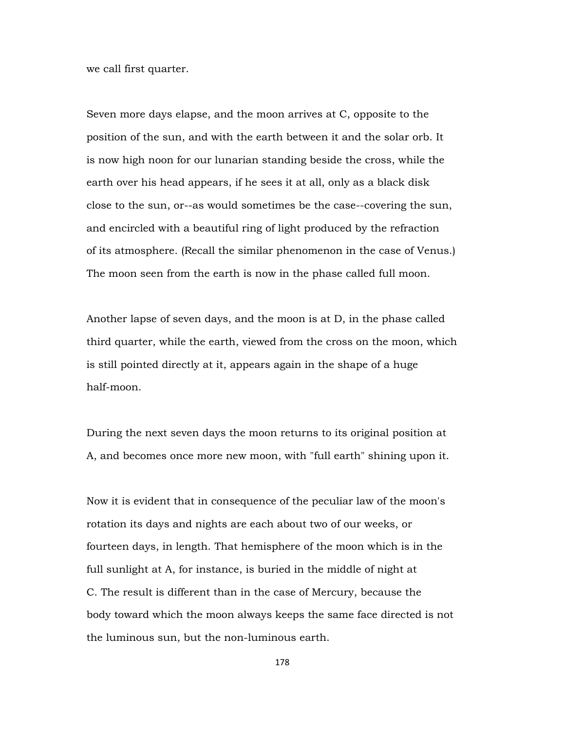we call first quarter.

Seven more days elapse, and the moon arrives at C, opposite to the position of the sun, and with the earth between it and the solar orb. It is now high noon for our lunarian standing beside the cross, while the earth over his head appears, if he sees it at all, only as a black disk close to the sun, or--as would sometimes be the case--covering the sun, and encircled with a beautiful ring of light produced by the refraction of its atmosphere. (Recall the similar phenomenon in the case of Venus.) The moon seen from the earth is now in the phase called full moon.

Another lapse of seven days, and the moon is at D, in the phase called third quarter, while the earth, viewed from the cross on the moon, which is still pointed directly at it, appears again in the shape of a huge half-moon.

During the next seven days the moon returns to its original position at A, and becomes once more new moon, with "full earth" shining upon it.

Now it is evident that in consequence of the peculiar law of the moon's rotation its days and nights are each about two of our weeks, or fourteen days, in length. That hemisphere of the moon which is in the full sunlight at A, for instance, is buried in the middle of night at C. The result is different than in the case of Mercury, because the body toward which the moon always keeps the same face directed is not the luminous sun, but the non-luminous earth.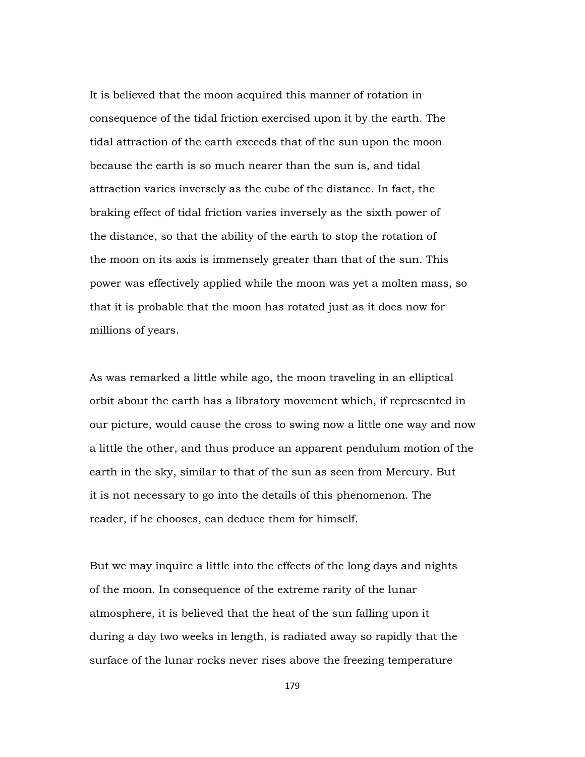It is believed that the moon acquired this manner of rotation in consequence of the tidal friction exercised upon it by the earth. The tidal attraction of the earth exceeds that of the sun upon the moon because the earth is so much nearer than the sun is, and tidal attraction varies inversely as the cube of the distance. In fact, the braking effect of tidal friction varies inversely as the sixth power of the distance, so that the ability of the earth to stop the rotation of the moon on its axis is immensely greater than that of the sun. This power was effectively applied while the moon was yet a molten mass, so that it is probable that the moon has rotated just as it does now for millions of years.

As was remarked a little while ago, the moon traveling in an elliptical orbit about the earth has a libratory movement which, if represented in our picture, would cause the cross to swing now a little one way and now a little the other, and thus produce an apparent pendulum motion of the earth in the sky, similar to that of the sun as seen from Mercury. But it is not necessary to go into the details of this phenomenon. The reader, if he chooses, can deduce them for himself.

But we may inquire a little into the effects of the long days and nights of the moon. In consequence of the extreme rarity of the lunar atmosphere, it is believed that the heat of the sun falling upon it during a day two weeks in length, is radiated away so rapidly that the surface of the lunar rocks never rises above the freezing temperature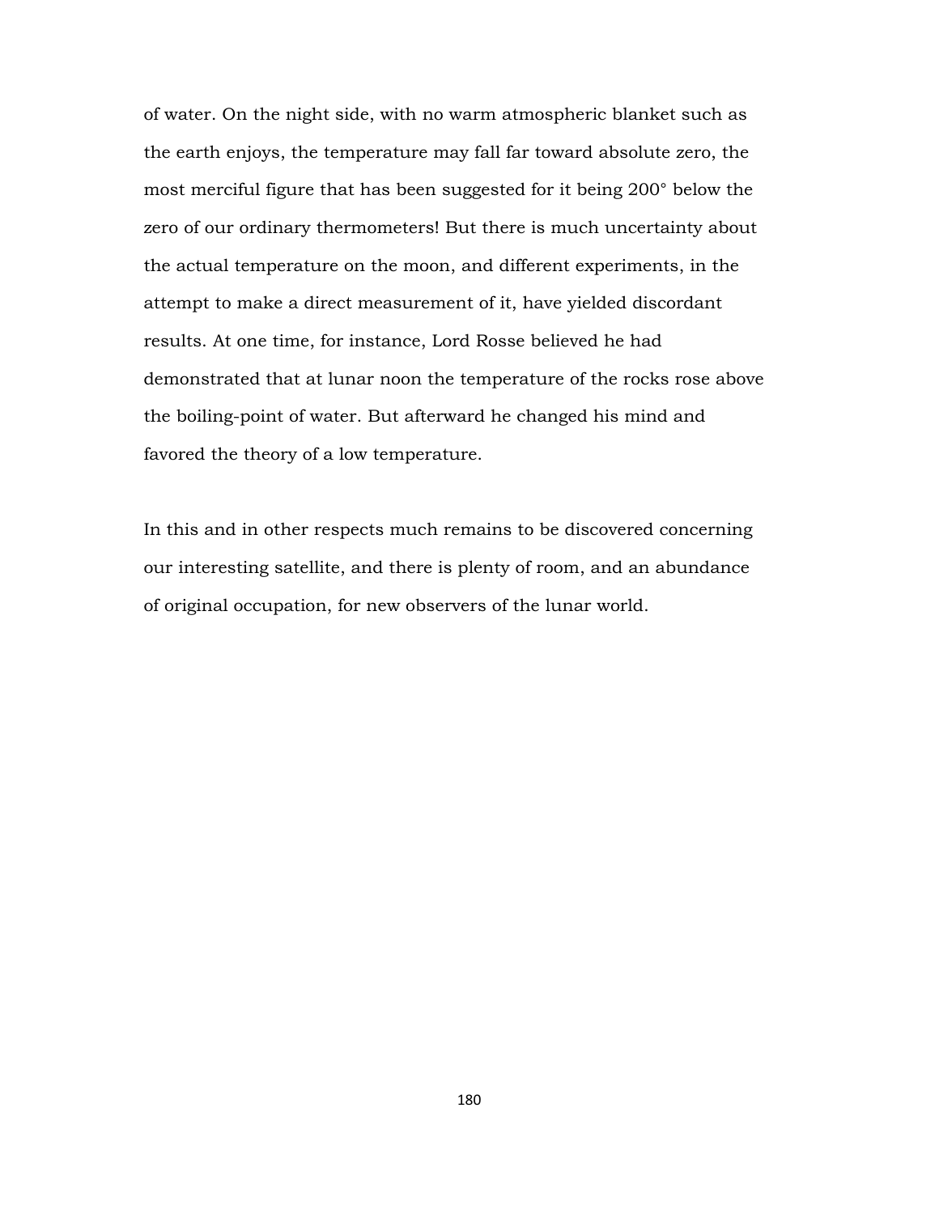of water. On the night side, with no warm atmospheric blanket such as the earth enjoys, the temperature may fall far toward absolute zero, the most merciful figure that has been suggested for it being 200° below the zero of our ordinary thermometers! But there is much uncertainty about the actual temperature on the moon, and different experiments, in the attempt to make a direct measurement of it, have yielded discordant results. At one time, for instance, Lord Rosse believed he had demonstrated that at lunar noon the temperature of the rocks rose above the boiling-point of water. But afterward he changed his mind and favored the theory of a low temperature.

In this and in other respects much remains to be discovered concerning our interesting satellite, and there is plenty of room, and an abundance of original occupation, for new observers of the lunar world.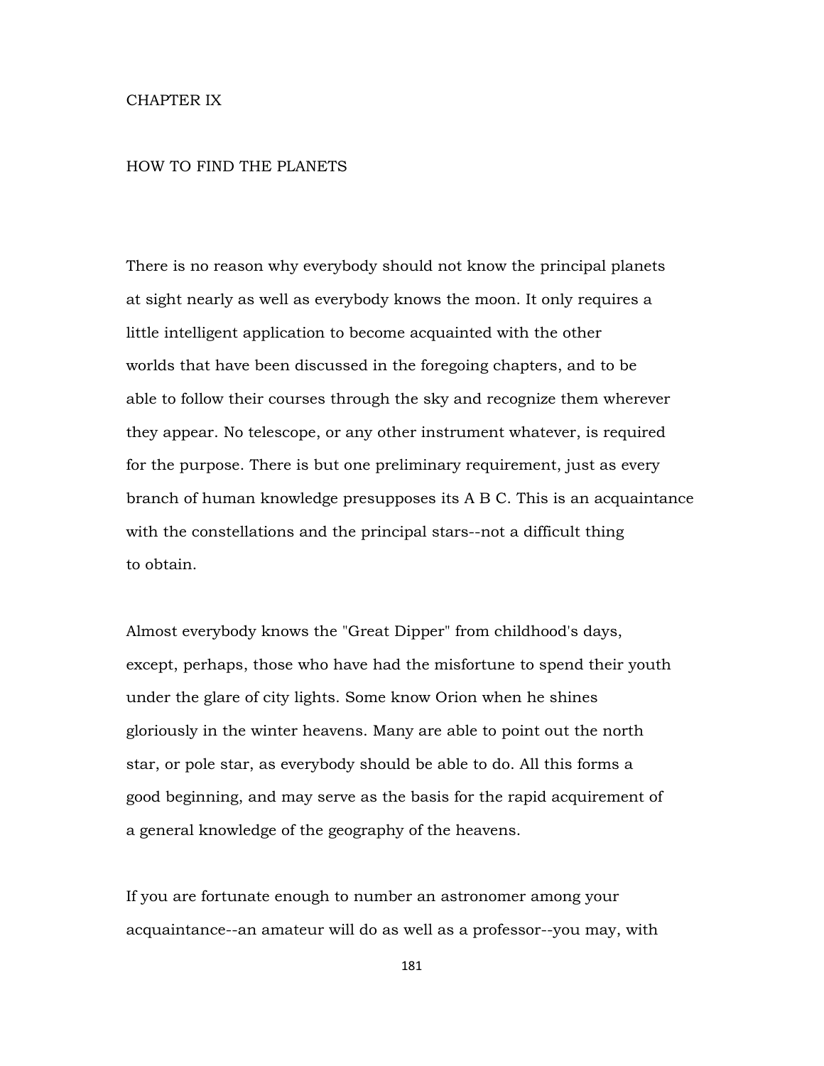# CHAPTER IX

## HOW TO FIND THE PLANETS

There is no reason why everybody should not know the principal planets at sight nearly as well as everybody knows the moon. It only requires a little intelligent application to become acquainted with the other worlds that have been discussed in the foregoing chapters, and to be able to follow their courses through the sky and recognize them wherever they appear. No telescope, or any other instrument whatever, is required for the purpose. There is but one preliminary requirement, just as every branch of human knowledge presupposes its A B C. This is an acquaintance with the constellations and the principal stars--not a difficult thing to obtain.

Almost everybody knows the "Great Dipper" from childhood's days, except, perhaps, those who have had the misfortune to spend their youth under the glare of city lights. Some know Orion when he shines gloriously in the winter heavens. Many are able to point out the north star, or pole star, as everybody should be able to do. All this forms a good beginning, and may serve as the basis for the rapid acquirement of a general knowledge of the geography of the heavens.

If you are fortunate enough to number an astronomer among your acquaintance--an amateur will do as well as a professor--you may, with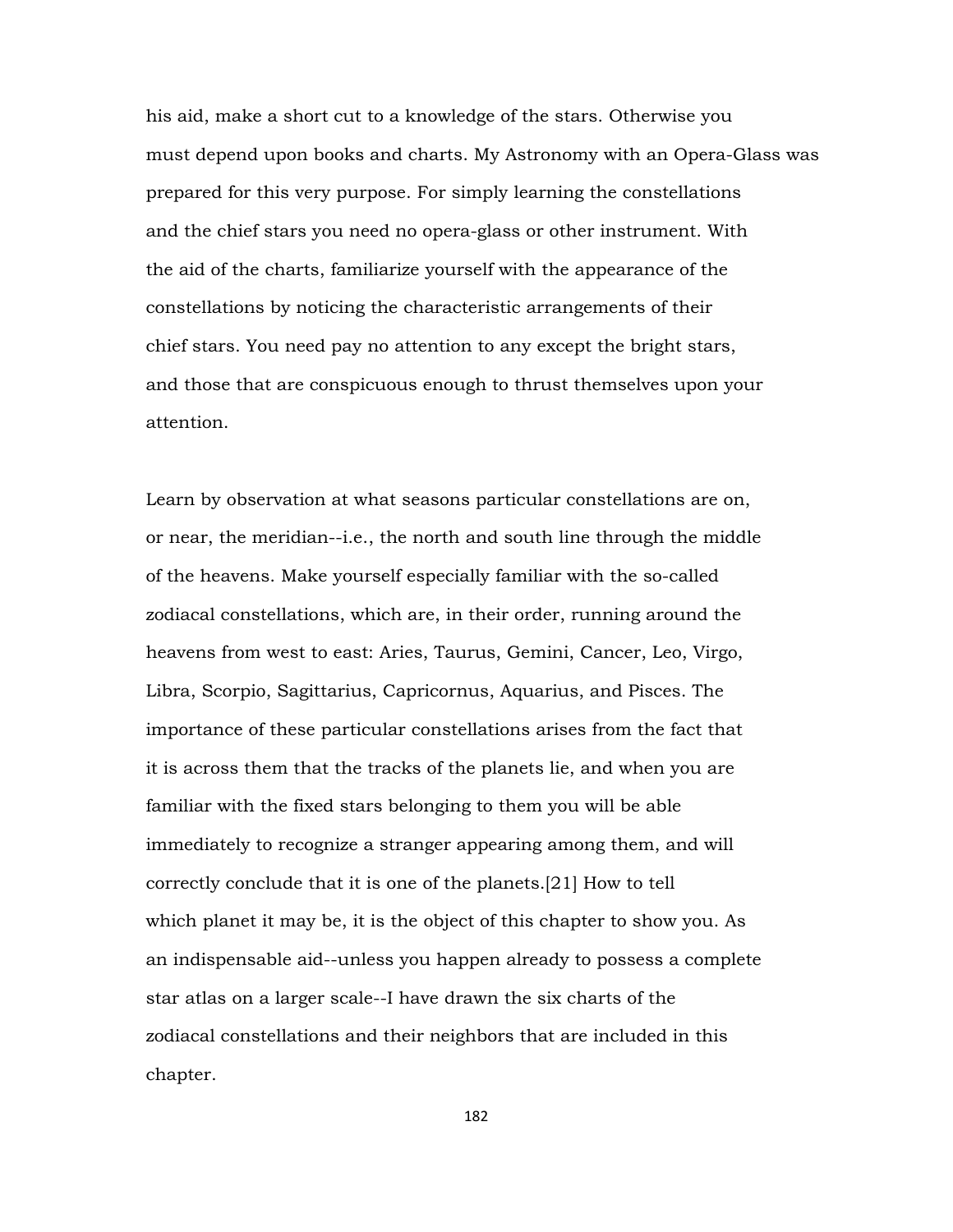his aid, make a short cut to a knowledge of the stars. Otherwise you must depend upon books and charts. My Astronomy with an Opera-Glass was prepared for this very purpose. For simply learning the constellations and the chief stars you need no opera-glass or other instrument. With the aid of the charts, familiarize yourself with the appearance of the constellations by noticing the characteristic arrangements of their chief stars. You need pay no attention to any except the bright stars, and those that are conspicuous enough to thrust themselves upon your attention.

Learn by observation at what seasons particular constellations are on, or near, the meridian--i.e., the north and south line through the middle of the heavens. Make yourself especially familiar with the so-called zodiacal constellations, which are, in their order, running around the heavens from west to east: Aries, Taurus, Gemini, Cancer, Leo, Virgo, Libra, Scorpio, Sagittarius, Capricornus, Aquarius, and Pisces. The importance of these particular constellations arises from the fact that it is across them that the tracks of the planets lie, and when you are familiar with the fixed stars belonging to them you will be able immediately to recognize a stranger appearing among them, and will correctly conclude that it is one of the planets.[21] How to tell which planet it may be, it is the object of this chapter to show you. As an indispensable aid--unless you happen already to possess a complete star atlas on a larger scale--I have drawn the six charts of the zodiacal constellations and their neighbors that are included in this chapter.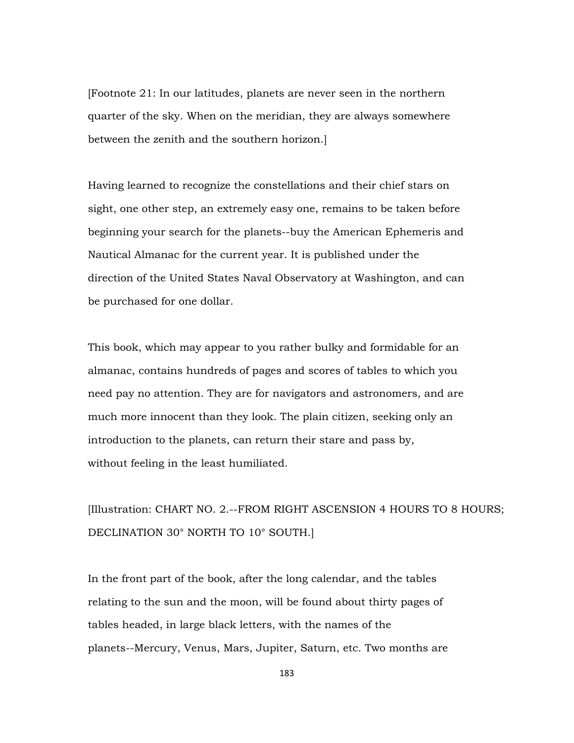[Footnote 21: In our latitudes, planets are never seen in the northern quarter of the sky. When on the meridian, they are always somewhere between the zenith and the southern horizon.]

Having learned to recognize the constellations and their chief stars on sight, one other step, an extremely easy one, remains to be taken before beginning your search for the planets--buy the American Ephemeris and Nautical Almanac for the current year. It is published under the direction of the United States Naval Observatory at Washington, and can be purchased for one dollar.

This book, which may appear to you rather bulky and formidable for an almanac, contains hundreds of pages and scores of tables to which you need pay no attention. They are for navigators and astronomers, and are much more innocent than they look. The plain citizen, seeking only an introduction to the planets, can return their stare and pass by, without feeling in the least humiliated.

[Illustration: CHART NO. 2.--FROM RIGHT ASCENSION 4 HOURS TO 8 HOURS; DECLINATION 30° NORTH TO 10° SOUTH.]

In the front part of the book, after the long calendar, and the tables relating to the sun and the moon, will be found about thirty pages of tables headed, in large black letters, with the names of the planets--Mercury, Venus, Mars, Jupiter, Saturn, etc. Two months are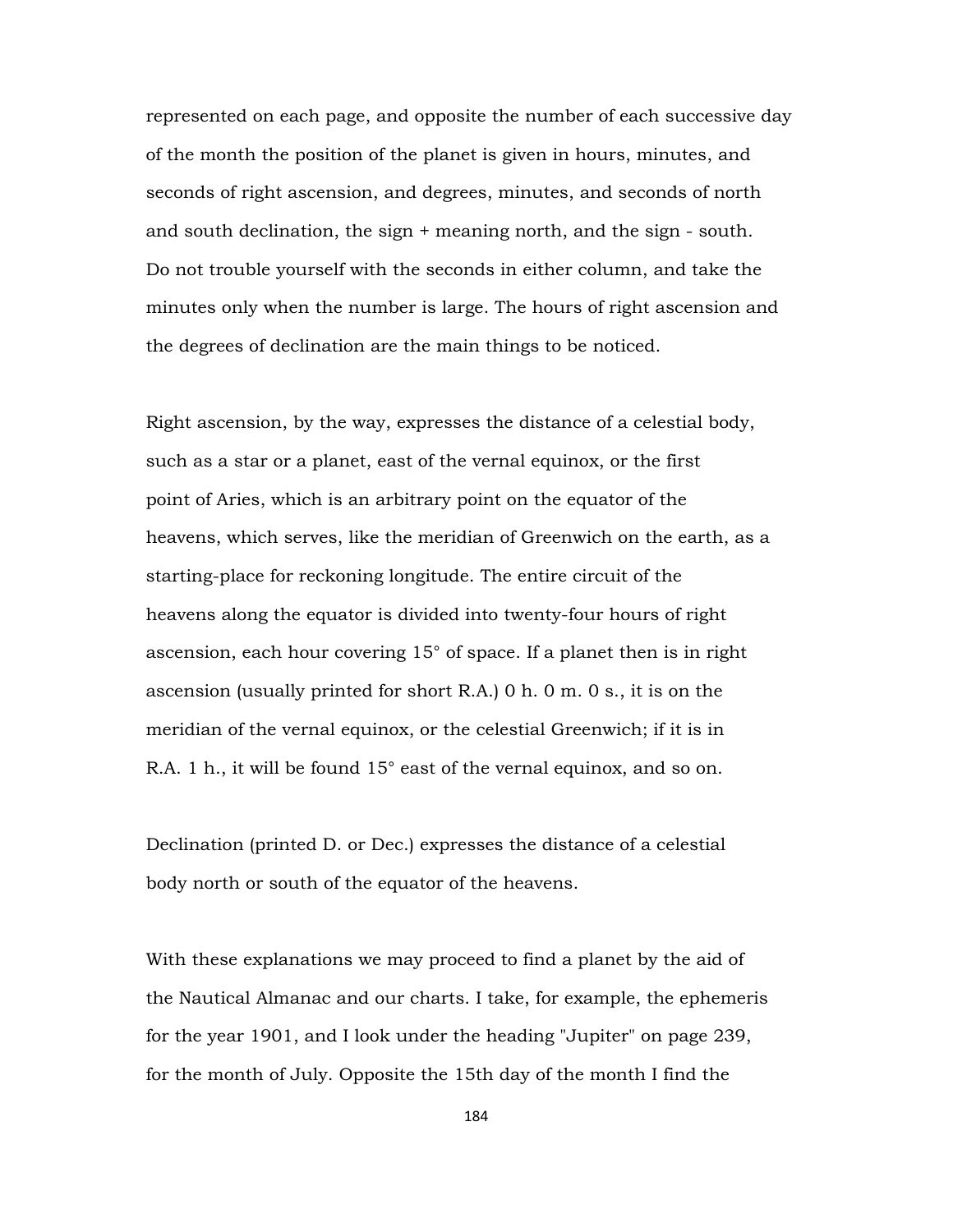represented on each page, and opposite the number of each successive day of the month the position of the planet is given in hours, minutes, and seconds of right ascension, and degrees, minutes, and seconds of north and south declination, the sign + meaning north, and the sign - south. Do not trouble yourself with the seconds in either column, and take the minutes only when the number is large. The hours of right ascension and the degrees of declination are the main things to be noticed.

Right ascension, by the way, expresses the distance of a celestial body, such as a star or a planet, east of the vernal equinox, or the first point of Aries, which is an arbitrary point on the equator of the heavens, which serves, like the meridian of Greenwich on the earth, as a starting-place for reckoning longitude. The entire circuit of the heavens along the equator is divided into twenty-four hours of right ascension, each hour covering 15° of space. If a planet then is in right ascension (usually printed for short R.A.) 0 h. 0 m. 0 s., it is on the meridian of the vernal equinox, or the celestial Greenwich; if it is in R.A. 1 h., it will be found 15° east of the vernal equinox, and so on.

Declination (printed D. or Dec.) expresses the distance of a celestial body north or south of the equator of the heavens.

With these explanations we may proceed to find a planet by the aid of the Nautical Almanac and our charts. I take, for example, the ephemeris for the year 1901, and I look under the heading "Jupiter" on page 239, for the month of July. Opposite the 15th day of the month I find the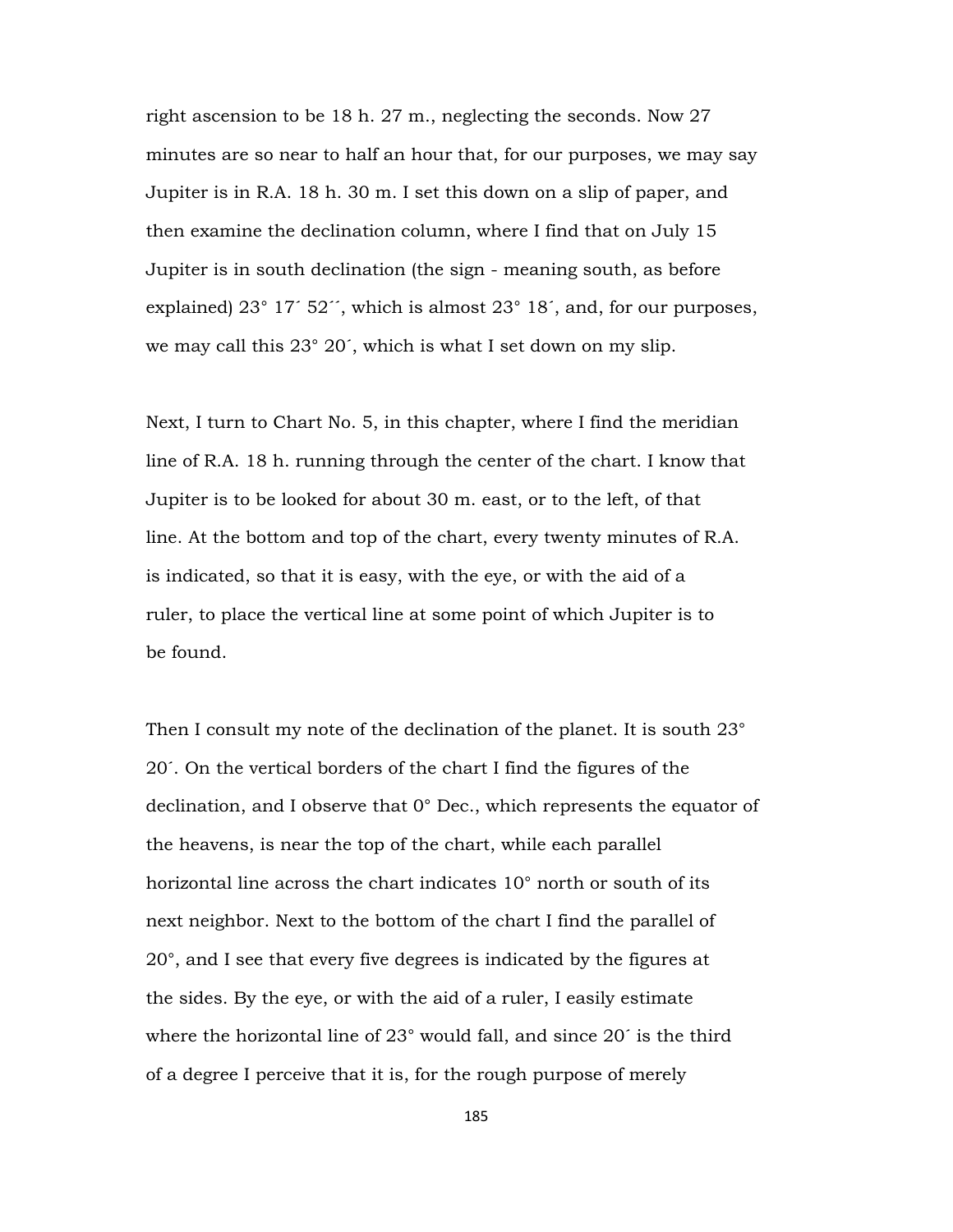right ascension to be 18 h. 27 m., neglecting the seconds. Now 27 minutes are so near to half an hour that, for our purposes, we may say Jupiter is in R.A. 18 h. 30 m. I set this down on a slip of paper, and then examine the declination column, where I find that on July 15 Jupiter is in south declination (the sign - meaning south, as before explained) 23° 17´ 52´´, which is almost 23° 18´, and, for our purposes, we may call this 23° 20´, which is what I set down on my slip.

Next, I turn to Chart No. 5, in this chapter, where I find the meridian line of R.A. 18 h. running through the center of the chart. I know that Jupiter is to be looked for about 30 m. east, or to the left, of that line. At the bottom and top of the chart, every twenty minutes of R.A. is indicated, so that it is easy, with the eye, or with the aid of a ruler, to place the vertical line at some point of which Jupiter is to be found.

Then I consult my note of the declination of the planet. It is south 23° 20´. On the vertical borders of the chart I find the figures of the declination, and I observe that 0° Dec., which represents the equator of the heavens, is near the top of the chart, while each parallel horizontal line across the chart indicates 10° north or south of its next neighbor. Next to the bottom of the chart I find the parallel of 20°, and I see that every five degrees is indicated by the figures at the sides. By the eye, or with the aid of a ruler, I easily estimate where the horizontal line of 23° would fall, and since 20´ is the third of a degree I perceive that it is, for the rough purpose of merely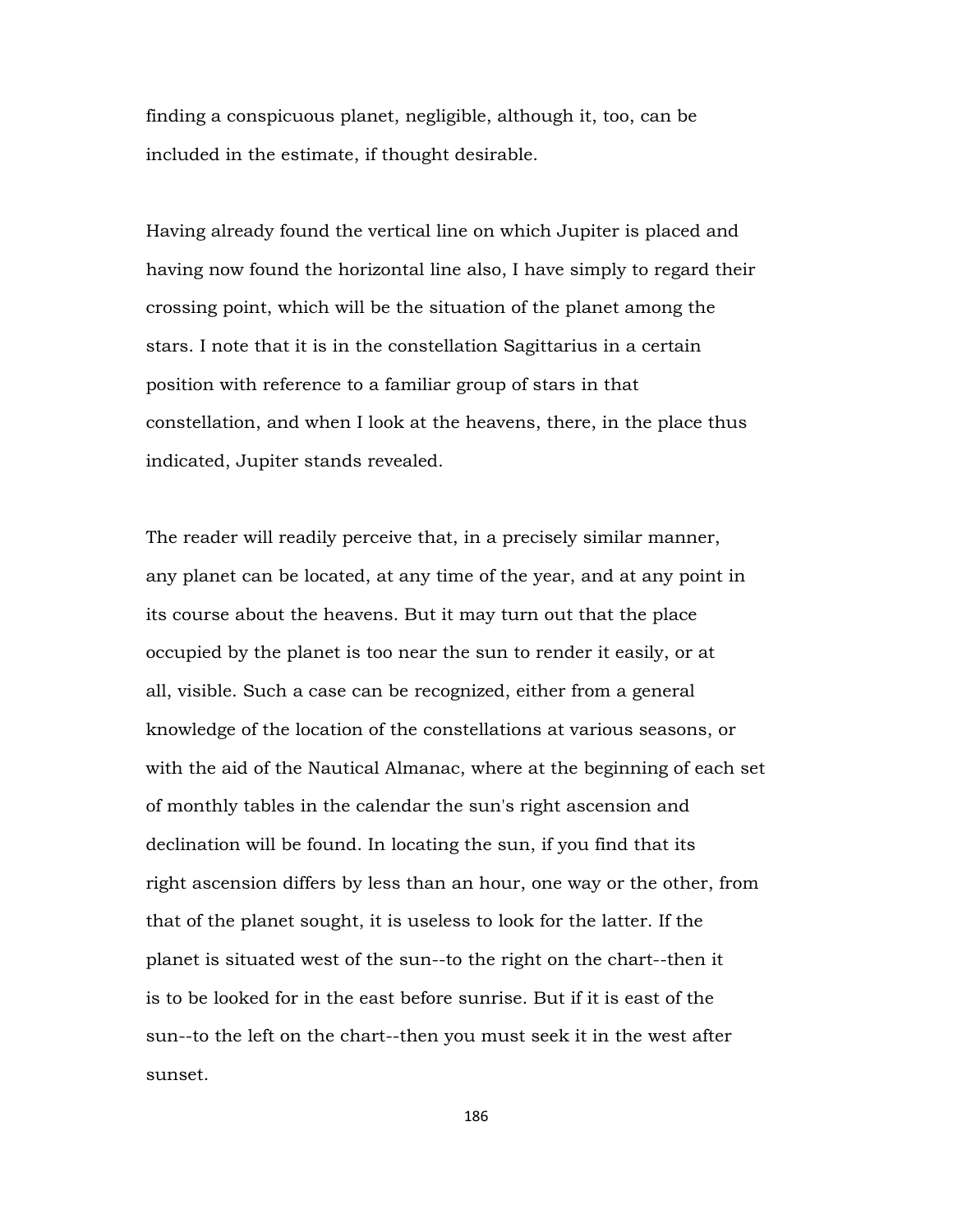finding a conspicuous planet, negligible, although it, too, can be included in the estimate, if thought desirable.

Having already found the vertical line on which Jupiter is placed and having now found the horizontal line also, I have simply to regard their crossing point, which will be the situation of the planet among the stars. I note that it is in the constellation Sagittarius in a certain position with reference to a familiar group of stars in that constellation, and when I look at the heavens, there, in the place thus indicated, Jupiter stands revealed.

The reader will readily perceive that, in a precisely similar manner, any planet can be located, at any time of the year, and at any point in its course about the heavens. But it may turn out that the place occupied by the planet is too near the sun to render it easily, or at all, visible. Such a case can be recognized, either from a general knowledge of the location of the constellations at various seasons, or with the aid of the Nautical Almanac, where at the beginning of each set of monthly tables in the calendar the sun's right ascension and declination will be found. In locating the sun, if you find that its right ascension differs by less than an hour, one way or the other, from that of the planet sought, it is useless to look for the latter. If the planet is situated west of the sun--to the right on the chart--then it is to be looked for in the east before sunrise. But if it is east of the sun--to the left on the chart--then you must seek it in the west after sunset.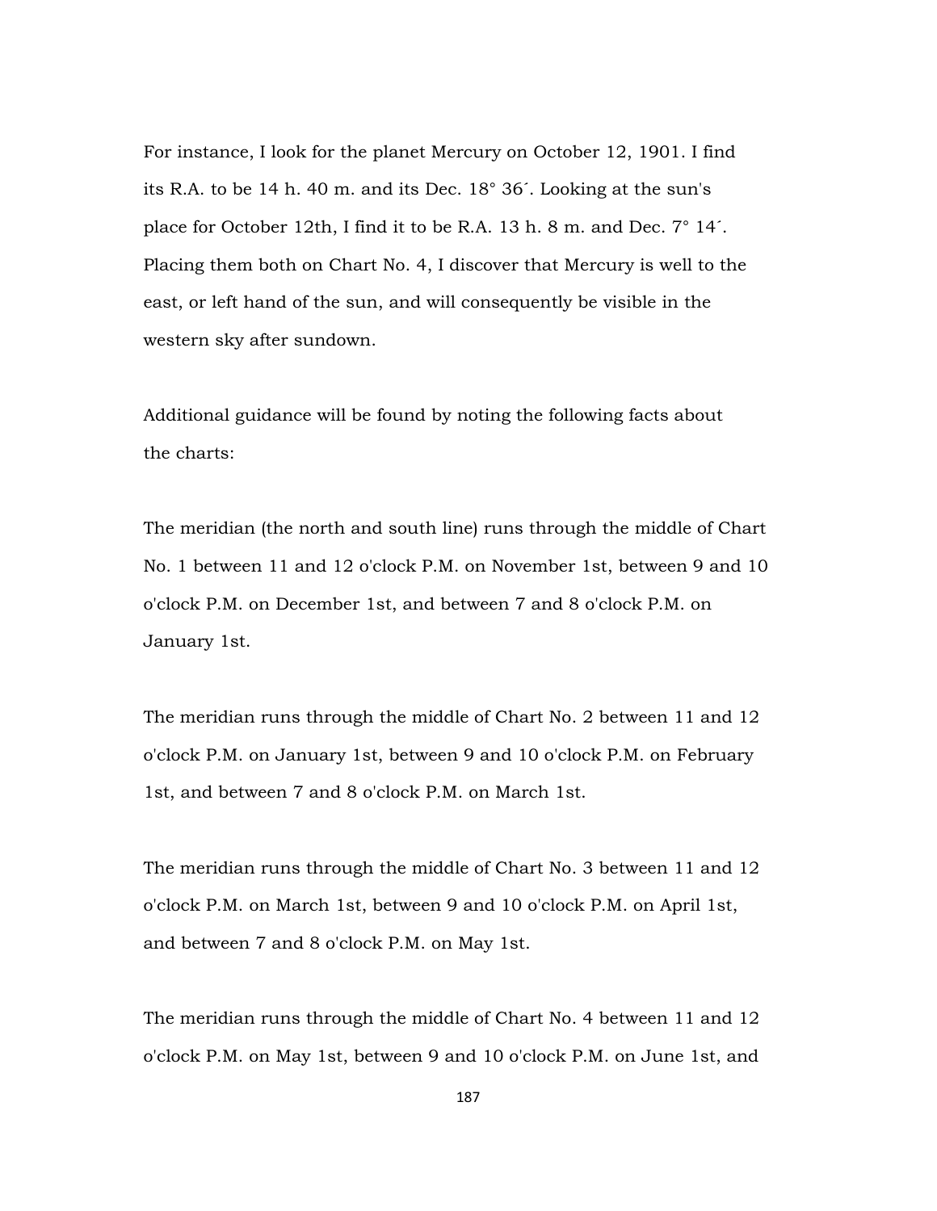For instance, I look for the planet Mercury on October 12, 1901. I find its R.A. to be 14 h. 40 m. and its Dec. 18° 36´. Looking at the sun's place for October 12th, I find it to be R.A. 13 h. 8 m. and Dec. 7° 14´. Placing them both on Chart No. 4, I discover that Mercury is well to the east, or left hand of the sun, and will consequently be visible in the western sky after sundown.

Additional guidance will be found by noting the following facts about the charts:

The meridian (the north and south line) runs through the middle of Chart No. 1 between 11 and 12 o'clock P.M. on November 1st, between 9 and 10 o'clock P.M. on December 1st, and between 7 and 8 o'clock P.M. on January 1st.

The meridian runs through the middle of Chart No. 2 between 11 and 12 o'clock P.M. on January 1st, between 9 and 10 o'clock P.M. on February 1st, and between 7 and 8 o'clock P.M. on March 1st.

The meridian runs through the middle of Chart No. 3 between 11 and 12 o'clock P.M. on March 1st, between 9 and 10 o'clock P.M. on April 1st, and between 7 and 8 o'clock P.M. on May 1st.

The meridian runs through the middle of Chart No. 4 between 11 and 12 o'clock P.M. on May 1st, between 9 and 10 o'clock P.M. on June 1st, and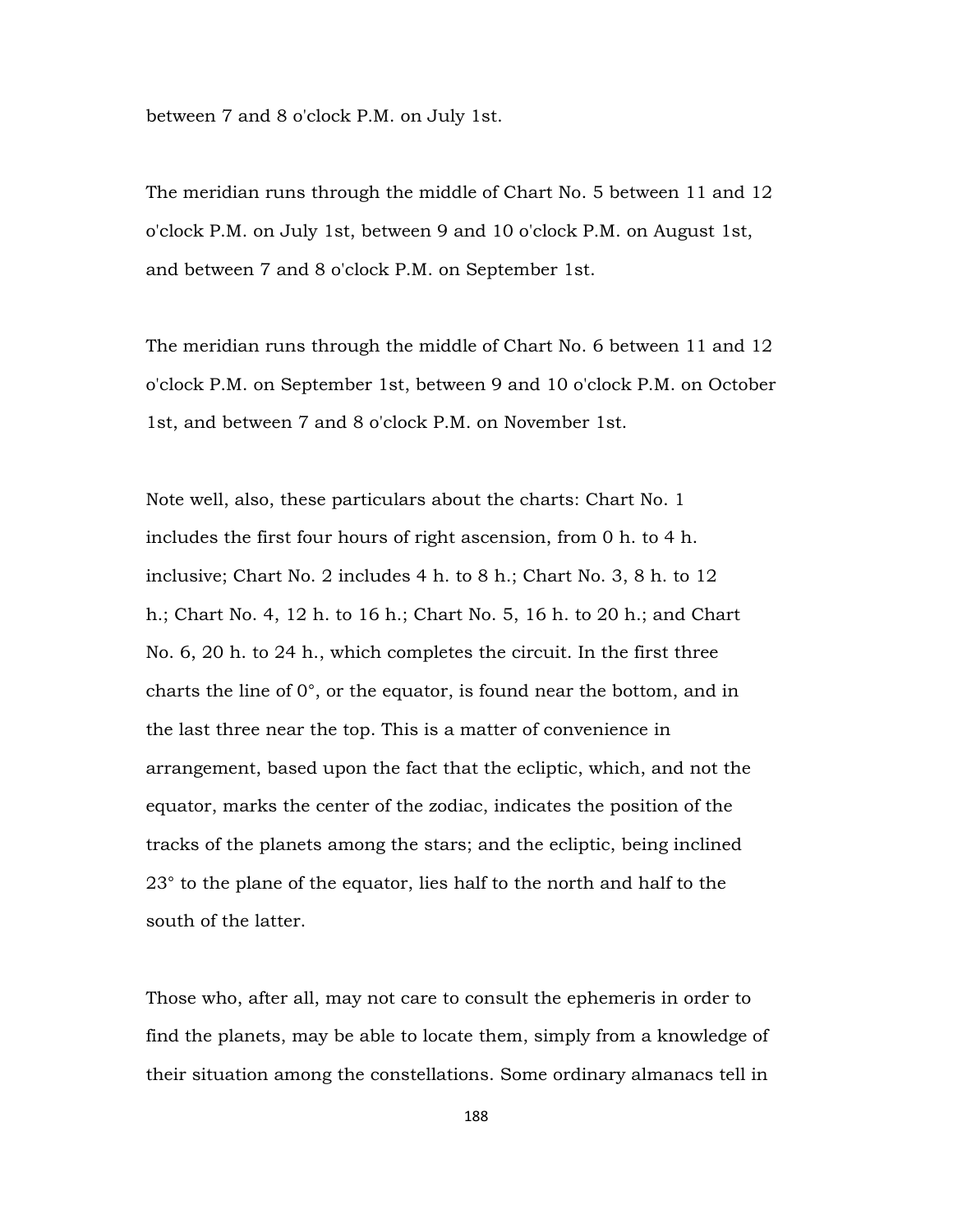between 7 and 8 o'clock P.M. on July 1st.

The meridian runs through the middle of Chart No. 5 between 11 and 12 o'clock P.M. on July 1st, between 9 and 10 o'clock P.M. on August 1st, and between 7 and 8 o'clock P.M. on September 1st.

The meridian runs through the middle of Chart No. 6 between 11 and 12 o'clock P.M. on September 1st, between 9 and 10 o'clock P.M. on October 1st, and between 7 and 8 o'clock P.M. on November 1st.

Note well, also, these particulars about the charts: Chart No. 1 includes the first four hours of right ascension, from 0 h. to 4 h. inclusive; Chart No. 2 includes 4 h. to 8 h.; Chart No. 3, 8 h. to 12 h.; Chart No. 4, 12 h. to 16 h.; Chart No. 5, 16 h. to 20 h.; and Chart No. 6, 20 h. to 24 h., which completes the circuit. In the first three charts the line of 0°, or the equator, is found near the bottom, and in the last three near the top. This is a matter of convenience in arrangement, based upon the fact that the ecliptic, which, and not the equator, marks the center of the zodiac, indicates the position of the tracks of the planets among the stars; and the ecliptic, being inclined 23° to the plane of the equator, lies half to the north and half to the south of the latter.

Those who, after all, may not care to consult the ephemeris in order to find the planets, may be able to locate them, simply from a knowledge of their situation among the constellations. Some ordinary almanacs tell in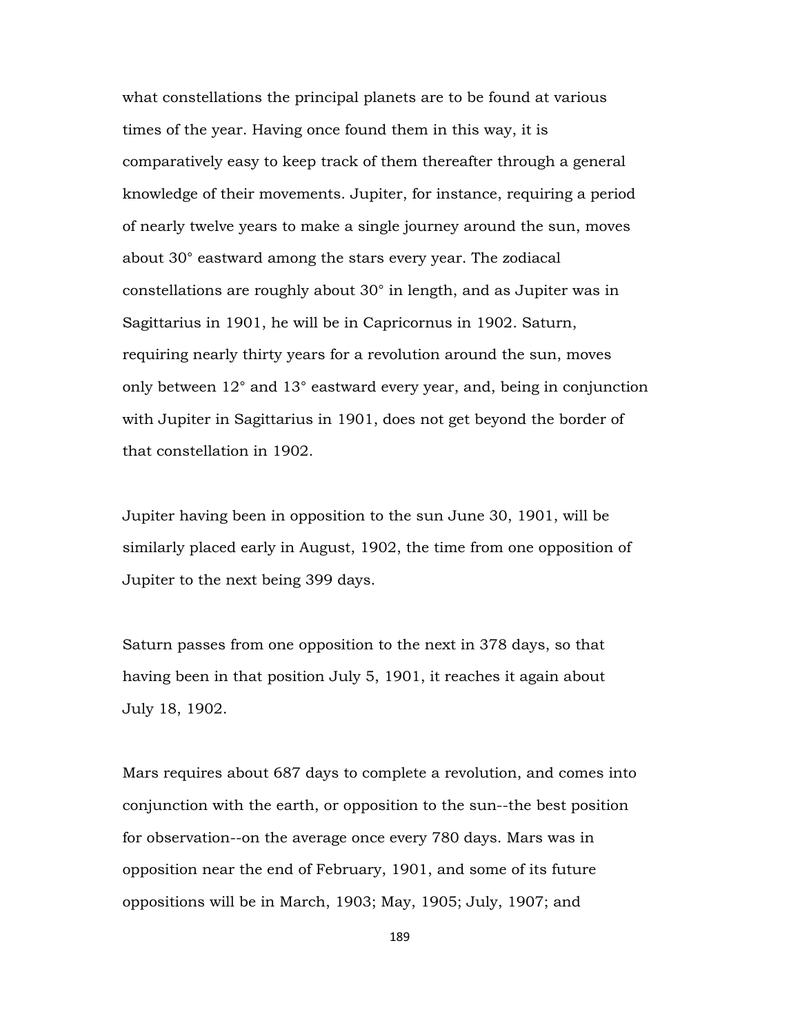what constellations the principal planets are to be found at various times of the year. Having once found them in this way, it is comparatively easy to keep track of them thereafter through a general knowledge of their movements. Jupiter, for instance, requiring a period of nearly twelve years to make a single journey around the sun, moves about 30° eastward among the stars every year. The zodiacal constellations are roughly about 30° in length, and as Jupiter was in Sagittarius in 1901, he will be in Capricornus in 1902. Saturn, requiring nearly thirty years for a revolution around the sun, moves only between 12° and 13° eastward every year, and, being in conjunction with Jupiter in Sagittarius in 1901, does not get beyond the border of that constellation in 1902.

Jupiter having been in opposition to the sun June 30, 1901, will be similarly placed early in August, 1902, the time from one opposition of Jupiter to the next being 399 days.

Saturn passes from one opposition to the next in 378 days, so that having been in that position July 5, 1901, it reaches it again about July 18, 1902.

Mars requires about 687 days to complete a revolution, and comes into conjunction with the earth, or opposition to the sun--the best position for observation--on the average once every 780 days. Mars was in opposition near the end of February, 1901, and some of its future oppositions will be in March, 1903; May, 1905; July, 1907; and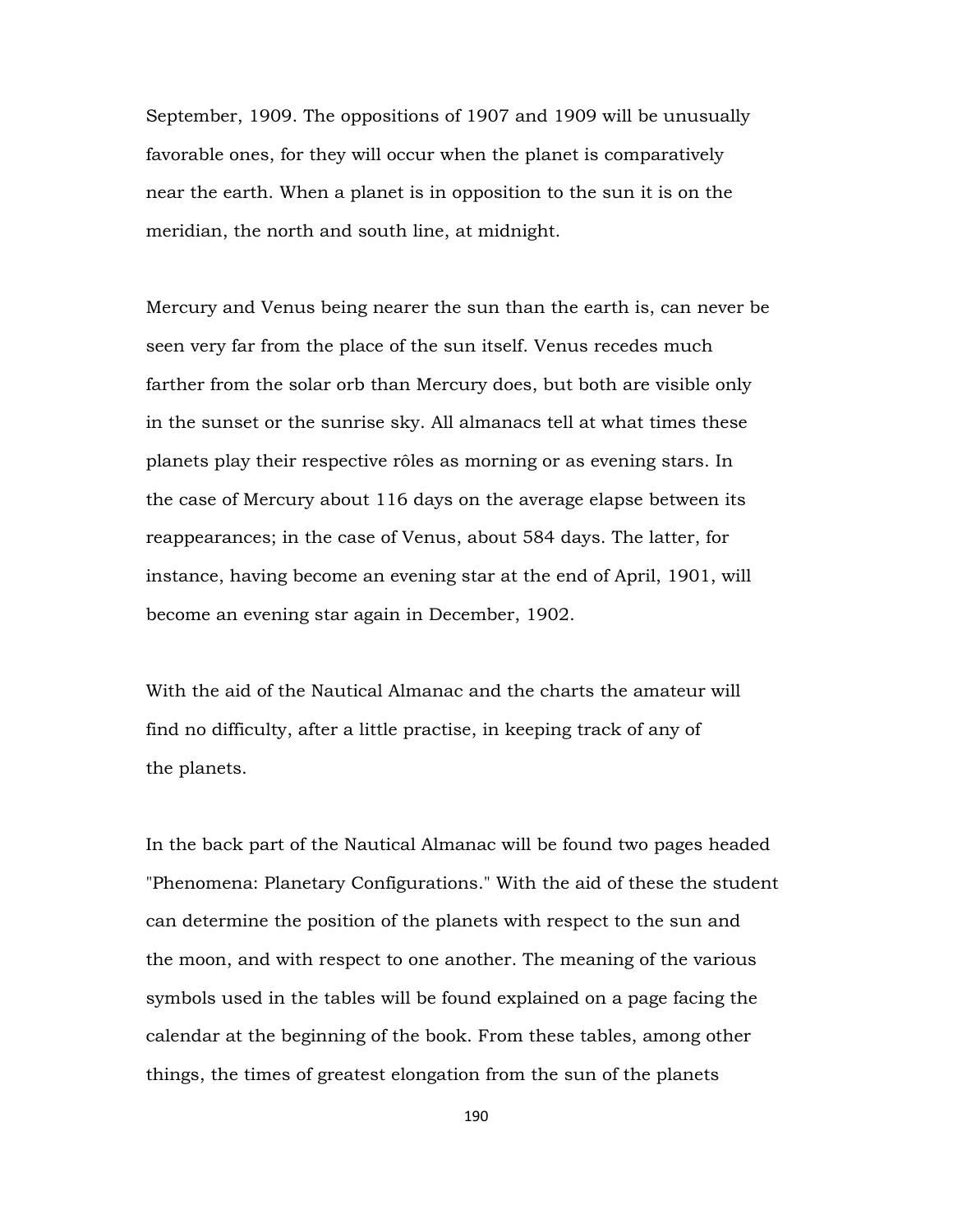September, 1909. The oppositions of 1907 and 1909 will be unusually favorable ones, for they will occur when the planet is comparatively near the earth. When a planet is in opposition to the sun it is on the meridian, the north and south line, at midnight.

Mercury and Venus being nearer the sun than the earth is, can never be seen very far from the place of the sun itself. Venus recedes much farther from the solar orb than Mercury does, but both are visible only in the sunset or the sunrise sky. All almanacs tell at what times these planets play their respective rôles as morning or as evening stars. In the case of Mercury about 116 days on the average elapse between its reappearances; in the case of Venus, about 584 days. The latter, for instance, having become an evening star at the end of April, 1901, will become an evening star again in December, 1902.

With the aid of the Nautical Almanac and the charts the amateur will find no difficulty, after a little practise, in keeping track of any of the planets.

In the back part of the Nautical Almanac will be found two pages headed "Phenomena: Planetary Configurations." With the aid of these the student can determine the position of the planets with respect to the sun and the moon, and with respect to one another. The meaning of the various symbols used in the tables will be found explained on a page facing the calendar at the beginning of the book. From these tables, among other things, the times of greatest elongation from the sun of the planets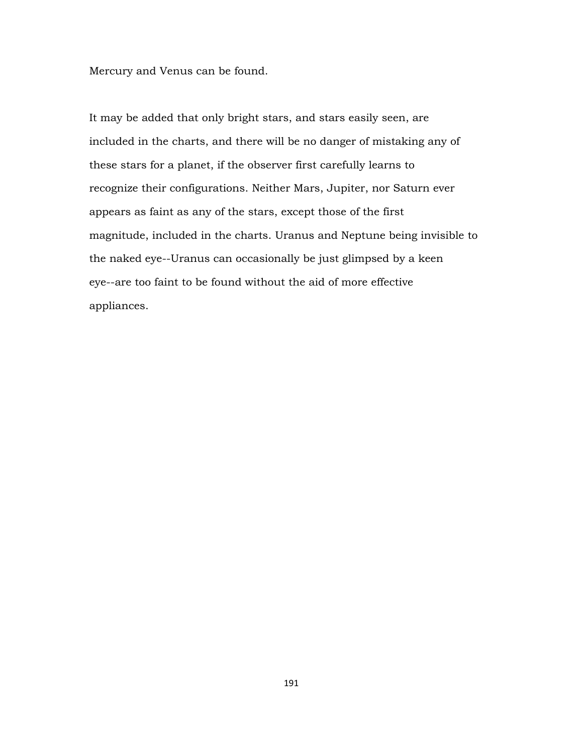Mercury and Venus can be found.

It may be added that only bright stars, and stars easily seen, are included in the charts, and there will be no danger of mistaking any of these stars for a planet, if the observer first carefully learns to recognize their configurations. Neither Mars, Jupiter, nor Saturn ever appears as faint as any of the stars, except those of the first magnitude, included in the charts. Uranus and Neptune being invisible to the naked eye--Uranus can occasionally be just glimpsed by a keen eye--are too faint to be found without the aid of more effective appliances.